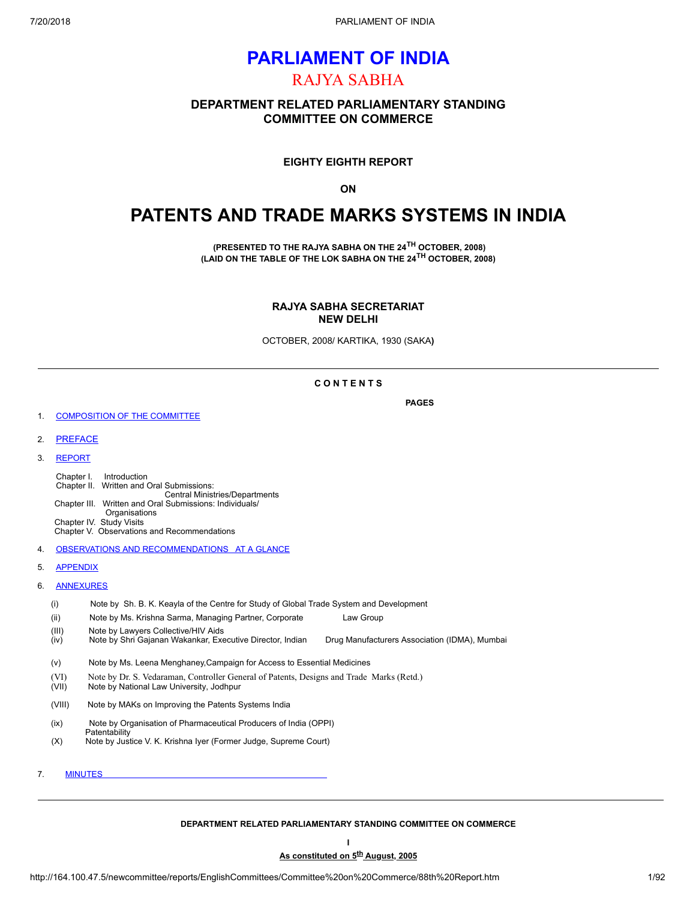# PARLIAMENT OF INDIA

## RAJYA SABHA

### DEPARTMENT RELATED PARLIAMENTARY STANDING COMMITTEE ON COMMERCE

**EIGHTY EIGHTH REPORT**

**ON**

# PATENTS AND TRADE MARKS SYSTEMS IN INDIA

**(PRESENTED TO THE RAJYA SABHA ON THE 24TH OCTOBER, 2008)**
**(LAID ON THE TABLE OF THE LOK SABHA ON THE 24TH OCTOBER, 2008)**

**RAJYA SABHA SECRETARIAT**
**NEW DELHI**

OCTOBER, 2008/ KARTIKA, 1930 (SAKA)

---

**C O N T E N T S**

**PAGES**

1. COMPOSITION OF THE COMMITTEE
2. PREFACE
3. REPORT

   Chapter I. Introduction
   Chapter II. Written and Oral Submissions: Central Ministries/Departments
   Chapter III. Written and Oral Submissions: Individuals/ Organisations
   Chapter IV. Study Visits
   Chapter V. Observations and Recommendations

4. OBSERVATIONS AND RECOMMENDATIONS AT A GLANCE
5. APPENDIX
6. ANNEXURES

   (i) Note by Sh. B. K. Keayla of the Centre for Study of Global Trade System and Development
   (ii) Note by Ms. Krishna Sarma, Managing Partner, Corporate Law Group
   (III) Note by Lawyers Collective/HIV Aids
   (iv) Note by Shri Gajanan Wakankar, Executive Director, Indian Drug Manufacturers Association (IDMA), Mumbai
   (v) Note by Ms. Leena Menghaney,Campaign for Access to Essential Medicines
   (VI) Note by Dr. S. Vedaraman, Controller General of Patents, Designs and Trade Marks (Retd.)
   (VII) Note by National Law University, Jodhpur
   (VIII) Note by MAKs on Improving the Patents Systems India
   (ix) Note by Organisation of Pharmaceutical Producers of India (OPPI) Patentability
   (X) Note by Justice V. K. Krishna Iyer (Former Judge, Supreme Court)

7. MINUTES

---

**DEPARTMENT RELATED PARLIAMENTARY STANDING COMMITTEE ON COMMERCE**

**I**

**As constituted on 5th August, 2005**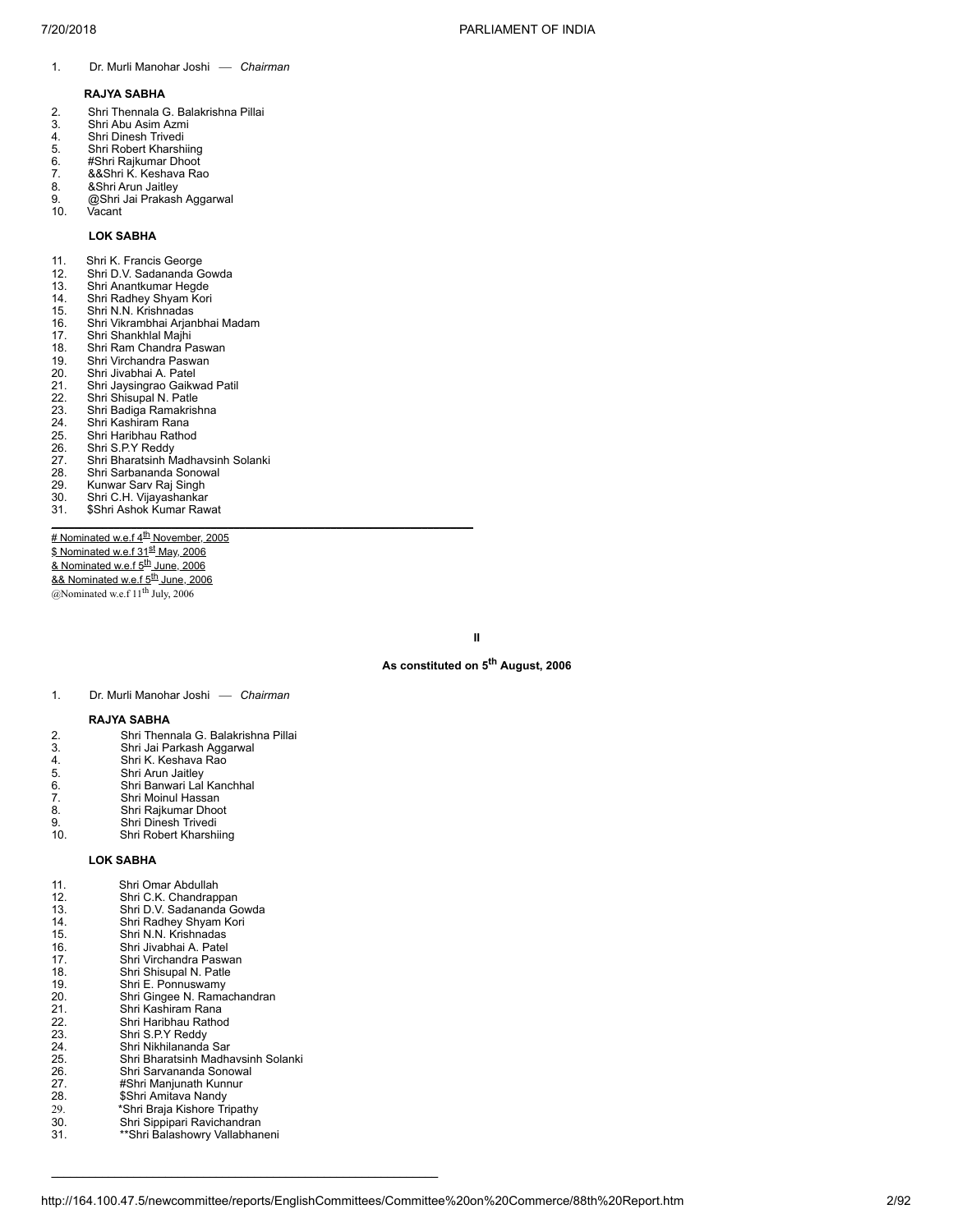1. Dr. Murli Manohar Joshi — *Chairman*

**RAJYA SABHA**

2. Shri Thennala G. Balakrishna Pillai
3. Shri Abu Asim Azmi
4. Shri Dinesh Trivedi
5. Shri Robert Kharshiing
6. #Shri Rajkumar Dhoot
7. &&Shri K. Keshava Rao
8. &Shri Arun Jaitley
9. @Shri Jai Prakash Aggarwal
10. Vacant

**LOK SABHA**

11. Shri K. Francis George
12. Shri D.V. Sadananda Gowda
13. Shri Anantkumar Hegde
14. Shri Radhey Shyam Kori
15. Shri N.N. Krishnadas
16. Shri Vikrambhai Arjanbhai Madam
17. Shri Shankhlal Majhi
18. Shri Ram Chandra Paswan
19. Shri Virchandra Paswan
20. Shri Jivabhai A. Patel
21. Shri Jaysingrao Gaikwad Patil
22. Shri Shisupal N. Patle
23. Shri Badiga Ramakrishna
24. Shri Kashiram Rana
25. Shri Haribhau Rathod
26. Shri S.P.Y Reddy
27. Shri Bharatsinh Madhavsinh Solanki
28. Shri Sarbananda Sonowal
29. Kunwar Sarv Raj Singh
30. Shri C.H. Vijayashankar
31. $Shri Ashok Kumar Rawat

---

# Nominated w.e.f 4th November, 2005
$ Nominated w.e.f 31st May, 2006
& Nominated w.e.f 5th June, 2006
&& Nominated w.e.f 5th June, 2006
@Nominated w.e.f 11th July, 2006

**II**

**As constituted on 5th August, 2006**

1. Dr. Murli Manohar Joshi — *Chairman*

**RAJYA SABHA**

2. Shri Thennala G. Balakrishna Pillai
3. Shri Jai Parkash Aggarwal
4. Shri K. Keshava Rao
5. Shri Arun Jaitley
6. Shri Banwari Lal Kanchhal
7. Shri Moinul Hassan
8. Shri Rajkumar Dhoot
9. Shri Dinesh Trivedi
10. Shri Robert Kharshiing

**LOK SABHA**

11. Shri Omar Abdullah
12. Shri C.K. Chandrappan
13. Shri D.V. Sadananda Gowda
14. Shri Radhey Shyam Kori
15. Shri N.N. Krishnadas
16. Shri Jivabhai A. Patel
17. Shri Virchandra Paswan
18. Shri Shisupal N. Patle
19. Shri E. Ponnuswamy
20. Shri Gingee N. Ramachandran
21. Shri Kashiram Rana
22. Shri Haribhau Rathod
23. Shri S.P.Y Reddy
24. Shri Nikhilananda Sar
25. Shri Bharatsinh Madhavsinh Solanki
26. Shri Sarvananda Sonowal
27. #Shri Manjunath Kunnur
28. $Shri Amitava Nandy
29. *Shri Braja Kishore Tripathy
30. Shri Sippipari Ravichandran
31. **Shri Balashowry Vallabhaneni

---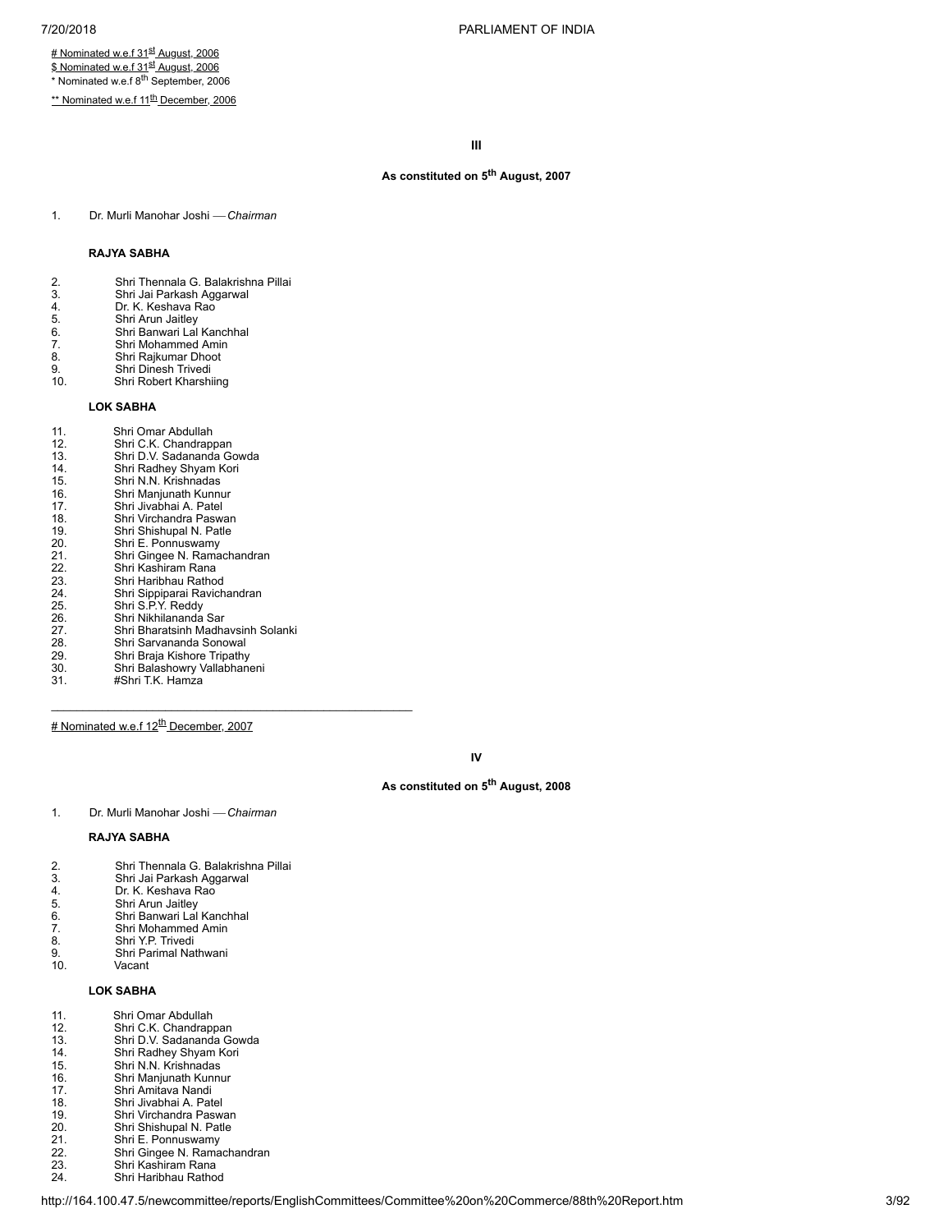# Nominated w.e.f 31st August, 2006

$ Nominated w.e.f 31st August, 2006

* Nominated w.e.f 8th September, 2006

** Nominated w.e.f 11th December, 2006

**III**

**As constituted on 5th August, 2007**

1. Dr. Murli Manohar Joshi — *Chairman*

**RAJYA SABHA**

2. Shri Thennala G. Balakrishna Pillai
3. Shri Jai Parkash Aggarwal
4. Dr. K. Keshava Rao
5. Shri Arun Jaitley
6. Shri Banwari Lal Kanchhal
7. Shri Mohammed Amin
8. Shri Rajkumar Dhoot
9. Shri Dinesh Trivedi
10. Shri Robert Kharshiing

**LOK SABHA**

11. Shri Omar Abdullah
12. Shri C.K. Chandrappan
13. Shri D.V. Sadananda Gowda
14. Shri Radhey Shyam Kori
15. Shri N.N. Krishnadas
16. Shri Manjunath Kunnur
17. Shri Jivabhai A. Patel
18. Shri Virchandra Paswan
19. Shri Shishupal N. Patle
20. Shri E. Ponnuswamy
21. Shri Gingee N. Ramachandran
22. Shri Kashiram Rana
23. Shri Haribhau Rathod
24. Shri Sippiparai Ravichandran
25. Shri S.P.Y. Reddy
26. Shri Nikhilananda Sar
27. Shri Bharatsinh Madhavsinh Solanki
28. Shri Sarvananda Sonowal
29. Shri Braja Kishore Tripathy
30. Shri Balashowry Vallabhaneni
31. #Shri T.K. Hamza

---

# Nominated w.e.f 12th December, 2007

**IV**

**As constituted on 5th August, 2008**

1. Dr. Murli Manohar Joshi — *Chairman*

**RAJYA SABHA**

2. Shri Thennala G. Balakrishna Pillai
3. Shri Jai Parkash Aggarwal
4. Dr. K. Keshava Rao
5. Shri Arun Jaitley
6. Shri Banwari Lal Kanchhal
7. Shri Mohammed Amin
8. Shri Y.P. Trivedi
9. Shri Parimal Nathwani
10. Vacant

**LOK SABHA**

11. Shri Omar Abdullah
12. Shri C.K. Chandrappan
13. Shri D.V. Sadananda Gowda
14. Shri Radhey Shyam Kori
15. Shri N.N. Krishnadas
16. Shri Manjunath Kunnur
17. Shri Amitava Nandi
18. Shri Jivabhai A. Patel
19. Shri Virchandra Paswan
20. Shri Shishupal N. Patle
21. Shri E. Ponnuswamy
22. Shri Gingee N. Ramachandran
23. Shri Kashiram Rana
24. Shri Haribhau Rathod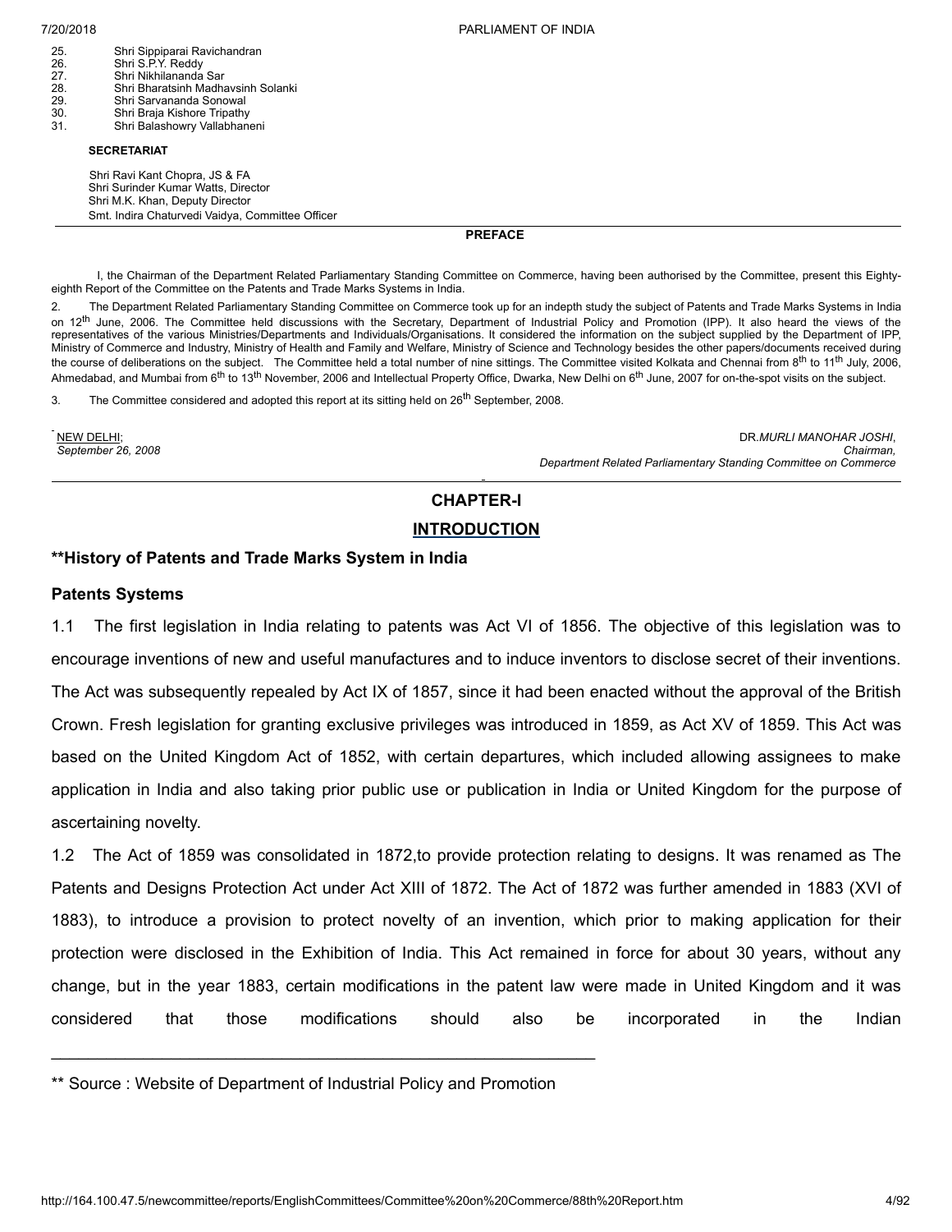25. Shri Sippiparai Ravichandran
26. Shri S.P.Y. Reddy
27. Shri Nikhilananda Sar
28. Shri Bharatsinh Madhavsinh Solanki
29. Shri Sarvananda Sonowal
30. Shri Braja Kishore Tripathy
31. Shri Balashowry Vallabhaneni

**SECRETARIAT**

Shri Ravi Kant Chopra, JS & FA
Shri Surinder Kumar Watts, Director
Shri M.K. Khan, Deputy Director
Smt. Indira Chaturvedi Vaidya, Committee Officer

---

**PREFACE**

I, the Chairman of the Department Related Parliamentary Standing Committee on Commerce, having been authorised by the Committee, present this Eighty-eighth Report of the Committee on the Patents and Trade Marks Systems in India.

2. The Department Related Parliamentary Standing Committee on Commerce took up for an indepth study the subject of Patents and Trade Marks Systems in India on 12th June, 2006. The Committee held discussions with the Secretary, Department of Industrial Policy and Promotion (IPP). It also heard the views of the representatives of the various Ministries/Departments and Individuals/Organisations. It considered the information on the subject supplied by the Department of IPP, Ministry of Commerce and Industry, Ministry of Health and Family and Welfare, Ministry of Science and Technology besides the other papers/documents received during the course of deliberations on the subject. The Committee held a total number of nine sittings. The Committee visited Kolkata and Chennai from 8th to 11th July, 2006, Ahmedabad, and Mumbai from 6th to 13th November, 2006 and Intellectual Property Office, Dwarka, New Delhi on 6th June, 2007 for on-the-spot visits on the subject.

3. The Committee considered and adopted this report at its sitting held on 26th September, 2008.

NEW DELHI;
*September 26, 2008*

DR.*MURLI MANOHAR JOSHI*,
*Chairman,*
*Department Related Parliamentary Standing Committee on Commerce*

---

# CHAPTER-I

## INTRODUCTION

### **History of Patents and Trade Marks System in India

### Patents Systems

1.1 The first legislation in India relating to patents was Act VI of 1856. The objective of this legislation was to encourage inventions of new and useful manufactures and to induce inventors to disclose secret of their inventions. The Act was subsequently repealed by Act IX of 1857, since it had been enacted without the approval of the British Crown. Fresh legislation for granting exclusive privileges was introduced in 1859, as Act XV of 1859. This Act was based on the United Kingdom Act of 1852, with certain departures, which included allowing assignees to make application in India and also taking prior public use or publication in India or United Kingdom for the purpose of ascertaining novelty.

1.2 The Act of 1859 was consolidated in 1872,to provide protection relating to designs. It was renamed as The Patents and Designs Protection Act under Act XIII of 1872. The Act of 1872 was further amended in 1883 (XVI of 1883), to introduce a provision to protect novelty of an invention, which prior to making application for their protection were disclosed in the Exhibition of India. This Act remained in force for about 30 years, without any change, but in the year 1883, certain modifications in the patent law were made in United Kingdom and it was considered that those modifications should also be incorporated in the Indian

---

** Source : Website of Department of Industrial Policy and Promotion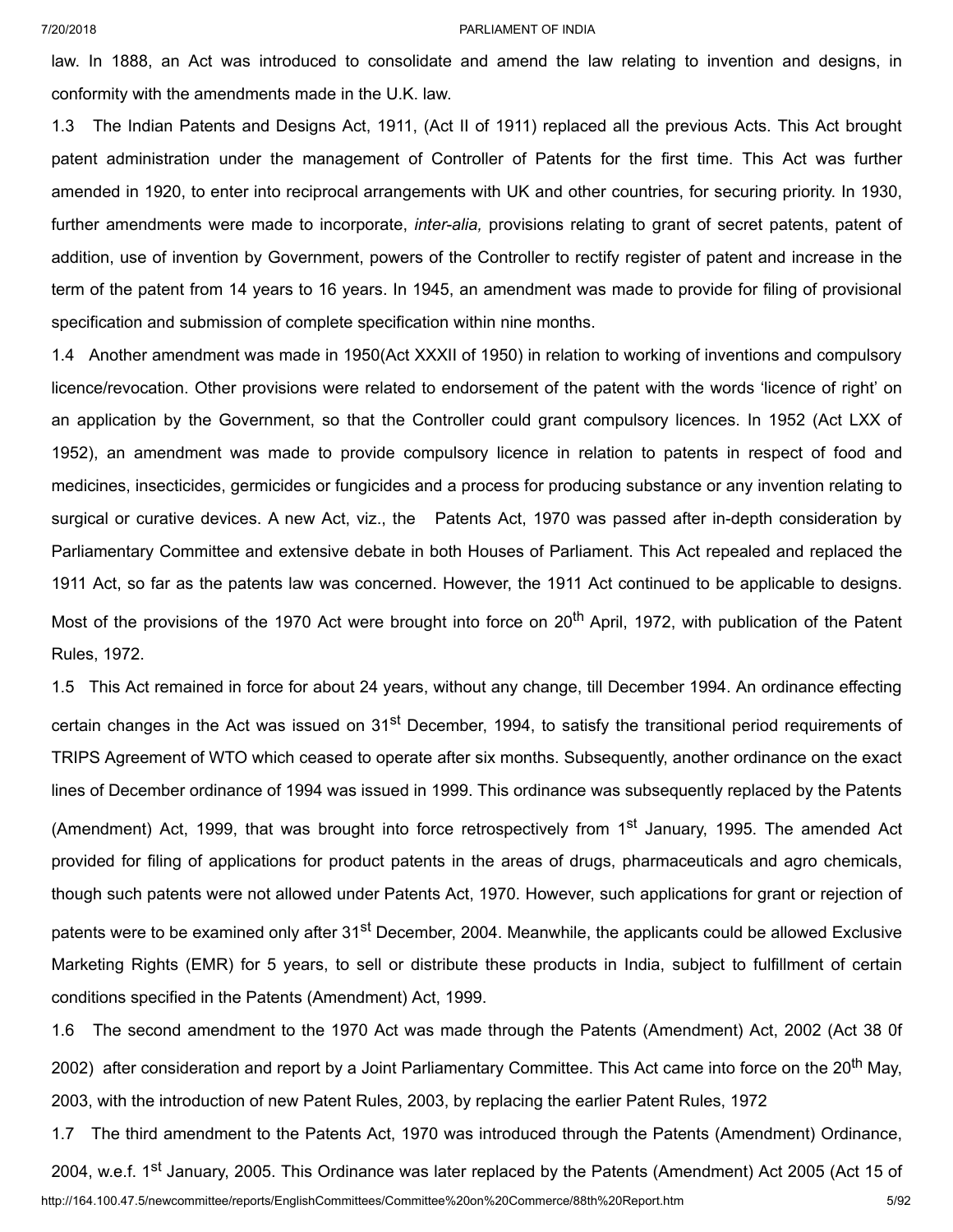law. In 1888, an Act was introduced to consolidate and amend the law relating to invention and designs, in conformity with the amendments made in the U.K. law.

1.3 The Indian Patents and Designs Act, 1911, (Act II of 1911) replaced all the previous Acts. This Act brought patent administration under the management of Controller of Patents for the first time. This Act was further amended in 1920, to enter into reciprocal arrangements with UK and other countries, for securing priority. In 1930, further amendments were made to incorporate, *inter-alia,* provisions relating to grant of secret patents, patent of addition, use of invention by Government, powers of the Controller to rectify register of patent and increase in the term of the patent from 14 years to 16 years. In 1945, an amendment was made to provide for filing of provisional specification and submission of complete specification within nine months.

1.4 Another amendment was made in 1950(Act XXXII of 1950) in relation to working of inventions and compulsory licence/revocation. Other provisions were related to endorsement of the patent with the words 'licence of right' on an application by the Government, so that the Controller could grant compulsory licences. In 1952 (Act LXX of 1952), an amendment was made to provide compulsory licence in relation to patents in respect of food and medicines, insecticides, germicides or fungicides and a process for producing substance or any invention relating to surgical or curative devices. A new Act, viz., the Patents Act, 1970 was passed after in-depth consideration by Parliamentary Committee and extensive debate in both Houses of Parliament. This Act repealed and replaced the 1911 Act, so far as the patents law was concerned. However, the 1911 Act continued to be applicable to designs. Most of the provisions of the 1970 Act were brought into force on 20th April, 1972, with publication of the Patent Rules, 1972.

1.5 This Act remained in force for about 24 years, without any change, till December 1994. An ordinance effecting certain changes in the Act was issued on 31st December, 1994, to satisfy the transitional period requirements of TRIPS Agreement of WTO which ceased to operate after six months. Subsequently, another ordinance on the exact lines of December ordinance of 1994 was issued in 1999. This ordinance was subsequently replaced by the Patents (Amendment) Act, 1999, that was brought into force retrospectively from 1st January, 1995. The amended Act provided for filing of applications for product patents in the areas of drugs, pharmaceuticals and agro chemicals, though such patents were not allowed under Patents Act, 1970. However, such applications for grant or rejection of patents were to be examined only after 31st December, 2004. Meanwhile, the applicants could be allowed Exclusive Marketing Rights (EMR) for 5 years, to sell or distribute these products in India, subject to fulfillment of certain conditions specified in the Patents (Amendment) Act, 1999.

1.6 The second amendment to the 1970 Act was made through the Patents (Amendment) Act, 2002 (Act 38 0f 2002) after consideration and report by a Joint Parliamentary Committee. This Act came into force on the 20th May, 2003, with the introduction of new Patent Rules, 2003, by replacing the earlier Patent Rules, 1972

1.7 The third amendment to the Patents Act, 1970 was introduced through the Patents (Amendment) Ordinance, 2004, w.e.f. 1st January, 2005. This Ordinance was later replaced by the Patents (Amendment) Act 2005 (Act 15 of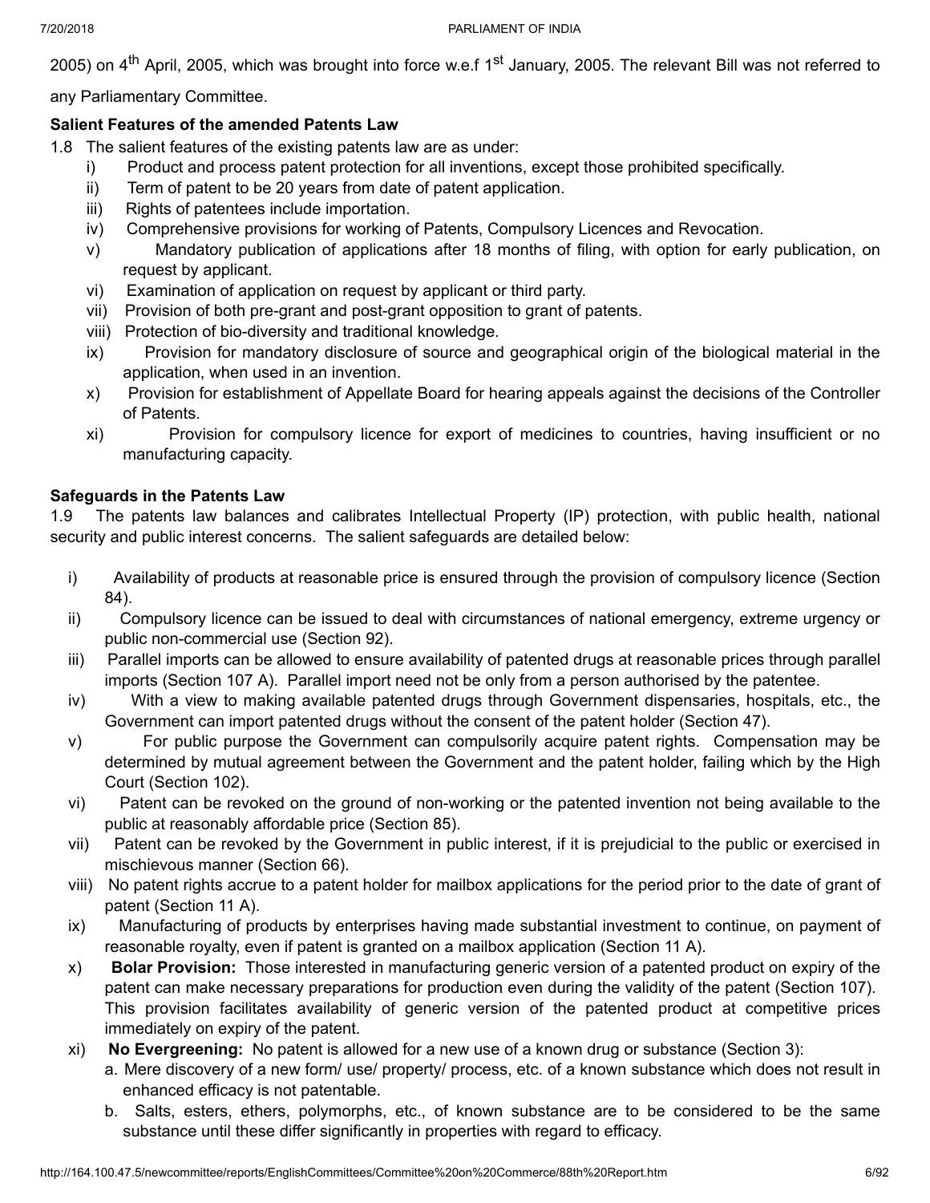2005) on 4th April, 2005, which was brought into force w.e.f 1st January, 2005. The relevant Bill was not referred to any Parliamentary Committee.

**Salient Features of the amended Patents Law**

1.8 The salient features of the existing patents law are as under:

- i) Product and process patent protection for all inventions, except those prohibited specifically.
- ii) Term of patent to be 20 years from date of patent application.
- iii) Rights of patentees include importation.
- iv) Comprehensive provisions for working of Patents, Compulsory Licences and Revocation.
- v) Mandatory publication of applications after 18 months of filing, with option for early publication, on request by applicant.
- vi) Examination of application on request by applicant or third party.
- vii) Provision of both pre-grant and post-grant opposition to grant of patents.
- viii) Protection of bio-diversity and traditional knowledge.
- ix) Provision for mandatory disclosure of source and geographical origin of the biological material in the application, when used in an invention.
- x) Provision for establishment of Appellate Board for hearing appeals against the decisions of the Controller of Patents.
- xi) Provision for compulsory licence for export of medicines to countries, having insufficient or no manufacturing capacity.

**Safeguards in the Patents Law**

1.9 The patents law balances and calibrates Intellectual Property (IP) protection, with public health, national security and public interest concerns. The salient safeguards are detailed below:

- i) Availability of products at reasonable price is ensured through the provision of compulsory licence (Section 84).
- ii) Compulsory licence can be issued to deal with circumstances of national emergency, extreme urgency or public non-commercial use (Section 92).
- iii) Parallel imports can be allowed to ensure availability of patented drugs at reasonable prices through parallel imports (Section 107 A). Parallel import need not be only from a person authorised by the patentee.
- iv) With a view to making available patented drugs through Government dispensaries, hospitals, etc., the Government can import patented drugs without the consent of the patent holder (Section 47).
- v) For public purpose the Government can compulsorily acquire patent rights. Compensation may be determined by mutual agreement between the Government and the patent holder, failing which by the High Court (Section 102).
- vi) Patent can be revoked on the ground of non-working or the patented invention not being available to the public at reasonably affordable price (Section 85).
- vii) Patent can be revoked by the Government in public interest, if it is prejudicial to the public or exercised in mischievous manner (Section 66).
- viii) No patent rights accrue to a patent holder for mailbox applications for the period prior to the date of grant of patent (Section 11 A).
- ix) Manufacturing of products by enterprises having made substantial investment to continue, on payment of reasonable royalty, even if patent is granted on a mailbox application (Section 11 A).
- x) **Bolar Provision:** Those interested in manufacturing generic version of a patented product on expiry of the patent can make necessary preparations for production even during the validity of the patent (Section 107). This provision facilitates availability of generic version of the patented product at competitive prices immediately on expiry of the patent.
- xi) **No Evergreening:** No patent is allowed for a new use of a known drug or substance (Section 3):
  - a. Mere discovery of a new form/ use/ property/ process, etc. of a known substance which does not result in enhanced efficacy is not patentable.
  - b. Salts, esters, ethers, polymorphs, etc., of known substance are to be considered to be the same substance until these differ significantly in properties with regard to efficacy.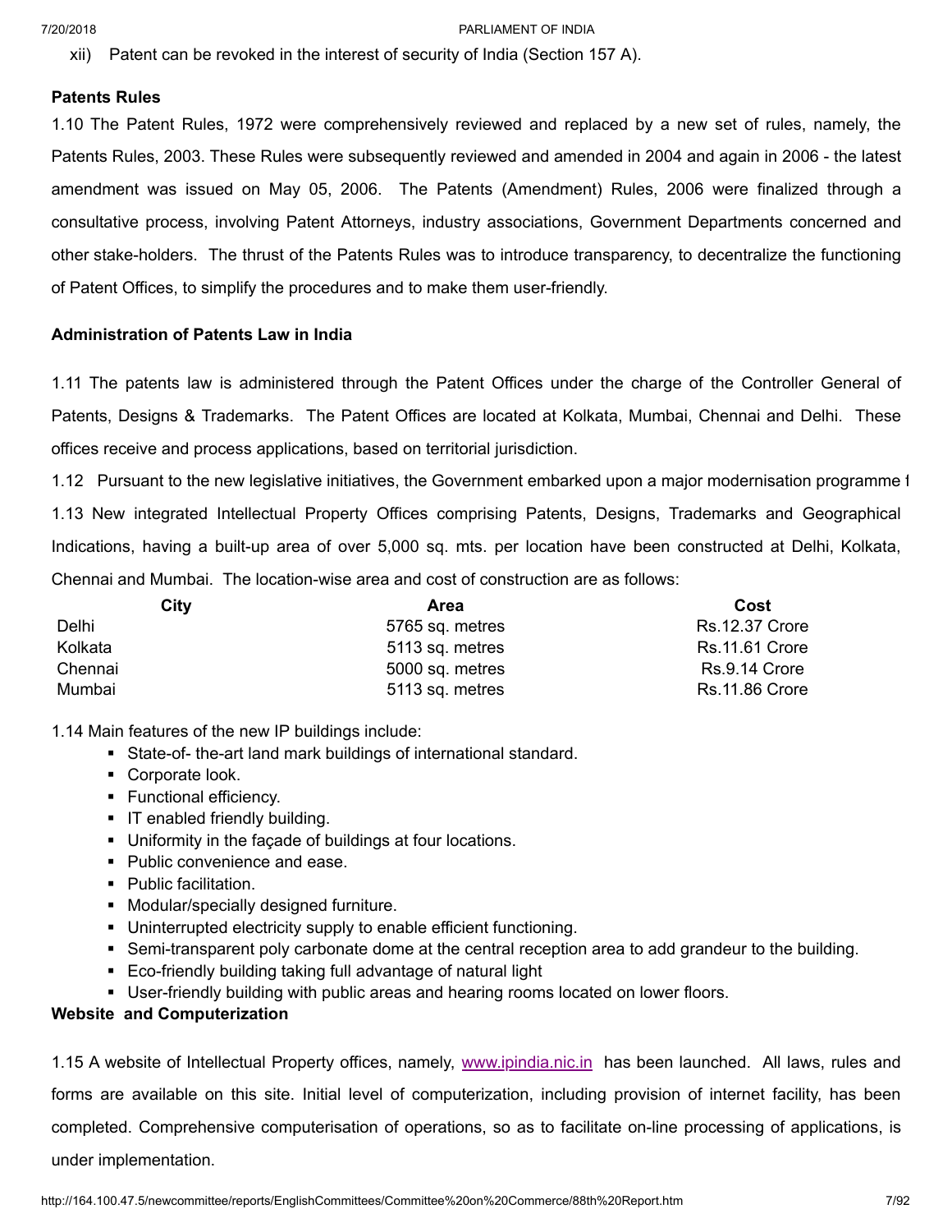xii) Patent can be revoked in the interest of security of India (Section 157 A).

**Patents Rules**

1.10 The Patent Rules, 1972 were comprehensively reviewed and replaced by a new set of rules, namely, the Patents Rules, 2003. These Rules were subsequently reviewed and amended in 2004 and again in 2006 - the latest amendment was issued on May 05, 2006. The Patents (Amendment) Rules, 2006 were finalized through a consultative process, involving Patent Attorneys, industry associations, Government Departments concerned and other stake-holders. The thrust of the Patents Rules was to introduce transparency, to decentralize the functioning of Patent Offices, to simplify the procedures and to make them user-friendly.

**Administration of Patents Law in India**

1.11 The patents law is administered through the Patent Offices under the charge of the Controller General of Patents, Designs & Trademarks. The Patent Offices are located at Kolkata, Mumbai, Chennai and Delhi. These offices receive and process applications, based on territorial jurisdiction.

1.12 Pursuant to the new legislative initiatives, the Government embarked upon a major modernisation programme f

1.13 New integrated Intellectual Property Offices comprising Patents, Designs, Trademarks and Geographical Indications, having a built-up area of over 5,000 sq. mts. per location have been constructed at Delhi, Kolkata, Chennai and Mumbai. The location-wise area and cost of construction are as follows:

| City | Area | Cost |
|---|---|---|
| Delhi | 5765 sq. metres | Rs.12.37 Crore |
| Kolkata | 5113 sq. metres | Rs.11.61 Crore |
| Chennai | 5000 sq. metres | Rs.9.14 Crore |
| Mumbai | 5113 sq. metres | Rs.11.86 Crore |

1.14 Main features of the new IP buildings include:

- State-of- the-art land mark buildings of international standard.
- Corporate look.
- Functional efficiency.
- IT enabled friendly building.
- Uniformity in the façade of buildings at four locations.
- Public convenience and ease.
- Public facilitation.
- Modular/specially designed furniture.
- Uninterrupted electricity supply to enable efficient functioning.
- Semi-transparent poly carbonate dome at the central reception area to add grandeur to the building.
- Eco-friendly building taking full advantage of natural light
- User-friendly building with public areas and hearing rooms located on lower floors.

**Website and Computerization**

1.15 A website of Intellectual Property offices, namely, www.ipindia.nic.in has been launched. All laws, rules and forms are available on this site. Initial level of computerization, including provision of internet facility, has been completed. Comprehensive computerisation of operations, so as to facilitate on-line processing of applications, is under implementation.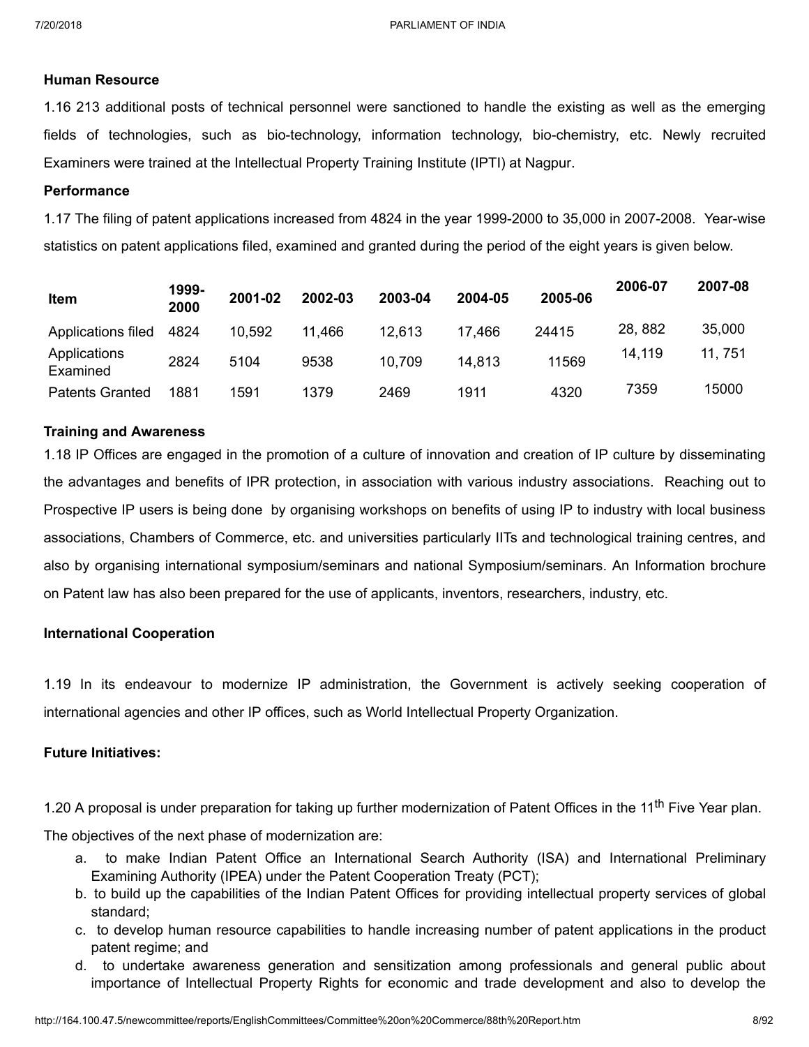**Human Resource**

1.16 213 additional posts of technical personnel were sanctioned to handle the existing as well as the emerging fields of technologies, such as bio-technology, information technology, bio-chemistry, etc. Newly recruited Examiners were trained at the Intellectual Property Training Institute (IPTI) at Nagpur.

**Performance**

1.17 The filing of patent applications increased from 4824 in the year 1999-2000 to 35,000 in 2007-2008. Year-wise statistics on patent applications filed, examined and granted during the period of the eight years is given below.

| Item | 1999-2000 | 2001-02 | 2002-03 | 2003-04 | 2004-05 | 2005-06 | 2006-07 | 2007-08 |
|---|---|---|---|---|---|---|---|---|
| Applications filed | 4824 | 10,592 | 11,466 | 12,613 | 17,466 | 24415 | 28, 882 | 35,000 |
| Applications Examined | 2824 | 5104 | 9538 | 10,709 | 14,813 | 11569 | 14,119 | 11, 751 |
| Patents Granted | 1881 | 1591 | 1379 | 2469 | 1911 | 4320 | 7359 | 15000 |

**Training and Awareness**

1.18 IP Offices are engaged in the promotion of a culture of innovation and creation of IP culture by disseminating the advantages and benefits of IPR protection, in association with various industry associations. Reaching out to Prospective IP users is being done by organising workshops on benefits of using IP to industry with local business associations, Chambers of Commerce, etc. and universities particularly IITs and technological training centres, and also by organising international symposium/seminars and national Symposium/seminars. An Information brochure on Patent law has also been prepared for the use of applicants, inventors, researchers, industry, etc.

**International Cooperation**

1.19 In its endeavour to modernize IP administration, the Government is actively seeking cooperation of international agencies and other IP offices, such as World Intellectual Property Organization.

**Future Initiatives:**

1.20 A proposal is under preparation for taking up further modernization of Patent Offices in the 11th Five Year plan.

The objectives of the next phase of modernization are:

a. to make Indian Patent Office an International Search Authority (ISA) and International Preliminary Examining Authority (IPEA) under the Patent Cooperation Treaty (PCT);
b. to build up the capabilities of the Indian Patent Offices for providing intellectual property services of global standard;
c. to develop human resource capabilities to handle increasing number of patent applications in the product patent regime; and
d. to undertake awareness generation and sensitization among professionals and general public about importance of Intellectual Property Rights for economic and trade development and also to develop the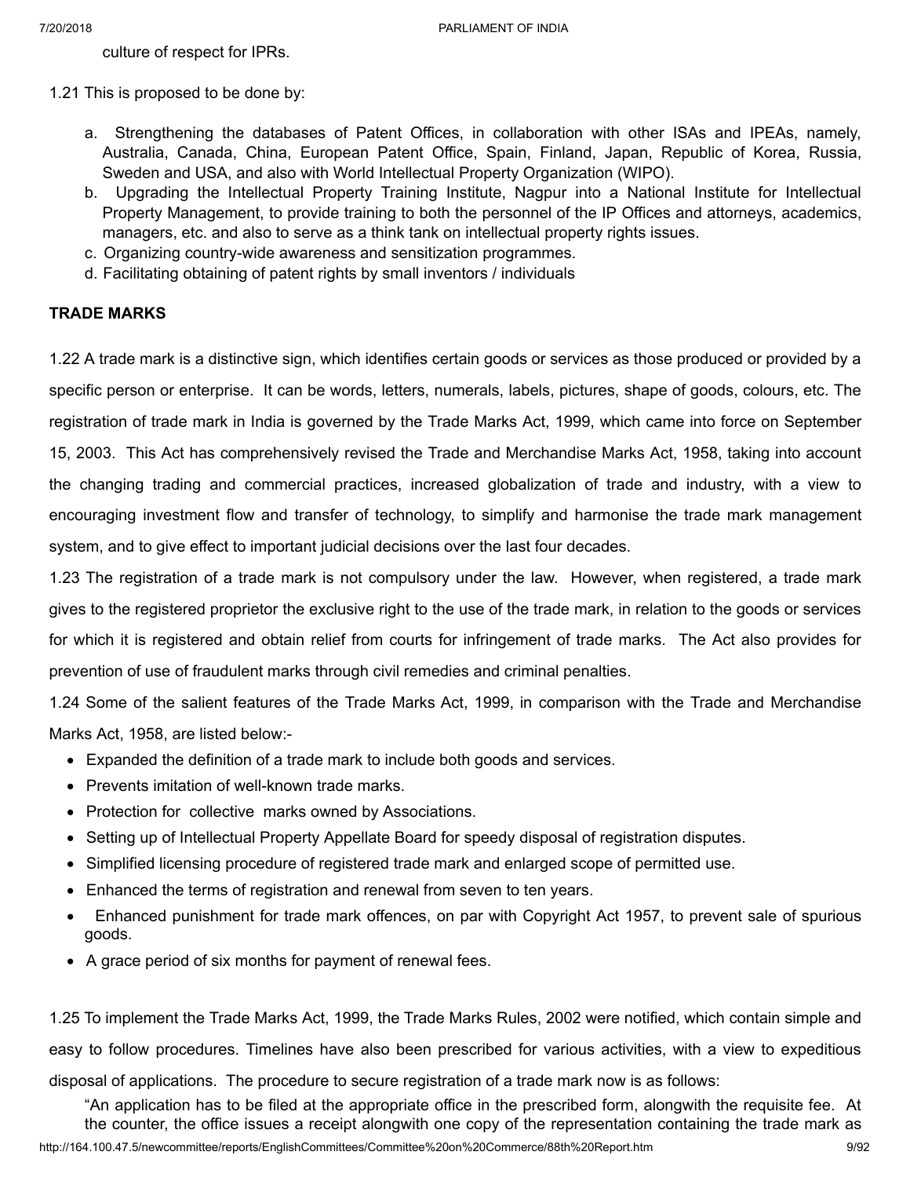culture of respect for IPRs.

1.21 This is proposed to be done by:

a. Strengthening the databases of Patent Offices, in collaboration with other ISAs and IPEAs, namely, Australia, Canada, China, European Patent Office, Spain, Finland, Japan, Republic of Korea, Russia, Sweden and USA, and also with World Intellectual Property Organization (WIPO).
b. Upgrading the Intellectual Property Training Institute, Nagpur into a National Institute for Intellectual Property Management, to provide training to both the personnel of the IP Offices and attorneys, academics, managers, etc. and also to serve as a think tank on intellectual property rights issues.
c. Organizing country-wide awareness and sensitization programmes.
d. Facilitating obtaining of patent rights by small inventors / individuals

**TRADE MARKS**

1.22 A trade mark is a distinctive sign, which identifies certain goods or services as those produced or provided by a specific person or enterprise. It can be words, letters, numerals, labels, pictures, shape of goods, colours, etc. The registration of trade mark in India is governed by the Trade Marks Act, 1999, which came into force on September 15, 2003. This Act has comprehensively revised the Trade and Merchandise Marks Act, 1958, taking into account the changing trading and commercial practices, increased globalization of trade and industry, with a view to encouraging investment flow and transfer of technology, to simplify and harmonise the trade mark management system, and to give effect to important judicial decisions over the last four decades.

1.23 The registration of a trade mark is not compulsory under the law. However, when registered, a trade mark gives to the registered proprietor the exclusive right to the use of the trade mark, in relation to the goods or services for which it is registered and obtain relief from courts for infringement of trade marks. The Act also provides for prevention of use of fraudulent marks through civil remedies and criminal penalties.

1.24 Some of the salient features of the Trade Marks Act, 1999, in comparison with the Trade and Merchandise Marks Act, 1958, are listed below:-

- Expanded the definition of a trade mark to include both goods and services.
- Prevents imitation of well-known trade marks.
- Protection for collective marks owned by Associations.
- Setting up of Intellectual Property Appellate Board for speedy disposal of registration disputes.
- Simplified licensing procedure of registered trade mark and enlarged scope of permitted use.
- Enhanced the terms of registration and renewal from seven to ten years.
- Enhanced punishment for trade mark offences, on par with Copyright Act 1957, to prevent sale of spurious goods.
- A grace period of six months for payment of renewal fees.

1.25 To implement the Trade Marks Act, 1999, the Trade Marks Rules, 2002 were notified, which contain simple and easy to follow procedures. Timelines have also been prescribed for various activities, with a view to expeditious disposal of applications. The procedure to secure registration of a trade mark now is as follows:

"An application has to be filed at the appropriate office in the prescribed form, alongwith the requisite fee. At the counter, the office issues a receipt alongwith one copy of the representation containing the trade mark as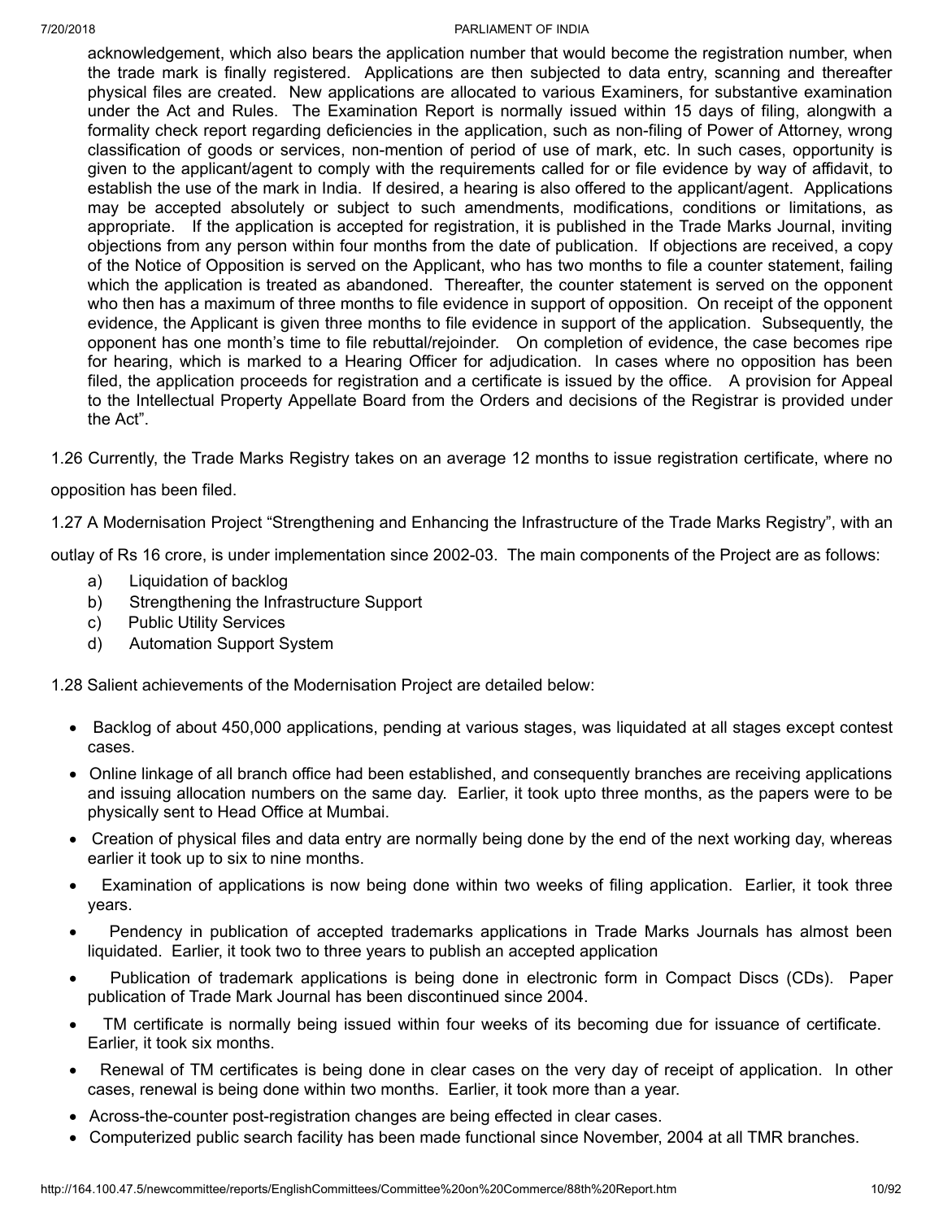acknowledgement, which also bears the application number that would become the registration number, when the trade mark is finally registered. Applications are then subjected to data entry, scanning and thereafter physical files are created. New applications are allocated to various Examiners, for substantive examination under the Act and Rules. The Examination Report is normally issued within 15 days of filing, alongwith a formality check report regarding deficiencies in the application, such as non-filing of Power of Attorney, wrong classification of goods or services, non-mention of period of use of mark, etc. In such cases, opportunity is given to the applicant/agent to comply with the requirements called for or file evidence by way of affidavit, to establish the use of the mark in India. If desired, a hearing is also offered to the applicant/agent. Applications may be accepted absolutely or subject to such amendments, modifications, conditions or limitations, as appropriate. If the application is accepted for registration, it is published in the Trade Marks Journal, inviting objections from any person within four months from the date of publication. If objections are received, a copy of the Notice of Opposition is served on the Applicant, who has two months to file a counter statement, failing which the application is treated as abandoned. Thereafter, the counter statement is served on the opponent who then has a maximum of three months to file evidence in support of opposition. On receipt of the opponent evidence, the Applicant is given three months to file evidence in support of the application. Subsequently, the opponent has one month's time to file rebuttal/rejoinder. On completion of evidence, the case becomes ripe for hearing, which is marked to a Hearing Officer for adjudication. In cases where no opposition has been filed, the application proceeds for registration and a certificate is issued by the office. A provision for Appeal to the Intellectual Property Appellate Board from the Orders and decisions of the Registrar is provided under the Act".

1.26 Currently, the Trade Marks Registry takes on an average 12 months to issue registration certificate, where no opposition has been filed.

1.27 A Modernisation Project "Strengthening and Enhancing the Infrastructure of the Trade Marks Registry", with an outlay of Rs 16 crore, is under implementation since 2002-03. The main components of the Project are as follows:

a) Liquidation of backlog
b) Strengthening the Infrastructure Support
c) Public Utility Services
d) Automation Support System

1.28 Salient achievements of the Modernisation Project are detailed below:

- Backlog of about 450,000 applications, pending at various stages, was liquidated at all stages except contest cases.
- Online linkage of all branch office had been established, and consequently branches are receiving applications and issuing allocation numbers on the same day. Earlier, it took upto three months, as the papers were to be physically sent to Head Office at Mumbai.
- Creation of physical files and data entry are normally being done by the end of the next working day, whereas earlier it took up to six to nine months.
- Examination of applications is now being done within two weeks of filing application. Earlier, it took three years.
- Pendency in publication of accepted trademarks applications in Trade Marks Journals has almost been liquidated. Earlier, it took two to three years to publish an accepted application
- Publication of trademark applications is being done in electronic form in Compact Discs (CDs). Paper publication of Trade Mark Journal has been discontinued since 2004.
- TM certificate is normally being issued within four weeks of its becoming due for issuance of certificate. Earlier, it took six months.
- Renewal of TM certificates is being done in clear cases on the very day of receipt of application. In other cases, renewal is being done within two months. Earlier, it took more than a year.
- Across-the-counter post-registration changes are being effected in clear cases.
- Computerized public search facility has been made functional since November, 2004 at all TMR branches.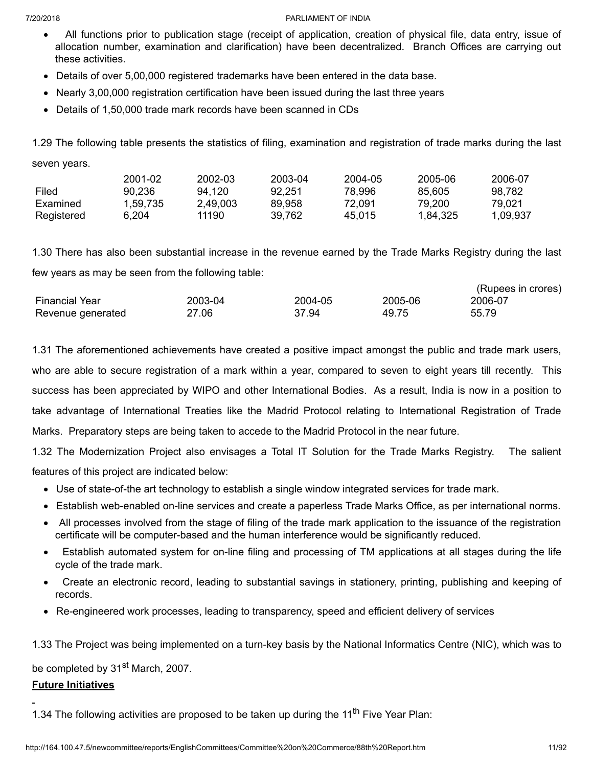- All functions prior to publication stage (receipt of application, creation of physical file, data entry, issue of allocation number, examination and clarification) have been decentralized. Branch Offices are carrying out these activities.
- Details of over 5,00,000 registered trademarks have been entered in the data base.
- Nearly 3,00,000 registration certification have been issued during the last three years
- Details of 1,50,000 trade mark records have been scanned in CDs

1.29 The following table presents the statistics of filing, examination and registration of trade marks during the last seven years.

| | 2001-02 | 2002-03 | 2003-04 | 2004-05 | 2005-06 | 2006-07 |
|---|---|---|---|---|---|---|
| Filed | 90,236 | 94,120 | 92,251 | 78,996 | 85,605 | 98,782 |
| Examined | 1,59,735 | 2,49,003 | 89,958 | 72,091 | 79,200 | 79,021 |
| Registered | 6,204 | 11190 | 39,762 | 45,015 | 1,84,325 | 1,09,937 |

1.30 There has also been substantial increase in the revenue earned by the Trade Marks Registry during the last few years as may be seen from the following table:

(Rupees in crores)

| Financial Year | 2003-04 | 2004-05 | 2005-06 | 2006-07 |
|---|---|---|---|---|
| Revenue generated | 27.06 | 37.94 | 49.75 | 55.79 |

1.31 The aforementioned achievements have created a positive impact amongst the public and trade mark users, who are able to secure registration of a mark within a year, compared to seven to eight years till recently. This success has been appreciated by WIPO and other International Bodies. As a result, India is now in a position to take advantage of International Treaties like the Madrid Protocol relating to International Registration of Trade Marks. Preparatory steps are being taken to accede to the Madrid Protocol in the near future.

1.32 The Modernization Project also envisages a Total IT Solution for the Trade Marks Registry. The salient features of this project are indicated below:

- Use of state-of-the art technology to establish a single window integrated services for trade mark.
- Establish web-enabled on-line services and create a paperless Trade Marks Office, as per international norms.
- All processes involved from the stage of filing of the trade mark application to the issuance of the registration certificate will be computer-based and the human interference would be significantly reduced.
- Establish automated system for on-line filing and processing of TM applications at all stages during the life cycle of the trade mark.
- Create an electronic record, leading to substantial savings in stationery, printing, publishing and keeping of records.
- Re-engineered work processes, leading to transparency, speed and efficient delivery of services

1.33 The Project was being implemented on a turn-key basis by the National Informatics Centre (NIC), which was to be completed by 31st March, 2007.

**Future Initiatives**

1.34 The following activities are proposed to be taken up during the 11th Five Year Plan: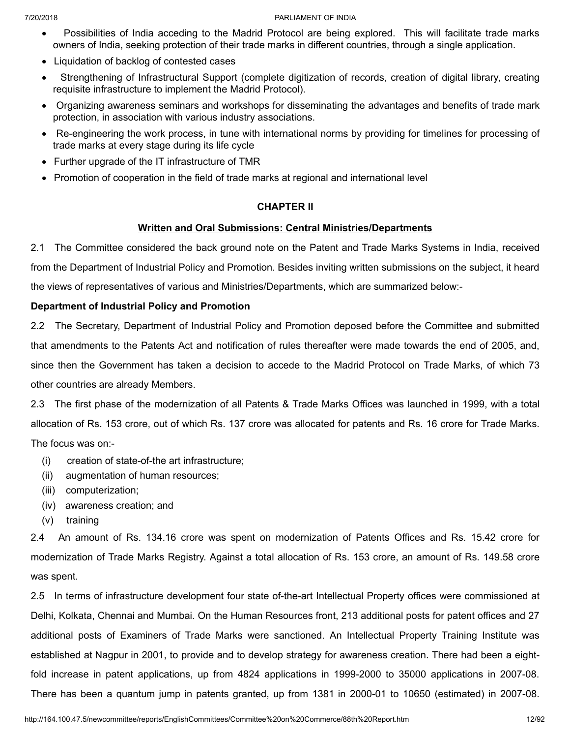- Possibilities of India acceding to the Madrid Protocol are being explored. This will facilitate trade marks owners of India, seeking protection of their trade marks in different countries, through a single application.
- Liquidation of backlog of contested cases
- Strengthening of Infrastructural Support (complete digitization of records, creation of digital library, creating requisite infrastructure to implement the Madrid Protocol).
- Organizing awareness seminars and workshops for disseminating the advantages and benefits of trade mark protection, in association with various industry associations.
- Re-engineering the work process, in tune with international norms by providing for timelines for processing of trade marks at every stage during its life cycle
- Further upgrade of the IT infrastructure of TMR
- Promotion of cooperation in the field of trade marks at regional and international level

## CHAPTER II

### Written and Oral Submissions: Central Ministries/Departments

2.1 The Committee considered the back ground note on the Patent and Trade Marks Systems in India, received from the Department of Industrial Policy and Promotion. Besides inviting written submissions on the subject, it heard the views of representatives of various and Ministries/Departments, which are summarized below:-

**Department of Industrial Policy and Promotion**

2.2 The Secretary, Department of Industrial Policy and Promotion deposed before the Committee and submitted that amendments to the Patents Act and notification of rules thereafter were made towards the end of 2005, and, since then the Government has taken a decision to accede to the Madrid Protocol on Trade Marks, of which 73 other countries are already Members.

2.3 The first phase of the modernization of all Patents & Trade Marks Offices was launched in 1999, with a total allocation of Rs. 153 crore, out of which Rs. 137 crore was allocated for patents and Rs. 16 crore for Trade Marks. The focus was on:-

(i) creation of state-of-the art infrastructure;
(ii) augmentation of human resources;
(iii) computerization;
(iv) awareness creation; and
(v) training

2.4 An amount of Rs. 134.16 crore was spent on modernization of Patents Offices and Rs. 15.42 crore for modernization of Trade Marks Registry. Against a total allocation of Rs. 153 crore, an amount of Rs. 149.58 crore was spent.

2.5 In terms of infrastructure development four state of-the-art Intellectual Property offices were commissioned at Delhi, Kolkata, Chennai and Mumbai. On the Human Resources front, 213 additional posts for patent offices and 27 additional posts of Examiners of Trade Marks were sanctioned. An Intellectual Property Training Institute was established at Nagpur in 2001, to provide and to develop strategy for awareness creation. There had been a eight-fold increase in patent applications, up from 4824 applications in 1999-2000 to 35000 applications in 2007-08. There has been a quantum jump in patents granted, up from 1381 in 2000-01 to 10650 (estimated) in 2007-08.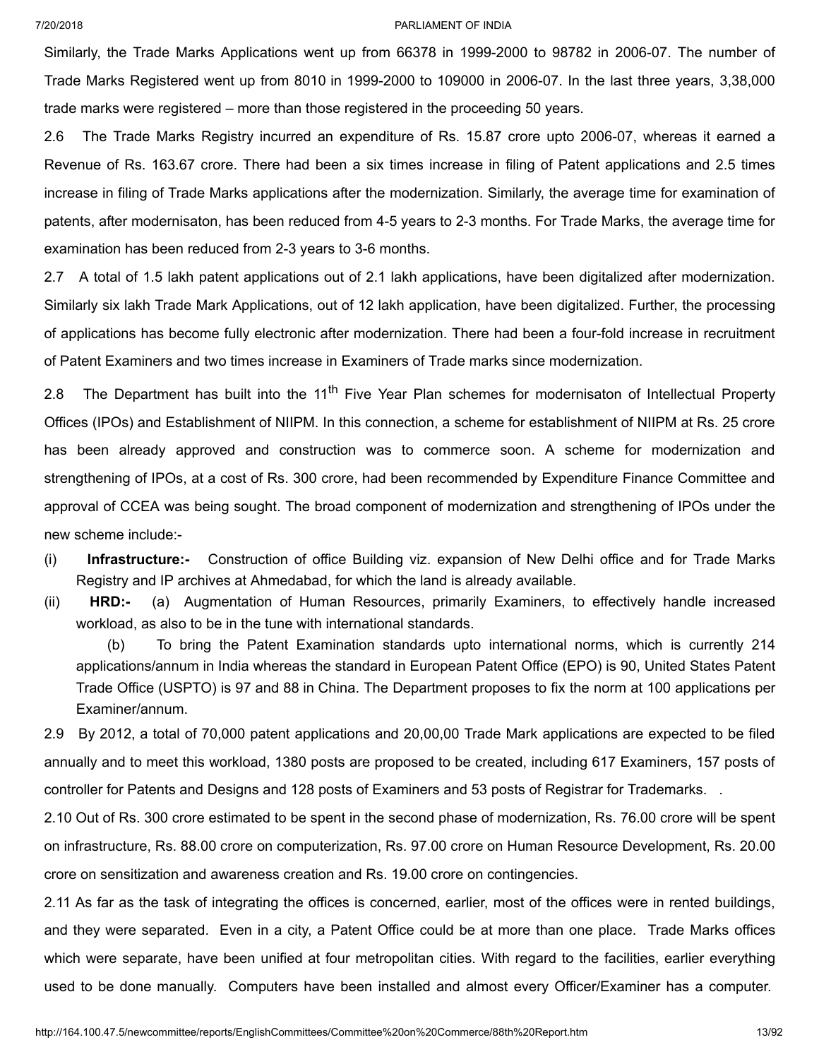Similarly, the Trade Marks Applications went up from 66378 in 1999-2000 to 98782 in 2006-07. The number of Trade Marks Registered went up from 8010 in 1999-2000 to 109000 in 2006-07. In the last three years, 3,38,000 trade marks were registered – more than those registered in the proceeding 50 years.

2.6 The Trade Marks Registry incurred an expenditure of Rs. 15.87 crore upto 2006-07, whereas it earned a Revenue of Rs. 163.67 crore. There had been a six times increase in filing of Patent applications and 2.5 times increase in filing of Trade Marks applications after the modernization. Similarly, the average time for examination of patents, after modernisaton, has been reduced from 4-5 years to 2-3 months. For Trade Marks, the average time for examination has been reduced from 2-3 years to 3-6 months.

2.7 A total of 1.5 lakh patent applications out of 2.1 lakh applications, have been digitalized after modernization. Similarly six lakh Trade Mark Applications, out of 12 lakh application, have been digitalized. Further, the processing of applications has become fully electronic after modernization. There had been a four-fold increase in recruitment of Patent Examiners and two times increase in Examiners of Trade marks since modernization.

2.8 The Department has built into the 11th Five Year Plan schemes for modernisaton of Intellectual Property Offices (IPOs) and Establishment of NIIPM. In this connection, a scheme for establishment of NIIPM at Rs. 25 crore has been already approved and construction was to commerce soon. A scheme for modernization and strengthening of IPOs, at a cost of Rs. 300 crore, had been recommended by Expenditure Finance Committee and approval of CCEA was being sought. The broad component of modernization and strengthening of IPOs under the new scheme include:-

(i) **Infrastructure:-** Construction of office Building viz. expansion of New Delhi office and for Trade Marks Registry and IP archives at Ahmedabad, for which the land is already available.

(ii) **HRD:-** (a) Augmentation of Human Resources, primarily Examiners, to effectively handle increased workload, as also to be in the tune with international standards.

(b) To bring the Patent Examination standards upto international norms, which is currently 214 applications/annum in India whereas the standard in European Patent Office (EPO) is 90, United States Patent Trade Office (USPTO) is 97 and 88 in China. The Department proposes to fix the norm at 100 applications per Examiner/annum.

2.9 By 2012, a total of 70,000 patent applications and 20,00,00 Trade Mark applications are expected to be filed annually and to meet this workload, 1380 posts are proposed to be created, including 617 Examiners, 157 posts of controller for Patents and Designs and 128 posts of Examiners and 53 posts of Registrar for Trademarks. .

2.10 Out of Rs. 300 crore estimated to be spent in the second phase of modernization, Rs. 76.00 crore will be spent on infrastructure, Rs. 88.00 crore on computerization, Rs. 97.00 crore on Human Resource Development, Rs. 20.00 crore on sensitization and awareness creation and Rs. 19.00 crore on contingencies.

2.11 As far as the task of integrating the offices is concerned, earlier, most of the offices were in rented buildings, and they were separated. Even in a city, a Patent Office could be at more than one place. Trade Marks offices which were separate, have been unified at four metropolitan cities. With regard to the facilities, earlier everything used to be done manually. Computers have been installed and almost every Officer/Examiner has a computer.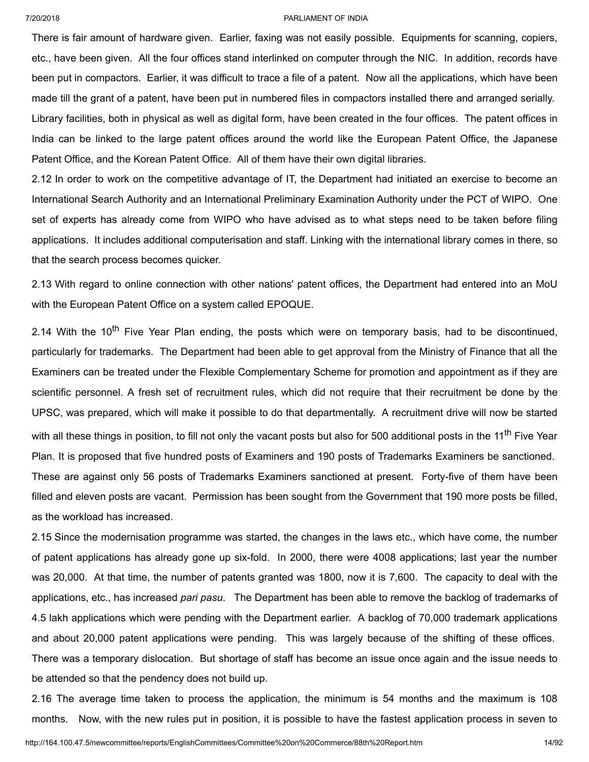There is fair amount of hardware given. Earlier, faxing was not easily possible. Equipments for scanning, copiers, etc., have been given. All the four offices stand interlinked on computer through the NIC. In addition, records have been put in compactors. Earlier, it was difficult to trace a file of a patent. Now all the applications, which have been made till the grant of a patent, have been put in numbered files in compactors installed there and arranged serially. Library facilities, both in physical as well as digital form, have been created in the four offices. The patent offices in India can be linked to the large patent offices around the world like the European Patent Office, the Japanese Patent Office, and the Korean Patent Office. All of them have their own digital libraries.

2.12 In order to work on the competitive advantage of IT, the Department had initiated an exercise to become an International Search Authority and an International Preliminary Examination Authority under the PCT of WIPO. One set of experts has already come from WIPO who have advised as to what steps need to be taken before filing applications. It includes additional computerisation and staff. Linking with the international library comes in there, so that the search process becomes quicker.

2.13 With regard to online connection with other nations' patent offices, the Department had entered into an MoU with the European Patent Office on a system called EPOQUE.

2.14 With the 10th Five Year Plan ending, the posts which were on temporary basis, had to be discontinued, particularly for trademarks. The Department had been able to get approval from the Ministry of Finance that all the Examiners can be treated under the Flexible Complementary Scheme for promotion and appointment as if they are scientific personnel. A fresh set of recruitment rules, which did not require that their recruitment be done by the UPSC, was prepared, which will make it possible to do that departmentally. A recruitment drive will now be started with all these things in position, to fill not only the vacant posts but also for 500 additional posts in the 11th Five Year Plan. It is proposed that five hundred posts of Examiners and 190 posts of Trademarks Examiners be sanctioned. These are against only 56 posts of Trademarks Examiners sanctioned at present. Forty-five of them have been filled and eleven posts are vacant. Permission has been sought from the Government that 190 more posts be filled, as the workload has increased.

2.15 Since the modernisation programme was started, the changes in the laws etc., which have come, the number of patent applications has already gone up six-fold. In 2000, there were 4008 applications; last year the number was 20,000. At that time, the number of patents granted was 1800, now it is 7,600. The capacity to deal with the applications, etc., has increased *pari pasu*. The Department has been able to remove the backlog of trademarks of 4.5 lakh applications which were pending with the Department earlier. A backlog of 70,000 trademark applications and about 20,000 patent applications were pending. This was largely because of the shifting of these offices. There was a temporary dislocation. But shortage of staff has become an issue once again and the issue needs to be attended so that the pendency does not build up.

2.16 The average time taken to process the application, the minimum is 54 months and the maximum is 108 months. Now, with the new rules put in position, it is possible to have the fastest application process in seven to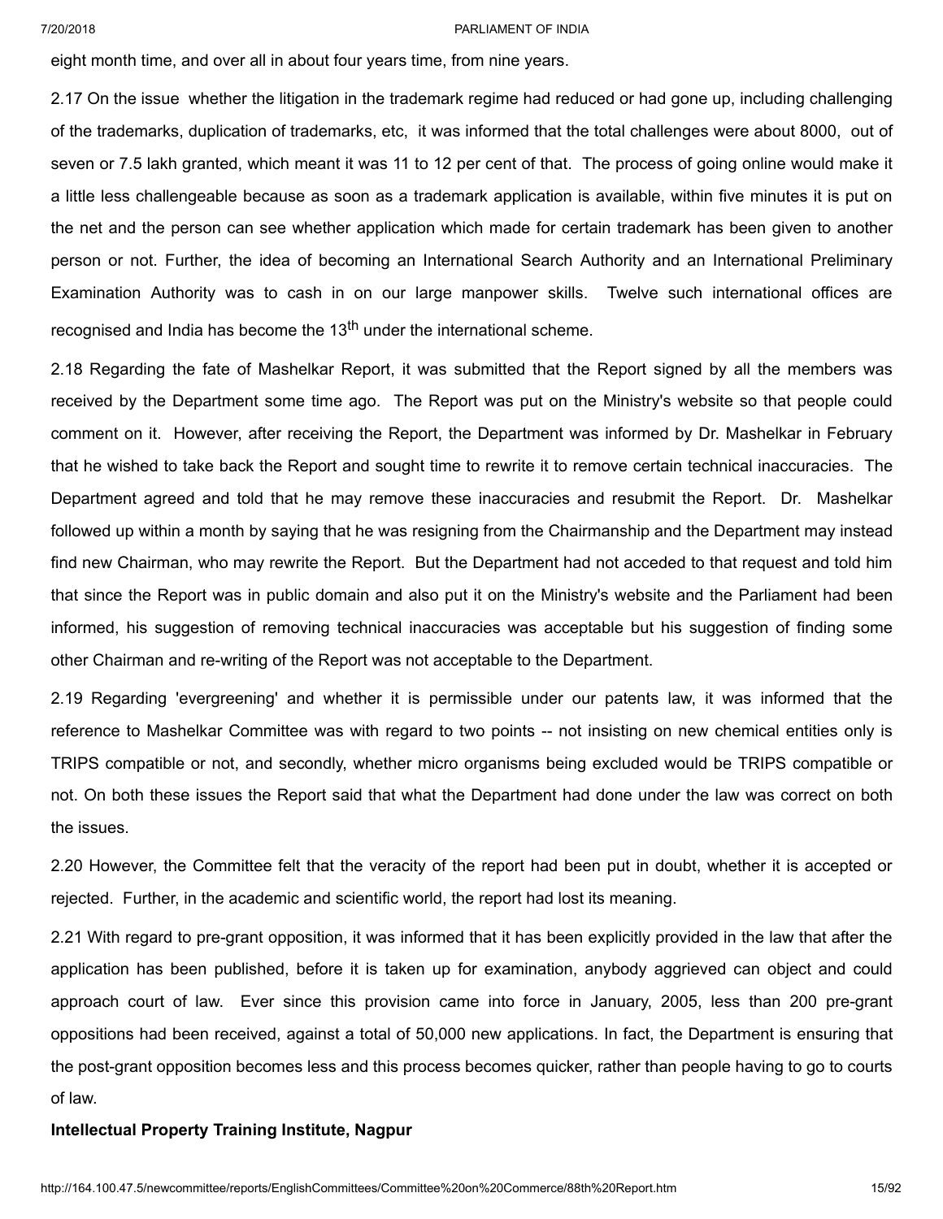eight month time, and over all in about four years time, from nine years.

2.17 On the issue whether the litigation in the trademark regime had reduced or had gone up, including challenging of the trademarks, duplication of trademarks, etc, it was informed that the total challenges were about 8000, out of seven or 7.5 lakh granted, which meant it was 11 to 12 per cent of that. The process of going online would make it a little less challengeable because as soon as a trademark application is available, within five minutes it is put on the net and the person can see whether application which made for certain trademark has been given to another person or not. Further, the idea of becoming an International Search Authority and an International Preliminary Examination Authority was to cash in on our large manpower skills. Twelve such international offices are recognised and India has become the 13th under the international scheme.

2.18 Regarding the fate of Mashelkar Report, it was submitted that the Report signed by all the members was received by the Department some time ago. The Report was put on the Ministry's website so that people could comment on it. However, after receiving the Report, the Department was informed by Dr. Mashelkar in February that he wished to take back the Report and sought time to rewrite it to remove certain technical inaccuracies. The Department agreed and told that he may remove these inaccuracies and resubmit the Report. Dr. Mashelkar followed up within a month by saying that he was resigning from the Chairmanship and the Department may instead find new Chairman, who may rewrite the Report. But the Department had not acceded to that request and told him that since the Report was in public domain and also put it on the Ministry's website and the Parliament had been informed, his suggestion of removing technical inaccuracies was acceptable but his suggestion of finding some other Chairman and re-writing of the Report was not acceptable to the Department.

2.19 Regarding 'evergreening' and whether it is permissible under our patents law, it was informed that the reference to Mashelkar Committee was with regard to two points -- not insisting on new chemical entities only is TRIPS compatible or not, and secondly, whether micro organisms being excluded would be TRIPS compatible or not. On both these issues the Report said that what the Department had done under the law was correct on both the issues.

2.20 However, the Committee felt that the veracity of the report had been put in doubt, whether it is accepted or rejected. Further, in the academic and scientific world, the report had lost its meaning.

2.21 With regard to pre-grant opposition, it was informed that it has been explicitly provided in the law that after the application has been published, before it is taken up for examination, anybody aggrieved can object and could approach court of law. Ever since this provision came into force in January, 2005, less than 200 pre-grant oppositions had been received, against a total of 50,000 new applications. In fact, the Department is ensuring that the post-grant opposition becomes less and this process becomes quicker, rather than people having to go to courts of law.

**Intellectual Property Training Institute, Nagpur**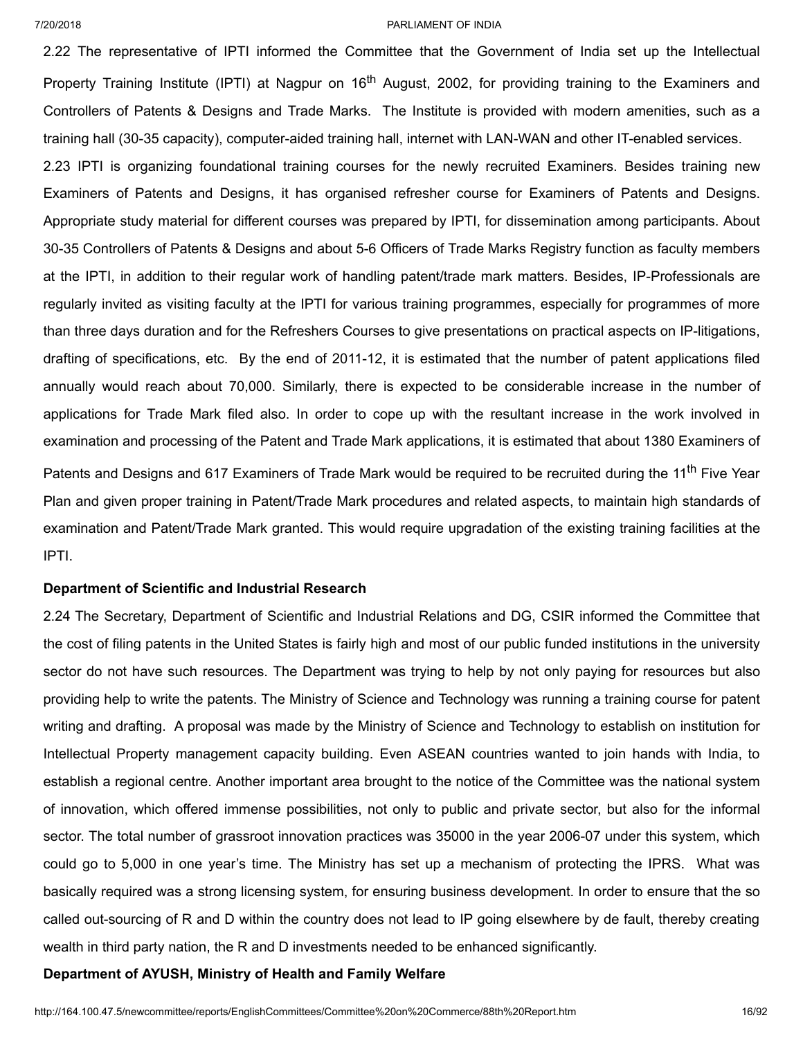2.22 The representative of IPTI informed the Committee that the Government of India set up the Intellectual Property Training Institute (IPTI) at Nagpur on 16th August, 2002, for providing training to the Examiners and Controllers of Patents & Designs and Trade Marks. The Institute is provided with modern amenities, such as a training hall (30-35 capacity), computer-aided training hall, internet with LAN-WAN and other IT-enabled services.

2.23 IPTI is organizing foundational training courses for the newly recruited Examiners. Besides training new Examiners of Patents and Designs, it has organised refresher course for Examiners of Patents and Designs. Appropriate study material for different courses was prepared by IPTI, for dissemination among participants. About 30-35 Controllers of Patents & Designs and about 5-6 Officers of Trade Marks Registry function as faculty members at the IPTI, in addition to their regular work of handling patent/trade mark matters. Besides, IP-Professionals are regularly invited as visiting faculty at the IPTI for various training programmes, especially for programmes of more than three days duration and for the Refreshers Courses to give presentations on practical aspects on IP-litigations, drafting of specifications, etc. By the end of 2011-12, it is estimated that the number of patent applications filed annually would reach about 70,000. Similarly, there is expected to be considerable increase in the number of applications for Trade Mark filed also. In order to cope up with the resultant increase in the work involved in examination and processing of the Patent and Trade Mark applications, it is estimated that about 1380 Examiners of Patents and Designs and 617 Examiners of Trade Mark would be required to be recruited during the 11th Five Year Plan and given proper training in Patent/Trade Mark procedures and related aspects, to maintain high standards of examination and Patent/Trade Mark granted. This would require upgradation of the existing training facilities at the IPTI.

**Department of Scientific and Industrial Research**

2.24 The Secretary, Department of Scientific and Industrial Relations and DG, CSIR informed the Committee that the cost of filing patents in the United States is fairly high and most of our public funded institutions in the university sector do not have such resources. The Department was trying to help by not only paying for resources but also providing help to write the patents. The Ministry of Science and Technology was running a training course for patent writing and drafting. A proposal was made by the Ministry of Science and Technology to establish on institution for Intellectual Property management capacity building. Even ASEAN countries wanted to join hands with India, to establish a regional centre. Another important area brought to the notice of the Committee was the national system of innovation, which offered immense possibilities, not only to public and private sector, but also for the informal sector. The total number of grassroot innovation practices was 35000 in the year 2006-07 under this system, which could go to 5,000 in one year's time. The Ministry has set up a mechanism of protecting the IPRS. What was basically required was a strong licensing system, for ensuring business development. In order to ensure that the so called out-sourcing of R and D within the country does not lead to IP going elsewhere by de fault, thereby creating wealth in third party nation, the R and D investments needed to be enhanced significantly.

**Department of AYUSH, Ministry of Health and Family Welfare**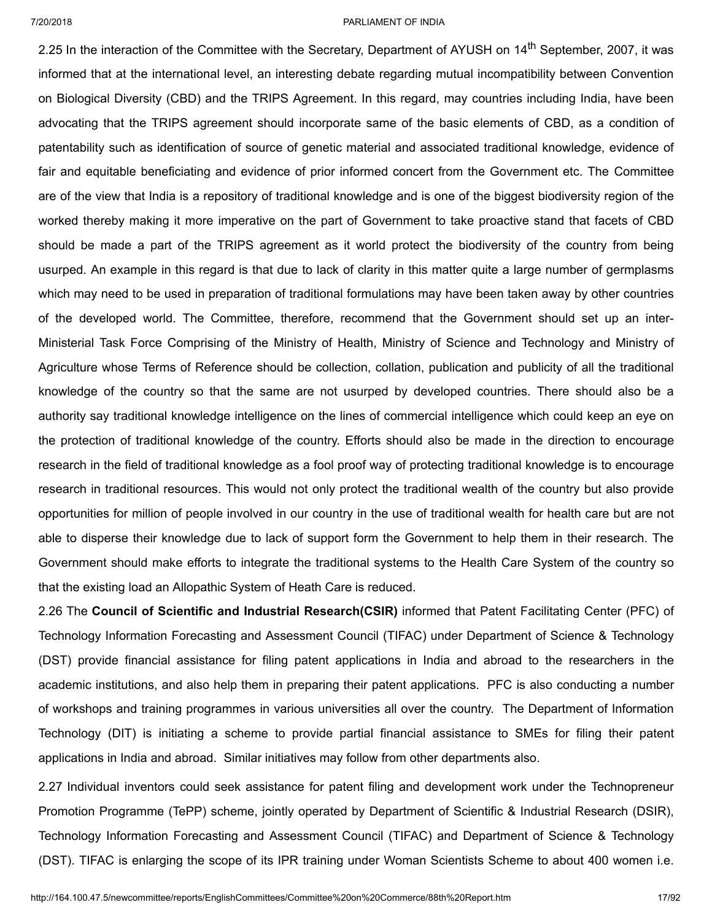2.25 In the interaction of the Committee with the Secretary, Department of AYUSH on 14th September, 2007, it was informed that at the international level, an interesting debate regarding mutual incompatibility between Convention on Biological Diversity (CBD) and the TRIPS Agreement. In this regard, may countries including India, have been advocating that the TRIPS agreement should incorporate same of the basic elements of CBD, as a condition of patentability such as identification of source of genetic material and associated traditional knowledge, evidence of fair and equitable beneficiating and evidence of prior informed concert from the Government etc. The Committee are of the view that India is a repository of traditional knowledge and is one of the biggest biodiversity region of the worked thereby making it more imperative on the part of Government to take proactive stand that facets of CBD should be made a part of the TRIPS agreement as it world protect the biodiversity of the country from being usurped. An example in this regard is that due to lack of clarity in this matter quite a large number of germplasms which may need to be used in preparation of traditional formulations may have been taken away by other countries of the developed world. The Committee, therefore, recommend that the Government should set up an inter-Ministerial Task Force Comprising of the Ministry of Health, Ministry of Science and Technology and Ministry of Agriculture whose Terms of Reference should be collection, collation, publication and publicity of all the traditional knowledge of the country so that the same are not usurped by developed countries. There should also be a authority say traditional knowledge intelligence on the lines of commercial intelligence which could keep an eye on the protection of traditional knowledge of the country. Efforts should also be made in the direction to encourage research in the field of traditional knowledge as a fool proof way of protecting traditional knowledge is to encourage research in traditional resources. This would not only protect the traditional wealth of the country but also provide opportunities for million of people involved in our country in the use of traditional wealth for health care but are not able to disperse their knowledge due to lack of support form the Government to help them in their research. The Government should make efforts to integrate the traditional systems to the Health Care System of the country so that the existing load an Allopathic System of Heath Care is reduced.

2.26 The **Council of Scientific and Industrial Research(CSIR)** informed that Patent Facilitating Center (PFC) of Technology Information Forecasting and Assessment Council (TIFAC) under Department of Science & Technology (DST) provide financial assistance for filing patent applications in India and abroad to the researchers in the academic institutions, and also help them in preparing their patent applications. PFC is also conducting a number of workshops and training programmes in various universities all over the country. The Department of Information Technology (DIT) is initiating a scheme to provide partial financial assistance to SMEs for filing their patent applications in India and abroad. Similar initiatives may follow from other departments also.

2.27 Individual inventors could seek assistance for patent filing and development work under the Technopreneur Promotion Programme (TePP) scheme, jointly operated by Department of Scientific & Industrial Research (DSIR), Technology Information Forecasting and Assessment Council (TIFAC) and Department of Science & Technology (DST). TIFAC is enlarging the scope of its IPR training under Woman Scientists Scheme to about 400 women i.e.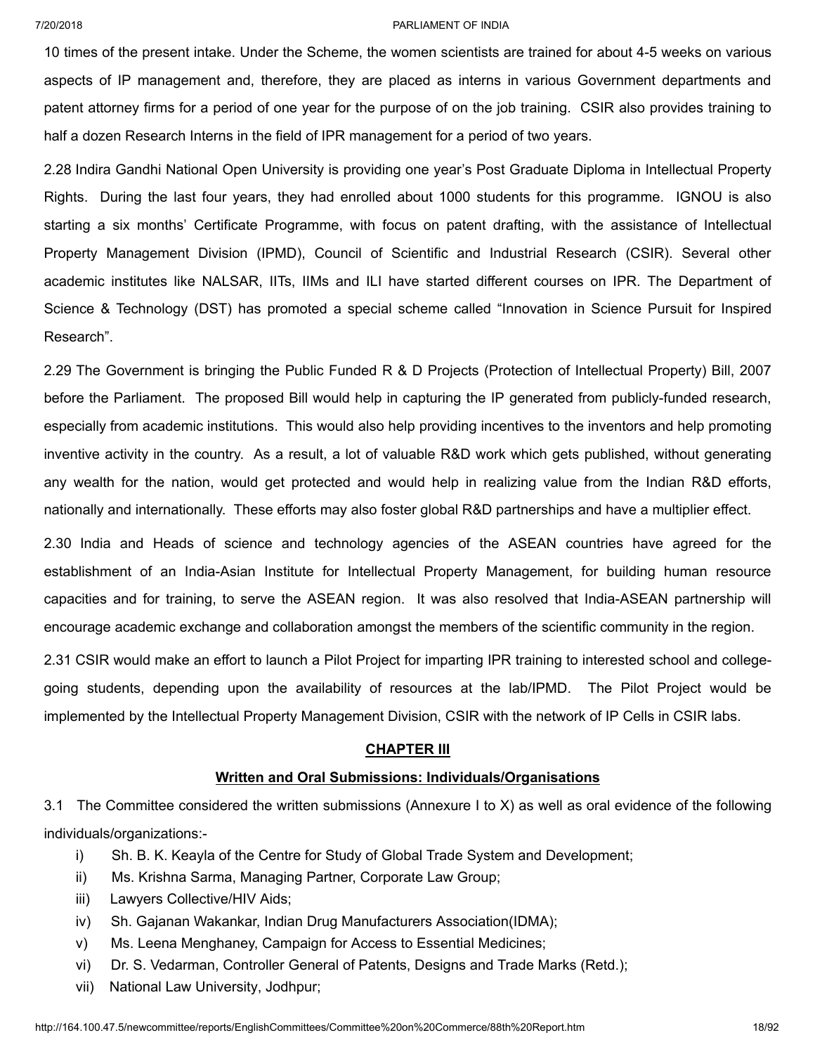10 times of the present intake. Under the Scheme, the women scientists are trained for about 4-5 weeks on various aspects of IP management and, therefore, they are placed as interns in various Government departments and patent attorney firms for a period of one year for the purpose of on the job training. CSIR also provides training to half a dozen Research Interns in the field of IPR management for a period of two years.

2.28 Indira Gandhi National Open University is providing one year's Post Graduate Diploma in Intellectual Property Rights. During the last four years, they had enrolled about 1000 students for this programme. IGNOU is also starting a six months' Certificate Programme, with focus on patent drafting, with the assistance of Intellectual Property Management Division (IPMD), Council of Scientific and Industrial Research (CSIR). Several other academic institutes like NALSAR, IITs, IIMs and ILI have started different courses on IPR. The Department of Science & Technology (DST) has promoted a special scheme called "Innovation in Science Pursuit for Inspired Research".

2.29 The Government is bringing the Public Funded R & D Projects (Protection of Intellectual Property) Bill, 2007 before the Parliament. The proposed Bill would help in capturing the IP generated from publicly-funded research, especially from academic institutions. This would also help providing incentives to the inventors and help promoting inventive activity in the country. As a result, a lot of valuable R&D work which gets published, without generating any wealth for the nation, would get protected and would help in realizing value from the Indian R&D efforts, nationally and internationally. These efforts may also foster global R&D partnerships and have a multiplier effect.

2.30 India and Heads of science and technology agencies of the ASEAN countries have agreed for the establishment of an India-Asian Institute for Intellectual Property Management, for building human resource capacities and for training, to serve the ASEAN region. It was also resolved that India-ASEAN partnership will encourage academic exchange and collaboration amongst the members of the scientific community in the region.

2.31 CSIR would make an effort to launch a Pilot Project for imparting IPR training to interested school and college-going students, depending upon the availability of resources at the lab/IPMD. The Pilot Project would be implemented by the Intellectual Property Management Division, CSIR with the network of IP Cells in CSIR labs.

## CHAPTER III

### Written and Oral Submissions: Individuals/Organisations

3.1 The Committee considered the written submissions (Annexure I to X) as well as oral evidence of the following individuals/organizations:-

i) Sh. B. K. Keayla of the Centre for Study of Global Trade System and Development;

ii) Ms. Krishna Sarma, Managing Partner, Corporate Law Group;

iii) Lawyers Collective/HIV Aids;

iv) Sh. Gajanan Wakankar, Indian Drug Manufacturers Association(IDMA);

v) Ms. Leena Menghaney, Campaign for Access to Essential Medicines;

vi) Dr. S. Vedarman, Controller General of Patents, Designs and Trade Marks (Retd.);

vii) National Law University, Jodhpur;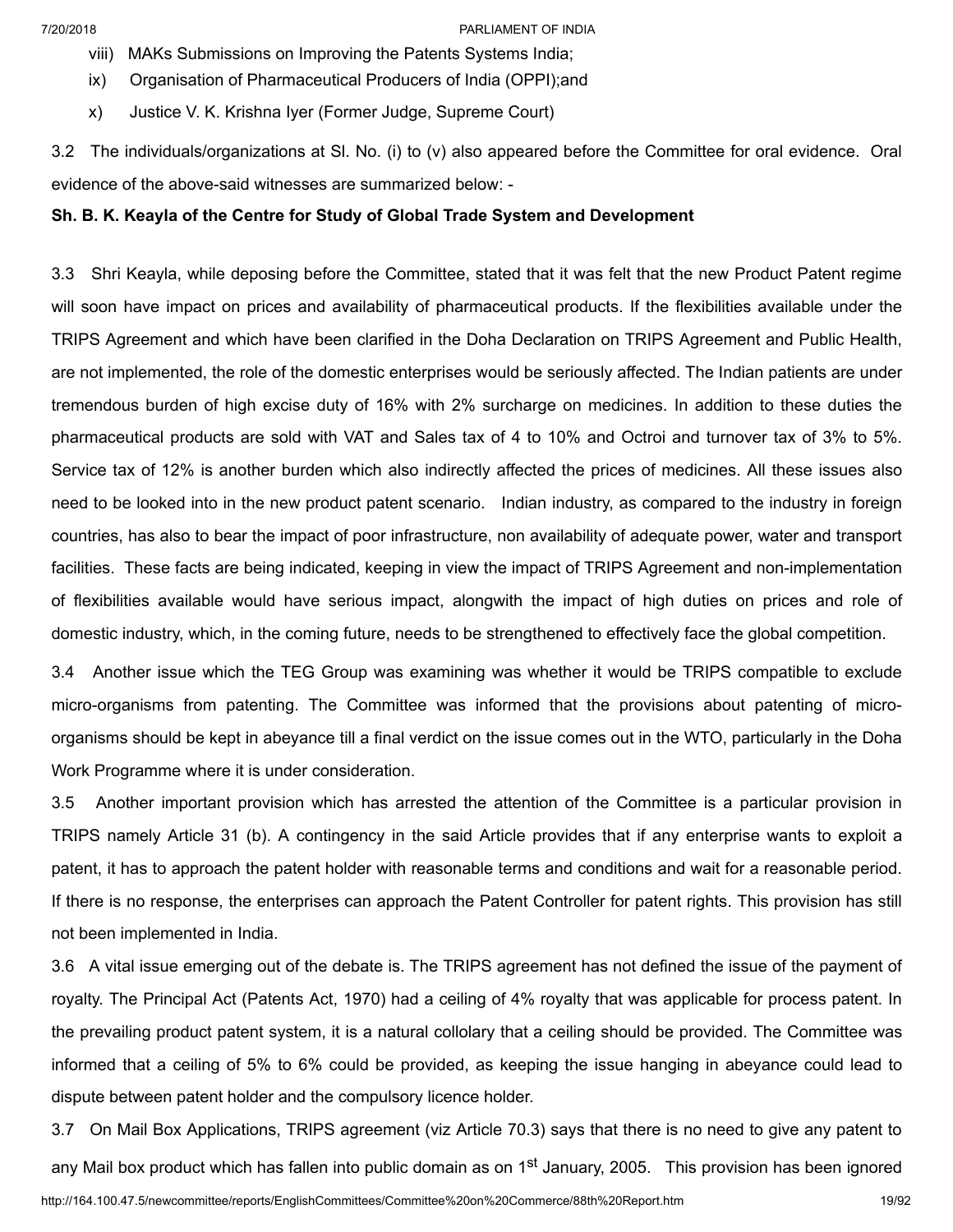viii) MAKs Submissions on Improving the Patents Systems India;

ix) Organisation of Pharmaceutical Producers of India (OPPI);and

x) Justice V. K. Krishna Iyer (Former Judge, Supreme Court)

3.2 The individuals/organizations at Sl. No. (i) to (v) also appeared before the Committee for oral evidence. Oral evidence of the above-said witnesses are summarized below: -

**Sh. B. K. Keayla of the Centre for Study of Global Trade System and Development**

3.3 Shri Keayla, while deposing before the Committee, stated that it was felt that the new Product Patent regime will soon have impact on prices and availability of pharmaceutical products. If the flexibilities available under the TRIPS Agreement and which have been clarified in the Doha Declaration on TRIPS Agreement and Public Health, are not implemented, the role of the domestic enterprises would be seriously affected. The Indian patients are under tremendous burden of high excise duty of 16% with 2% surcharge on medicines. In addition to these duties the pharmaceutical products are sold with VAT and Sales tax of 4 to 10% and Octroi and turnover tax of 3% to 5%. Service tax of 12% is another burden which also indirectly affected the prices of medicines. All these issues also need to be looked into in the new product patent scenario. Indian industry, as compared to the industry in foreign countries, has also to bear the impact of poor infrastructure, non availability of adequate power, water and transport facilities. These facts are being indicated, keeping in view the impact of TRIPS Agreement and non-implementation of flexibilities available would have serious impact, alongwith the impact of high duties on prices and role of domestic industry, which, in the coming future, needs to be strengthened to effectively face the global competition.

3.4 Another issue which the TEG Group was examining was whether it would be TRIPS compatible to exclude micro-organisms from patenting. The Committee was informed that the provisions about patenting of micro-organisms should be kept in abeyance till a final verdict on the issue comes out in the WTO, particularly in the Doha Work Programme where it is under consideration.

3.5 Another important provision which has arrested the attention of the Committee is a particular provision in TRIPS namely Article 31 (b). A contingency in the said Article provides that if any enterprise wants to exploit a patent, it has to approach the patent holder with reasonable terms and conditions and wait for a reasonable period. If there is no response, the enterprises can approach the Patent Controller for patent rights. This provision has still not been implemented in India.

3.6 A vital issue emerging out of the debate is. The TRIPS agreement has not defined the issue of the payment of royalty. The Principal Act (Patents Act, 1970) had a ceiling of 4% royalty that was applicable for process patent. In the prevailing product patent system, it is a natural collolary that a ceiling should be provided. The Committee was informed that a ceiling of 5% to 6% could be provided, as keeping the issue hanging in abeyance could lead to dispute between patent holder and the compulsory licence holder.

3.7 On Mail Box Applications, TRIPS agreement (viz Article 70.3) says that there is no need to give any patent to any Mail box product which has fallen into public domain as on 1st January, 2005. This provision has been ignored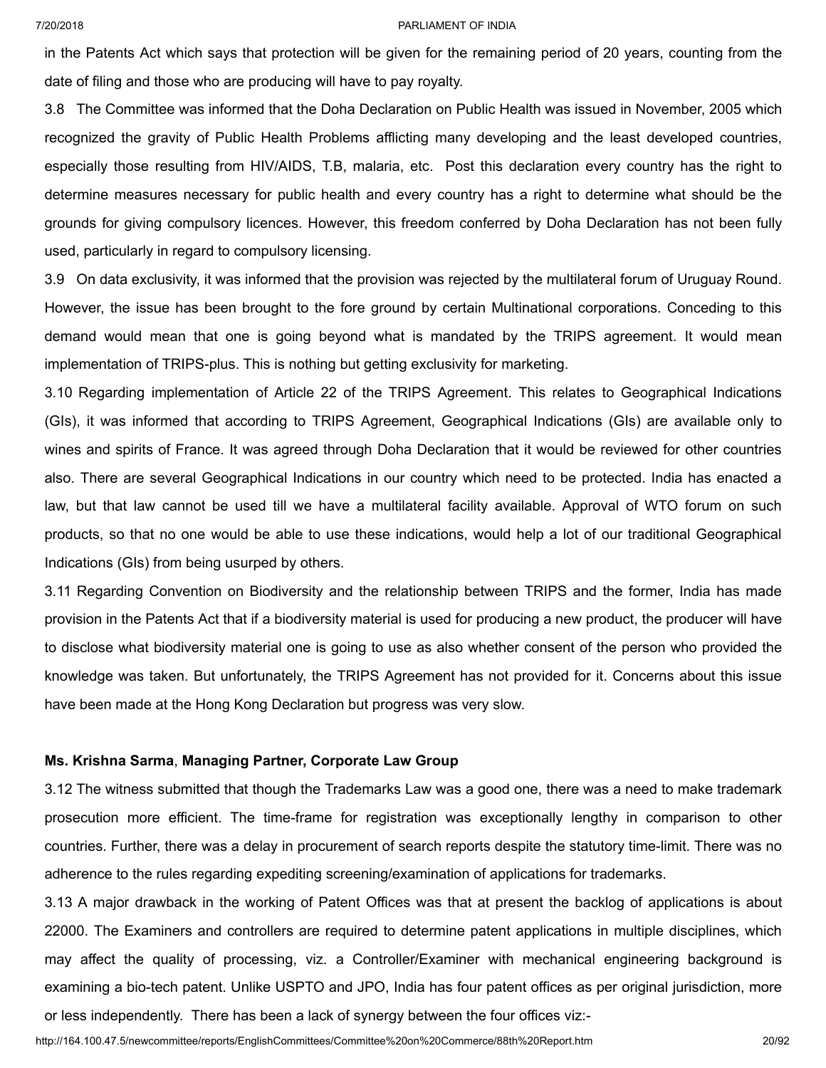in the Patents Act which says that protection will be given for the remaining period of 20 years, counting from the date of filing and those who are producing will have to pay royalty.

3.8 The Committee was informed that the Doha Declaration on Public Health was issued in November, 2005 which recognized the gravity of Public Health Problems afflicting many developing and the least developed countries, especially those resulting from HIV/AIDS, T.B, malaria, etc. Post this declaration every country has the right to determine measures necessary for public health and every country has a right to determine what should be the grounds for giving compulsory licences. However, this freedom conferred by Doha Declaration has not been fully used, particularly in regard to compulsory licensing.

3.9 On data exclusivity, it was informed that the provision was rejected by the multilateral forum of Uruguay Round. However, the issue has been brought to the fore ground by certain Multinational corporations. Conceding to this demand would mean that one is going beyond what is mandated by the TRIPS agreement. It would mean implementation of TRIPS-plus. This is nothing but getting exclusivity for marketing.

3.10 Regarding implementation of Article 22 of the TRIPS Agreement. This relates to Geographical Indications (GIs), it was informed that according to TRIPS Agreement, Geographical Indications (GIs) are available only to wines and spirits of France. It was agreed through Doha Declaration that it would be reviewed for other countries also. There are several Geographical Indications in our country which need to be protected. India has enacted a law, but that law cannot be used till we have a multilateral facility available. Approval of WTO forum on such products, so that no one would be able to use these indications, would help a lot of our traditional Geographical Indications (GIs) from being usurped by others.

3.11 Regarding Convention on Biodiversity and the relationship between TRIPS and the former, India has made provision in the Patents Act that if a biodiversity material is used for producing a new product, the producer will have to disclose what biodiversity material one is going to use as also whether consent of the person who provided the knowledge was taken. But unfortunately, the TRIPS Agreement has not provided for it. Concerns about this issue have been made at the Hong Kong Declaration but progress was very slow.

**Ms. Krishna Sarma**, **Managing Partner, Corporate Law Group**

3.12 The witness submitted that though the Trademarks Law was a good one, there was a need to make trademark prosecution more efficient. The time-frame for registration was exceptionally lengthy in comparison to other countries. Further, there was a delay in procurement of search reports despite the statutory time-limit. There was no adherence to the rules regarding expediting screening/examination of applications for trademarks.

3.13 A major drawback in the working of Patent Offices was that at present the backlog of applications is about 22000. The Examiners and controllers are required to determine patent applications in multiple disciplines, which may affect the quality of processing, viz. a Controller/Examiner with mechanical engineering background is examining a bio-tech patent. Unlike USPTO and JPO, India has four patent offices as per original jurisdiction, more or less independently. There has been a lack of synergy between the four offices viz:-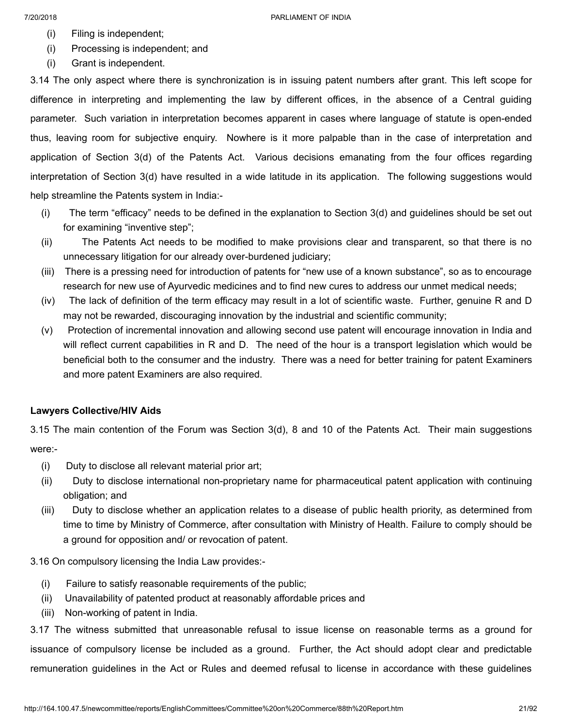(i) Filing is independent;

(i) Processing is independent; and

(i) Grant is independent.

3.14 The only aspect where there is synchronization is in issuing patent numbers after grant. This left scope for difference in interpreting and implementing the law by different offices, in the absence of a Central guiding parameter. Such variation in interpretation becomes apparent in cases where language of statute is open-ended thus, leaving room for subjective enquiry. Nowhere is it more palpable than in the case of interpretation and application of Section 3(d) of the Patents Act. Various decisions emanating from the four offices regarding interpretation of Section 3(d) have resulted in a wide latitude in its application. The following suggestions would help streamline the Patents system in India:-

(i) The term "efficacy" needs to be defined in the explanation to Section 3(d) and guidelines should be set out for examining "inventive step";

(ii) The Patents Act needs to be modified to make provisions clear and transparent, so that there is no unnecessary litigation for our already over-burdened judiciary;

(iii) There is a pressing need for introduction of patents for "new use of a known substance", so as to encourage research for new use of Ayurvedic medicines and to find new cures to address our unmet medical needs;

(iv) The lack of definition of the term efficacy may result in a lot of scientific waste. Further, genuine R and D may not be rewarded, discouraging innovation by the industrial and scientific community;

(v) Protection of incremental innovation and allowing second use patent will encourage innovation in India and will reflect current capabilities in R and D. The need of the hour is a transport legislation which would be beneficial both to the consumer and the industry. There was a need for better training for patent Examiners and more patent Examiners are also required.

**Lawyers Collective/HIV Aids**

3.15 The main contention of the Forum was Section 3(d), 8 and 10 of the Patents Act. Their main suggestions were:-

(i) Duty to disclose all relevant material prior art;

(ii) Duty to disclose international non-proprietary name for pharmaceutical patent application with continuing obligation; and

(iii) Duty to disclose whether an application relates to a disease of public health priority, as determined from time to time by Ministry of Commerce, after consultation with Ministry of Health. Failure to comply should be a ground for opposition and/ or revocation of patent.

3.16 On compulsory licensing the India Law provides:-

(i) Failure to satisfy reasonable requirements of the public;

(ii) Unavailability of patented product at reasonably affordable prices and

(iii) Non-working of patent in India.

3.17 The witness submitted that unreasonable refusal to issue license on reasonable terms as a ground for issuance of compulsory license be included as a ground. Further, the Act should adopt clear and predictable remuneration guidelines in the Act or Rules and deemed refusal to license in accordance with these guidelines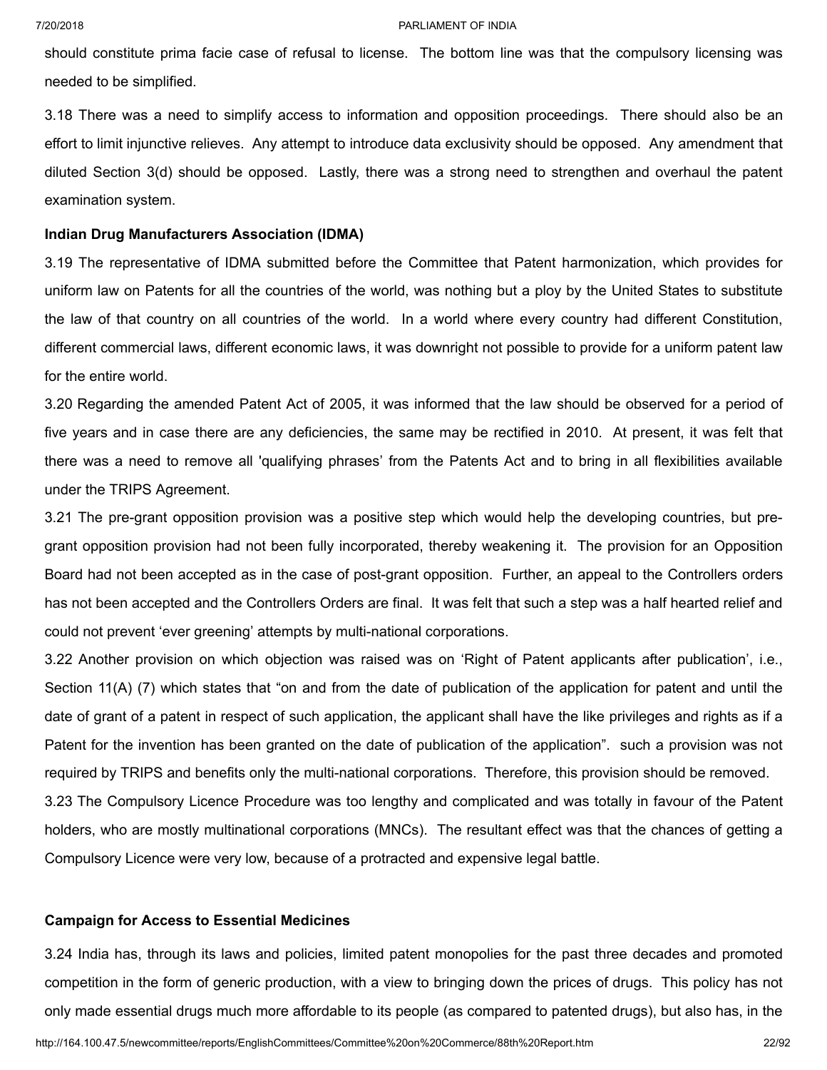should constitute prima facie case of refusal to license. The bottom line was that the compulsory licensing was needed to be simplified.

3.18 There was a need to simplify access to information and opposition proceedings. There should also be an effort to limit injunctive relieves. Any attempt to introduce data exclusivity should be opposed. Any amendment that diluted Section 3(d) should be opposed. Lastly, there was a strong need to strengthen and overhaul the patent examination system.

**Indian Drug Manufacturers Association (IDMA)**

3.19 The representative of IDMA submitted before the Committee that Patent harmonization, which provides for uniform law on Patents for all the countries of the world, was nothing but a ploy by the United States to substitute the law of that country on all countries of the world. In a world where every country had different Constitution, different commercial laws, different economic laws, it was downright not possible to provide for a uniform patent law for the entire world.

3.20 Regarding the amended Patent Act of 2005, it was informed that the law should be observed for a period of five years and in case there are any deficiencies, the same may be rectified in 2010. At present, it was felt that there was a need to remove all 'qualifying phrases' from the Patents Act and to bring in all flexibilities available under the TRIPS Agreement.

3.21 The pre-grant opposition provision was a positive step which would help the developing countries, but pre-grant opposition provision had not been fully incorporated, thereby weakening it. The provision for an Opposition Board had not been accepted as in the case of post-grant opposition. Further, an appeal to the Controllers orders has not been accepted and the Controllers Orders are final. It was felt that such a step was a half hearted relief and could not prevent 'ever greening' attempts by multi-national corporations.

3.22 Another provision on which objection was raised was on 'Right of Patent applicants after publication', i.e., Section 11(A) (7) which states that "on and from the date of publication of the application for patent and until the date of grant of a patent in respect of such application, the applicant shall have the like privileges and rights as if a Patent for the invention has been granted on the date of publication of the application". such a provision was not required by TRIPS and benefits only the multi-national corporations. Therefore, this provision should be removed.

3.23 The Compulsory Licence Procedure was too lengthy and complicated and was totally in favour of the Patent holders, who are mostly multinational corporations (MNCs). The resultant effect was that the chances of getting a Compulsory Licence were very low, because of a protracted and expensive legal battle.

**Campaign for Access to Essential Medicines**

3.24 India has, through its laws and policies, limited patent monopolies for the past three decades and promoted competition in the form of generic production, with a view to bringing down the prices of drugs. This policy has not only made essential drugs much more affordable to its people (as compared to patented drugs), but also has, in the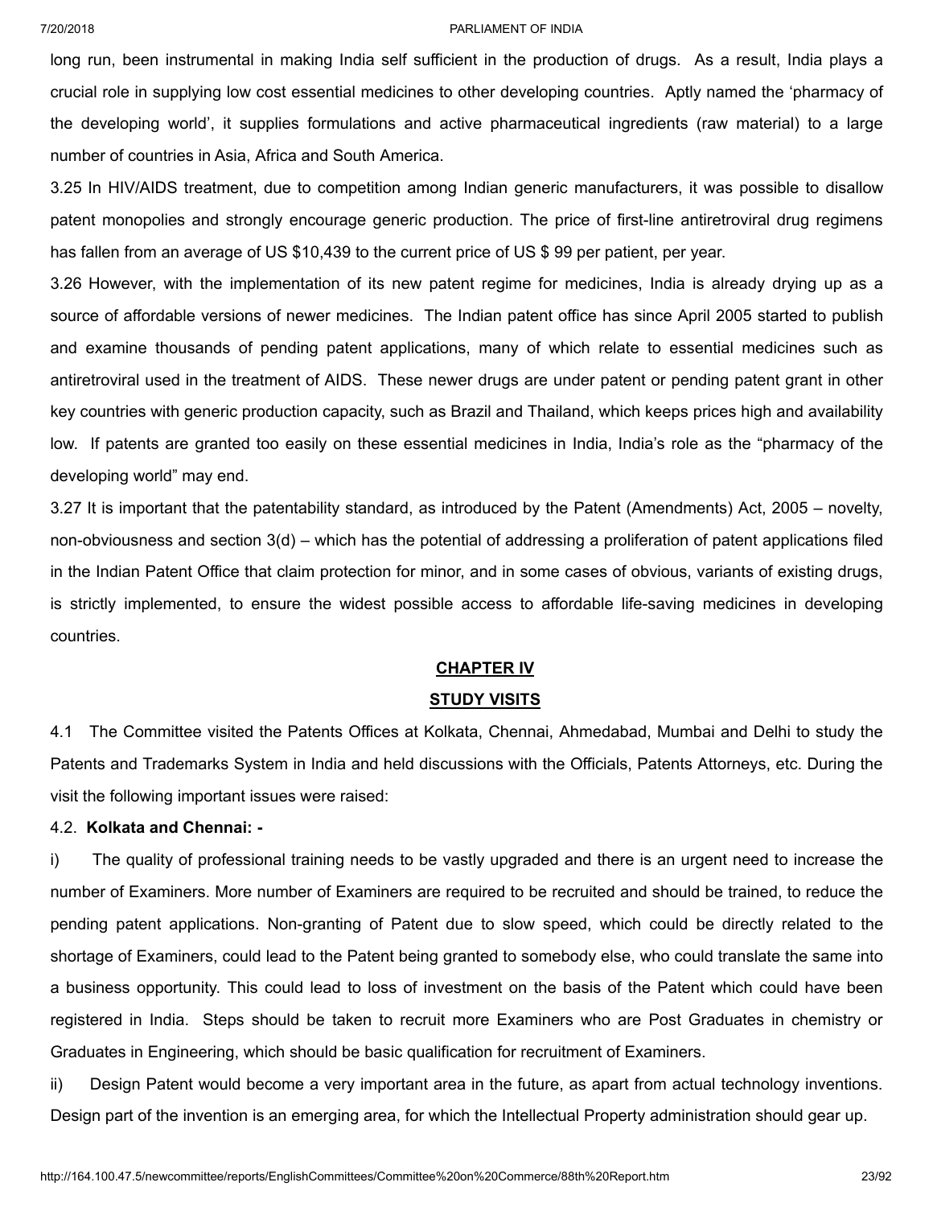long run, been instrumental in making India self sufficient in the production of drugs. As a result, India plays a crucial role in supplying low cost essential medicines to other developing countries. Aptly named the 'pharmacy of the developing world', it supplies formulations and active pharmaceutical ingredients (raw material) to a large number of countries in Asia, Africa and South America.

3.25 In HIV/AIDS treatment, due to competition among Indian generic manufacturers, it was possible to disallow patent monopolies and strongly encourage generic production. The price of first-line antiretroviral drug regimens has fallen from an average of US $10,439 to the current price of US $ 99 per patient, per year.

3.26 However, with the implementation of its new patent regime for medicines, India is already drying up as a source of affordable versions of newer medicines. The Indian patent office has since April 2005 started to publish and examine thousands of pending patent applications, many of which relate to essential medicines such as antiretroviral used in the treatment of AIDS. These newer drugs are under patent or pending patent grant in other key countries with generic production capacity, such as Brazil and Thailand, which keeps prices high and availability low. If patents are granted too easily on these essential medicines in India, India's role as the "pharmacy of the developing world" may end.

3.27 It is important that the patentability standard, as introduced by the Patent (Amendments) Act, 2005 – novelty, non-obviousness and section 3(d) – which has the potential of addressing a proliferation of patent applications filed in the Indian Patent Office that claim protection for minor, and in some cases of obvious, variants of existing drugs, is strictly implemented, to ensure the widest possible access to affordable life-saving medicines in developing countries.

## CHAPTER IV

## STUDY VISITS

4.1 The Committee visited the Patents Offices at Kolkata, Chennai, Ahmedabad, Mumbai and Delhi to study the Patents and Trademarks System in India and held discussions with the Officials, Patents Attorneys, etc. During the visit the following important issues were raised:

4.2. **Kolkata and Chennai: -**

i) The quality of professional training needs to be vastly upgraded and there is an urgent need to increase the number of Examiners. More number of Examiners are required to be recruited and should be trained, to reduce the pending patent applications. Non-granting of Patent due to slow speed, which could be directly related to the shortage of Examiners, could lead to the Patent being granted to somebody else, who could translate the same into a business opportunity. This could lead to loss of investment on the basis of the Patent which could have been registered in India. Steps should be taken to recruit more Examiners who are Post Graduates in chemistry or Graduates in Engineering, which should be basic qualification for recruitment of Examiners.

ii) Design Patent would become a very important area in the future, as apart from actual technology inventions. Design part of the invention is an emerging area, for which the Intellectual Property administration should gear up.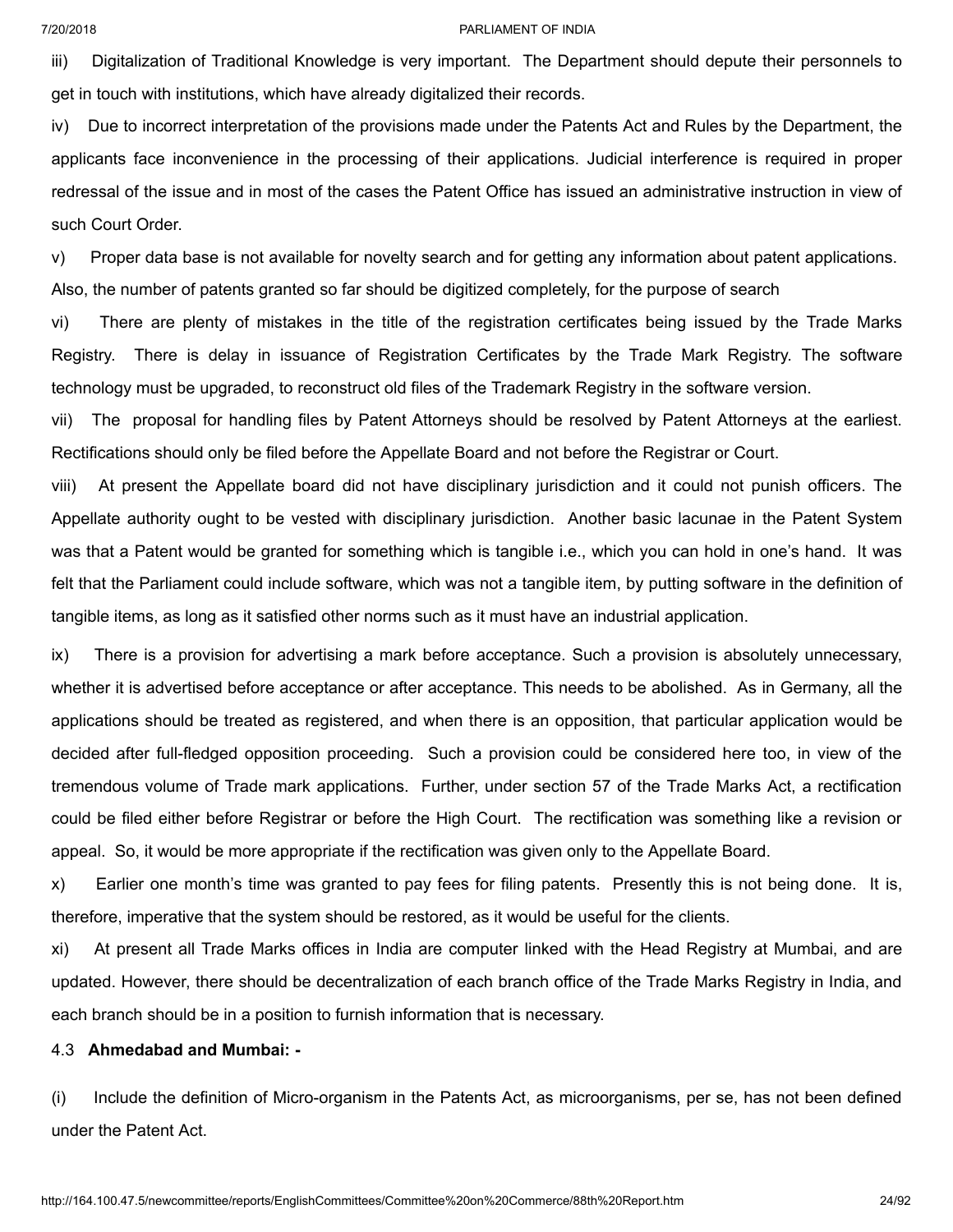iii) Digitalization of Traditional Knowledge is very important. The Department should depute their personnels to get in touch with institutions, which have already digitalized their records.

iv) Due to incorrect interpretation of the provisions made under the Patents Act and Rules by the Department, the applicants face inconvenience in the processing of their applications. Judicial interference is required in proper redressal of the issue and in most of the cases the Patent Office has issued an administrative instruction in view of such Court Order.

v) Proper data base is not available for novelty search and for getting any information about patent applications. Also, the number of patents granted so far should be digitized completely, for the purpose of search

vi) There are plenty of mistakes in the title of the registration certificates being issued by the Trade Marks Registry. There is delay in issuance of Registration Certificates by the Trade Mark Registry. The software technology must be upgraded, to reconstruct old files of the Trademark Registry in the software version.

vii) The proposal for handling files by Patent Attorneys should be resolved by Patent Attorneys at the earliest. Rectifications should only be filed before the Appellate Board and not before the Registrar or Court.

viii) At present the Appellate board did not have disciplinary jurisdiction and it could not punish officers. The Appellate authority ought to be vested with disciplinary jurisdiction. Another basic lacunae in the Patent System was that a Patent would be granted for something which is tangible i.e., which you can hold in one's hand. It was felt that the Parliament could include software, which was not a tangible item, by putting software in the definition of tangible items, as long as it satisfied other norms such as it must have an industrial application.

ix) There is a provision for advertising a mark before acceptance. Such a provision is absolutely unnecessary, whether it is advertised before acceptance or after acceptance. This needs to be abolished. As in Germany, all the applications should be treated as registered, and when there is an opposition, that particular application would be decided after full-fledged opposition proceeding. Such a provision could be considered here too, in view of the tremendous volume of Trade mark applications. Further, under section 57 of the Trade Marks Act, a rectification could be filed either before Registrar or before the High Court. The rectification was something like a revision or appeal. So, it would be more appropriate if the rectification was given only to the Appellate Board.

x) Earlier one month's time was granted to pay fees for filing patents. Presently this is not being done. It is, therefore, imperative that the system should be restored, as it would be useful for the clients.

xi) At present all Trade Marks offices in India are computer linked with the Head Registry at Mumbai, and are updated. However, there should be decentralization of each branch office of the Trade Marks Registry in India, and each branch should be in a position to furnish information that is necessary.

4.3 **Ahmedabad and Mumbai: -**

(i) Include the definition of Micro-organism in the Patents Act, as microorganisms, per se, has not been defined under the Patent Act.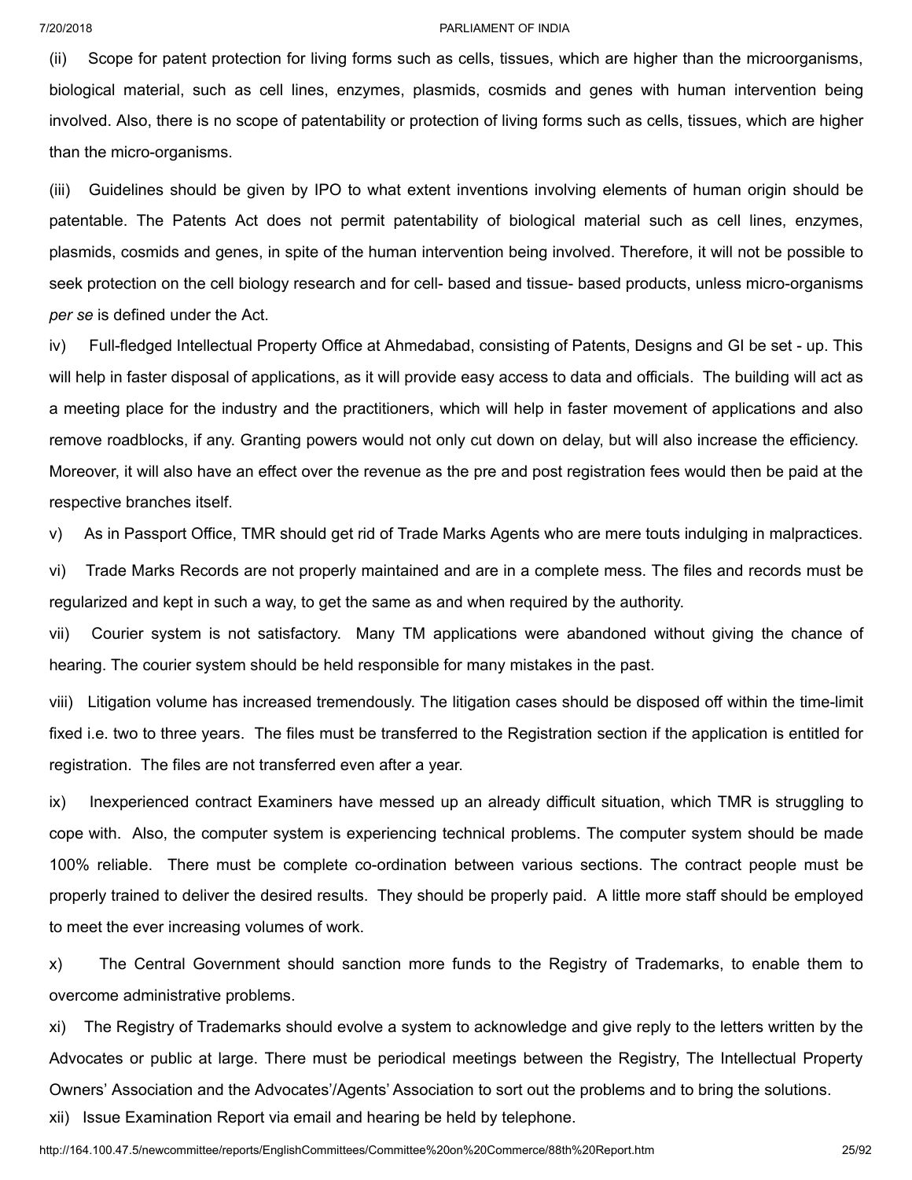(ii) Scope for patent protection for living forms such as cells, tissues, which are higher than the microorganisms, biological material, such as cell lines, enzymes, plasmids, cosmids and genes with human intervention being involved. Also, there is no scope of patentability or protection of living forms such as cells, tissues, which are higher than the micro-organisms.

(iii) Guidelines should be given by IPO to what extent inventions involving elements of human origin should be patentable. The Patents Act does not permit patentability of biological material such as cell lines, enzymes, plasmids, cosmids and genes, in spite of the human intervention being involved. Therefore, it will not be possible to seek protection on the cell biology research and for cell- based and tissue- based products, unless micro-organisms *per se* is defined under the Act.

iv) Full-fledged Intellectual Property Office at Ahmedabad, consisting of Patents, Designs and GI be set - up. This will help in faster disposal of applications, as it will provide easy access to data and officials. The building will act as a meeting place for the industry and the practitioners, which will help in faster movement of applications and also remove roadblocks, if any. Granting powers would not only cut down on delay, but will also increase the efficiency. Moreover, it will also have an effect over the revenue as the pre and post registration fees would then be paid at the respective branches itself.

v) As in Passport Office, TMR should get rid of Trade Marks Agents who are mere touts indulging in malpractices.

vi) Trade Marks Records are not properly maintained and are in a complete mess. The files and records must be regularized and kept in such a way, to get the same as and when required by the authority.

vii) Courier system is not satisfactory. Many TM applications were abandoned without giving the chance of hearing. The courier system should be held responsible for many mistakes in the past.

viii) Litigation volume has increased tremendously. The litigation cases should be disposed off within the time-limit fixed i.e. two to three years. The files must be transferred to the Registration section if the application is entitled for registration. The files are not transferred even after a year.

ix) Inexperienced contract Examiners have messed up an already difficult situation, which TMR is struggling to cope with. Also, the computer system is experiencing technical problems. The computer system should be made 100% reliable. There must be complete co-ordination between various sections. The contract people must be properly trained to deliver the desired results. They should be properly paid. A little more staff should be employed to meet the ever increasing volumes of work.

x) The Central Government should sanction more funds to the Registry of Trademarks, to enable them to overcome administrative problems.

xi) The Registry of Trademarks should evolve a system to acknowledge and give reply to the letters written by the Advocates or public at large. There must be periodical meetings between the Registry, The Intellectual Property Owners' Association and the Advocates'/Agents' Association to sort out the problems and to bring the solutions.

xii) Issue Examination Report via email and hearing be held by telephone.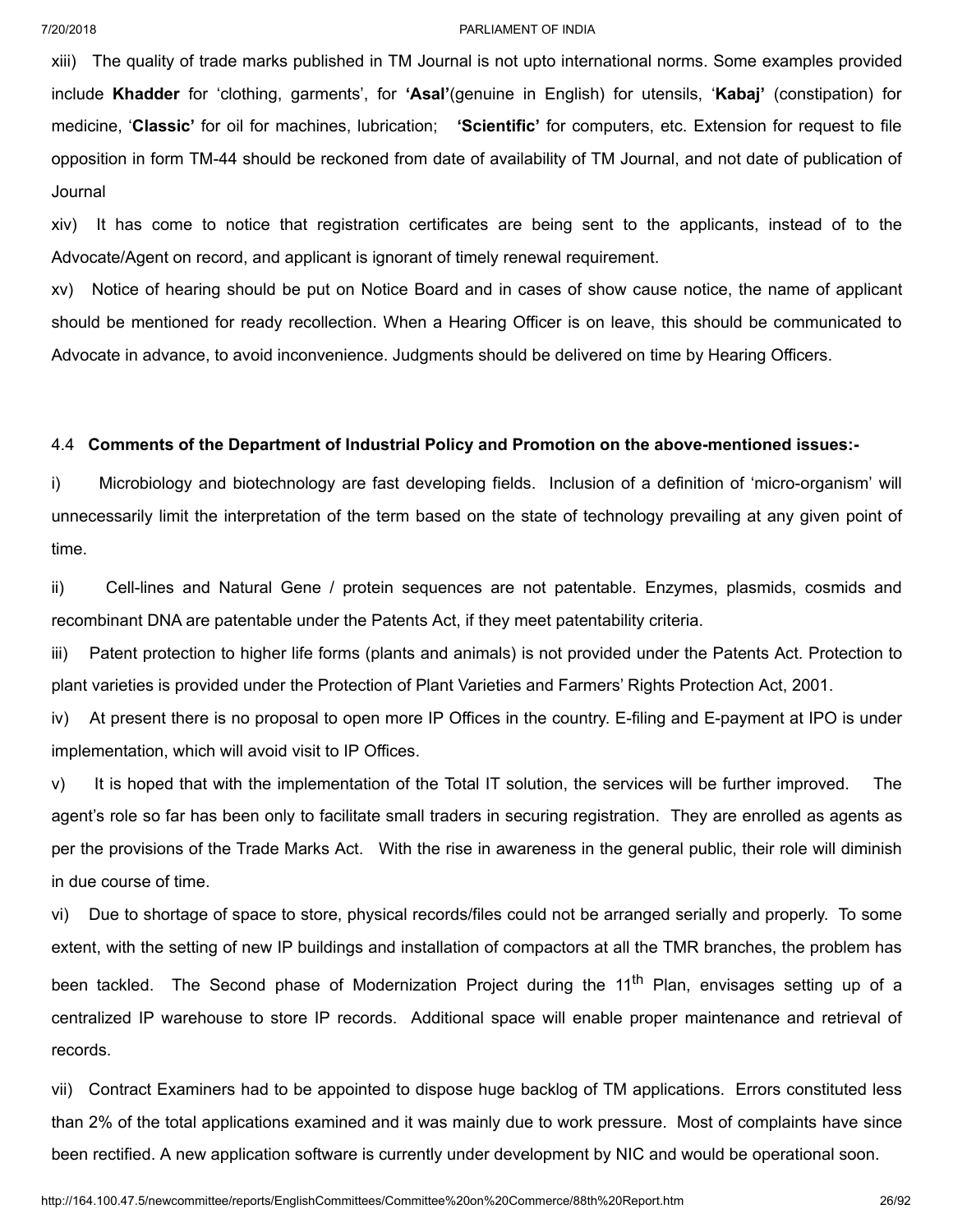xiii) The quality of trade marks published in TM Journal is not upto international norms. Some examples provided include **Khadder** for 'clothing, garments', for **'Asal'**(genuine in English) for utensils, '**Kabaj'** (constipation) for medicine, '**Classic'** for oil for machines, lubrication; **'Scientific'** for computers, etc. Extension for request to file opposition in form TM-44 should be reckoned from date of availability of TM Journal, and not date of publication of Journal

xiv) It has come to notice that registration certificates are being sent to the applicants, instead of to the Advocate/Agent on record, and applicant is ignorant of timely renewal requirement.

xv) Notice of hearing should be put on Notice Board and in cases of show cause notice, the name of applicant should be mentioned for ready recollection. When a Hearing Officer is on leave, this should be communicated to Advocate in advance, to avoid inconvenience. Judgments should be delivered on time by Hearing Officers.

4.4 **Comments of the Department of Industrial Policy and Promotion on the above-mentioned issues:-**

i) Microbiology and biotechnology are fast developing fields. Inclusion of a definition of 'micro-organism' will unnecessarily limit the interpretation of the term based on the state of technology prevailing at any given point of time.

ii) Cell-lines and Natural Gene / protein sequences are not patentable. Enzymes, plasmids, cosmids and recombinant DNA are patentable under the Patents Act, if they meet patentability criteria.

iii) Patent protection to higher life forms (plants and animals) is not provided under the Patents Act. Protection to plant varieties is provided under the Protection of Plant Varieties and Farmers' Rights Protection Act, 2001.

iv) At present there is no proposal to open more IP Offices in the country. E-filing and E-payment at IPO is under implementation, which will avoid visit to IP Offices.

v) It is hoped that with the implementation of the Total IT solution, the services will be further improved. The agent's role so far has been only to facilitate small traders in securing registration. They are enrolled as agents as per the provisions of the Trade Marks Act. With the rise in awareness in the general public, their role will diminish in due course of time.

vi) Due to shortage of space to store, physical records/files could not be arranged serially and properly. To some extent, with the setting of new IP buildings and installation of compactors at all the TMR branches, the problem has been tackled. The Second phase of Modernization Project during the 11th Plan, envisages setting up of a centralized IP warehouse to store IP records. Additional space will enable proper maintenance and retrieval of records.

vii) Contract Examiners had to be appointed to dispose huge backlog of TM applications. Errors constituted less than 2% of the total applications examined and it was mainly due to work pressure. Most of complaints have since been rectified. A new application software is currently under development by NIC and would be operational soon.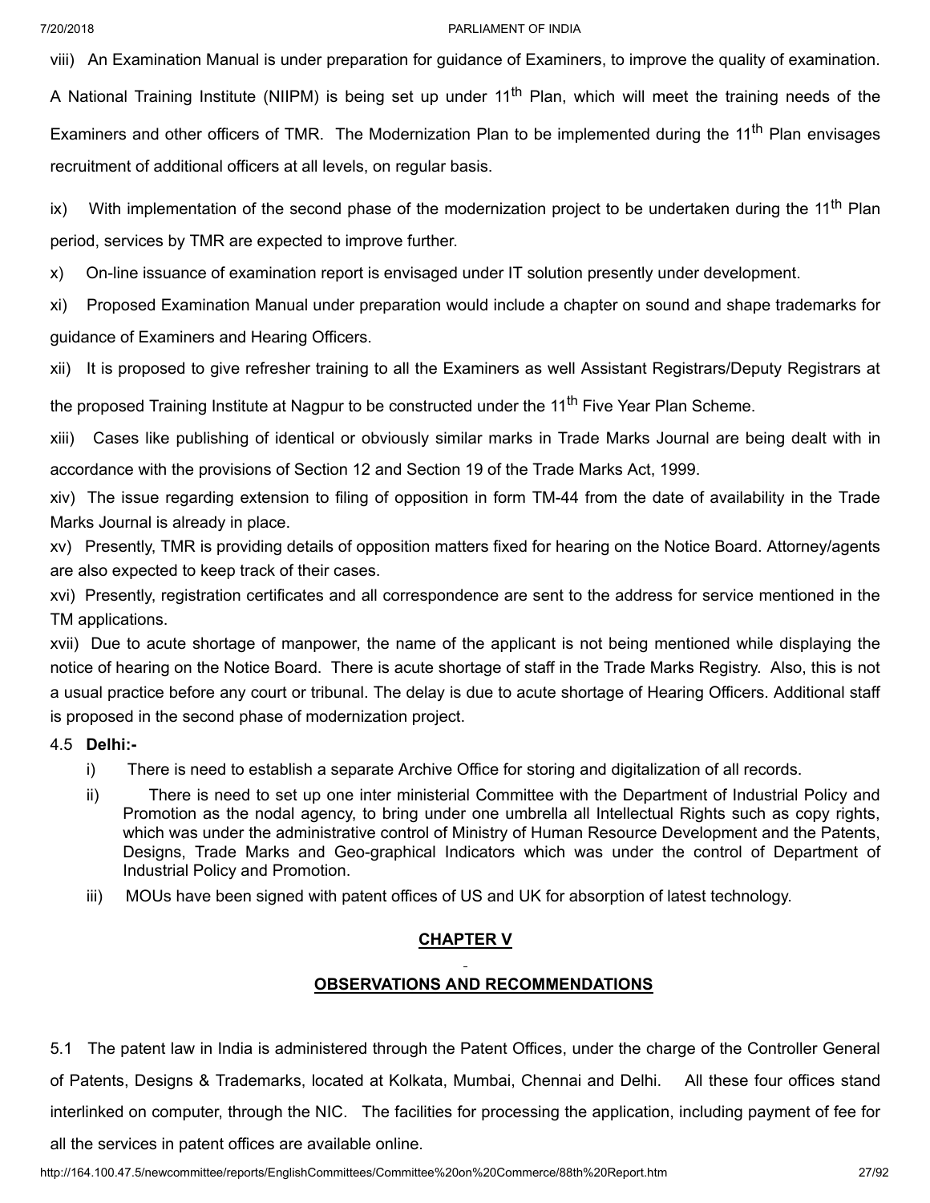viii) An Examination Manual is under preparation for guidance of Examiners, to improve the quality of examination. A National Training Institute (NIIPM) is being set up under 11th Plan, which will meet the training needs of the Examiners and other officers of TMR. The Modernization Plan to be implemented during the 11th Plan envisages recruitment of additional officers at all levels, on regular basis.

ix) With implementation of the second phase of the modernization project to be undertaken during the 11th Plan period, services by TMR are expected to improve further.

x) On-line issuance of examination report is envisaged under IT solution presently under development.

xi) Proposed Examination Manual under preparation would include a chapter on sound and shape trademarks for guidance of Examiners and Hearing Officers.

xii) It is proposed to give refresher training to all the Examiners as well Assistant Registrars/Deputy Registrars at the proposed Training Institute at Nagpur to be constructed under the 11th Five Year Plan Scheme.

xiii) Cases like publishing of identical or obviously similar marks in Trade Marks Journal are being dealt with in accordance with the provisions of Section 12 and Section 19 of the Trade Marks Act, 1999.

xiv) The issue regarding extension to filing of opposition in form TM-44 from the date of availability in the Trade Marks Journal is already in place.

xv) Presently, TMR is providing details of opposition matters fixed for hearing on the Notice Board. Attorney/agents are also expected to keep track of their cases.

xvi) Presently, registration certificates and all correspondence are sent to the address for service mentioned in the TM applications.

xvii) Due to acute shortage of manpower, the name of the applicant is not being mentioned while displaying the notice of hearing on the Notice Board. There is acute shortage of staff in the Trade Marks Registry. Also, this is not a usual practice before any court or tribunal. The delay is due to acute shortage of Hearing Officers. Additional staff is proposed in the second phase of modernization project.

4.5 **Delhi:-**

i) There is need to establish a separate Archive Office for storing and digitalization of all records.

ii) There is need to set up one inter ministerial Committee with the Department of Industrial Policy and Promotion as the nodal agency, to bring under one umbrella all Intellectual Rights such as copy rights, which was under the administrative control of Ministry of Human Resource Development and the Patents, Designs, Trade Marks and Geo-graphical Indicators which was under the control of Department of Industrial Policy and Promotion.

iii) MOUs have been signed with patent offices of US and UK for absorption of latest technology.

## CHAPTER V

## OBSERVATIONS AND RECOMMENDATIONS

5.1 The patent law in India is administered through the Patent Offices, under the charge of the Controller General of Patents, Designs & Trademarks, located at Kolkata, Mumbai, Chennai and Delhi. All these four offices stand interlinked on computer, through the NIC. The facilities for processing the application, including payment of fee for all the services in patent offices are available online.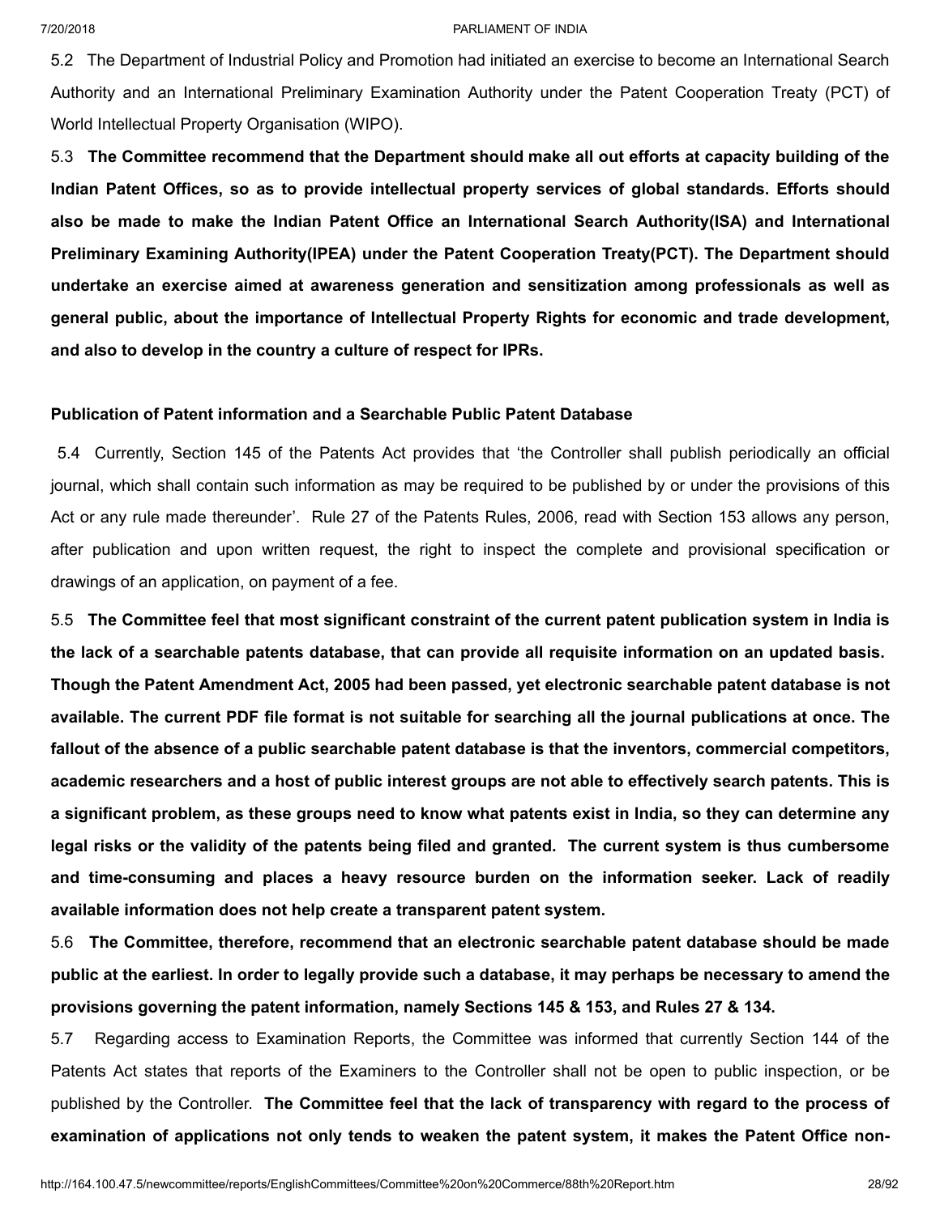5.2 The Department of Industrial Policy and Promotion had initiated an exercise to become an International Search Authority and an International Preliminary Examination Authority under the Patent Cooperation Treaty (PCT) of World Intellectual Property Organisation (WIPO).

5.3 **The Committee recommend that the Department should make all out efforts at capacity building of the Indian Patent Offices, so as to provide intellectual property services of global standards. Efforts should also be made to make the Indian Patent Office an International Search Authority(ISA) and International Preliminary Examining Authority(IPEA) under the Patent Cooperation Treaty(PCT). The Department should undertake an exercise aimed at awareness generation and sensitization among professionals as well as general public, about the importance of Intellectual Property Rights for economic and trade development, and also to develop in the country a culture of respect for IPRs.**

**Publication of Patent information and a Searchable Public Patent Database**

5.4 Currently, Section 145 of the Patents Act provides that 'the Controller shall publish periodically an official journal, which shall contain such information as may be required to be published by or under the provisions of this Act or any rule made thereunder'. Rule 27 of the Patents Rules, 2006, read with Section 153 allows any person, after publication and upon written request, the right to inspect the complete and provisional specification or drawings of an application, on payment of a fee.

5.5 **The Committee feel that most significant constraint of the current patent publication system in India is the lack of a searchable patents database, that can provide all requisite information on an updated basis. Though the Patent Amendment Act, 2005 had been passed, yet electronic searchable patent database is not available. The current PDF file format is not suitable for searching all the journal publications at once. The fallout of the absence of a public searchable patent database is that the inventors, commercial competitors, academic researchers and a host of public interest groups are not able to effectively search patents. This is a significant problem, as these groups need to know what patents exist in India, so they can determine any legal risks or the validity of the patents being filed and granted. The current system is thus cumbersome and time-consuming and places a heavy resource burden on the information seeker. Lack of readily available information does not help create a transparent patent system.**

5.6 **The Committee, therefore, recommend that an electronic searchable patent database should be made public at the earliest. In order to legally provide such a database, it may perhaps be necessary to amend the provisions governing the patent information, namely Sections 145 & 153, and Rules 27 & 134.**

5.7 Regarding access to Examination Reports, the Committee was informed that currently Section 144 of the Patents Act states that reports of the Examiners to the Controller shall not be open to public inspection, or be published by the Controller. **The Committee feel that the lack of transparency with regard to the process of examination of applications not only tends to weaken the patent system, it makes the Patent Office non-**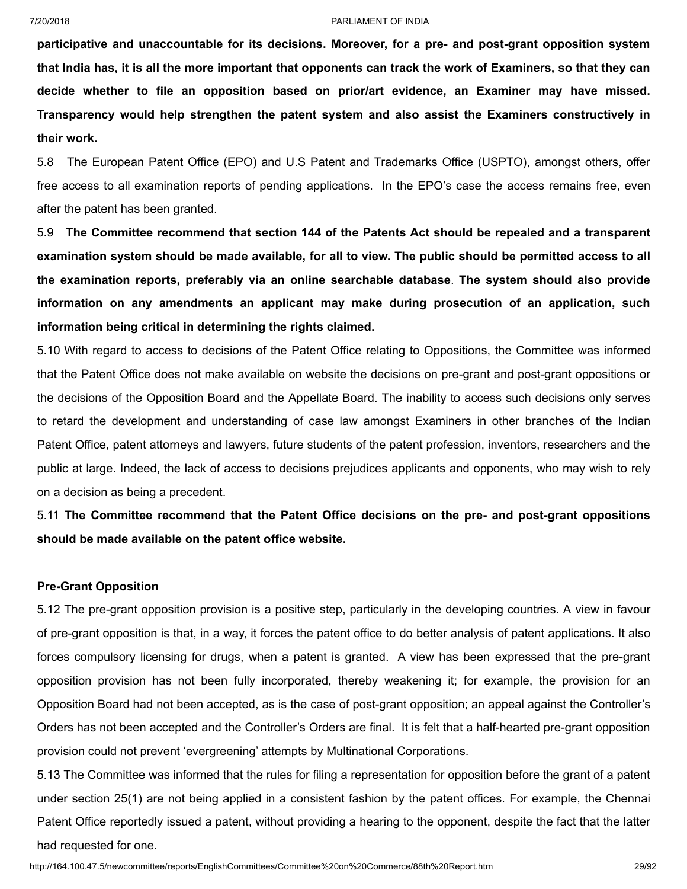**participative and unaccountable for its decisions. Moreover, for a pre- and post-grant opposition system that India has, it is all the more important that opponents can track the work of Examiners, so that they can decide whether to file an opposition based on prior/art evidence, an Examiner may have missed. Transparency would help strengthen the patent system and also assist the Examiners constructively in their work.**

5.8 The European Patent Office (EPO) and U.S Patent and Trademarks Office (USPTO), amongst others, offer free access to all examination reports of pending applications. In the EPO's case the access remains free, even after the patent has been granted.

5.9 **The Committee recommend that section 144 of the Patents Act should be repealed and a transparent examination system should be made available, for all to view. The public should be permitted access to all the examination reports, preferably via an online searchable database. The system should also provide information on any amendments an applicant may make during prosecution of an application, such information being critical in determining the rights claimed.**

5.10 With regard to access to decisions of the Patent Office relating to Oppositions, the Committee was informed that the Patent Office does not make available on website the decisions on pre-grant and post-grant oppositions or the decisions of the Opposition Board and the Appellate Board. The inability to access such decisions only serves to retard the development and understanding of case law amongst Examiners in other branches of the Indian Patent Office, patent attorneys and lawyers, future students of the patent profession, inventors, researchers and the public at large. Indeed, the lack of access to decisions prejudices applicants and opponents, who may wish to rely on a decision as being a precedent.

5.11 **The Committee recommend that the Patent Office decisions on the pre- and post-grant oppositions should be made available on the patent office website.**

**Pre-Grant Opposition**

5.12 The pre-grant opposition provision is a positive step, particularly in the developing countries. A view in favour of pre-grant opposition is that, in a way, it forces the patent office to do better analysis of patent applications. It also forces compulsory licensing for drugs, when a patent is granted. A view has been expressed that the pre-grant opposition provision has not been fully incorporated, thereby weakening it; for example, the provision for an Opposition Board had not been accepted, as is the case of post-grant opposition; an appeal against the Controller's Orders has not been accepted and the Controller's Orders are final. It is felt that a half-hearted pre-grant opposition provision could not prevent 'evergreening' attempts by Multinational Corporations.

5.13 The Committee was informed that the rules for filing a representation for opposition before the grant of a patent under section 25(1) are not being applied in a consistent fashion by the patent offices. For example, the Chennai Patent Office reportedly issued a patent, without providing a hearing to the opponent, despite the fact that the latter had requested for one.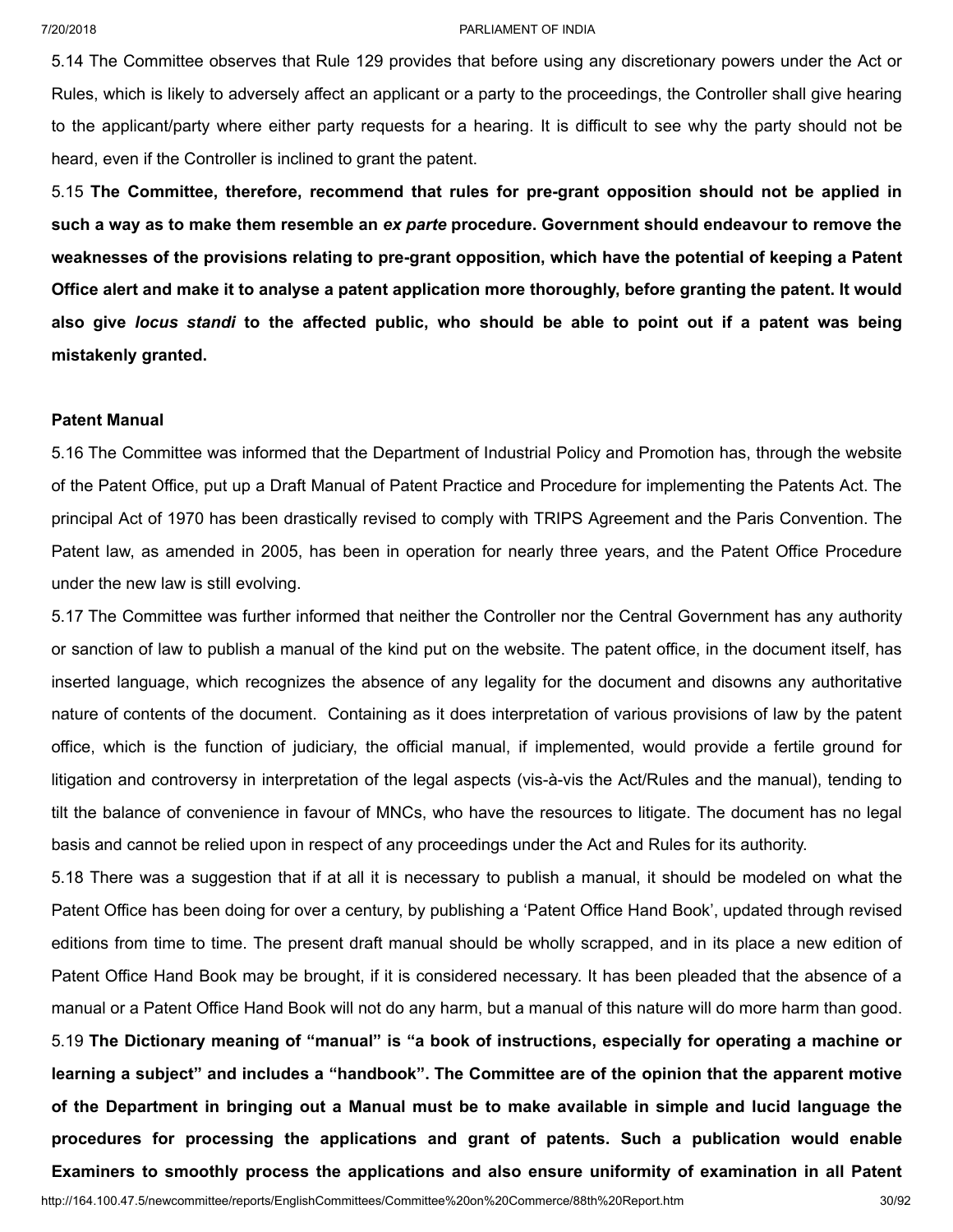5.14 The Committee observes that Rule 129 provides that before using any discretionary powers under the Act or Rules, which is likely to adversely affect an applicant or a party to the proceedings, the Controller shall give hearing to the applicant/party where either party requests for a hearing. It is difficult to see why the party should not be heard, even if the Controller is inclined to grant the patent.

5.15 **The Committee, therefore, recommend that rules for pre-grant opposition should not be applied in such a way as to make them resemble an *ex parte* procedure. Government should endeavour to remove the weaknesses of the provisions relating to pre-grant opposition, which have the potential of keeping a Patent Office alert and make it to analyse a patent application more thoroughly, before granting the patent. It would also give *locus standi* to the affected public, who should be able to point out if a patent was being mistakenly granted.**

**Patent Manual**

5.16 The Committee was informed that the Department of Industrial Policy and Promotion has, through the website of the Patent Office, put up a Draft Manual of Patent Practice and Procedure for implementing the Patents Act. The principal Act of 1970 has been drastically revised to comply with TRIPS Agreement and the Paris Convention. The Patent law, as amended in 2005, has been in operation for nearly three years, and the Patent Office Procedure under the new law is still evolving.

5.17 The Committee was further informed that neither the Controller nor the Central Government has any authority or sanction of law to publish a manual of the kind put on the website. The patent office, in the document itself, has inserted language, which recognizes the absence of any legality for the document and disowns any authoritative nature of contents of the document. Containing as it does interpretation of various provisions of law by the patent office, which is the function of judiciary, the official manual, if implemented, would provide a fertile ground for litigation and controversy in interpretation of the legal aspects (vis-à-vis the Act/Rules and the manual), tending to tilt the balance of convenience in favour of MNCs, who have the resources to litigate. The document has no legal basis and cannot be relied upon in respect of any proceedings under the Act and Rules for its authority.

5.18 There was a suggestion that if at all it is necessary to publish a manual, it should be modeled on what the Patent Office has been doing for over a century, by publishing a 'Patent Office Hand Book', updated through revised editions from time to time. The present draft manual should be wholly scrapped, and in its place a new edition of Patent Office Hand Book may be brought, if it is considered necessary. It has been pleaded that the absence of a manual or a Patent Office Hand Book will not do any harm, but a manual of this nature will do more harm than good.

5.19 **The Dictionary meaning of "manual" is "a book of instructions, especially for operating a machine or learning a subject" and includes a "handbook". The Committee are of the opinion that the apparent motive of the Department in bringing out a Manual must be to make available in simple and lucid language the procedures for processing the applications and grant of patents. Such a publication would enable Examiners to smoothly process the applications and also ensure uniformity of examination in all Patent**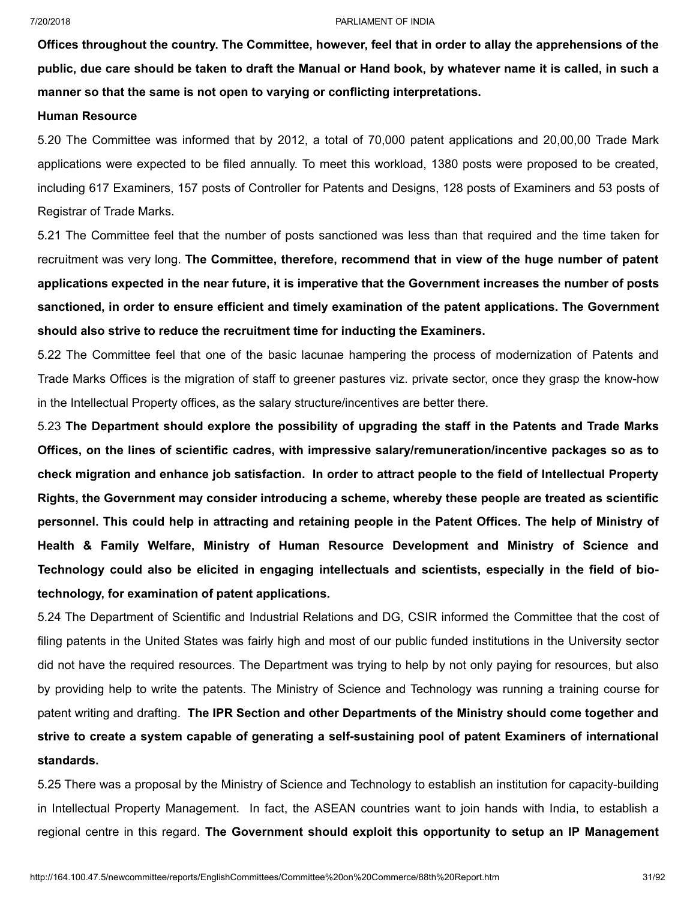**Offices throughout the country. The Committee, however, feel that in order to allay the apprehensions of the public, due care should be taken to draft the Manual or Hand book, by whatever name it is called, in such a manner so that the same is not open to varying or conflicting interpretations.**

**Human Resource**

5.20 The Committee was informed that by 2012, a total of 70,000 patent applications and 20,00,00 Trade Mark applications were expected to be filed annually. To meet this workload, 1380 posts were proposed to be created, including 617 Examiners, 157 posts of Controller for Patents and Designs, 128 posts of Examiners and 53 posts of Registrar of Trade Marks.

5.21 The Committee feel that the number of posts sanctioned was less than that required and the time taken for recruitment was very long. **The Committee, therefore, recommend that in view of the huge number of patent applications expected in the near future, it is imperative that the Government increases the number of posts sanctioned, in order to ensure efficient and timely examination of the patent applications. The Government should also strive to reduce the recruitment time for inducting the Examiners.**

5.22 The Committee feel that one of the basic lacunae hampering the process of modernization of Patents and Trade Marks Offices is the migration of staff to greener pastures viz. private sector, once they grasp the know-how in the Intellectual Property offices, as the salary structure/incentives are better there.

5.23 **The Department should explore the possibility of upgrading the staff in the Patents and Trade Marks Offices, on the lines of scientific cadres, with impressive salary/remuneration/incentive packages so as to check migration and enhance job satisfaction. In order to attract people to the field of Intellectual Property Rights, the Government may consider introducing a scheme, whereby these people are treated as scientific personnel. This could help in attracting and retaining people in the Patent Offices. The help of Ministry of Health & Family Welfare, Ministry of Human Resource Development and Ministry of Science and Technology could also be elicited in engaging intellectuals and scientists, especially in the field of bio-technology, for examination of patent applications.**

5.24 The Department of Scientific and Industrial Relations and DG, CSIR informed the Committee that the cost of filing patents in the United States was fairly high and most of our public funded institutions in the University sector did not have the required resources. The Department was trying to help by not only paying for resources, but also by providing help to write the patents. The Ministry of Science and Technology was running a training course for patent writing and drafting. **The IPR Section and other Departments of the Ministry should come together and strive to create a system capable of generating a self-sustaining pool of patent Examiners of international standards.**

5.25 There was a proposal by the Ministry of Science and Technology to establish an institution for capacity-building in Intellectual Property Management. In fact, the ASEAN countries want to join hands with India, to establish a regional centre in this regard. **The Government should exploit this opportunity to setup an IP Management**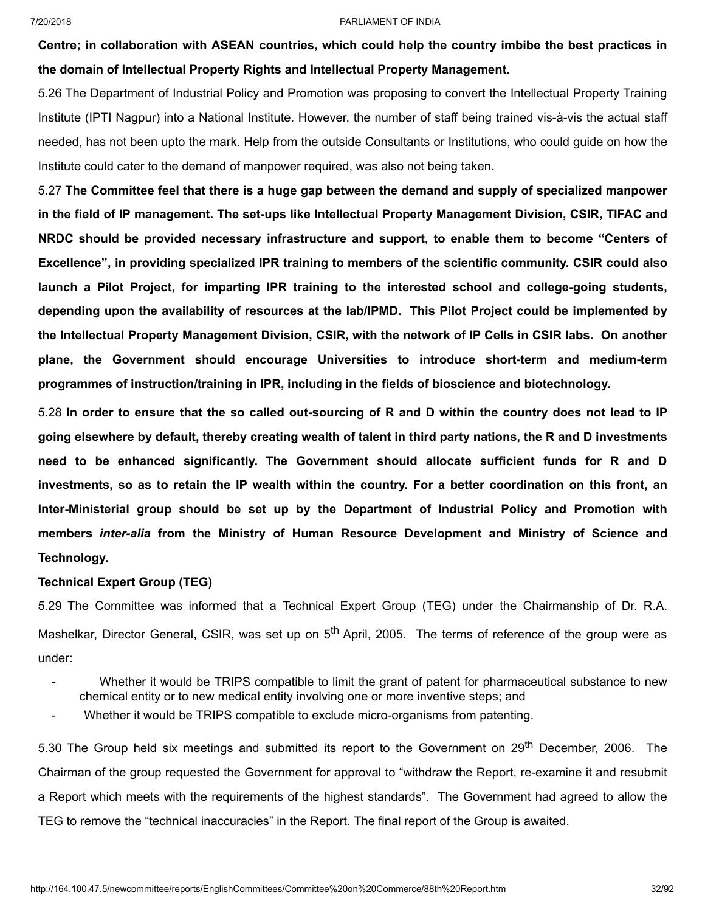**Centre; in collaboration with ASEAN countries, which could help the country imbibe the best practices in the domain of Intellectual Property Rights and Intellectual Property Management.**

5.26 The Department of Industrial Policy and Promotion was proposing to convert the Intellectual Property Training Institute (IPTI Nagpur) into a National Institute. However, the number of staff being trained vis-à-vis the actual staff needed, has not been upto the mark. Help from the outside Consultants or Institutions, who could guide on how the Institute could cater to the demand of manpower required, was also not being taken.

5.27 **The Committee feel that there is a huge gap between the demand and supply of specialized manpower in the field of IP management. The set-ups like Intellectual Property Management Division, CSIR, TIFAC and NRDC should be provided necessary infrastructure and support, to enable them to become "Centers of Excellence", in providing specialized IPR training to members of the scientific community. CSIR could also launch a Pilot Project, for imparting IPR training to the interested school and college-going students, depending upon the availability of resources at the lab/IPMD. This Pilot Project could be implemented by the Intellectual Property Management Division, CSIR, with the network of IP Cells in CSIR labs. On another plane, the Government should encourage Universities to introduce short-term and medium-term programmes of instruction/training in IPR, including in the fields of bioscience and biotechnology.**

5.28 **In order to ensure that the so called out-sourcing of R and D within the country does not lead to IP going elsewhere by default, thereby creating wealth of talent in third party nations, the R and D investments need to be enhanced significantly. The Government should allocate sufficient funds for R and D investments, so as to retain the IP wealth within the country. For a better coordination on this front, an Inter-Ministerial group should be set up by the Department of Industrial Policy and Promotion with members *inter-alia* from the Ministry of Human Resource Development and Ministry of Science and Technology.**

**Technical Expert Group (TEG)**

5.29 The Committee was informed that a Technical Expert Group (TEG) under the Chairmanship of Dr. R.A. Mashelkar, Director General, CSIR, was set up on 5th April, 2005. The terms of reference of the group were as under:

- Whether it would be TRIPS compatible to limit the grant of patent for pharmaceutical substance to new chemical entity or to new medical entity involving one or more inventive steps; and
- Whether it would be TRIPS compatible to exclude micro-organisms from patenting.

5.30 The Group held six meetings and submitted its report to the Government on 29th December, 2006. The Chairman of the group requested the Government for approval to "withdraw the Report, re-examine it and resubmit a Report which meets with the requirements of the highest standards". The Government had agreed to allow the TEG to remove the "technical inaccuracies" in the Report. The final report of the Group is awaited.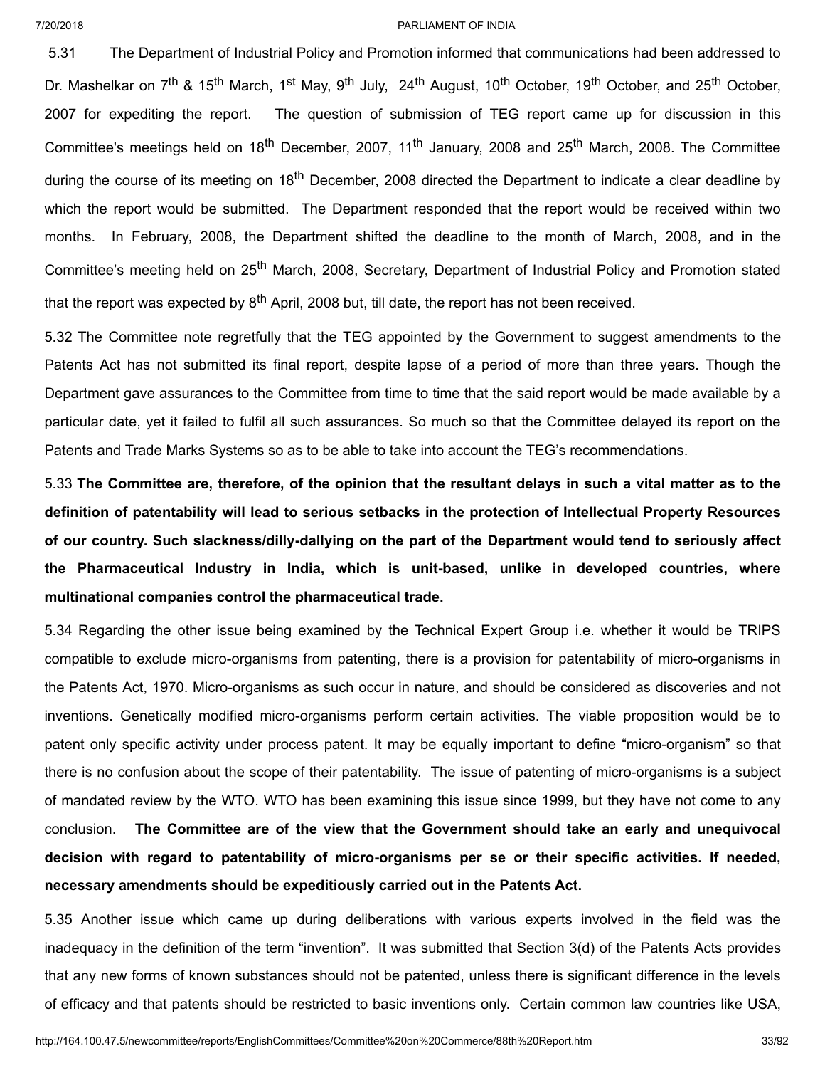5.31 The Department of Industrial Policy and Promotion informed that communications had been addressed to Dr. Mashelkar on 7th & 15th March, 1st May, 9th July, 24th August, 10th October, 19th October, and 25th October, 2007 for expediting the report. The question of submission of TEG report came up for discussion in this Committee's meetings held on 18th December, 2007, 11th January, 2008 and 25th March, 2008. The Committee during the course of its meeting on 18th December, 2008 directed the Department to indicate a clear deadline by which the report would be submitted. The Department responded that the report would be received within two months. In February, 2008, the Department shifted the deadline to the month of March, 2008, and in the Committee's meeting held on 25th March, 2008, Secretary, Department of Industrial Policy and Promotion stated that the report was expected by 8th April, 2008 but, till date, the report has not been received.

5.32 The Committee note regretfully that the TEG appointed by the Government to suggest amendments to the Patents Act has not submitted its final report, despite lapse of a period of more than three years. Though the Department gave assurances to the Committee from time to time that the said report would be made available by a particular date, yet it failed to fulfil all such assurances. So much so that the Committee delayed its report on the Patents and Trade Marks Systems so as to be able to take into account the TEG's recommendations.

5.33 **The Committee are, therefore, of the opinion that the resultant delays in such a vital matter as to the definition of patentability will lead to serious setbacks in the protection of Intellectual Property Resources of our country. Such slackness/dilly-dallying on the part of the Department would tend to seriously affect the Pharmaceutical Industry in India, which is unit-based, unlike in developed countries, where multinational companies control the pharmaceutical trade.**

5.34 Regarding the other issue being examined by the Technical Expert Group i.e. whether it would be TRIPS compatible to exclude micro-organisms from patenting, there is a provision for patentability of micro-organisms in the Patents Act, 1970. Micro-organisms as such occur in nature, and should be considered as discoveries and not inventions. Genetically modified micro-organisms perform certain activities. The viable proposition would be to patent only specific activity under process patent. It may be equally important to define "micro-organism" so that there is no confusion about the scope of their patentability. The issue of patenting of micro-organisms is a subject of mandated review by the WTO. WTO has been examining this issue since 1999, but they have not come to any conclusion. **The Committee are of the view that the Government should take an early and unequivocal decision with regard to patentability of micro-organisms per se or their specific activities. If needed, necessary amendments should be expeditiously carried out in the Patents Act.**

5.35 Another issue which came up during deliberations with various experts involved in the field was the inadequacy in the definition of the term "invention". It was submitted that Section 3(d) of the Patents Acts provides that any new forms of known substances should not be patented, unless there is significant difference in the levels of efficacy and that patents should be restricted to basic inventions only. Certain common law countries like USA,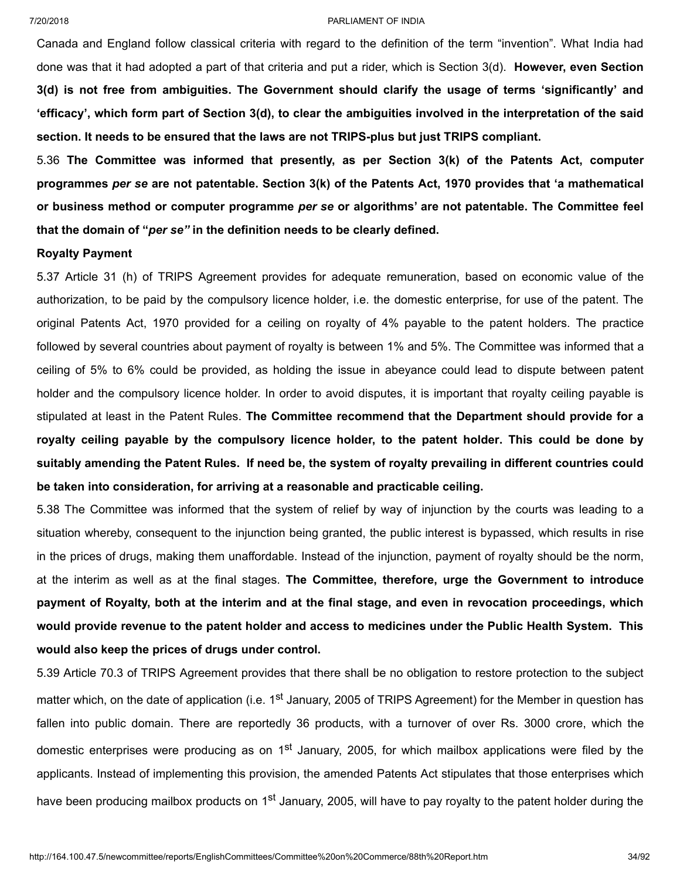Canada and England follow classical criteria with regard to the definition of the term "invention". What India had done was that it had adopted a part of that criteria and put a rider, which is Section 3(d). **However, even Section 3(d) is not free from ambiguities. The Government should clarify the usage of terms 'significantly' and 'efficacy', which form part of Section 3(d), to clear the ambiguities involved in the interpretation of the said section. It needs to be ensured that the laws are not TRIPS-plus but just TRIPS compliant.**

5.36 **The Committee was informed that presently, as per Section 3(k) of the Patents Act, computer programmes *per se* are not patentable. Section 3(k) of the Patents Act, 1970 provides that 'a mathematical or business method or computer programme *per se* or algorithms' are not patentable. The Committee feel that the domain of "*per se"* in the definition needs to be clearly defined.**

**Royalty Payment**

5.37 Article 31 (h) of TRIPS Agreement provides for adequate remuneration, based on economic value of the authorization, to be paid by the compulsory licence holder, i.e. the domestic enterprise, for use of the patent. The original Patents Act, 1970 provided for a ceiling on royalty of 4% payable to the patent holders. The practice followed by several countries about payment of royalty is between 1% and 5%. The Committee was informed that a ceiling of 5% to 6% could be provided, as holding the issue in abeyance could lead to dispute between patent holder and the compulsory licence holder. In order to avoid disputes, it is important that royalty ceiling payable is stipulated at least in the Patent Rules. **The Committee recommend that the Department should provide for a royalty ceiling payable by the compulsory licence holder, to the patent holder. This could be done by suitably amending the Patent Rules. If need be, the system of royalty prevailing in different countries could be taken into consideration, for arriving at a reasonable and practicable ceiling.**

5.38 The Committee was informed that the system of relief by way of injunction by the courts was leading to a situation whereby, consequent to the injunction being granted, the public interest is bypassed, which results in rise in the prices of drugs, making them unaffordable. Instead of the injunction, payment of royalty should be the norm, at the interim as well as at the final stages. **The Committee, therefore, urge the Government to introduce payment of Royalty, both at the interim and at the final stage, and even in revocation proceedings, which would provide revenue to the patent holder and access to medicines under the Public Health System. This would also keep the prices of drugs under control.**

5.39 Article 70.3 of TRIPS Agreement provides that there shall be no obligation to restore protection to the subject matter which, on the date of application (i.e. 1st January, 2005 of TRIPS Agreement) for the Member in question has fallen into public domain. There are reportedly 36 products, with a turnover of over Rs. 3000 crore, which the domestic enterprises were producing as on 1st January, 2005, for which mailbox applications were filed by the applicants. Instead of implementing this provision, the amended Patents Act stipulates that those enterprises which have been producing mailbox products on 1st January, 2005, will have to pay royalty to the patent holder during the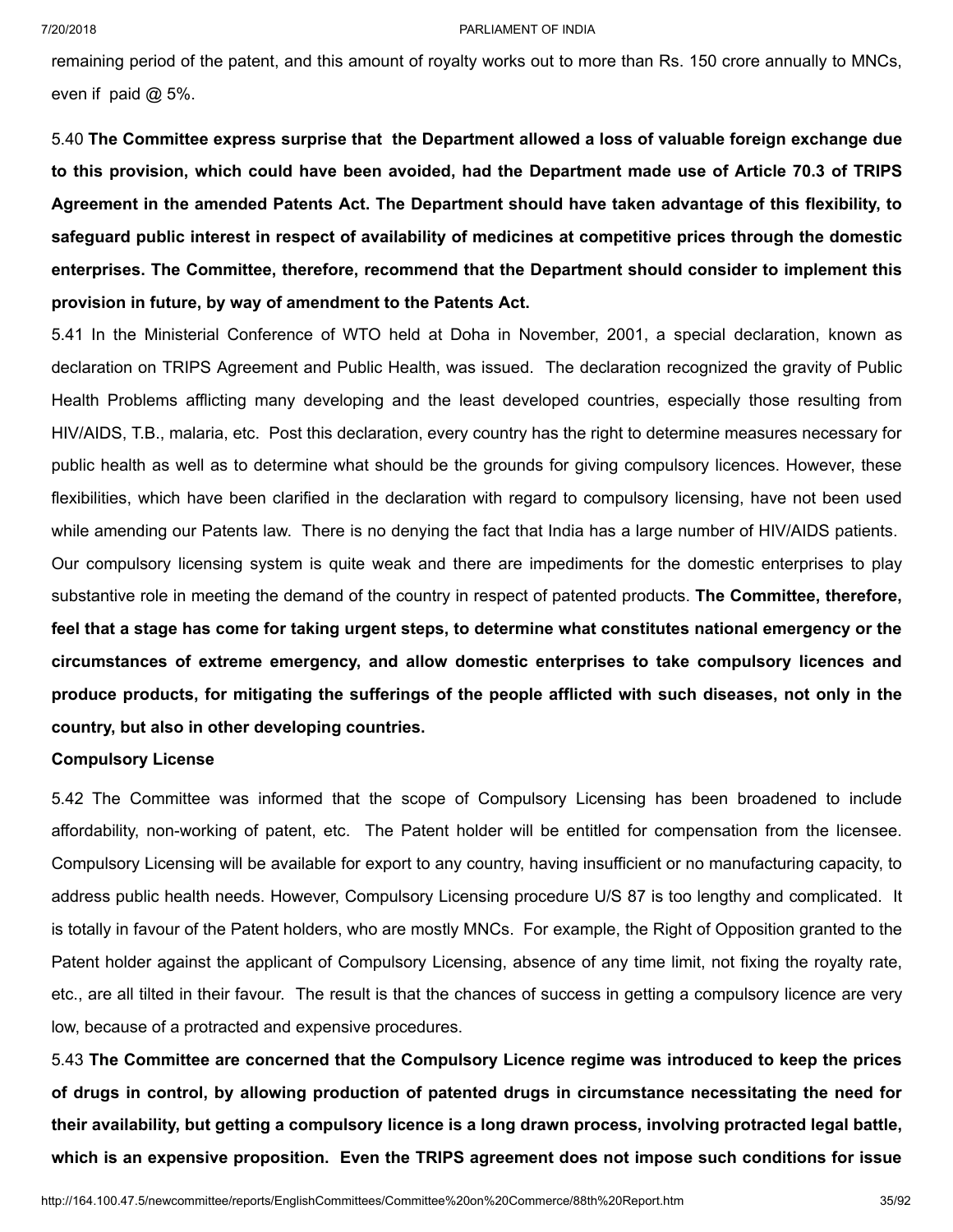remaining period of the patent, and this amount of royalty works out to more than Rs. 150 crore annually to MNCs, even if paid @ 5%.

5.40 **The Committee express surprise that the Department allowed a loss of valuable foreign exchange due to this provision, which could have been avoided, had the Department made use of Article 70.3 of TRIPS Agreement in the amended Patents Act. The Department should have taken advantage of this flexibility, to safeguard public interest in respect of availability of medicines at competitive prices through the domestic enterprises. The Committee, therefore, recommend that the Department should consider to implement this provision in future, by way of amendment to the Patents Act.**

5.41 In the Ministerial Conference of WTO held at Doha in November, 2001, a special declaration, known as declaration on TRIPS Agreement and Public Health, was issued. The declaration recognized the gravity of Public Health Problems afflicting many developing and the least developed countries, especially those resulting from HIV/AIDS, T.B., malaria, etc. Post this declaration, every country has the right to determine measures necessary for public health as well as to determine what should be the grounds for giving compulsory licences. However, these flexibilities, which have been clarified in the declaration with regard to compulsory licensing, have not been used while amending our Patents law. There is no denying the fact that India has a large number of HIV/AIDS patients. Our compulsory licensing system is quite weak and there are impediments for the domestic enterprises to play substantive role in meeting the demand of the country in respect of patented products. **The Committee, therefore, feel that a stage has come for taking urgent steps, to determine what constitutes national emergency or the circumstances of extreme emergency, and allow domestic enterprises to take compulsory licences and produce products, for mitigating the sufferings of the people afflicted with such diseases, not only in the country, but also in other developing countries.**

**Compulsory License**

5.42 The Committee was informed that the scope of Compulsory Licensing has been broadened to include affordability, non-working of patent, etc. The Patent holder will be entitled for compensation from the licensee. Compulsory Licensing will be available for export to any country, having insufficient or no manufacturing capacity, to address public health needs. However, Compulsory Licensing procedure U/S 87 is too lengthy and complicated. It is totally in favour of the Patent holders, who are mostly MNCs. For example, the Right of Opposition granted to the Patent holder against the applicant of Compulsory Licensing, absence of any time limit, not fixing the royalty rate, etc., are all tilted in their favour. The result is that the chances of success in getting a compulsory licence are very low, because of a protracted and expensive procedures.

5.43 **The Committee are concerned that the Compulsory Licence regime was introduced to keep the prices of drugs in control, by allowing production of patented drugs in circumstance necessitating the need for their availability, but getting a compulsory licence is a long drawn process, involving protracted legal battle, which is an expensive proposition. Even the TRIPS agreement does not impose such conditions for issue**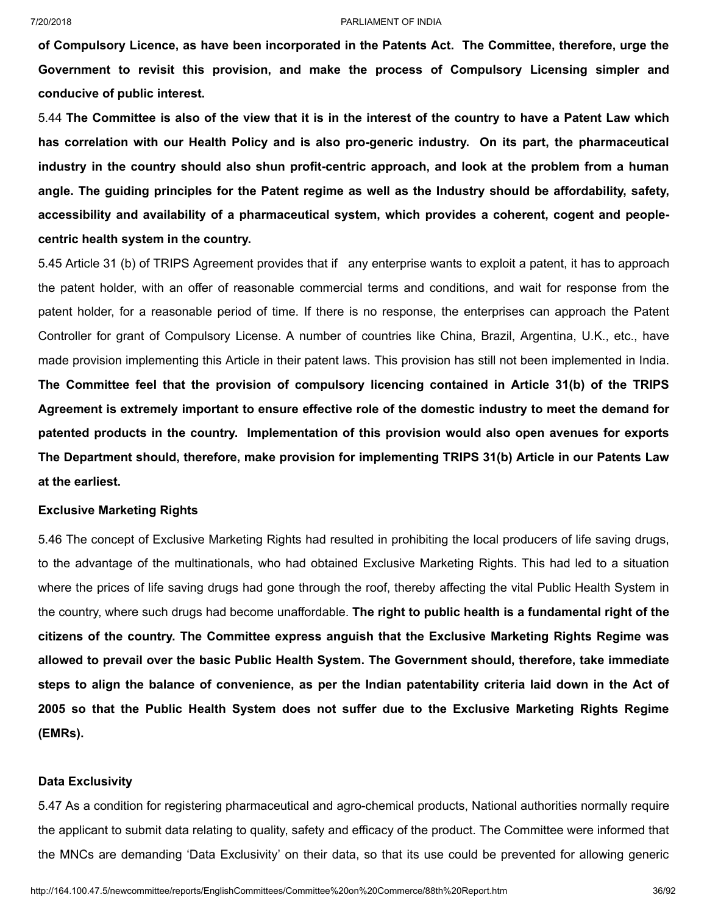**of Compulsory Licence, as have been incorporated in the Patents Act. The Committee, therefore, urge the Government to revisit this provision, and make the process of Compulsory Licensing simpler and conducive of public interest.**

5.44 **The Committee is also of the view that it is in the interest of the country to have a Patent Law which has correlation with our Health Policy and is also pro-generic industry. On its part, the pharmaceutical industry in the country should also shun profit-centric approach, and look at the problem from a human angle. The guiding principles for the Patent regime as well as the Industry should be affordability, safety, accessibility and availability of a pharmaceutical system, which provides a coherent, cogent and people-centric health system in the country.**

5.45 Article 31 (b) of TRIPS Agreement provides that if any enterprise wants to exploit a patent, it has to approach the patent holder, with an offer of reasonable commercial terms and conditions, and wait for response from the patent holder, for a reasonable period of time. If there is no response, the enterprises can approach the Patent Controller for grant of Compulsory License. A number of countries like China, Brazil, Argentina, U.K., etc., have made provision implementing this Article in their patent laws. This provision has still not been implemented in India. **The Committee feel that the provision of compulsory licencing contained in Article 31(b) of the TRIPS Agreement is extremely important to ensure effective role of the domestic industry to meet the demand for patented products in the country. Implementation of this provision would also open avenues for exports The Department should, therefore, make provision for implementing TRIPS 31(b) Article in our Patents Law at the earliest.**

**Exclusive Marketing Rights**

5.46 The concept of Exclusive Marketing Rights had resulted in prohibiting the local producers of life saving drugs, to the advantage of the multinationals, who had obtained Exclusive Marketing Rights. This had led to a situation where the prices of life saving drugs had gone through the roof, thereby affecting the vital Public Health System in the country, where such drugs had become unaffordable. **The right to public health is a fundamental right of the citizens of the country. The Committee express anguish that the Exclusive Marketing Rights Regime was allowed to prevail over the basic Public Health System. The Government should, therefore, take immediate steps to align the balance of convenience, as per the Indian patentability criteria laid down in the Act of 2005 so that the Public Health System does not suffer due to the Exclusive Marketing Rights Regime (EMRs).**

**Data Exclusivity**

5.47 As a condition for registering pharmaceutical and agro-chemical products, National authorities normally require the applicant to submit data relating to quality, safety and efficacy of the product. The Committee were informed that the MNCs are demanding 'Data Exclusivity' on their data, so that its use could be prevented for allowing generic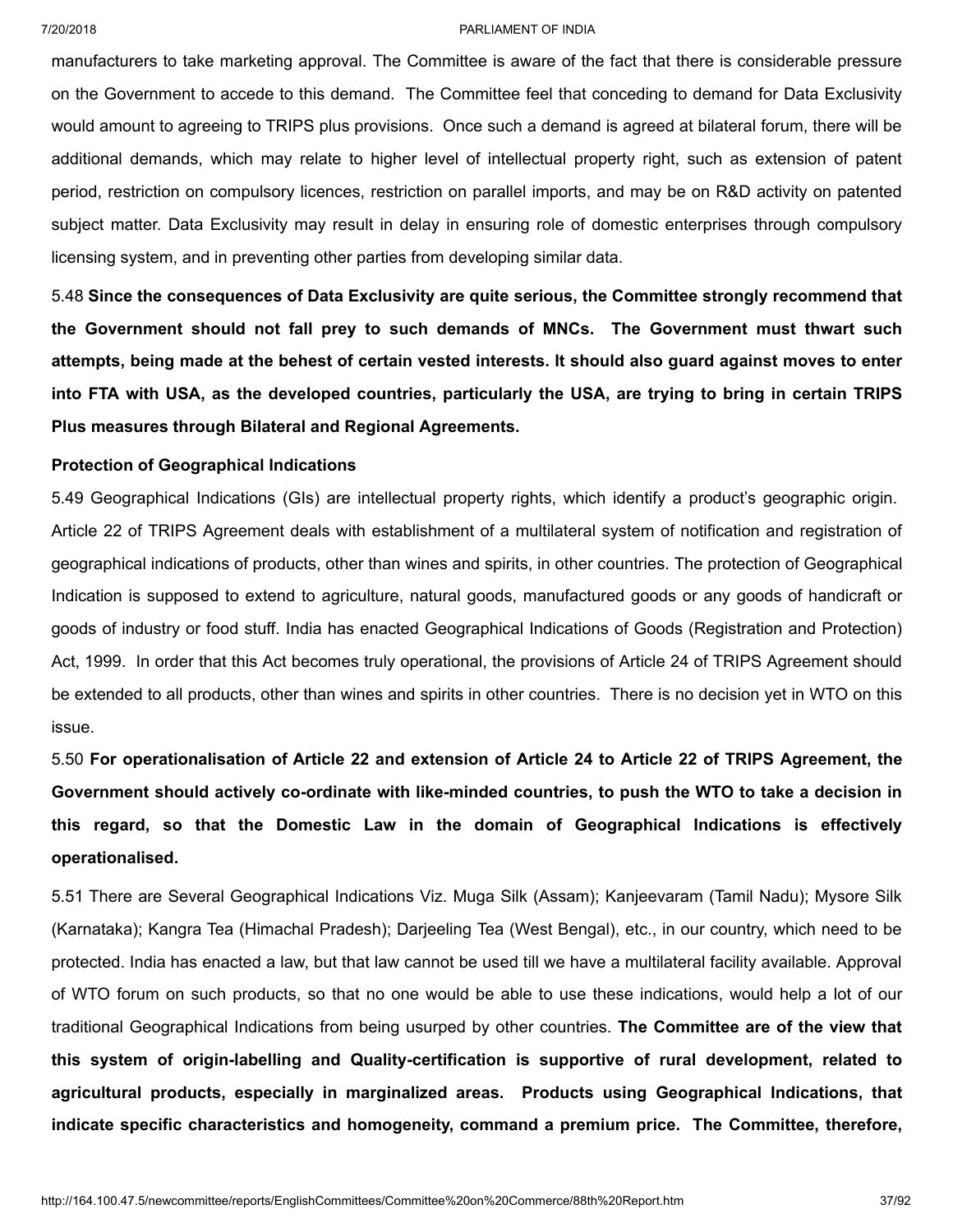manufacturers to take marketing approval. The Committee is aware of the fact that there is considerable pressure on the Government to accede to this demand. The Committee feel that conceding to demand for Data Exclusivity would amount to agreeing to TRIPS plus provisions. Once such a demand is agreed at bilateral forum, there will be additional demands, which may relate to higher level of intellectual property right, such as extension of patent period, restriction on compulsory licences, restriction on parallel imports, and may be on R&D activity on patented subject matter. Data Exclusivity may result in delay in ensuring role of domestic enterprises through compulsory licensing system, and in preventing other parties from developing similar data.

5.48 **Since the consequences of Data Exclusivity are quite serious, the Committee strongly recommend that the Government should not fall prey to such demands of MNCs. The Government must thwart such attempts, being made at the behest of certain vested interests. It should also guard against moves to enter into FTA with USA, as the developed countries, particularly the USA, are trying to bring in certain TRIPS Plus measures through Bilateral and Regional Agreements.**

**Protection of Geographical Indications**

5.49 Geographical Indications (GIs) are intellectual property rights, which identify a product's geographic origin. Article 22 of TRIPS Agreement deals with establishment of a multilateral system of notification and registration of geographical indications of products, other than wines and spirits, in other countries. The protection of Geographical Indication is supposed to extend to agriculture, natural goods, manufactured goods or any goods of handicraft or goods of industry or food stuff. India has enacted Geographical Indications of Goods (Registration and Protection) Act, 1999. In order that this Act becomes truly operational, the provisions of Article 24 of TRIPS Agreement should be extended to all products, other than wines and spirits in other countries. There is no decision yet in WTO on this issue.

5.50 **For operationalisation of Article 22 and extension of Article 24 to Article 22 of TRIPS Agreement, the Government should actively co-ordinate with like-minded countries, to push the WTO to take a decision in this regard, so that the Domestic Law in the domain of Geographical Indications is effectively operationalised.**

5.51 There are Several Geographical Indications Viz. Muga Silk (Assam); Kanjeevaram (Tamil Nadu); Mysore Silk (Karnataka); Kangra Tea (Himachal Pradesh); Darjeeling Tea (West Bengal), etc., in our country, which need to be protected. India has enacted a law, but that law cannot be used till we have a multilateral facility available. Approval of WTO forum on such products, so that no one would be able to use these indications, would help a lot of our traditional Geographical Indications from being usurped by other countries. **The Committee are of the view that this system of origin-labelling and Quality-certification is supportive of rural development, related to agricultural products, especially in marginalized areas. Products using Geographical Indications, that indicate specific characteristics and homogeneity, command a premium price. The Committee, therefore,**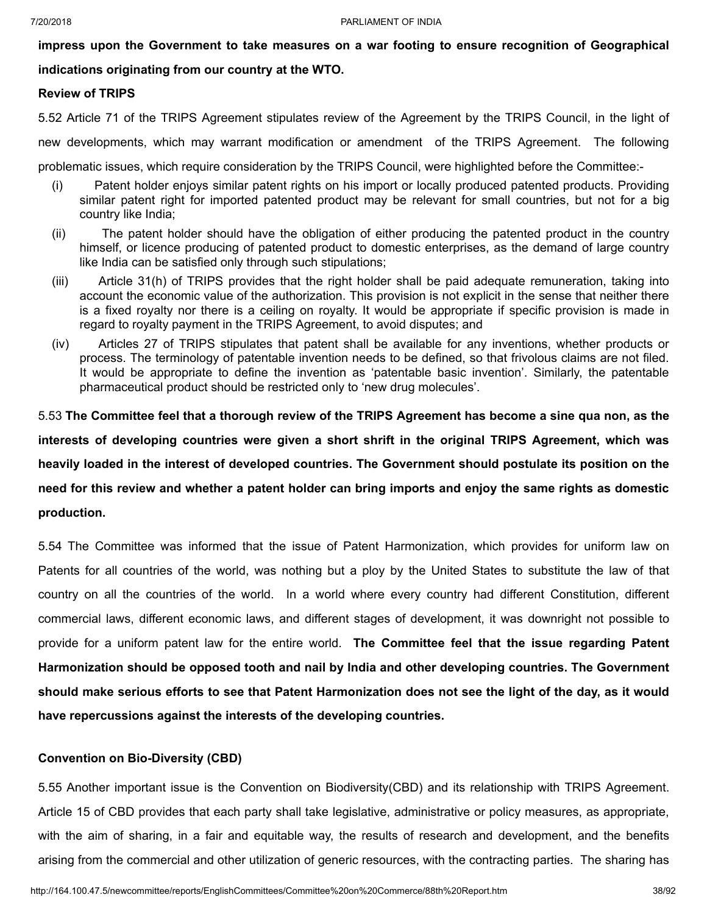**impress upon the Government to take measures on a war footing to ensure recognition of Geographical indications originating from our country at the WTO.**

**Review of TRIPS**

5.52 Article 71 of the TRIPS Agreement stipulates review of the Agreement by the TRIPS Council, in the light of new developments, which may warrant modification or amendment of the TRIPS Agreement. The following problematic issues, which require consideration by the TRIPS Council, were highlighted before the Committee:-

(i) Patent holder enjoys similar patent rights on his import or locally produced patented products. Providing similar patent right for imported patented product may be relevant for small countries, but not for a big country like India;

(ii) The patent holder should have the obligation of either producing the patented product in the country himself, or licence producing of patented product to domestic enterprises, as the demand of large country like India can be satisfied only through such stipulations;

(iii) Article 31(h) of TRIPS provides that the right holder shall be paid adequate remuneration, taking into account the economic value of the authorization. This provision is not explicit in the sense that neither there is a fixed royalty nor there is a ceiling on royalty. It would be appropriate if specific provision is made in regard to royalty payment in the TRIPS Agreement, to avoid disputes; and

(iv) Articles 27 of TRIPS stipulates that patent shall be available for any inventions, whether products or process. The terminology of patentable invention needs to be defined, so that frivolous claims are not filed. It would be appropriate to define the invention as 'patentable basic invention'. Similarly, the patentable pharmaceutical product should be restricted only to 'new drug molecules'.

5.53 **The Committee feel that a thorough review of the TRIPS Agreement has become a sine qua non, as the interests of developing countries were given a short shrift in the original TRIPS Agreement, which was heavily loaded in the interest of developed countries. The Government should postulate its position on the need for this review and whether a patent holder can bring imports and enjoy the same rights as domestic production.**

5.54 The Committee was informed that the issue of Patent Harmonization, which provides for uniform law on Patents for all countries of the world, was nothing but a ploy by the United States to substitute the law of that country on all the countries of the world. In a world where every country had different Constitution, different commercial laws, different economic laws, and different stages of development, it was downright not possible to provide for a uniform patent law for the entire world. **The Committee feel that the issue regarding Patent Harmonization should be opposed tooth and nail by India and other developing countries. The Government should make serious efforts to see that Patent Harmonization does not see the light of the day, as it would have repercussions against the interests of the developing countries.**

**Convention on Bio-Diversity (CBD)**

5.55 Another important issue is the Convention on Biodiversity(CBD) and its relationship with TRIPS Agreement. Article 15 of CBD provides that each party shall take legislative, administrative or policy measures, as appropriate, with the aim of sharing, in a fair and equitable way, the results of research and development, and the benefits arising from the commercial and other utilization of generic resources, with the contracting parties. The sharing has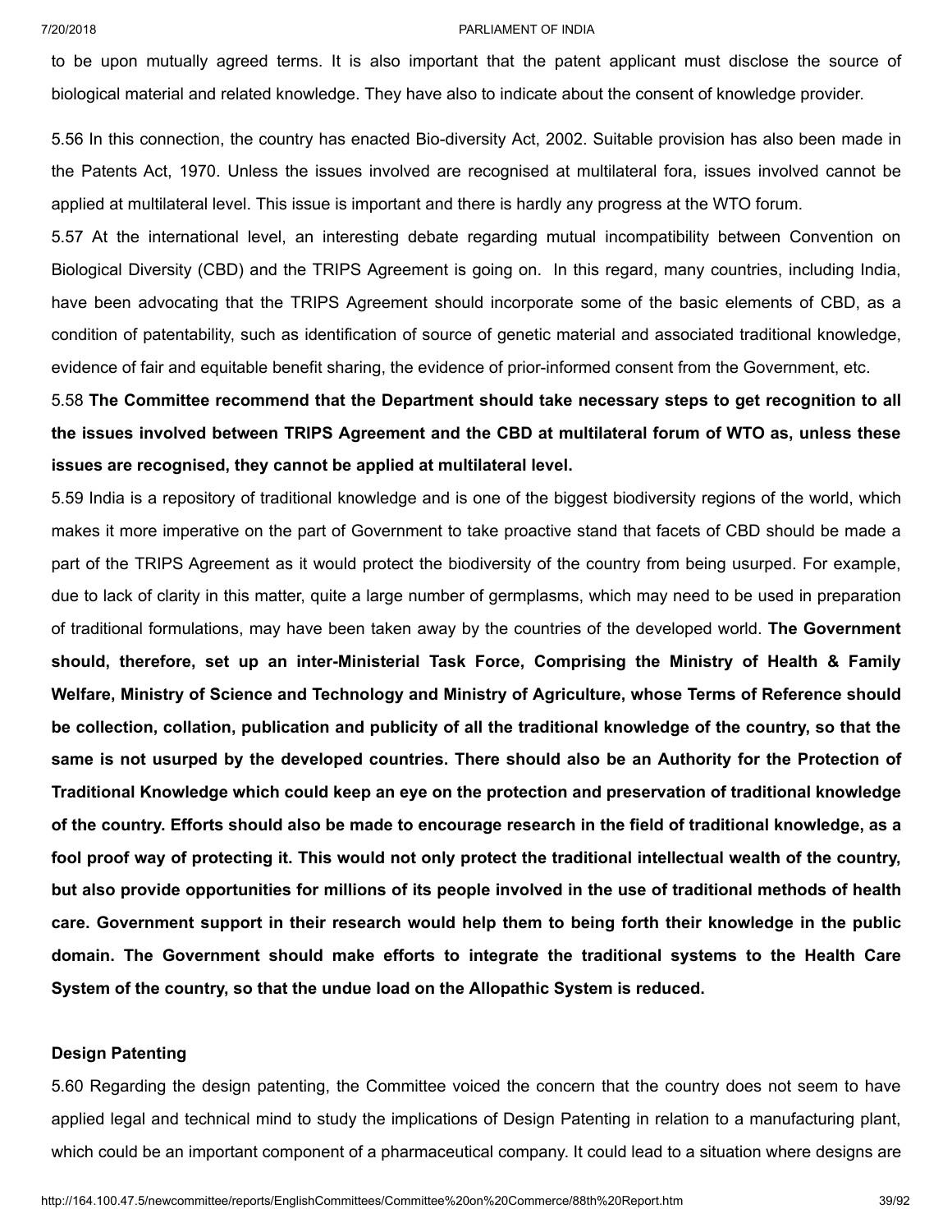to be upon mutually agreed terms. It is also important that the patent applicant must disclose the source of biological material and related knowledge. They have also to indicate about the consent of knowledge provider.

5.56 In this connection, the country has enacted Bio-diversity Act, 2002. Suitable provision has also been made in the Patents Act, 1970. Unless the issues involved are recognised at multilateral fora, issues involved cannot be applied at multilateral level. This issue is important and there is hardly any progress at the WTO forum.

5.57 At the international level, an interesting debate regarding mutual incompatibility between Convention on Biological Diversity (CBD) and the TRIPS Agreement is going on. In this regard, many countries, including India, have been advocating that the TRIPS Agreement should incorporate some of the basic elements of CBD, as a condition of patentability, such as identification of source of genetic material and associated traditional knowledge, evidence of fair and equitable benefit sharing, the evidence of prior-informed consent from the Government, etc.

5.58 **The Committee recommend that the Department should take necessary steps to get recognition to all the issues involved between TRIPS Agreement and the CBD at multilateral forum of WTO as, unless these issues are recognised, they cannot be applied at multilateral level.**

5.59 India is a repository of traditional knowledge and is one of the biggest biodiversity regions of the world, which makes it more imperative on the part of Government to take proactive stand that facets of CBD should be made a part of the TRIPS Agreement as it would protect the biodiversity of the country from being usurped. For example, due to lack of clarity in this matter, quite a large number of germplasms, which may need to be used in preparation of traditional formulations, may have been taken away by the countries of the developed world. **The Government should, therefore, set up an inter-Ministerial Task Force, Comprising the Ministry of Health & Family Welfare, Ministry of Science and Technology and Ministry of Agriculture, whose Terms of Reference should be collection, collation, publication and publicity of all the traditional knowledge of the country, so that the same is not usurped by the developed countries. There should also be an Authority for the Protection of Traditional Knowledge which could keep an eye on the protection and preservation of traditional knowledge of the country. Efforts should also be made to encourage research in the field of traditional knowledge, as a fool proof way of protecting it. This would not only protect the traditional intellectual wealth of the country, but also provide opportunities for millions of its people involved in the use of traditional methods of health care. Government support in their research would help them to being forth their knowledge in the public domain. The Government should make efforts to integrate the traditional systems to the Health Care System of the country, so that the undue load on the Allopathic System is reduced.**

### Design Patenting

5.60 Regarding the design patenting, the Committee voiced the concern that the country does not seem to have applied legal and technical mind to study the implications of Design Patenting in relation to a manufacturing plant, which could be an important component of a pharmaceutical company. It could lead to a situation where designs are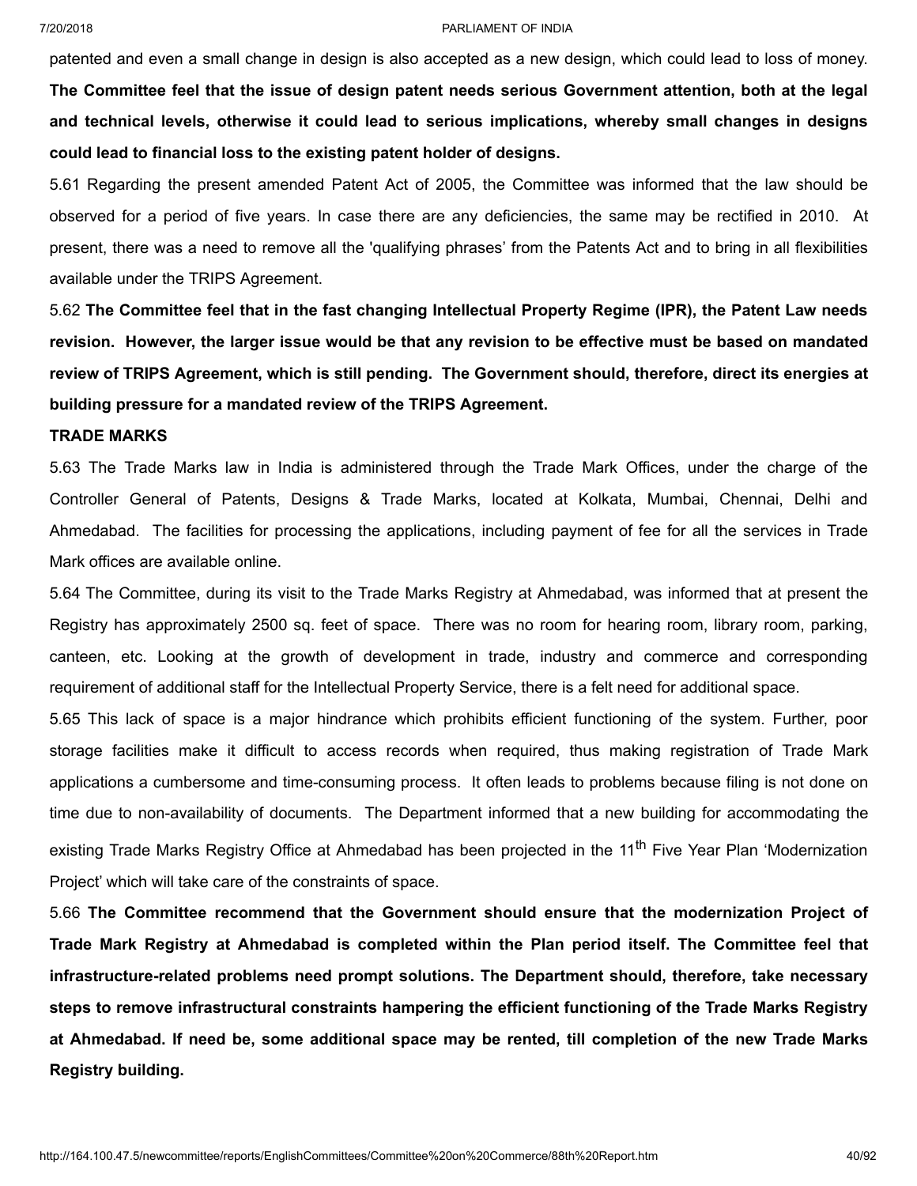patented and even a small change in design is also accepted as a new design, which could lead to loss of money. **The Committee feel that the issue of design patent needs serious Government attention, both at the legal and technical levels, otherwise it could lead to serious implications, whereby small changes in designs could lead to financial loss to the existing patent holder of designs.**

5.61 Regarding the present amended Patent Act of 2005, the Committee was informed that the law should be observed for a period of five years. In case there are any deficiencies, the same may be rectified in 2010. At present, there was a need to remove all the 'qualifying phrases' from the Patents Act and to bring in all flexibilities available under the TRIPS Agreement.

5.62 **The Committee feel that in the fast changing Intellectual Property Regime (IPR), the Patent Law needs revision. However, the larger issue would be that any revision to be effective must be based on mandated review of TRIPS Agreement, which is still pending. The Government should, therefore, direct its energies at building pressure for a mandated review of the TRIPS Agreement.**

**TRADE MARKS**

5.63 The Trade Marks law in India is administered through the Trade Mark Offices, under the charge of the Controller General of Patents, Designs & Trade Marks, located at Kolkata, Mumbai, Chennai, Delhi and Ahmedabad. The facilities for processing the applications, including payment of fee for all the services in Trade Mark offices are available online.

5.64 The Committee, during its visit to the Trade Marks Registry at Ahmedabad, was informed that at present the Registry has approximately 2500 sq. feet of space. There was no room for hearing room, library room, parking, canteen, etc. Looking at the growth of development in trade, industry and commerce and corresponding requirement of additional staff for the Intellectual Property Service, there is a felt need for additional space.

5.65 This lack of space is a major hindrance which prohibits efficient functioning of the system. Further, poor storage facilities make it difficult to access records when required, thus making registration of Trade Mark applications a cumbersome and time-consuming process. It often leads to problems because filing is not done on time due to non-availability of documents. The Department informed that a new building for accommodating the existing Trade Marks Registry Office at Ahmedabad has been projected in the 11th Five Year Plan 'Modernization Project' which will take care of the constraints of space.

5.66 **The Committee recommend that the Government should ensure that the modernization Project of Trade Mark Registry at Ahmedabad is completed within the Plan period itself. The Committee feel that infrastructure-related problems need prompt solutions. The Department should, therefore, take necessary steps to remove infrastructural constraints hampering the efficient functioning of the Trade Marks Registry at Ahmedabad. If need be, some additional space may be rented, till completion of the new Trade Marks Registry building.**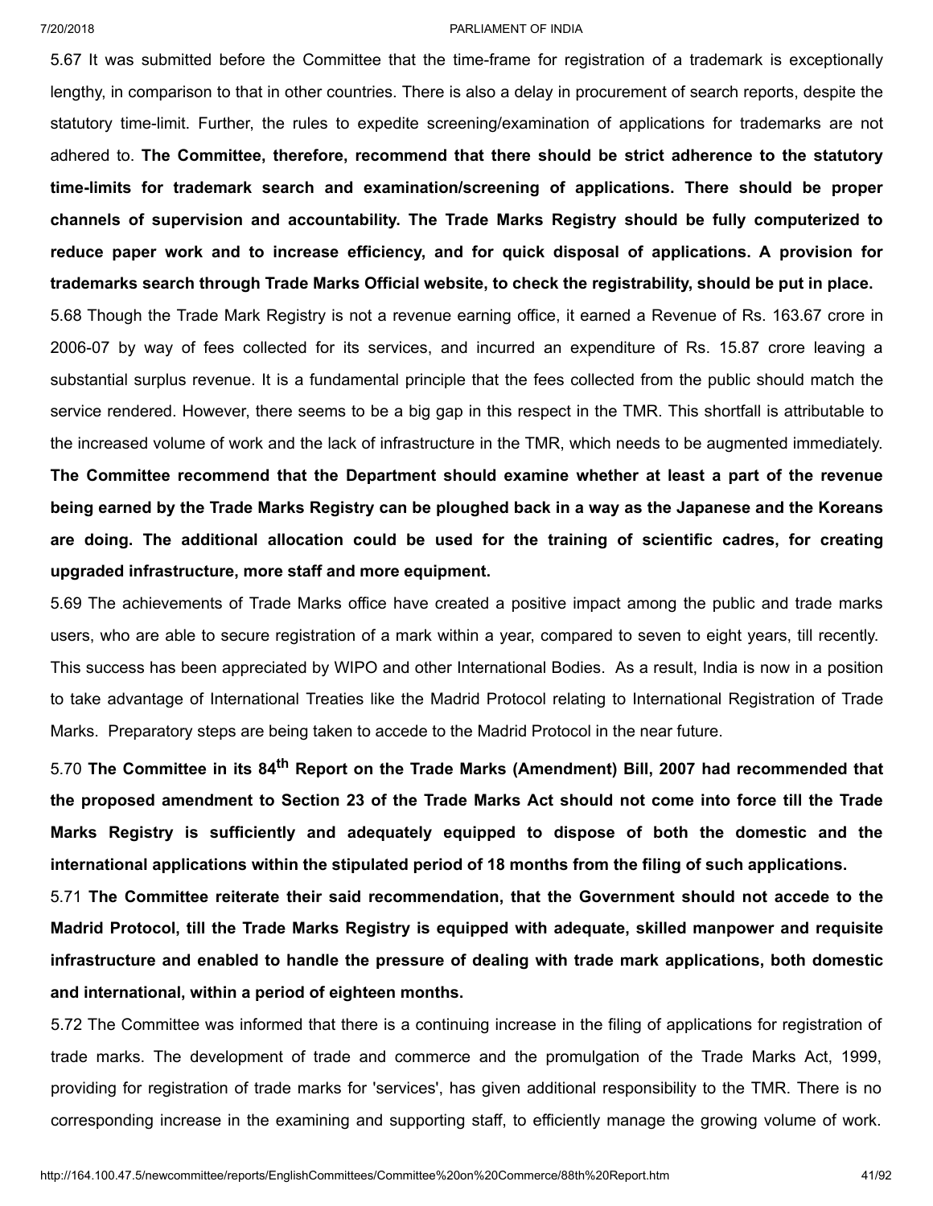5.67 It was submitted before the Committee that the time-frame for registration of a trademark is exceptionally lengthy, in comparison to that in other countries. There is also a delay in procurement of search reports, despite the statutory time-limit. Further, the rules to expedite screening/examination of applications for trademarks are not adhered to. **The Committee, therefore, recommend that there should be strict adherence to the statutory time-limits for trademark search and examination/screening of applications. There should be proper channels of supervision and accountability. The Trade Marks Registry should be fully computerized to reduce paper work and to increase efficiency, and for quick disposal of applications. A provision for trademarks search through Trade Marks Official website, to check the registrability, should be put in place.**

5.68 Though the Trade Mark Registry is not a revenue earning office, it earned a Revenue of Rs. 163.67 crore in 2006-07 by way of fees collected for its services, and incurred an expenditure of Rs. 15.87 crore leaving a substantial surplus revenue. It is a fundamental principle that the fees collected from the public should match the service rendered. However, there seems to be a big gap in this respect in the TMR. This shortfall is attributable to the increased volume of work and the lack of infrastructure in the TMR, which needs to be augmented immediately. **The Committee recommend that the Department should examine whether at least a part of the revenue being earned by the Trade Marks Registry can be ploughed back in a way as the Japanese and the Koreans are doing. The additional allocation could be used for the training of scientific cadres, for creating upgraded infrastructure, more staff and more equipment.**

5.69 The achievements of Trade Marks office have created a positive impact among the public and trade marks users, who are able to secure registration of a mark within a year, compared to seven to eight years, till recently. This success has been appreciated by WIPO and other International Bodies. As a result, India is now in a position to take advantage of International Treaties like the Madrid Protocol relating to International Registration of Trade Marks. Preparatory steps are being taken to accede to the Madrid Protocol in the near future.

5.70 **The Committee in its 84th Report on the Trade Marks (Amendment) Bill, 2007 had recommended that the proposed amendment to Section 23 of the Trade Marks Act should not come into force till the Trade Marks Registry is sufficiently and adequately equipped to dispose of both the domestic and the international applications within the stipulated period of 18 months from the filing of such applications.**

5.71 **The Committee reiterate their said recommendation, that the Government should not accede to the Madrid Protocol, till the Trade Marks Registry is equipped with adequate, skilled manpower and requisite infrastructure and enabled to handle the pressure of dealing with trade mark applications, both domestic and international, within a period of eighteen months.**

5.72 The Committee was informed that there is a continuing increase in the filing of applications for registration of trade marks. The development of trade and commerce and the promulgation of the Trade Marks Act, 1999, providing for registration of trade marks for 'services', has given additional responsibility to the TMR. There is no corresponding increase in the examining and supporting staff, to efficiently manage the growing volume of work.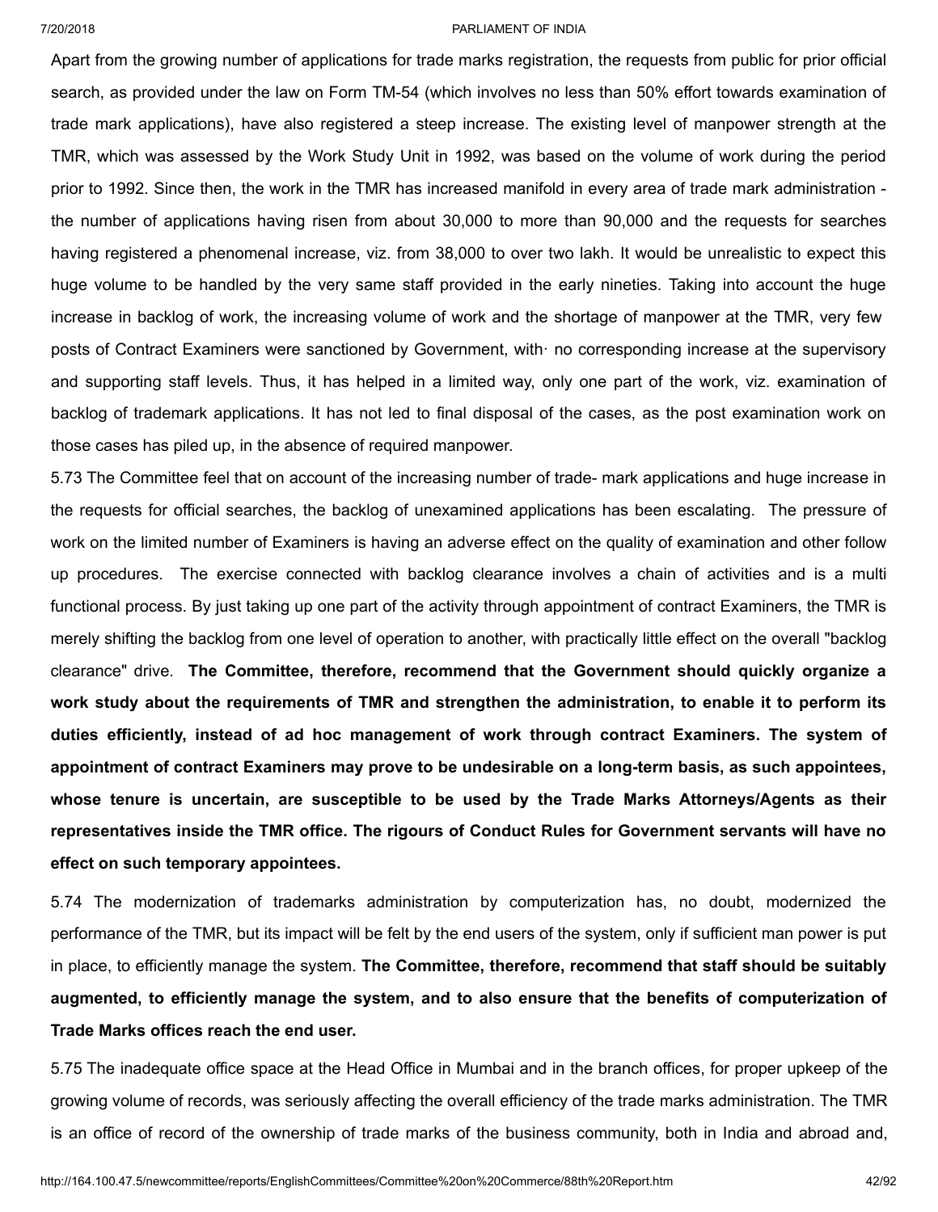Apart from the growing number of applications for trade marks registration, the requests from public for prior official search, as provided under the law on Form TM-54 (which involves no less than 50% effort towards examination of trade mark applications), have also registered a steep increase. The existing level of manpower strength at the TMR, which was assessed by the Work Study Unit in 1992, was based on the volume of work during the period prior to 1992. Since then, the work in the TMR has increased manifold in every area of trade mark administration - the number of applications having risen from about 30,000 to more than 90,000 and the requests for searches having registered a phenomenal increase, viz. from 38,000 to over two lakh. It would be unrealistic to expect this huge volume to be handled by the very same staff provided in the early nineties. Taking into account the huge increase in backlog of work, the increasing volume of work and the shortage of manpower at the TMR, very few posts of Contract Examiners were sanctioned by Government, with· no corresponding increase at the supervisory and supporting staff levels. Thus, it has helped in a limited way, only one part of the work, viz. examination of backlog of trademark applications. It has not led to final disposal of the cases, as the post examination work on those cases has piled up, in the absence of required manpower.

5.73 The Committee feel that on account of the increasing number of trade- mark applications and huge increase in the requests for official searches, the backlog of unexamined applications has been escalating. The pressure of work on the limited number of Examiners is having an adverse effect on the quality of examination and other follow up procedures. The exercise connected with backlog clearance involves a chain of activities and is a multi functional process. By just taking up one part of the activity through appointment of contract Examiners, the TMR is merely shifting the backlog from one level of operation to another, with practically little effect on the overall "backlog clearance" drive. **The Committee, therefore, recommend that the Government should quickly organize a work study about the requirements of TMR and strengthen the administration, to enable it to perform its duties efficiently, instead of ad hoc management of work through contract Examiners. The system of appointment of contract Examiners may prove to be undesirable on a long-term basis, as such appointees, whose tenure is uncertain, are susceptible to be used by the Trade Marks Attorneys/Agents as their representatives inside the TMR office. The rigours of Conduct Rules for Government servants will have no effect on such temporary appointees.**

5.74 The modernization of trademarks administration by computerization has, no doubt, modernized the performance of the TMR, but its impact will be felt by the end users of the system, only if sufficient man power is put in place, to efficiently manage the system. **The Committee, therefore, recommend that staff should be suitably augmented, to efficiently manage the system, and to also ensure that the benefits of computerization of Trade Marks offices reach the end user.**

5.75 The inadequate office space at the Head Office in Mumbai and in the branch offices, for proper upkeep of the growing volume of records, was seriously affecting the overall efficiency of the trade marks administration. The TMR is an office of record of the ownership of trade marks of the business community, both in India and abroad and,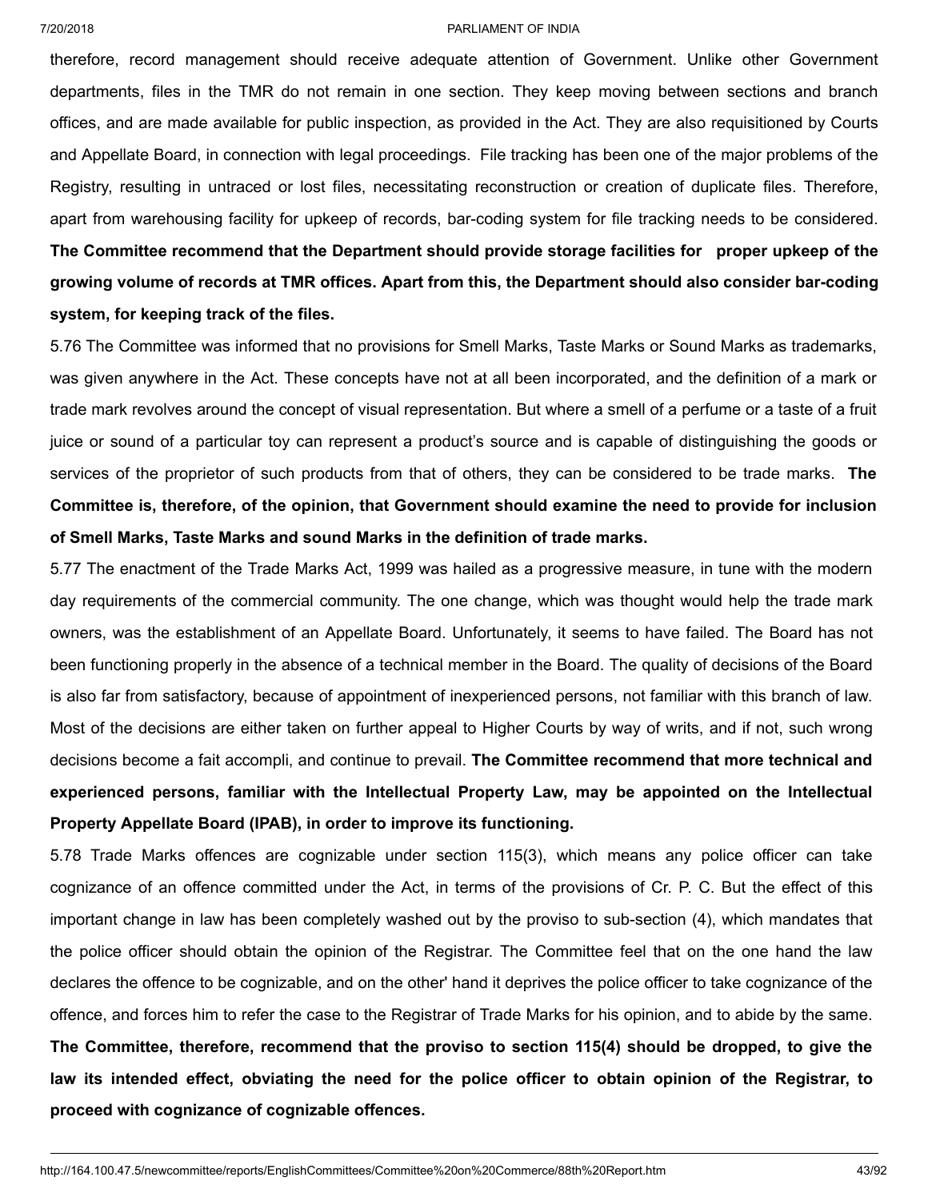therefore, record management should receive adequate attention of Government. Unlike other Government departments, files in the TMR do not remain in one section. They keep moving between sections and branch offices, and are made available for public inspection, as provided in the Act. They are also requisitioned by Courts and Appellate Board, in connection with legal proceedings. File tracking has been one of the major problems of the Registry, resulting in untraced or lost files, necessitating reconstruction or creation of duplicate files. Therefore, apart from warehousing facility for upkeep of records, bar-coding system for file tracking needs to be considered. **The Committee recommend that the Department should provide storage facilities for proper upkeep of the growing volume of records at TMR offices. Apart from this, the Department should also consider bar-coding system, for keeping track of the files.**

5.76 The Committee was informed that no provisions for Smell Marks, Taste Marks or Sound Marks as trademarks, was given anywhere in the Act. These concepts have not at all been incorporated, and the definition of a mark or trade mark revolves around the concept of visual representation. But where a smell of a perfume or a taste of a fruit juice or sound of a particular toy can represent a product's source and is capable of distinguishing the goods or services of the proprietor of such products from that of others, they can be considered to be trade marks. **The Committee is, therefore, of the opinion, that Government should examine the need to provide for inclusion of Smell Marks, Taste Marks and sound Marks in the definition of trade marks.**

5.77 The enactment of the Trade Marks Act, 1999 was hailed as a progressive measure, in tune with the modern day requirements of the commercial community. The one change, which was thought would help the trade mark owners, was the establishment of an Appellate Board. Unfortunately, it seems to have failed. The Board has not been functioning properly in the absence of a technical member in the Board. The quality of decisions of the Board is also far from satisfactory, because of appointment of inexperienced persons, not familiar with this branch of law. Most of the decisions are either taken on further appeal to Higher Courts by way of writs, and if not, such wrong decisions become a fait accompli, and continue to prevail. **The Committee recommend that more technical and experienced persons, familiar with the Intellectual Property Law, may be appointed on the Intellectual Property Appellate Board (IPAB), in order to improve its functioning.**

5.78 Trade Marks offences are cognizable under section 115(3), which means any police officer can take cognizance of an offence committed under the Act, in terms of the provisions of Cr. P. C. But the effect of this important change in law has been completely washed out by the proviso to sub-section (4), which mandates that the police officer should obtain the opinion of the Registrar. The Committee feel that on the one hand the law declares the offence to be cognizable, and on the other' hand it deprives the police officer to take cognizance of the offence, and forces him to refer the case to the Registrar of Trade Marks for his opinion, and to abide by the same. **The Committee, therefore, recommend that the proviso to section 115(4) should be dropped, to give the law its intended effect, obviating the need for the police officer to obtain opinion of the Registrar, to proceed with cognizance of cognizable offences.**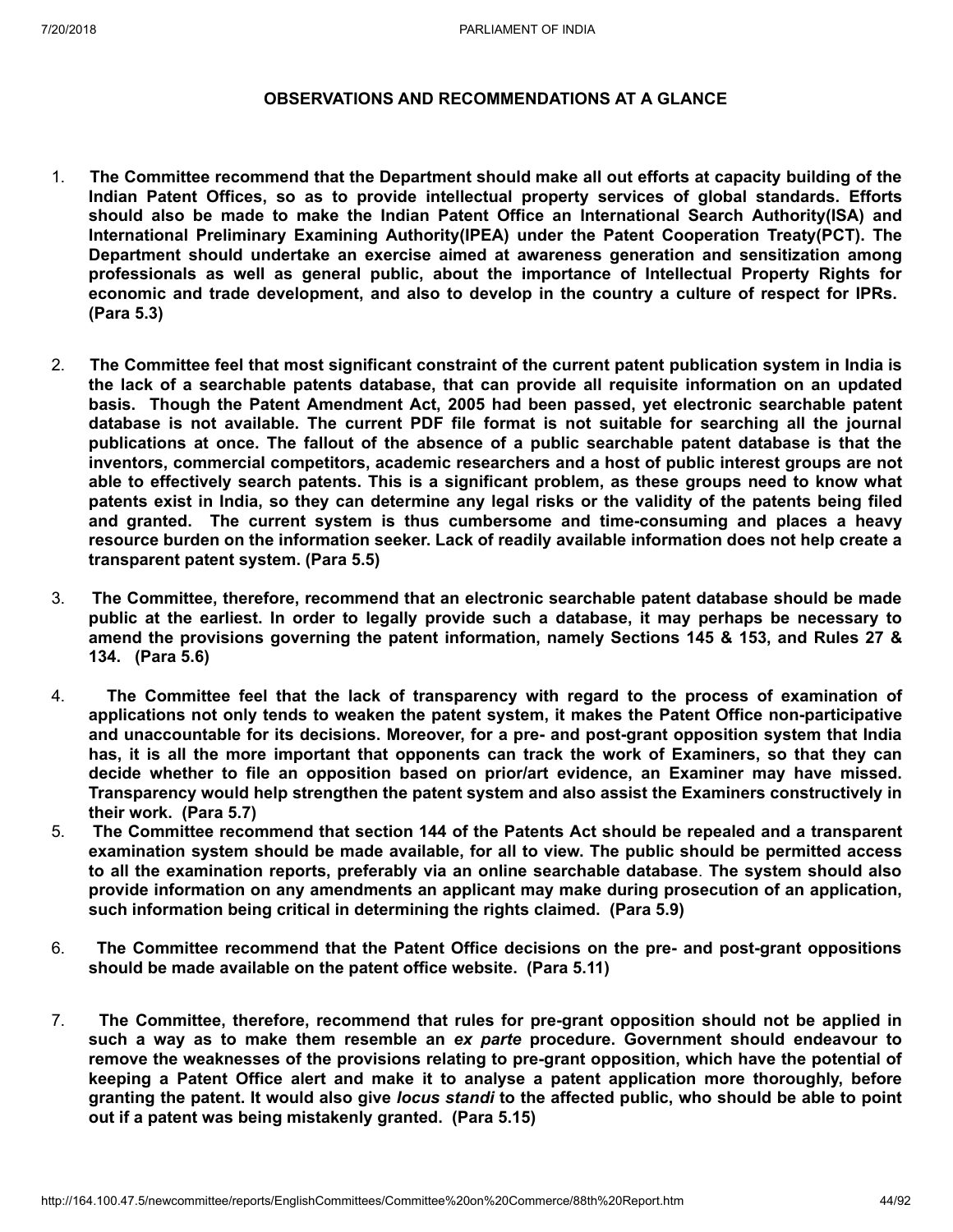**OBSERVATIONS AND RECOMMENDATIONS AT A GLANCE**

1. **The Committee recommend that the Department should make all out efforts at capacity building of the Indian Patent Offices, so as to provide intellectual property services of global standards. Efforts should also be made to make the Indian Patent Office an International Search Authority(ISA) and International Preliminary Examining Authority(IPEA) under the Patent Cooperation Treaty(PCT). The Department should undertake an exercise aimed at awareness generation and sensitization among professionals as well as general public, about the importance of Intellectual Property Rights for economic and trade development, and also to develop in the country a culture of respect for IPRs. (Para 5.3)**

2. **The Committee feel that most significant constraint of the current patent publication system in India is the lack of a searchable patents database, that can provide all requisite information on an updated basis. Though the Patent Amendment Act, 2005 had been passed, yet electronic searchable patent database is not available. The current PDF file format is not suitable for searching all the journal publications at once. The fallout of the absence of a public searchable patent database is that the inventors, commercial competitors, academic researchers and a host of public interest groups are not able to effectively search patents. This is a significant problem, as these groups need to know what patents exist in India, so they can determine any legal risks or the validity of the patents being filed and granted. The current system is thus cumbersome and time-consuming and places a heavy resource burden on the information seeker. Lack of readily available information does not help create a transparent patent system. (Para 5.5)**

3. **The Committee, therefore, recommend that an electronic searchable patent database should be made public at the earliest. In order to legally provide such a database, it may perhaps be necessary to amend the provisions governing the patent information, namely Sections 145 & 153, and Rules 27 & 134. (Para 5.6)**

4. **The Committee feel that the lack of transparency with regard to the process of examination of applications not only tends to weaken the patent system, it makes the Patent Office non-participative and unaccountable for its decisions. Moreover, for a pre- and post-grant opposition system that India has, it is all the more important that opponents can track the work of Examiners, so that they can decide whether to file an opposition based on prior/art evidence, an Examiner may have missed. Transparency would help strengthen the patent system and also assist the Examiners constructively in their work. (Para 5.7)**

5. **The Committee recommend that section 144 of the Patents Act should be repealed and a transparent examination system should be made available, for all to view. The public should be permitted access to all the examination reports, preferably via an online searchable database. The system should also provide information on any amendments an applicant may make during prosecution of an application, such information being critical in determining the rights claimed. (Para 5.9)**

6. **The Committee recommend that the Patent Office decisions on the pre- and post-grant oppositions should be made available on the patent office website. (Para 5.11)**

7. **The Committee, therefore, recommend that rules for pre-grant opposition should not be applied in such a way as to make them resemble an *ex parte* procedure. Government should endeavour to remove the weaknesses of the provisions relating to pre-grant opposition, which have the potential of keeping a Patent Office alert and make it to analyse a patent application more thoroughly, before granting the patent. It would also give *locus standi* to the affected public, who should be able to point out if a patent was being mistakenly granted. (Para 5.15)**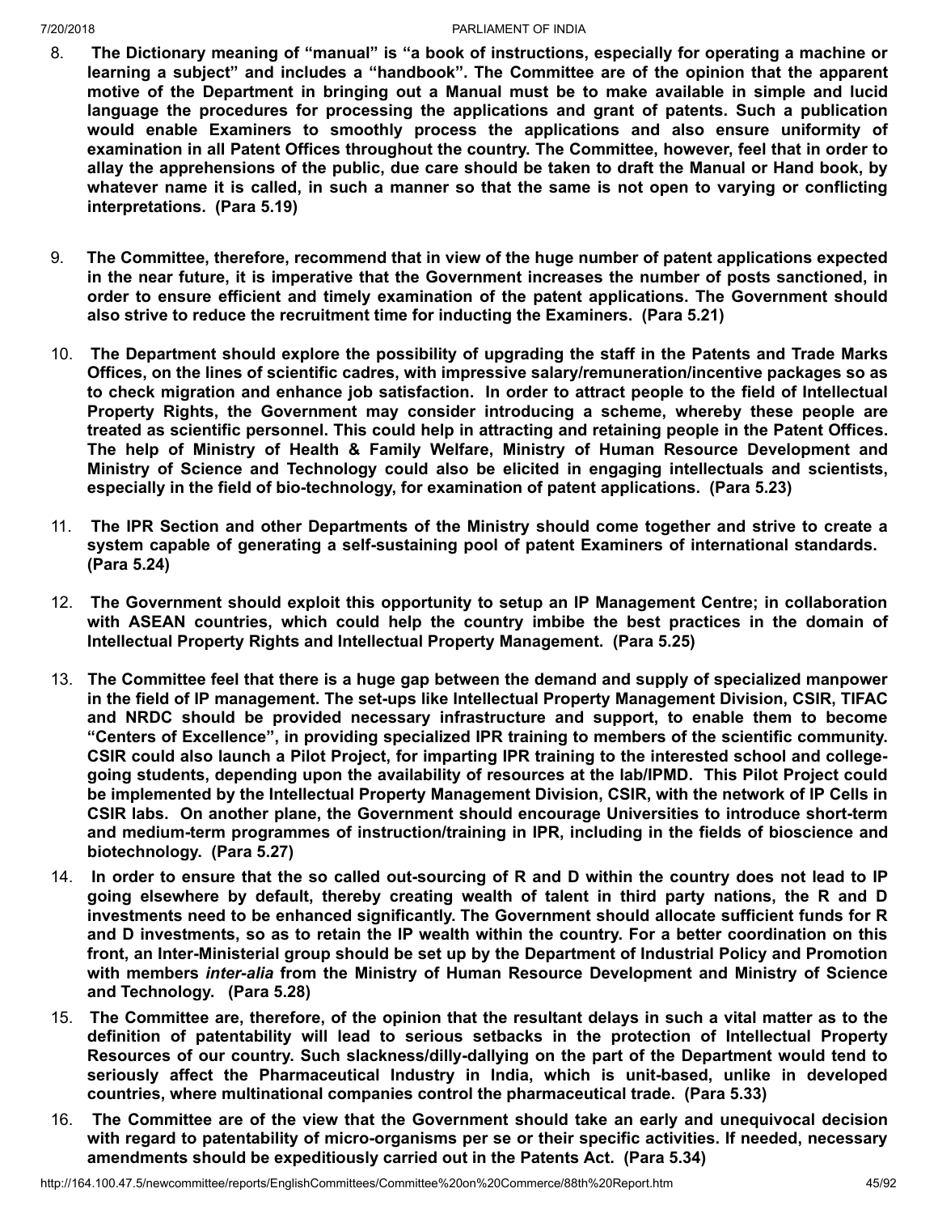8. **The Dictionary meaning of "manual" is "a book of instructions, especially for operating a machine or learning a subject" and includes a "handbook". The Committee are of the opinion that the apparent motive of the Department in bringing out a Manual must be to make available in simple and lucid language the procedures for processing the applications and grant of patents. Such a publication would enable Examiners to smoothly process the applications and also ensure uniformity of examination in all Patent Offices throughout the country. The Committee, however, feel that in order to allay the apprehensions of the public, due care should be taken to draft the Manual or Hand book, by whatever name it is called, in such a manner so that the same is not open to varying or conflicting interpretations. (Para 5.19)**

9. **The Committee, therefore, recommend that in view of the huge number of patent applications expected in the near future, it is imperative that the Government increases the number of posts sanctioned, in order to ensure efficient and timely examination of the patent applications. The Government should also strive to reduce the recruitment time for inducting the Examiners. (Para 5.21)**

10. **The Department should explore the possibility of upgrading the staff in the Patents and Trade Marks Offices, on the lines of scientific cadres, with impressive salary/remuneration/incentive packages so as to check migration and enhance job satisfaction. In order to attract people to the field of Intellectual Property Rights, the Government may consider introducing a scheme, whereby these people are treated as scientific personnel. This could help in attracting and retaining people in the Patent Offices. The help of Ministry of Health & Family Welfare, Ministry of Human Resource Development and Ministry of Science and Technology could also be elicited in engaging intellectuals and scientists, especially in the field of bio-technology, for examination of patent applications. (Para 5.23)**

11. **The IPR Section and other Departments of the Ministry should come together and strive to create a system capable of generating a self-sustaining pool of patent Examiners of international standards. (Para 5.24)**

12. **The Government should exploit this opportunity to setup an IP Management Centre; in collaboration with ASEAN countries, which could help the country imbibe the best practices in the domain of Intellectual Property Rights and Intellectual Property Management. (Para 5.25)**

13. **The Committee feel that there is a huge gap between the demand and supply of specialized manpower in the field of IP management. The set-ups like Intellectual Property Management Division, CSIR, TIFAC and NRDC should be provided necessary infrastructure and support, to enable them to become "Centers of Excellence", in providing specialized IPR training to members of the scientific community. CSIR could also launch a Pilot Project, for imparting IPR training to the interested school and college-going students, depending upon the availability of resources at the lab/IPMD. This Pilot Project could be implemented by the Intellectual Property Management Division, CSIR, with the network of IP Cells in CSIR labs. On another plane, the Government should encourage Universities to introduce short-term and medium-term programmes of instruction/training in IPR, including in the fields of bioscience and biotechnology. (Para 5.27)**

14. **In order to ensure that the so called out-sourcing of R and D within the country does not lead to IP going elsewhere by default, thereby creating wealth of talent in third party nations, the R and D investments need to be enhanced significantly. The Government should allocate sufficient funds for R and D investments, so as to retain the IP wealth within the country. For a better coordination on this front, an Inter-Ministerial group should be set up by the Department of Industrial Policy and Promotion with members *inter-alia* from the Ministry of Human Resource Development and Ministry of Science and Technology. (Para 5.28)**

15. **The Committee are, therefore, of the opinion that the resultant delays in such a vital matter as to the definition of patentability will lead to serious setbacks in the protection of Intellectual Property Resources of our country. Such slackness/dilly-dallying on the part of the Department would tend to seriously affect the Pharmaceutical Industry in India, which is unit-based, unlike in developed countries, where multinational companies control the pharmaceutical trade. (Para 5.33)**

16. **The Committee are of the view that the Government should take an early and unequivocal decision with regard to patentability of micro-organisms per se or their specific activities. If needed, necessary amendments should be expeditiously carried out in the Patents Act. (Para 5.34)**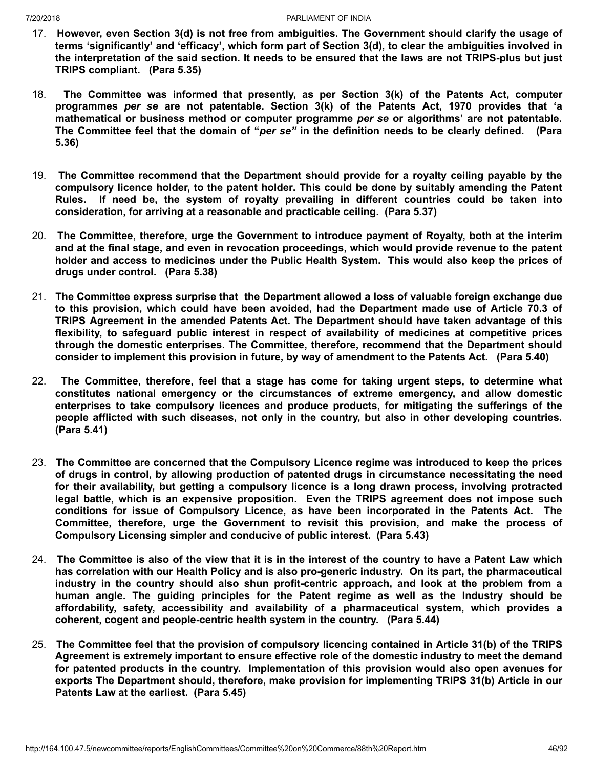17. **However, even Section 3(d) is not free from ambiguities. The Government should clarify the usage of terms 'significantly' and 'efficacy', which form part of Section 3(d), to clear the ambiguities involved in the interpretation of the said section. It needs to be ensured that the laws are not TRIPS-plus but just TRIPS compliant. (Para 5.35)**

18. **The Committee was informed that presently, as per Section 3(k) of the Patents Act, computer programmes *per se* are not patentable. Section 3(k) of the Patents Act, 1970 provides that 'a mathematical or business method or computer programme *per se* or algorithms' are not patentable. The Committee feel that the domain of "*per se"* in the definition needs to be clearly defined. (Para 5.36)**

19. **The Committee recommend that the Department should provide for a royalty ceiling payable by the compulsory licence holder, to the patent holder. This could be done by suitably amending the Patent Rules. If need be, the system of royalty prevailing in different countries could be taken into consideration, for arriving at a reasonable and practicable ceiling. (Para 5.37)**

20. **The Committee, therefore, urge the Government to introduce payment of Royalty, both at the interim and at the final stage, and even in revocation proceedings, which would provide revenue to the patent holder and access to medicines under the Public Health System. This would also keep the prices of drugs under control. (Para 5.38)**

21. **The Committee express surprise that the Department allowed a loss of valuable foreign exchange due to this provision, which could have been avoided, had the Department made use of Article 70.3 of TRIPS Agreement in the amended Patents Act. The Department should have taken advantage of this flexibility, to safeguard public interest in respect of availability of medicines at competitive prices through the domestic enterprises. The Committee, therefore, recommend that the Department should consider to implement this provision in future, by way of amendment to the Patents Act. (Para 5.40)**

22. **The Committee, therefore, feel that a stage has come for taking urgent steps, to determine what constitutes national emergency or the circumstances of extreme emergency, and allow domestic enterprises to take compulsory licences and produce products, for mitigating the sufferings of the people afflicted with such diseases, not only in the country, but also in other developing countries. (Para 5.41)**

23. **The Committee are concerned that the Compulsory Licence regime was introduced to keep the prices of drugs in control, by allowing production of patented drugs in circumstance necessitating the need for their availability, but getting a compulsory licence is a long drawn process, involving protracted legal battle, which is an expensive proposition. Even the TRIPS agreement does not impose such conditions for issue of Compulsory Licence, as have been incorporated in the Patents Act. The Committee, therefore, urge the Government to revisit this provision, and make the process of Compulsory Licensing simpler and conducive of public interest. (Para 5.43)**

24. **The Committee is also of the view that it is in the interest of the country to have a Patent Law which has correlation with our Health Policy and is also pro-generic industry. On its part, the pharmaceutical industry in the country should also shun profit-centric approach, and look at the problem from a human angle. The guiding principles for the Patent regime as well as the Industry should be affordability, safety, accessibility and availability of a pharmaceutical system, which provides a coherent, cogent and people-centric health system in the country. (Para 5.44)**

25. **The Committee feel that the provision of compulsory licencing contained in Article 31(b) of the TRIPS Agreement is extremely important to ensure effective role of the domestic industry to meet the demand for patented products in the country. Implementation of this provision would also open avenues for exports The Department should, therefore, make provision for implementing TRIPS 31(b) Article in our Patents Law at the earliest. (Para 5.45)**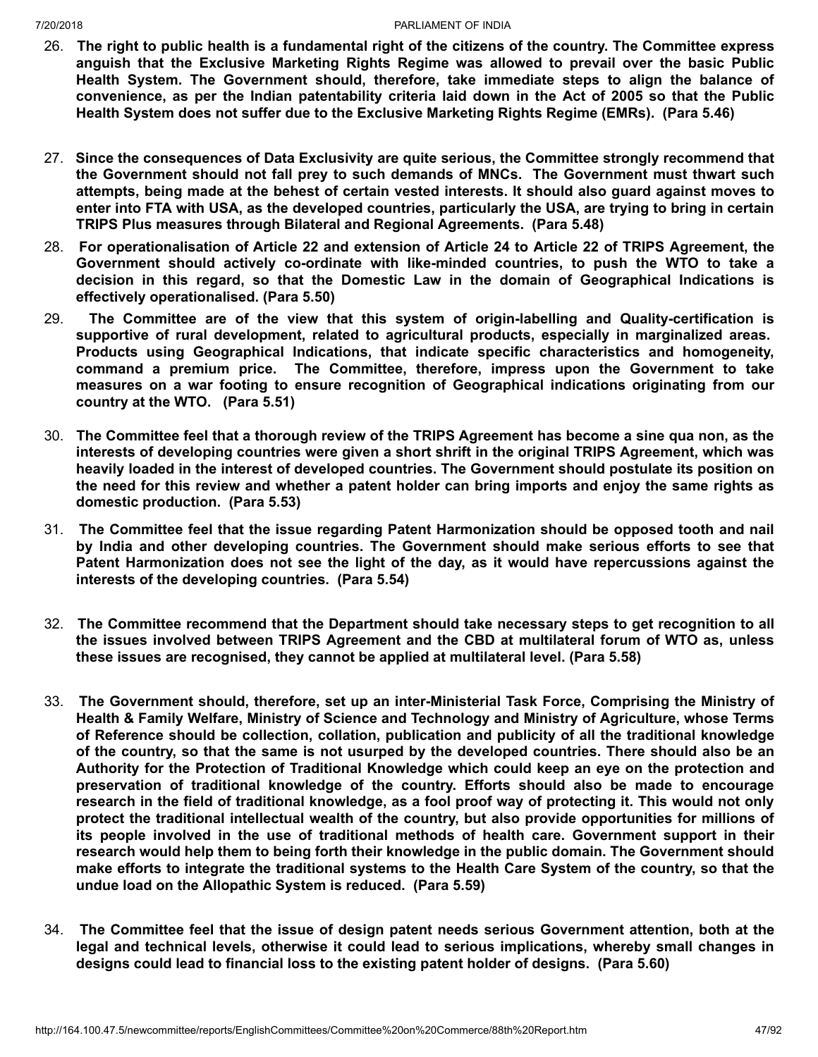26. **The right to public health is a fundamental right of the citizens of the country. The Committee express anguish that the Exclusive Marketing Rights Regime was allowed to prevail over the basic Public Health System. The Government should, therefore, take immediate steps to align the balance of convenience, as per the Indian patentability criteria laid down in the Act of 2005 so that the Public Health System does not suffer due to the Exclusive Marketing Rights Regime (EMRs). (Para 5.46)**

27. **Since the consequences of Data Exclusivity are quite serious, the Committee strongly recommend that the Government should not fall prey to such demands of MNCs. The Government must thwart such attempts, being made at the behest of certain vested interests. It should also guard against moves to enter into FTA with USA, as the developed countries, particularly the USA, are trying to bring in certain TRIPS Plus measures through Bilateral and Regional Agreements. (Para 5.48)**

28. **For operationalisation of Article 22 and extension of Article 24 to Article 22 of TRIPS Agreement, the Government should actively co-ordinate with like-minded countries, to push the WTO to take a decision in this regard, so that the Domestic Law in the domain of Geographical Indications is effectively operationalised. (Para 5.50)**

29. **The Committee are of the view that this system of origin-labelling and Quality-certification is supportive of rural development, related to agricultural products, especially in marginalized areas. Products using Geographical Indications, that indicate specific characteristics and homogeneity, command a premium price. The Committee, therefore, impress upon the Government to take measures on a war footing to ensure recognition of Geographical indications originating from our country at the WTO. (Para 5.51)**

30. **The Committee feel that a thorough review of the TRIPS Agreement has become a sine qua non, as the interests of developing countries were given a short shrift in the original TRIPS Agreement, which was heavily loaded in the interest of developed countries. The Government should postulate its position on the need for this review and whether a patent holder can bring imports and enjoy the same rights as domestic production. (Para 5.53)**

31. **The Committee feel that the issue regarding Patent Harmonization should be opposed tooth and nail by India and other developing countries. The Government should make serious efforts to see that Patent Harmonization does not see the light of the day, as it would have repercussions against the interests of the developing countries. (Para 5.54)**

32. **The Committee recommend that the Department should take necessary steps to get recognition to all the issues involved between TRIPS Agreement and the CBD at multilateral forum of WTO as, unless these issues are recognised, they cannot be applied at multilateral level. (Para 5.58)**

33. **The Government should, therefore, set up an inter-Ministerial Task Force, Comprising the Ministry of Health & Family Welfare, Ministry of Science and Technology and Ministry of Agriculture, whose Terms of Reference should be collection, collation, publication and publicity of all the traditional knowledge of the country, so that the same is not usurped by the developed countries. There should also be an Authority for the Protection of Traditional Knowledge which could keep an eye on the protection and preservation of traditional knowledge of the country. Efforts should also be made to encourage research in the field of traditional knowledge, as a fool proof way of protecting it. This would not only protect the traditional intellectual wealth of the country, but also provide opportunities for millions of its people involved in the use of traditional methods of health care. Government support in their research would help them to being forth their knowledge in the public domain. The Government should make efforts to integrate the traditional systems to the Health Care System of the country, so that the undue load on the Allopathic System is reduced. (Para 5.59)**

34. **The Committee feel that the issue of design patent needs serious Government attention, both at the legal and technical levels, otherwise it could lead to serious implications, whereby small changes in designs could lead to financial loss to the existing patent holder of designs. (Para 5.60)**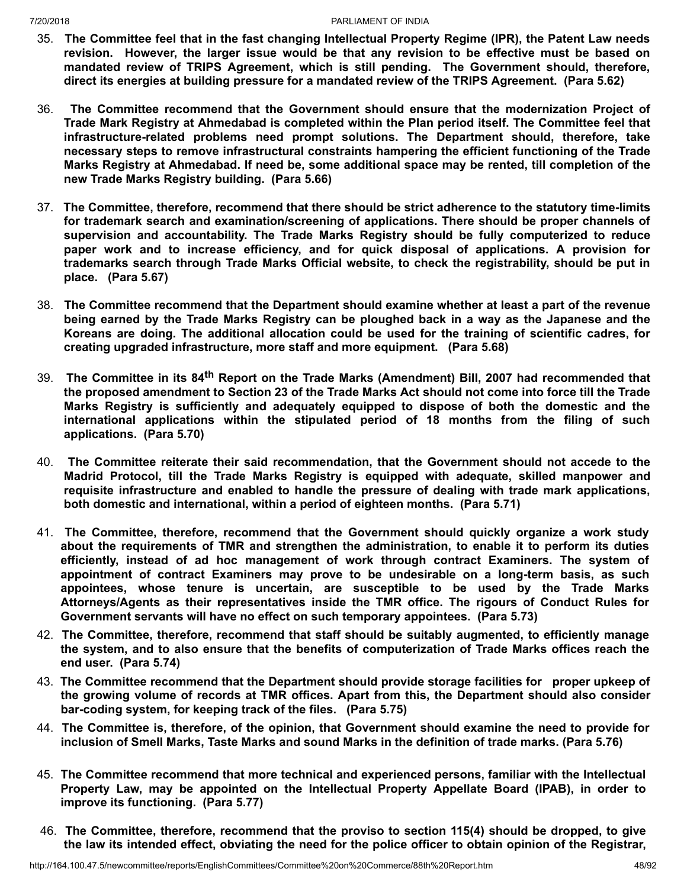35. **The Committee feel that in the fast changing Intellectual Property Regime (IPR), the Patent Law needs revision. However, the larger issue would be that any revision to be effective must be based on mandated review of TRIPS Agreement, which is still pending. The Government should, therefore, direct its energies at building pressure for a mandated review of the TRIPS Agreement. (Para 5.62)**

36. **The Committee recommend that the Government should ensure that the modernization Project of Trade Mark Registry at Ahmedabad is completed within the Plan period itself. The Committee feel that infrastructure-related problems need prompt solutions. The Department should, therefore, take necessary steps to remove infrastructural constraints hampering the efficient functioning of the Trade Marks Registry at Ahmedabad. If need be, some additional space may be rented, till completion of the new Trade Marks Registry building. (Para 5.66)**

37. **The Committee, therefore, recommend that there should be strict adherence to the statutory time-limits for trademark search and examination/screening of applications. There should be proper channels of supervision and accountability. The Trade Marks Registry should be fully computerized to reduce paper work and to increase efficiency, and for quick disposal of applications. A provision for trademarks search through Trade Marks Official website, to check the registrability, should be put in place. (Para 5.67)**

38. **The Committee recommend that the Department should examine whether at least a part of the revenue being earned by the Trade Marks Registry can be ploughed back in a way as the Japanese and the Koreans are doing. The additional allocation could be used for the training of scientific cadres, for creating upgraded infrastructure, more staff and more equipment. (Para 5.68)**

39. **The Committee in its 84th Report on the Trade Marks (Amendment) Bill, 2007 had recommended that the proposed amendment to Section 23 of the Trade Marks Act should not come into force till the Trade Marks Registry is sufficiently and adequately equipped to dispose of both the domestic and the international applications within the stipulated period of 18 months from the filing of such applications. (Para 5.70)**

40. **The Committee reiterate their said recommendation, that the Government should not accede to the Madrid Protocol, till the Trade Marks Registry is equipped with adequate, skilled manpower and requisite infrastructure and enabled to handle the pressure of dealing with trade mark applications, both domestic and international, within a period of eighteen months. (Para 5.71)**

41. **The Committee, therefore, recommend that the Government should quickly organize a work study about the requirements of TMR and strengthen the administration, to enable it to perform its duties efficiently, instead of ad hoc management of work through contract Examiners. The system of appointment of contract Examiners may prove to be undesirable on a long-term basis, as such appointees, whose tenure is uncertain, are susceptible to be used by the Trade Marks Attorneys/Agents as their representatives inside the TMR office. The rigours of Conduct Rules for Government servants will have no effect on such temporary appointees. (Para 5.73)**

42. **The Committee, therefore, recommend that staff should be suitably augmented, to efficiently manage the system, and to also ensure that the benefits of computerization of Trade Marks offices reach the end user. (Para 5.74)**

43. **The Committee recommend that the Department should provide storage facilities for proper upkeep of the growing volume of records at TMR offices. Apart from this, the Department should also consider bar-coding system, for keeping track of the files. (Para 5.75)**

44. **The Committee is, therefore, of the opinion, that Government should examine the need to provide for inclusion of Smell Marks, Taste Marks and sound Marks in the definition of trade marks. (Para 5.76)**

45. **The Committee recommend that more technical and experienced persons, familiar with the Intellectual Property Law, may be appointed on the Intellectual Property Appellate Board (IPAB), in order to improve its functioning. (Para 5.77)**

46. **The Committee, therefore, recommend that the proviso to section 115(4) should be dropped, to give the law its intended effect, obviating the need for the police officer to obtain opinion of the Registrar,**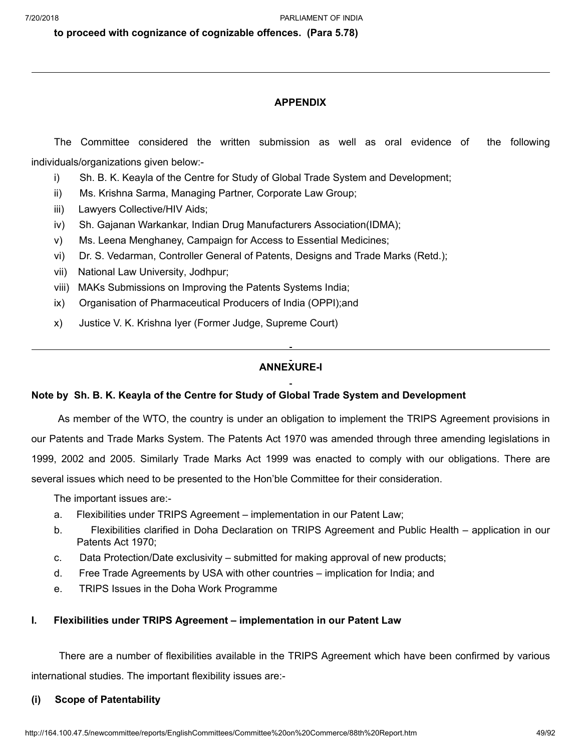**to proceed with cognizance of cognizable offences. (Para 5.78)**

---

## APPENDIX

The Committee considered the written submission as well as oral evidence of the following individuals/organizations given below:-

i) Sh. B. K. Keayla of the Centre for Study of Global Trade System and Development;

ii) Ms. Krishna Sarma, Managing Partner, Corporate Law Group;

iii) Lawyers Collective/HIV Aids;

iv) Sh. Gajanan Warkankar, Indian Drug Manufacturers Association(IDMA);

v) Ms. Leena Menghaney, Campaign for Access to Essential Medicines;

vi) Dr. S. Vedarman, Controller General of Patents, Designs and Trade Marks (Retd.);

vii) National Law University, Jodhpur;

viii) MAKs Submissions on Improving the Patents Systems India;

ix) Organisation of Pharmaceutical Producers of India (OPPI);and

x) Justice V. K. Krishna Iyer (Former Judge, Supreme Court)

---

## ANNEXURE-I

**Note by Sh. B. K. Keayla of the Centre for Study of Global Trade System and Development**

As member of the WTO, the country is under an obligation to implement the TRIPS Agreement provisions in our Patents and Trade Marks System. The Patents Act 1970 was amended through three amending legislations in 1999, 2002 and 2005. Similarly Trade Marks Act 1999 was enacted to comply with our obligations. There are several issues which need to be presented to the Hon'ble Committee for their consideration.

The important issues are:-

a. Flexibilities under TRIPS Agreement – implementation in our Patent Law;

b. Flexibilities clarified in Doha Declaration on TRIPS Agreement and Public Health – application in our Patents Act 1970;

c. Data Protection/Date exclusivity – submitted for making approval of new products;

d. Free Trade Agreements by USA with other countries – implication for India; and

e. TRIPS Issues in the Doha Work Programme

### I. Flexibilities under TRIPS Agreement – implementation in our Patent Law

There are a number of flexibilities available in the TRIPS Agreement which have been confirmed by various international studies. The important flexibility issues are:-

**(i) Scope of Patentability**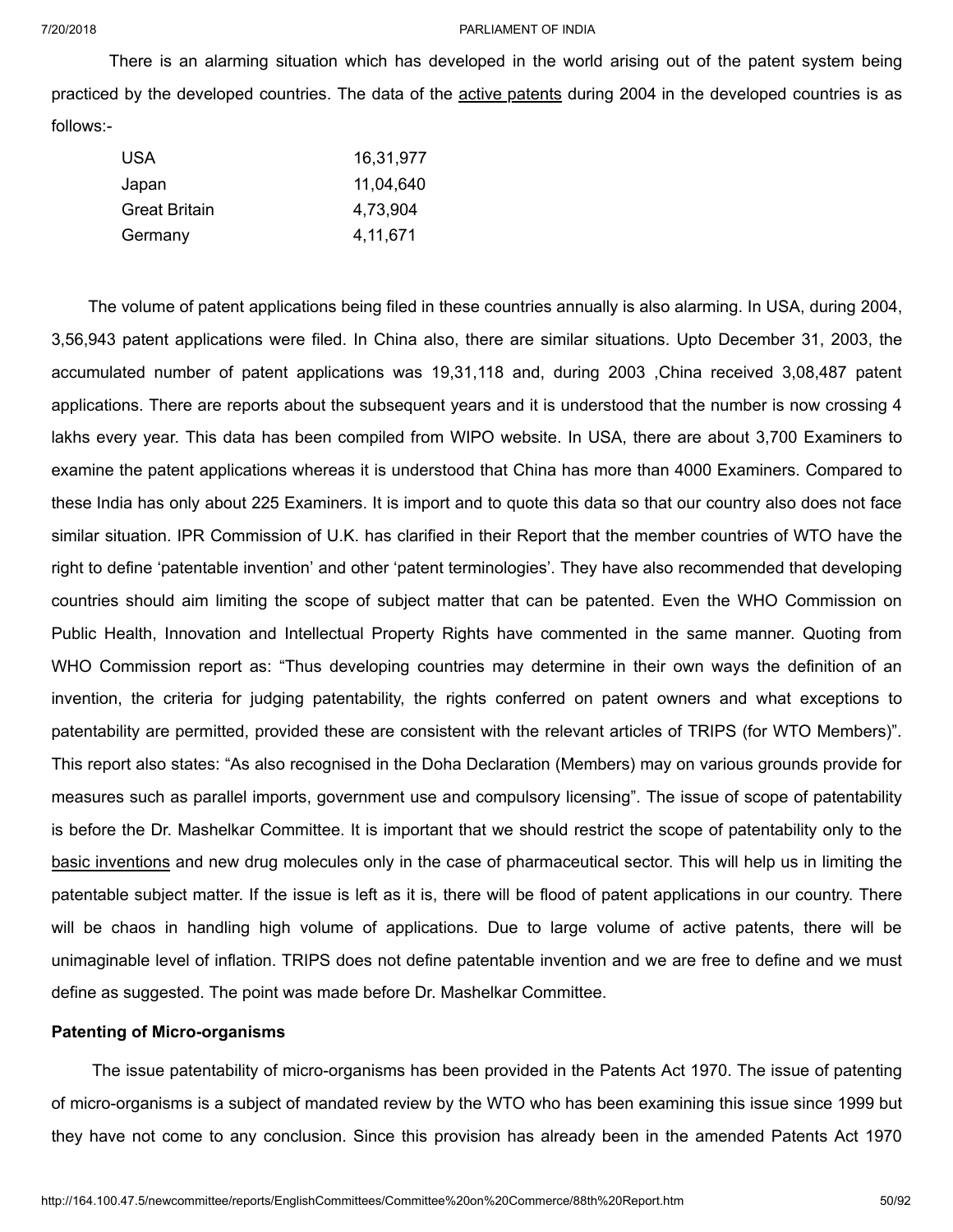There is an alarming situation which has developed in the world arising out of the patent system being practiced by the developed countries. The data of the <u>active patents</u> during 2004 in the developed countries is as follows:-

| | |
|---|---|
| USA | 16,31,977 |
| Japan | 11,04,640 |
| Great Britain | 4,73,904 |
| Germany | 4,11,671 |

The volume of patent applications being filed in these countries annually is also alarming. In USA, during 2004, 3,56,943 patent applications were filed. In China also, there are similar situations. Upto December 31, 2003, the accumulated number of patent applications was 19,31,118 and, during 2003 ,China received 3,08,487 patent applications. There are reports about the subsequent years and it is understood that the number is now crossing 4 lakhs every year. This data has been compiled from WIPO website. In USA, there are about 3,700 Examiners to examine the patent applications whereas it is understood that China has more than 4000 Examiners. Compared to these India has only about 225 Examiners. It is import and to quote this data so that our country also does not face similar situation. IPR Commission of U.K. has clarified in their Report that the member countries of WTO have the right to define 'patentable invention' and other 'patent terminologies'. They have also recommended that developing countries should aim limiting the scope of subject matter that can be patented. Even the WHO Commission on Public Health, Innovation and Intellectual Property Rights have commented in the same manner. Quoting from WHO Commission report as: "Thus developing countries may determine in their own ways the definition of an invention, the criteria for judging patentability, the rights conferred on patent owners and what exceptions to patentability are permitted, provided these are consistent with the relevant articles of TRIPS (for WTO Members)". This report also states: "As also recognised in the Doha Declaration (Members) may on various grounds provide for measures such as parallel imports, government use and compulsory licensing". The issue of scope of patentability is before the Dr. Mashelkar Committee. It is important that we should restrict the scope of patentability only to the <u>basic inventions</u> and new drug molecules only in the case of pharmaceutical sector. This will help us in limiting the patentable subject matter. If the issue is left as it is, there will be flood of patent applications in our country. There will be chaos in handling high volume of applications. Due to large volume of active patents, there will be unimaginable level of inflation. TRIPS does not define patentable invention and we are free to define and we must define as suggested. The point was made before Dr. Mashelkar Committee.

**Patenting of Micro-organisms**

The issue patentability of micro-organisms has been provided in the Patents Act 1970. The issue of patenting of micro-organisms is a subject of mandated review by the WTO who has been examining this issue since 1999 but they have not come to any conclusion. Since this provision has already been in the amended Patents Act 1970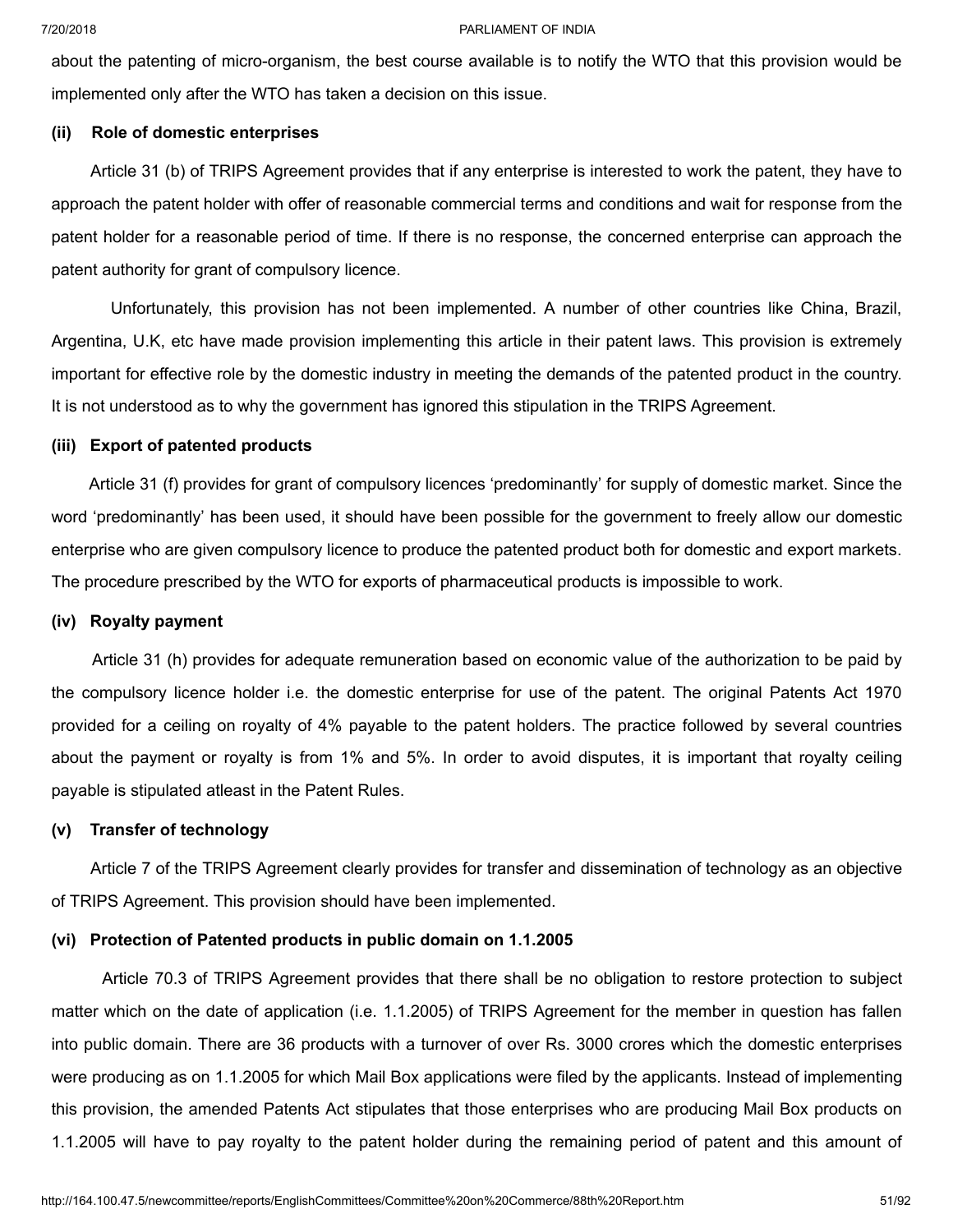about the patenting of micro-organism, the best course available is to notify the WTO that this provision would be implemented only after the WTO has taken a decision on this issue.

**(ii) Role of domestic enterprises**

Article 31 (b) of TRIPS Agreement provides that if any enterprise is interested to work the patent, they have to approach the patent holder with offer of reasonable commercial terms and conditions and wait for response from the patent holder for a reasonable period of time. If there is no response, the concerned enterprise can approach the patent authority for grant of compulsory licence.

Unfortunately, this provision has not been implemented. A number of other countries like China, Brazil, Argentina, U.K, etc have made provision implementing this article in their patent laws. This provision is extremely important for effective role by the domestic industry in meeting the demands of the patented product in the country. It is not understood as to why the government has ignored this stipulation in the TRIPS Agreement.

**(iii) Export of patented products**

Article 31 (f) provides for grant of compulsory licences 'predominantly' for supply of domestic market. Since the word 'predominantly' has been used, it should have been possible for the government to freely allow our domestic enterprise who are given compulsory licence to produce the patented product both for domestic and export markets. The procedure prescribed by the WTO for exports of pharmaceutical products is impossible to work.

**(iv) Royalty payment**

Article 31 (h) provides for adequate remuneration based on economic value of the authorization to be paid by the compulsory licence holder i.e. the domestic enterprise for use of the patent. The original Patents Act 1970 provided for a ceiling on royalty of 4% payable to the patent holders. The practice followed by several countries about the payment or royalty is from 1% and 5%. In order to avoid disputes, it is important that royalty ceiling payable is stipulated atleast in the Patent Rules.

**(v) Transfer of technology**

Article 7 of the TRIPS Agreement clearly provides for transfer and dissemination of technology as an objective of TRIPS Agreement. This provision should have been implemented.

**(vi) Protection of Patented products in public domain on 1.1.2005**

Article 70.3 of TRIPS Agreement provides that there shall be no obligation to restore protection to subject matter which on the date of application (i.e. 1.1.2005) of TRIPS Agreement for the member in question has fallen into public domain. There are 36 products with a turnover of over Rs. 3000 crores which the domestic enterprises were producing as on 1.1.2005 for which Mail Box applications were filed by the applicants. Instead of implementing this provision, the amended Patents Act stipulates that those enterprises who are producing Mail Box products on 1.1.2005 will have to pay royalty to the patent holder during the remaining period of patent and this amount of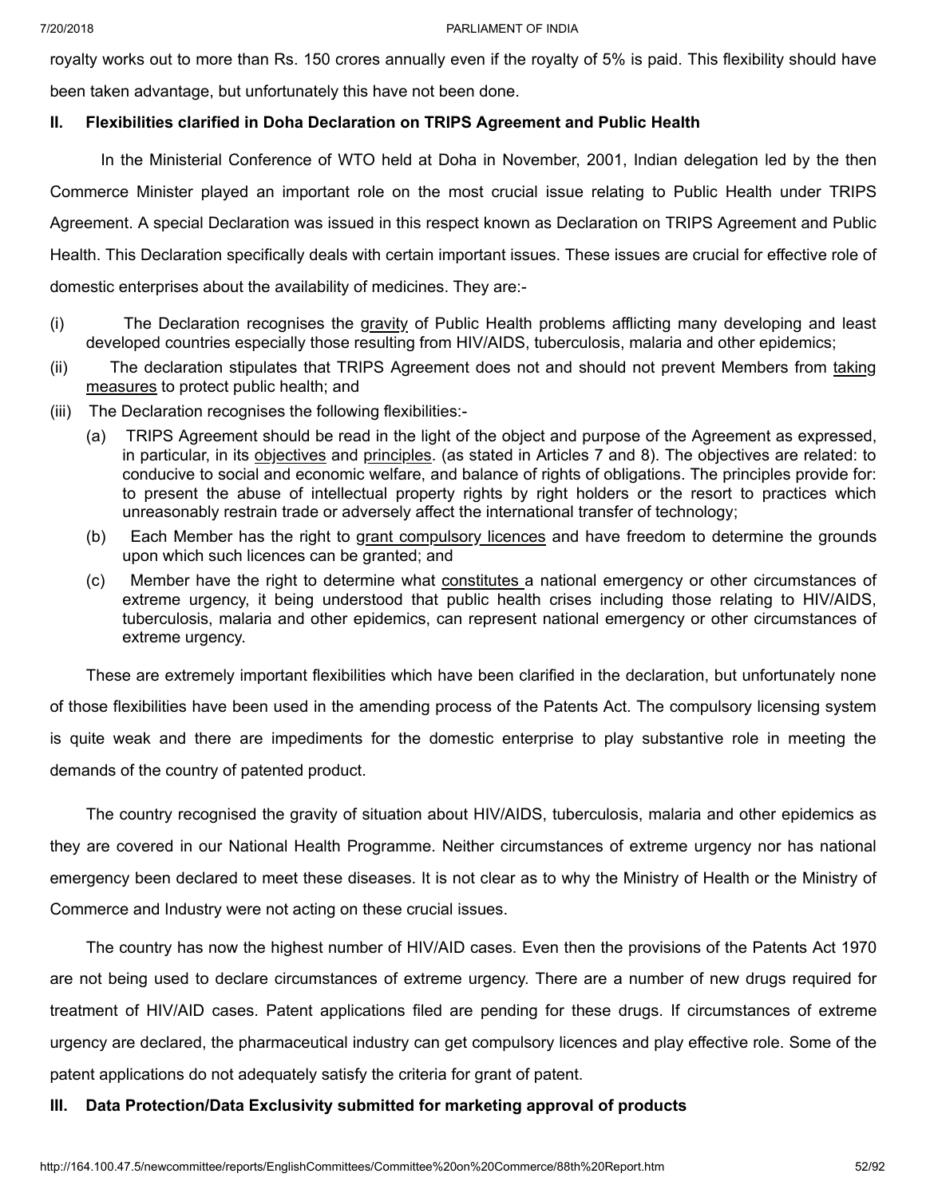royalty works out to more than Rs. 150 crores annually even if the royalty of 5% is paid. This flexibility should have been taken advantage, but unfortunately this have not been done.

### II. Flexibilities clarified in Doha Declaration on TRIPS Agreement and Public Health

In the Ministerial Conference of WTO held at Doha in November, 2001, Indian delegation led by the then Commerce Minister played an important role on the most crucial issue relating to Public Health under TRIPS Agreement. A special Declaration was issued in this respect known as Declaration on TRIPS Agreement and Public Health. This Declaration specifically deals with certain important issues. These issues are crucial for effective role of domestic enterprises about the availability of medicines. They are:-

(i) The Declaration recognises the gravity of Public Health problems afflicting many developing and least developed countries especially those resulting from HIV/AIDS, tuberculosis, malaria and other epidemics;

(ii) The declaration stipulates that TRIPS Agreement does not and should not prevent Members from taking measures to protect public health; and

(iii) The Declaration recognises the following flexibilities:-

  (a) TRIPS Agreement should be read in the light of the object and purpose of the Agreement as expressed, in particular, in its objectives and principles. (as stated in Articles 7 and 8). The objectives are related: to conducive to social and economic welfare, and balance of rights of obligations. The principles provide for: to present the abuse of intellectual property rights by right holders or the resort to practices which unreasonably restrain trade or adversely affect the international transfer of technology;

  (b) Each Member has the right to grant compulsory licences and have freedom to determine the grounds upon which such licences can be granted; and

  (c) Member have the right to determine what constitutes a national emergency or other circumstances of extreme urgency, it being understood that public health crises including those relating to HIV/AIDS, tuberculosis, malaria and other epidemics, can represent national emergency or other circumstances of extreme urgency.

These are extremely important flexibilities which have been clarified in the declaration, but unfortunately none of those flexibilities have been used in the amending process of the Patents Act. The compulsory licensing system is quite weak and there are impediments for the domestic enterprise to play substantive role in meeting the demands of the country of patented product.

The country recognised the gravity of situation about HIV/AIDS, tuberculosis, malaria and other epidemics as they are covered in our National Health Programme. Neither circumstances of extreme urgency nor has national emergency been declared to meet these diseases. It is not clear as to why the Ministry of Health or the Ministry of Commerce and Industry were not acting on these crucial issues.

The country has now the highest number of HIV/AID cases. Even then the provisions of the Patents Act 1970 are not being used to declare circumstances of extreme urgency. There are a number of new drugs required for treatment of HIV/AID cases. Patent applications filed are pending for these drugs. If circumstances of extreme urgency are declared, the pharmaceutical industry can get compulsory licences and play effective role. Some of the patent applications do not adequately satisfy the criteria for grant of patent.

### III. Data Protection/Data Exclusivity submitted for marketing approval of products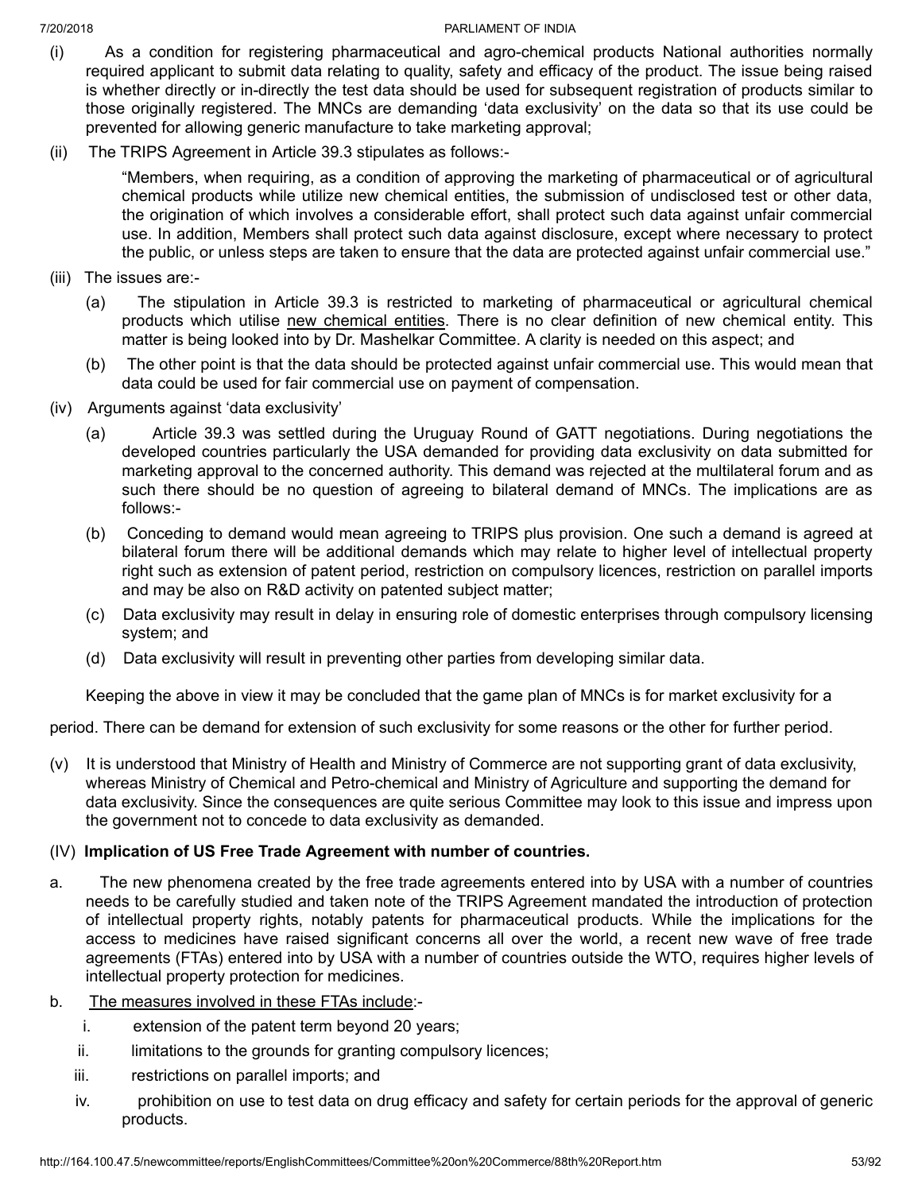(i) As a condition for registering pharmaceutical and agro-chemical products National authorities normally required applicant to submit data relating to quality, safety and efficacy of the product. The issue being raised is whether directly or in-directly the test data should be used for subsequent registration of products similar to those originally registered. The MNCs are demanding 'data exclusivity' on the data so that its use could be prevented for allowing generic manufacture to take marketing approval;

(ii) The TRIPS Agreement in Article 39.3 stipulates as follows:-

> "Members, when requiring, as a condition of approving the marketing of pharmaceutical or of agricultural chemical products while utilize new chemical entities, the submission of undisclosed test or other data, the origination of which involves a considerable effort, shall protect such data against unfair commercial use. In addition, Members shall protect such data against disclosure, except where necessary to protect the public, or unless steps are taken to ensure that the data are protected against unfair commercial use."

(iii) The issues are:-

- (a) The stipulation in Article 39.3 is restricted to marketing of pharmaceutical or agricultural chemical products which utilise new chemical entities. There is no clear definition of new chemical entity. This matter is being looked into by Dr. Mashelkar Committee. A clarity is needed on this aspect; and
- (b) The other point is that the data should be protected against unfair commercial use. This would mean that data could be used for fair commercial use on payment of compensation.

(iv) Arguments against 'data exclusivity'

- (a) Article 39.3 was settled during the Uruguay Round of GATT negotiations. During negotiations the developed countries particularly the USA demanded for providing data exclusivity on data submitted for marketing approval to the concerned authority. This demand was rejected at the multilateral forum and as such there should be no question of agreeing to bilateral demand of MNCs. The implications are as follows:-
- (b) Conceding to demand would mean agreeing to TRIPS plus provision. One such a demand is agreed at bilateral forum there will be additional demands which may relate to higher level of intellectual property right such as extension of patent period, restriction on compulsory licences, restriction on parallel imports and may be also on R&D activity on patented subject matter;
- (c) Data exclusivity may result in delay in ensuring role of domestic enterprises through compulsory licensing system; and
- (d) Data exclusivity will result in preventing other parties from developing similar data.

Keeping the above in view it may be concluded that the game plan of MNCs is for market exclusivity for a period. There can be demand for extension of such exclusivity for some reasons or the other for further period.

(v) It is understood that Ministry of Health and Ministry of Commerce are not supporting grant of data exclusivity, whereas Ministry of Chemical and Petro-chemical and Ministry of Agriculture and supporting the demand for data exclusivity. Since the consequences are quite serious Committee may look to this issue and impress upon the government not to concede to data exclusivity as demanded.

(IV) **Implication of US Free Trade Agreement with number of countries.**

a. The new phenomena created by the free trade agreements entered into by USA with a number of countries needs to be carefully studied and taken note of the TRIPS Agreement mandated the introduction of protection of intellectual property rights, notably patents for pharmaceutical products. While the implications for the access to medicines have raised significant concerns all over the world, a recent new wave of free trade agreements (FTAs) entered into by USA with a number of countries outside the WTO, requires higher levels of intellectual property protection for medicines.

b. The measures involved in these FTAs include:-

  - i. extension of the patent term beyond 20 years;
  - ii. limitations to the grounds for granting compulsory licences;
  - iii. restrictions on parallel imports; and
  - iv. prohibition on use to test data on drug efficacy and safety for certain periods for the approval of generic products.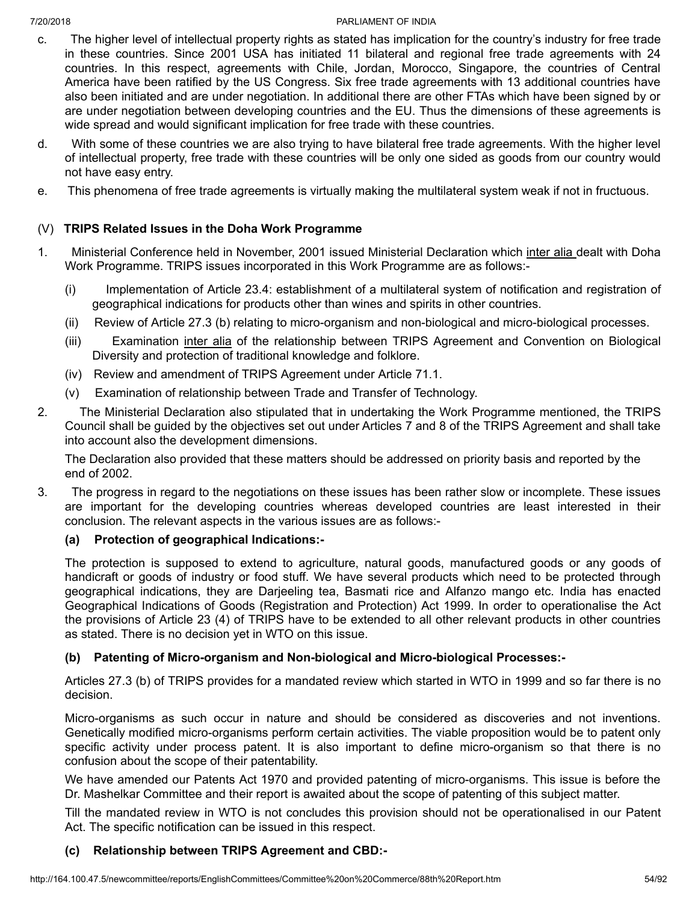c. The higher level of intellectual property rights as stated has implication for the country's industry for free trade in these countries. Since 2001 USA has initiated 11 bilateral and regional free trade agreements with 24 countries. In this respect, agreements with Chile, Jordan, Morocco, Singapore, the countries of Central America have been ratified by the US Congress. Six free trade agreements with 13 additional countries have also been initiated and are under negotiation. In additional there are other FTAs which have been signed by or are under negotiation between developing countries and the EU. Thus the dimensions of these agreements is wide spread and would significant implication for free trade with these countries.

d. With some of these countries we are also trying to have bilateral free trade agreements. With the higher level of intellectual property, free trade with these countries will be only one sided as goods from our country would not have easy entry.

e. This phenomena of free trade agreements is virtually making the multilateral system weak if not in fructuous.

(V) **TRIPS Related Issues in the Doha Work Programme**

1. Ministerial Conference held in November, 2001 issued Ministerial Declaration which inter alia dealt with Doha Work Programme. TRIPS issues incorporated in this Work Programme are as follows:-

   (i) Implementation of Article 23.4: establishment of a multilateral system of notification and registration of geographical indications for products other than wines and spirits in other countries.

   (ii) Review of Article 27.3 (b) relating to micro-organism and non-biological and micro-biological processes.

   (iii) Examination inter alia of the relationship between TRIPS Agreement and Convention on Biological Diversity and protection of traditional knowledge and folklore.

   (iv) Review and amendment of TRIPS Agreement under Article 71.1.

   (v) Examination of relationship between Trade and Transfer of Technology.

2. The Ministerial Declaration also stipulated that in undertaking the Work Programme mentioned, the TRIPS Council shall be guided by the objectives set out under Articles 7 and 8 of the TRIPS Agreement and shall take into account also the development dimensions.

   The Declaration also provided that these matters should be addressed on priority basis and reported by the end of 2002.

3. The progress in regard to the negotiations on these issues has been rather slow or incomplete. These issues are important for the developing countries whereas developed countries are least interested in their conclusion. The relevant aspects in the various issues are as follows:-

   **(a) Protection of geographical Indications:-**

   The protection is supposed to extend to agriculture, natural goods, manufactured goods or any goods of handicraft or goods of industry or food stuff. We have several products which need to be protected through geographical indications, they are Darjeeling tea, Basmati rice and Alfanzo mango etc. India has enacted Geographical Indications of Goods (Registration and Protection) Act 1999. In order to operationalise the Act the provisions of Article 23 (4) of TRIPS have to be extended to all other relevant products in other countries as stated. There is no decision yet in WTO on this issue.

   **(b) Patenting of Micro-organism and Non-biological and Micro-biological Processes:-**

   Articles 27.3 (b) of TRIPS provides for a mandated review which started in WTO in 1999 and so far there is no decision.

   Micro-organisms as such occur in nature and should be considered as discoveries and not inventions. Genetically modified micro-organisms perform certain activities. The viable proposition would be to patent only specific activity under process patent. It is also important to define micro-organism so that there is no confusion about the scope of their patentability.

   We have amended our Patents Act 1970 and provided patenting of micro-organisms. This issue is before the Dr. Mashelkar Committee and their report is awaited about the scope of patenting of this subject matter.

   Till the mandated review in WTO is not concludes this provision should not be operationalised in our Patent Act. The specific notification can be issued in this respect.

   **(c) Relationship between TRIPS Agreement and CBD:-**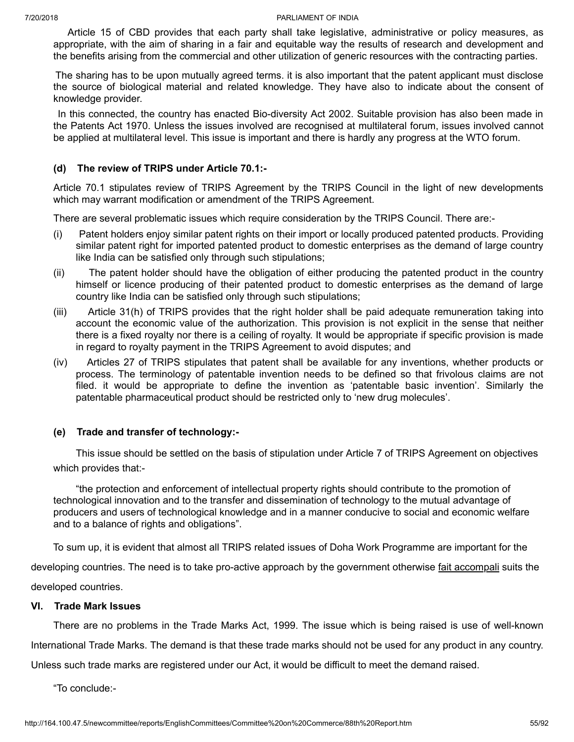Article 15 of CBD provides that each party shall take legislative, administrative or policy measures, as appropriate, with the aim of sharing in a fair and equitable way the results of research and development and the benefits arising from the commercial and other utilization of generic resources with the contracting parties.

The sharing has to be upon mutually agreed terms. it is also important that the patent applicant must disclose the source of biological material and related knowledge. They have also to indicate about the consent of knowledge provider.

In this connected, the country has enacted Bio-diversity Act 2002. Suitable provision has also been made in the Patents Act 1970. Unless the issues involved are recognised at multilateral forum, issues involved cannot be applied at multilateral level. This issue is important and there is hardly any progress at the WTO forum.

**(d) The review of TRIPS under Article 70.1:-**

Article 70.1 stipulates review of TRIPS Agreement by the TRIPS Council in the light of new developments which may warrant modification or amendment of the TRIPS Agreement.

There are several problematic issues which require consideration by the TRIPS Council. There are:-

(i) Patent holders enjoy similar patent rights on their import or locally produced patented products. Providing similar patent right for imported patented product to domestic enterprises as the demand of large country like India can be satisfied only through such stipulations;

(ii) The patent holder should have the obligation of either producing the patented product in the country himself or licence producing of their patented product to domestic enterprises as the demand of large country like India can be satisfied only through such stipulations;

(iii) Article 31(h) of TRIPS provides that the right holder shall be paid adequate remuneration taking into account the economic value of the authorization. This provision is not explicit in the sense that neither there is a fixed royalty nor there is a ceiling of royalty. It would be appropriate if specific provision is made in regard to royalty payment in the TRIPS Agreement to avoid disputes; and

(iv) Articles 27 of TRIPS stipulates that patent shall be available for any inventions, whether products or process. The terminology of patentable invention needs to be defined so that frivolous claims are not filed. it would be appropriate to define the invention as 'patentable basic invention'. Similarly the patentable pharmaceutical product should be restricted only to 'new drug molecules'.

**(e) Trade and transfer of technology:-**

This issue should be settled on the basis of stipulation under Article 7 of TRIPS Agreement on objectives which provides that:-

"the protection and enforcement of intellectual property rights should contribute to the promotion of technological innovation and to the transfer and dissemination of technology to the mutual advantage of producers and users of technological knowledge and in a manner conducive to social and economic welfare and to a balance of rights and obligations".

To sum up, it is evident that almost all TRIPS related issues of Doha Work Programme are important for the developing countries. The need is to take pro-active approach by the government otherwise fait accompali suits the developed countries.

**VI. Trade Mark Issues**

There are no problems in the Trade Marks Act, 1999. The issue which is being raised is use of well-known International Trade Marks. The demand is that these trade marks should not be used for any product in any country. Unless such trade marks are registered under our Act, it would be difficult to meet the demand raised.

"To conclude:-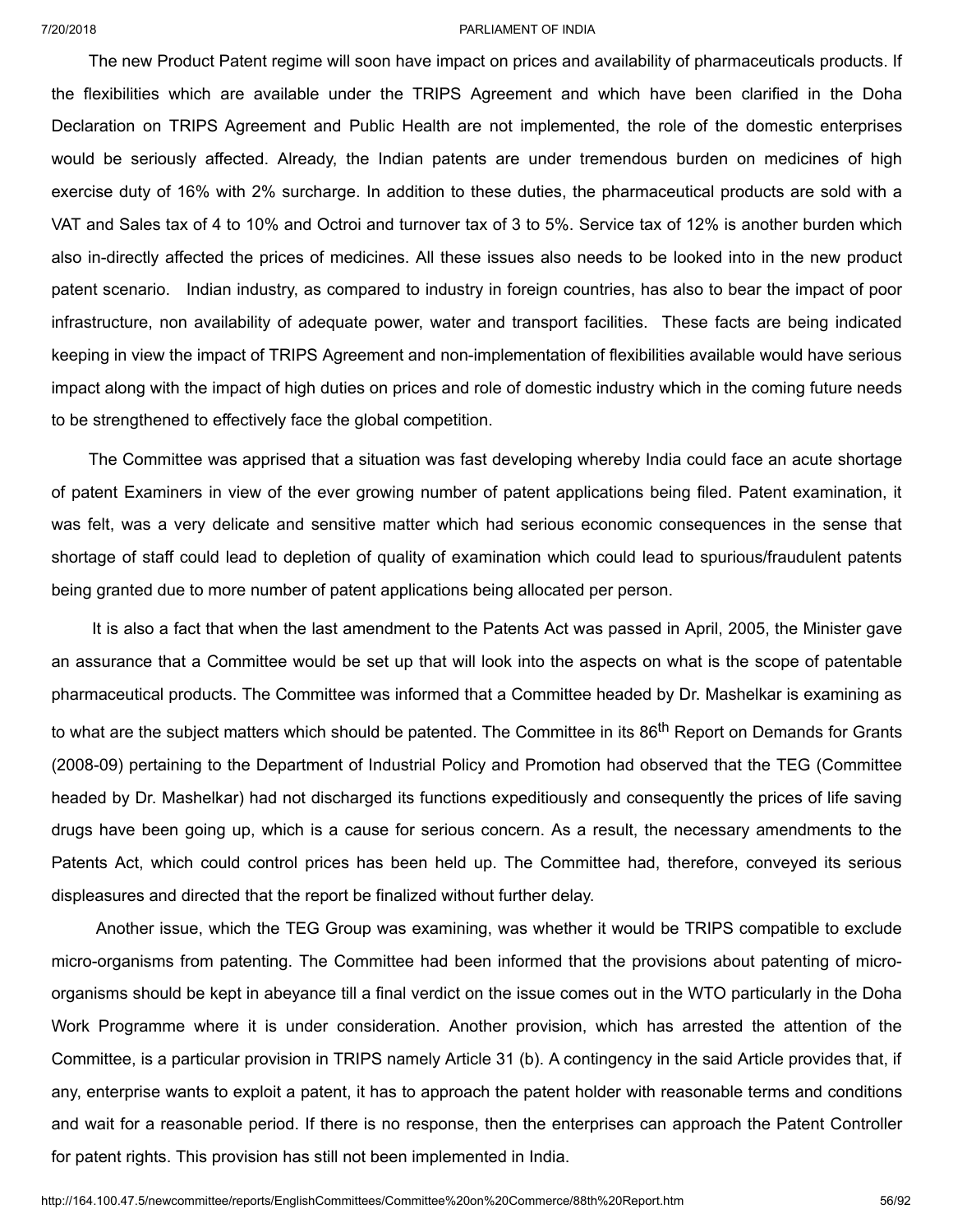The new Product Patent regime will soon have impact on prices and availability of pharmaceuticals products. If the flexibilities which are available under the TRIPS Agreement and which have been clarified in the Doha Declaration on TRIPS Agreement and Public Health are not implemented, the role of the domestic enterprises would be seriously affected. Already, the Indian patents are under tremendous burden on medicines of high exercise duty of 16% with 2% surcharge. In addition to these duties, the pharmaceutical products are sold with a VAT and Sales tax of 4 to 10% and Octroi and turnover tax of 3 to 5%. Service tax of 12% is another burden which also in-directly affected the prices of medicines. All these issues also needs to be looked into in the new product patent scenario. Indian industry, as compared to industry in foreign countries, has also to bear the impact of poor infrastructure, non availability of adequate power, water and transport facilities. These facts are being indicated keeping in view the impact of TRIPS Agreement and non-implementation of flexibilities available would have serious impact along with the impact of high duties on prices and role of domestic industry which in the coming future needs to be strengthened to effectively face the global competition.

The Committee was apprised that a situation was fast developing whereby India could face an acute shortage of patent Examiners in view of the ever growing number of patent applications being filed. Patent examination, it was felt, was a very delicate and sensitive matter which had serious economic consequences in the sense that shortage of staff could lead to depletion of quality of examination which could lead to spurious/fraudulent patents being granted due to more number of patent applications being allocated per person.

It is also a fact that when the last amendment to the Patents Act was passed in April, 2005, the Minister gave an assurance that a Committee would be set up that will look into the aspects on what is the scope of patentable pharmaceutical products. The Committee was informed that a Committee headed by Dr. Mashelkar is examining as to what are the subject matters which should be patented. The Committee in its 86th Report on Demands for Grants (2008-09) pertaining to the Department of Industrial Policy and Promotion had observed that the TEG (Committee headed by Dr. Mashelkar) had not discharged its functions expeditiously and consequently the prices of life saving drugs have been going up, which is a cause for serious concern. As a result, the necessary amendments to the Patents Act, which could control prices has been held up. The Committee had, therefore, conveyed its serious displeasures and directed that the report be finalized without further delay.

Another issue, which the TEG Group was examining, was whether it would be TRIPS compatible to exclude micro-organisms from patenting. The Committee had been informed that the provisions about patenting of micro-organisms should be kept in abeyance till a final verdict on the issue comes out in the WTO particularly in the Doha Work Programme where it is under consideration. Another provision, which has arrested the attention of the Committee, is a particular provision in TRIPS namely Article 31 (b). A contingency in the said Article provides that, if any, enterprise wants to exploit a patent, it has to approach the patent holder with reasonable terms and conditions and wait for a reasonable period. If there is no response, then the enterprises can approach the Patent Controller for patent rights. This provision has still not been implemented in India.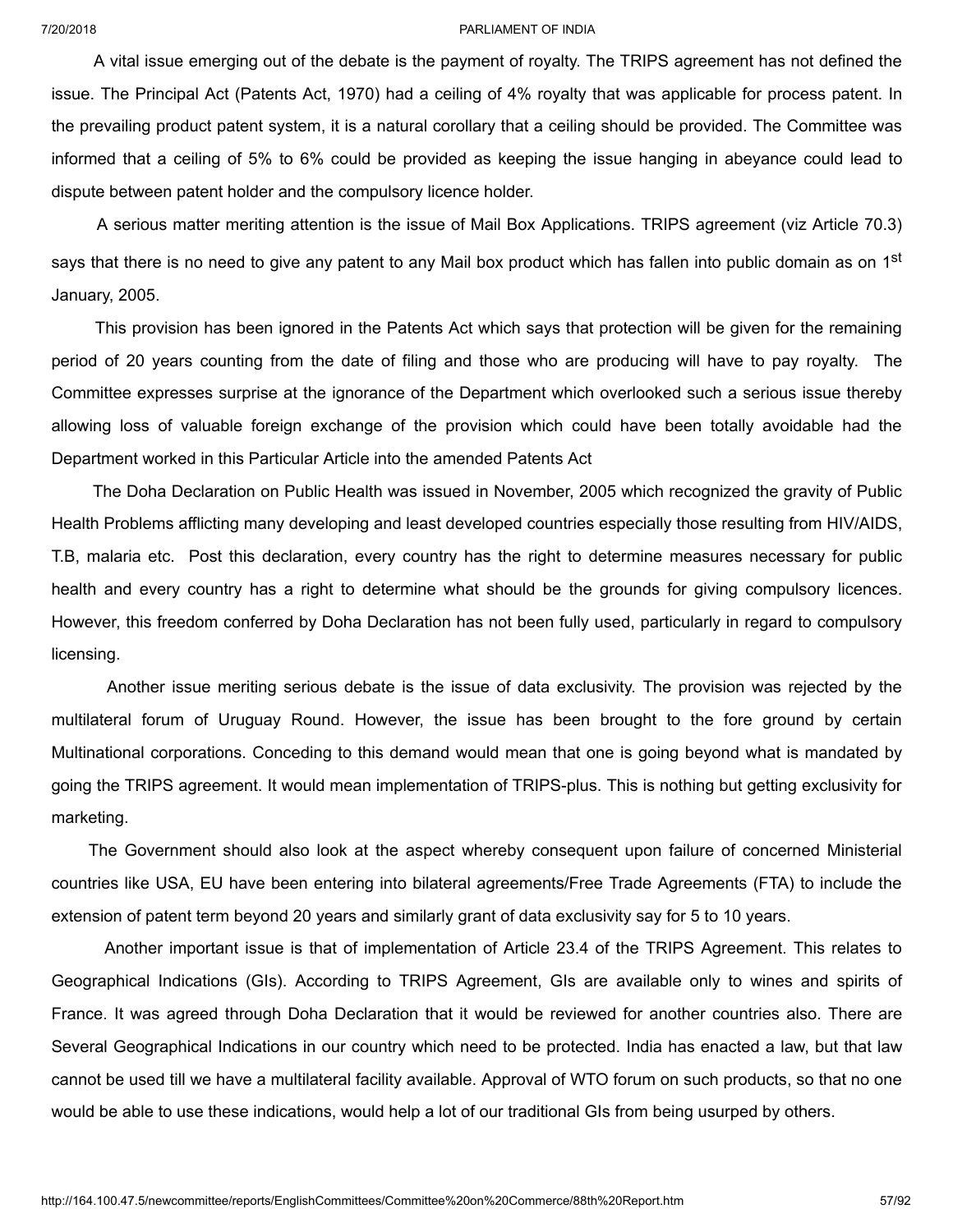A vital issue emerging out of the debate is the payment of royalty. The TRIPS agreement has not defined the issue. The Principal Act (Patents Act, 1970) had a ceiling of 4% royalty that was applicable for process patent. In the prevailing product patent system, it is a natural corollary that a ceiling should be provided. The Committee was informed that a ceiling of 5% to 6% could be provided as keeping the issue hanging in abeyance could lead to dispute between patent holder and the compulsory licence holder.

A serious matter meriting attention is the issue of Mail Box Applications. TRIPS agreement (viz Article 70.3) says that there is no need to give any patent to any Mail box product which has fallen into public domain as on 1st January, 2005.

This provision has been ignored in the Patents Act which says that protection will be given for the remaining period of 20 years counting from the date of filing and those who are producing will have to pay royalty. The Committee expresses surprise at the ignorance of the Department which overlooked such a serious issue thereby allowing loss of valuable foreign exchange of the provision which could have been totally avoidable had the Department worked in this Particular Article into the amended Patents Act

The Doha Declaration on Public Health was issued in November, 2005 which recognized the gravity of Public Health Problems afflicting many developing and least developed countries especially those resulting from HIV/AIDS, T.B, malaria etc. Post this declaration, every country has the right to determine measures necessary for public health and every country has a right to determine what should be the grounds for giving compulsory licences. However, this freedom conferred by Doha Declaration has not been fully used, particularly in regard to compulsory licensing.

Another issue meriting serious debate is the issue of data exclusivity. The provision was rejected by the multilateral forum of Uruguay Round. However, the issue has been brought to the fore ground by certain Multinational corporations. Conceding to this demand would mean that one is going beyond what is mandated by going the TRIPS agreement. It would mean implementation of TRIPS-plus. This is nothing but getting exclusivity for marketing.

The Government should also look at the aspect whereby consequent upon failure of concerned Ministerial countries like USA, EU have been entering into bilateral agreements/Free Trade Agreements (FTA) to include the extension of patent term beyond 20 years and similarly grant of data exclusivity say for 5 to 10 years.

Another important issue is that of implementation of Article 23.4 of the TRIPS Agreement. This relates to Geographical Indications (GIs). According to TRIPS Agreement, GIs are available only to wines and spirits of France. It was agreed through Doha Declaration that it would be reviewed for another countries also. There are Several Geographical Indications in our country which need to be protected. India has enacted a law, but that law cannot be used till we have a multilateral facility available. Approval of WTO forum on such products, so that no one would be able to use these indications, would help a lot of our traditional GIs from being usurped by others.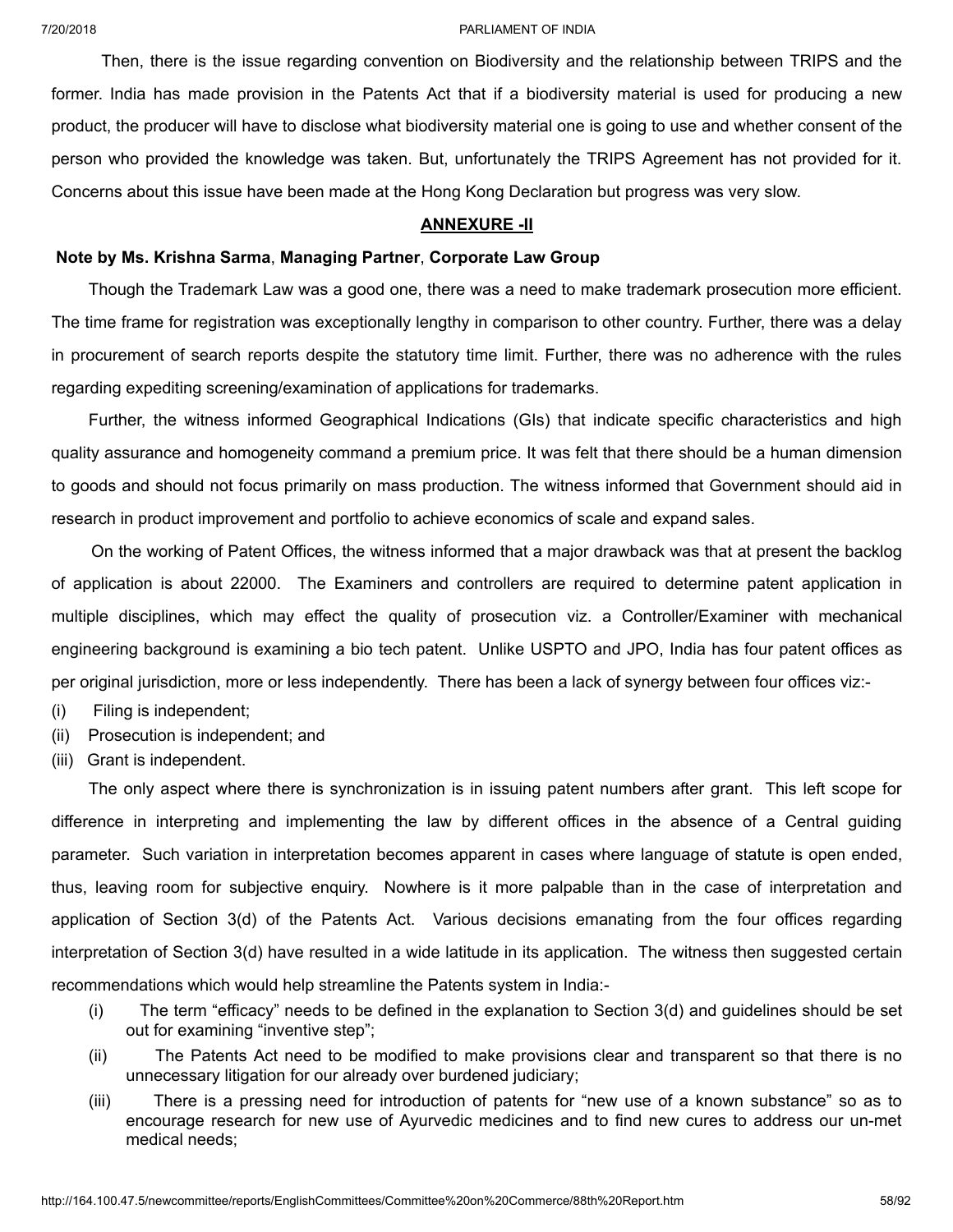Then, there is the issue regarding convention on Biodiversity and the relationship between TRIPS and the former. India has made provision in the Patents Act that if a biodiversity material is used for producing a new product, the producer will have to disclose what biodiversity material one is going to use and whether consent of the person who provided the knowledge was taken. But, unfortunately the TRIPS Agreement has not provided for it. Concerns about this issue have been made at the Hong Kong Declaration but progress was very slow.

## ANNEXURE -II

**Note by Ms. Krishna Sarma**, **Managing Partner**, **Corporate Law Group**

Though the Trademark Law was a good one, there was a need to make trademark prosecution more efficient. The time frame for registration was exceptionally lengthy in comparison to other country. Further, there was a delay in procurement of search reports despite the statutory time limit. Further, there was no adherence with the rules regarding expediting screening/examination of applications for trademarks.

Further, the witness informed Geographical Indications (GIs) that indicate specific characteristics and high quality assurance and homogeneity command a premium price. It was felt that there should be a human dimension to goods and should not focus primarily on mass production. The witness informed that Government should aid in research in product improvement and portfolio to achieve economics of scale and expand sales.

On the working of Patent Offices, the witness informed that a major drawback was that at present the backlog of application is about 22000. The Examiners and controllers are required to determine patent application in multiple disciplines, which may effect the quality of prosecution viz. a Controller/Examiner with mechanical engineering background is examining a bio tech patent. Unlike USPTO and JPO, India has four patent offices as per original jurisdiction, more or less independently. There has been a lack of synergy between four offices viz:-

(i) Filing is independent;

(ii) Prosecution is independent; and

(iii) Grant is independent.

The only aspect where there is synchronization is in issuing patent numbers after grant. This left scope for difference in interpreting and implementing the law by different offices in the absence of a Central guiding parameter. Such variation in interpretation becomes apparent in cases where language of statute is open ended, thus, leaving room for subjective enquiry. Nowhere is it more palpable than in the case of interpretation and application of Section 3(d) of the Patents Act. Various decisions emanating from the four offices regarding interpretation of Section 3(d) have resulted in a wide latitude in its application. The witness then suggested certain recommendations which would help streamline the Patents system in India:-

(i) The term "efficacy" needs to be defined in the explanation to Section 3(d) and guidelines should be set out for examining "inventive step";

(ii) The Patents Act need to be modified to make provisions clear and transparent so that there is no unnecessary litigation for our already over burdened judiciary;

(iii) There is a pressing need for introduction of patents for "new use of a known substance" so as to encourage research for new use of Ayurvedic medicines and to find new cures to address our un-met medical needs;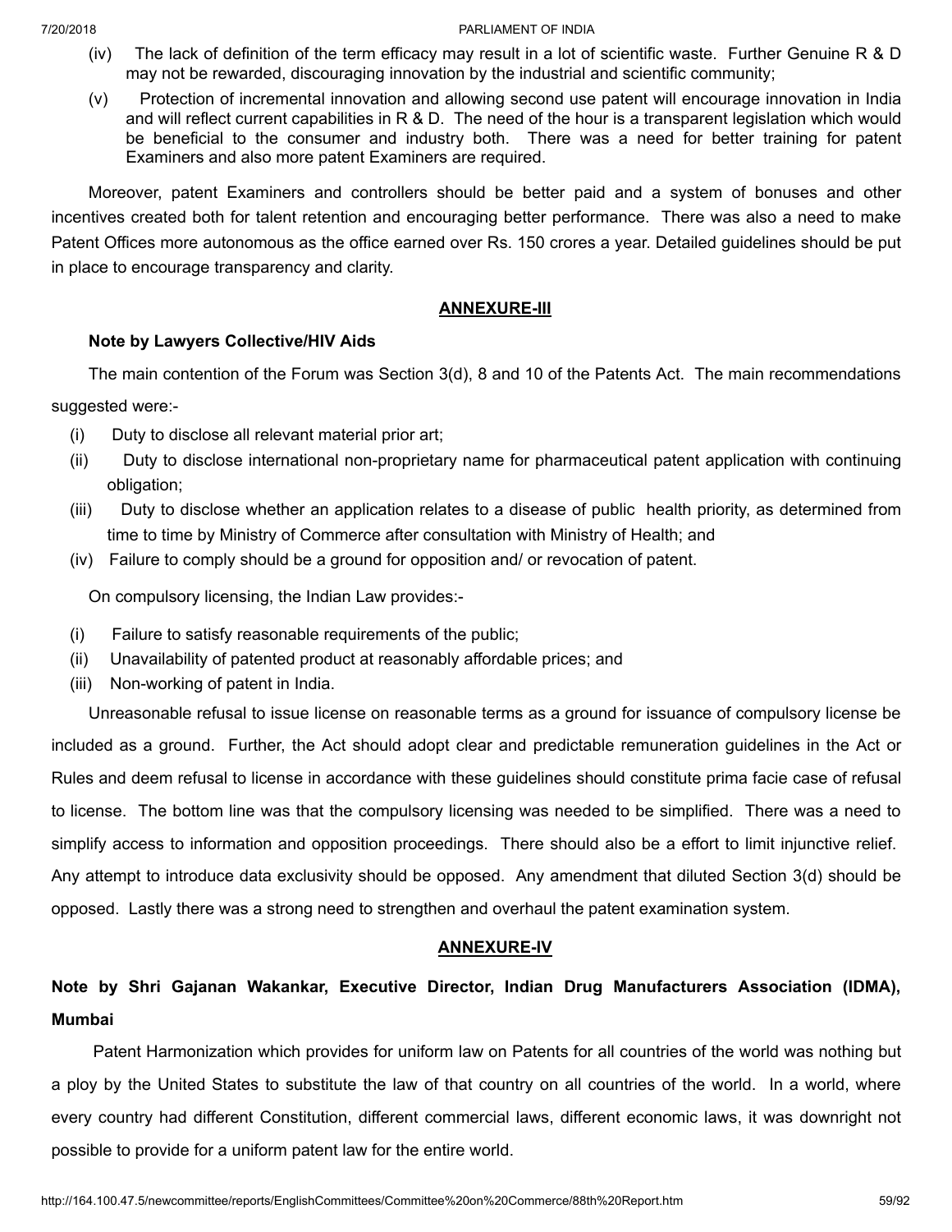(iv) The lack of definition of the term efficacy may result in a lot of scientific waste. Further Genuine R & D may not be rewarded, discouraging innovation by the industrial and scientific community;

(v) Protection of incremental innovation and allowing second use patent will encourage innovation in India and will reflect current capabilities in R & D. The need of the hour is a transparent legislation which would be beneficial to the consumer and industry both. There was a need for better training for patent Examiners and also more patent Examiners are required.

Moreover, patent Examiners and controllers should be better paid and a system of bonuses and other incentives created both for talent retention and encouraging better performance. There was also a need to make Patent Offices more autonomous as the office earned over Rs. 150 crores a year. Detailed guidelines should be put in place to encourage transparency and clarity.

## ANNEXURE-III

**Note by Lawyers Collective/HIV Aids**

The main contention of the Forum was Section 3(d), 8 and 10 of the Patents Act. The main recommendations suggested were:-

(i) Duty to disclose all relevant material prior art;

(ii) Duty to disclose international non-proprietary name for pharmaceutical patent application with continuing obligation;

(iii) Duty to disclose whether an application relates to a disease of public health priority, as determined from time to time by Ministry of Commerce after consultation with Ministry of Health; and

(iv) Failure to comply should be a ground for opposition and/ or revocation of patent.

On compulsory licensing, the Indian Law provides:-

(i) Failure to satisfy reasonable requirements of the public;

(ii) Unavailability of patented product at reasonably affordable prices; and

(iii) Non-working of patent in India.

Unreasonable refusal to issue license on reasonable terms as a ground for issuance of compulsory license be included as a ground. Further, the Act should adopt clear and predictable remuneration guidelines in the Act or Rules and deem refusal to license in accordance with these guidelines should constitute prima facie case of refusal to license. The bottom line was that the compulsory licensing was needed to be simplified. There was a need to simplify access to information and opposition proceedings. There should also be a effort to limit injunctive relief. Any attempt to introduce data exclusivity should be opposed. Any amendment that diluted Section 3(d) should be opposed. Lastly there was a strong need to strengthen and overhaul the patent examination system.

## ANNEXURE-IV

**Note by Shri Gajanan Wakankar, Executive Director, Indian Drug Manufacturers Association (IDMA), Mumbai**

Patent Harmonization which provides for uniform law on Patents for all countries of the world was nothing but a ploy by the United States to substitute the law of that country on all countries of the world. In a world, where every country had different Constitution, different commercial laws, different economic laws, it was downright not possible to provide for a uniform patent law for the entire world.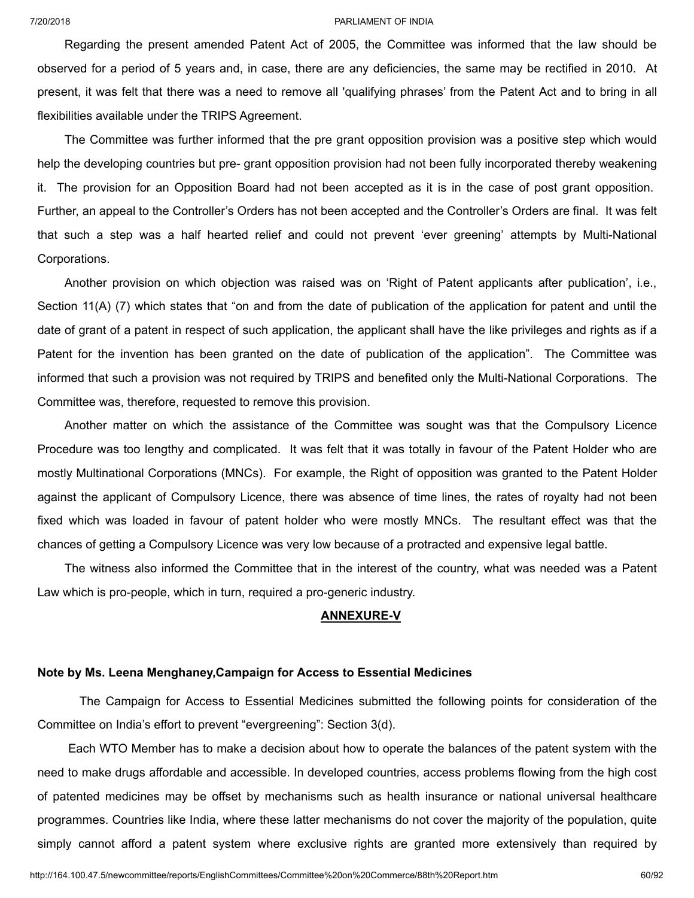Regarding the present amended Patent Act of 2005, the Committee was informed that the law should be observed for a period of 5 years and, in case, there are any deficiencies, the same may be rectified in 2010. At present, it was felt that there was a need to remove all 'qualifying phrases' from the Patent Act and to bring in all flexibilities available under the TRIPS Agreement.

The Committee was further informed that the pre grant opposition provision was a positive step which would help the developing countries but pre- grant opposition provision had not been fully incorporated thereby weakening it. The provision for an Opposition Board had not been accepted as it is in the case of post grant opposition. Further, an appeal to the Controller's Orders has not been accepted and the Controller's Orders are final. It was felt that such a step was a half hearted relief and could not prevent 'ever greening' attempts by Multi-National Corporations.

Another provision on which objection was raised was on 'Right of Patent applicants after publication', i.e., Section 11(A) (7) which states that "on and from the date of publication of the application for patent and until the date of grant of a patent in respect of such application, the applicant shall have the like privileges and rights as if a Patent for the invention has been granted on the date of publication of the application". The Committee was informed that such a provision was not required by TRIPS and benefited only the Multi-National Corporations. The Committee was, therefore, requested to remove this provision.

Another matter on which the assistance of the Committee was sought was that the Compulsory Licence Procedure was too lengthy and complicated. It was felt that it was totally in favour of the Patent Holder who are mostly Multinational Corporations (MNCs). For example, the Right of opposition was granted to the Patent Holder against the applicant of Compulsory Licence, there was absence of time lines, the rates of royalty had not been fixed which was loaded in favour of patent holder who were mostly MNCs. The resultant effect was that the chances of getting a Compulsory Licence was very low because of a protracted and expensive legal battle.

The witness also informed the Committee that in the interest of the country, what was needed was a Patent Law which is pro-people, which in turn, required a pro-generic industry.

## ANNEXURE-V

**Note by Ms. Leena Menghaney,Campaign for Access to Essential Medicines**

The Campaign for Access to Essential Medicines submitted the following points for consideration of the Committee on India's effort to prevent "evergreening": Section 3(d).

Each WTO Member has to make a decision about how to operate the balances of the patent system with the need to make drugs affordable and accessible. In developed countries, access problems flowing from the high cost of patented medicines may be offset by mechanisms such as health insurance or national universal healthcare programmes. Countries like India, where these latter mechanisms do not cover the majority of the population, quite simply cannot afford a patent system where exclusive rights are granted more extensively than required by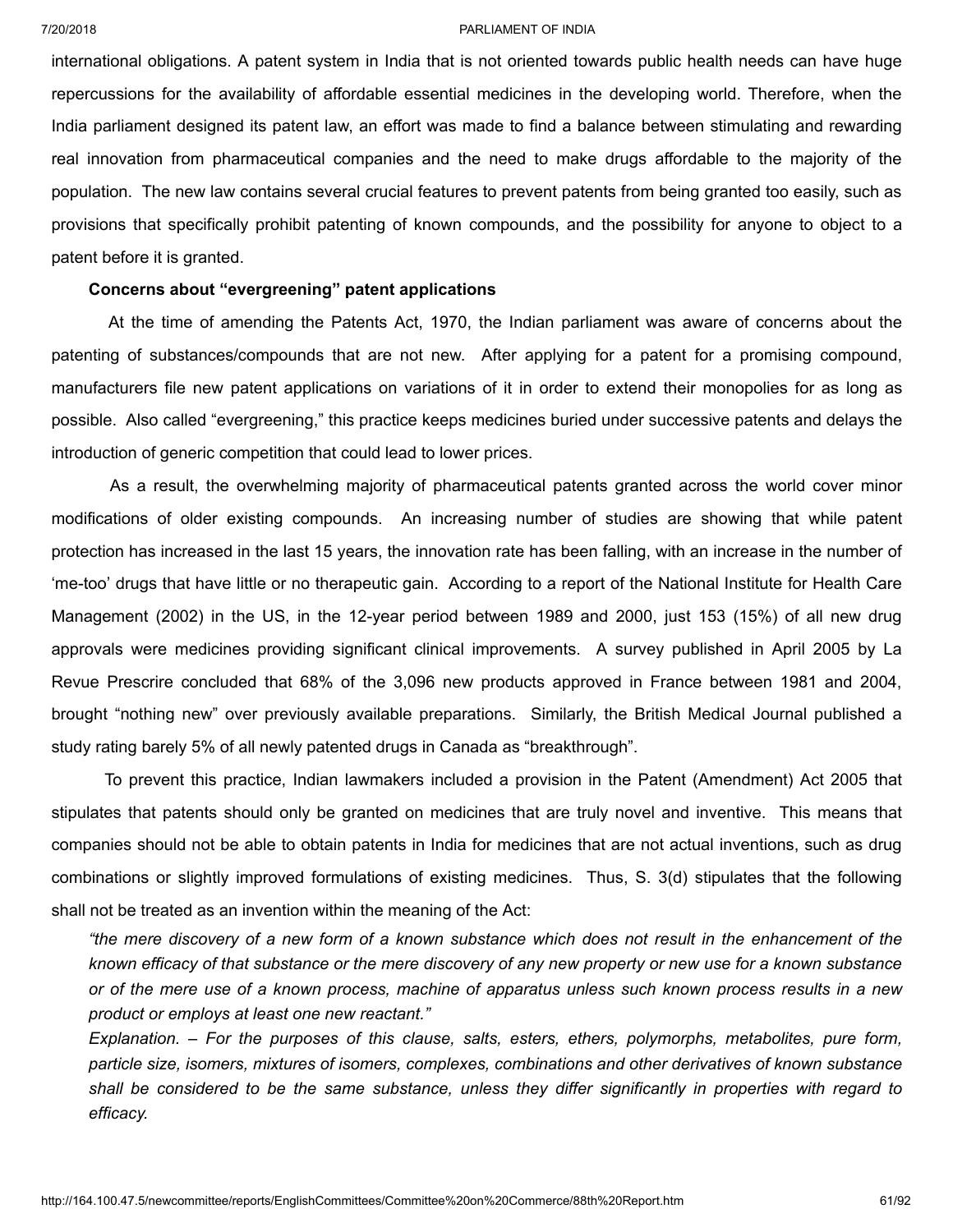international obligations. A patent system in India that is not oriented towards public health needs can have huge repercussions for the availability of affordable essential medicines in the developing world. Therefore, when the India parliament designed its patent law, an effort was made to find a balance between stimulating and rewarding real innovation from pharmaceutical companies and the need to make drugs affordable to the majority of the population. The new law contains several crucial features to prevent patents from being granted too easily, such as provisions that specifically prohibit patenting of known compounds, and the possibility for anyone to object to a patent before it is granted.

**Concerns about "evergreening" patent applications**

At the time of amending the Patents Act, 1970, the Indian parliament was aware of concerns about the patenting of substances/compounds that are not new. After applying for a patent for a promising compound, manufacturers file new patent applications on variations of it in order to extend their monopolies for as long as possible. Also called "evergreening," this practice keeps medicines buried under successive patents and delays the introduction of generic competition that could lead to lower prices.

As a result, the overwhelming majority of pharmaceutical patents granted across the world cover minor modifications of older existing compounds. An increasing number of studies are showing that while patent protection has increased in the last 15 years, the innovation rate has been falling, with an increase in the number of 'me-too' drugs that have little or no therapeutic gain. According to a report of the National Institute for Health Care Management (2002) in the US, in the 12-year period between 1989 and 2000, just 153 (15%) of all new drug approvals were medicines providing significant clinical improvements. A survey published in April 2005 by La Revue Prescrire concluded that 68% of the 3,096 new products approved in France between 1981 and 2004, brought "nothing new" over previously available preparations. Similarly, the British Medical Journal published a study rating barely 5% of all newly patented drugs in Canada as "breakthrough".

To prevent this practice, Indian lawmakers included a provision in the Patent (Amendment) Act 2005 that stipulates that patents should only be granted on medicines that are truly novel and inventive. This means that companies should not be able to obtain patents in India for medicines that are not actual inventions, such as drug combinations or slightly improved formulations of existing medicines. Thus, S. 3(d) stipulates that the following shall not be treated as an invention within the meaning of the Act:

*"the mere discovery of a new form of a known substance which does not result in the enhancement of the known efficacy of that substance or the mere discovery of any new property or new use for a known substance or of the mere use of a known process, machine of apparatus unless such known process results in a new product or employs at least one new reactant."*

*Explanation. – For the purposes of this clause, salts, esters, ethers, polymorphs, metabolites, pure form, particle size, isomers, mixtures of isomers, complexes, combinations and other derivatives of known substance shall be considered to be the same substance, unless they differ significantly in properties with regard to efficacy.*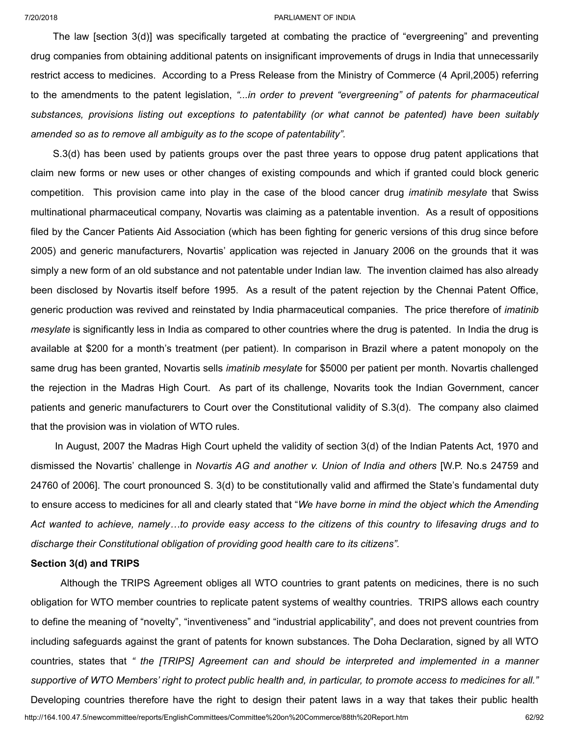The law [section 3(d)] was specifically targeted at combating the practice of "evergreening" and preventing drug companies from obtaining additional patents on insignificant improvements of drugs in India that unnecessarily restrict access to medicines. According to a Press Release from the Ministry of Commerce (4 April,2005) referring to the amendments to the patent legislation, *"...in order to prevent "evergreening" of patents for pharmaceutical substances, provisions listing out exceptions to patentability (or what cannot be patented) have been suitably amended so as to remove all ambiguity as to the scope of patentability".*

S.3(d) has been used by patients groups over the past three years to oppose drug patent applications that claim new forms or new uses or other changes of existing compounds and which if granted could block generic competition. This provision came into play in the case of the blood cancer drug *imatinib mesylate* that Swiss multinational pharmaceutical company, Novartis was claiming as a patentable invention. As a result of oppositions filed by the Cancer Patients Aid Association (which has been fighting for generic versions of this drug since before 2005) and generic manufacturers, Novartis' application was rejected in January 2006 on the grounds that it was simply a new form of an old substance and not patentable under Indian law. The invention claimed has also already been disclosed by Novartis itself before 1995. As a result of the patent rejection by the Chennai Patent Office, generic production was revived and reinstated by India pharmaceutical companies. The price therefore of *imatinib mesylate* is significantly less in India as compared to other countries where the drug is patented. In India the drug is available at $200 for a month's treatment (per patient). In comparison in Brazil where a patent monopoly on the same drug has been granted, Novartis sells *imatinib mesylate* for $5000 per patient per month. Novartis challenged the rejection in the Madras High Court. As part of its challenge, Novarits took the Indian Government, cancer patients and generic manufacturers to Court over the Constitutional validity of S.3(d). The company also claimed that the provision was in violation of WTO rules.

In August, 2007 the Madras High Court upheld the validity of section 3(d) of the Indian Patents Act, 1970 and dismissed the Novartis' challenge in *Novartis AG and another v. Union of India and others* [W.P. No.s 24759 and 24760 of 2006]. The court pronounced S. 3(d) to be constitutionally valid and affirmed the State's fundamental duty to ensure access to medicines for all and clearly stated that "*We have borne in mind the object which the Amending Act wanted to achieve, namely…to provide easy access to the citizens of this country to lifesaving drugs and to discharge their Constitutional obligation of providing good health care to its citizens".*

**Section 3(d) and TRIPS**

Although the TRIPS Agreement obliges all WTO countries to grant patents on medicines, there is no such obligation for WTO member countries to replicate patent systems of wealthy countries. TRIPS allows each country to define the meaning of "novelty", "inventiveness" and "industrial applicability", and does not prevent countries from including safeguards against the grant of patents for known substances. The Doha Declaration, signed by all WTO countries, states that *" the [TRIPS] Agreement can and should be interpreted and implemented in a manner supportive of WTO Members' right to protect public health and, in particular, to promote access to medicines for all."* Developing countries therefore have the right to design their patent laws in a way that takes their public health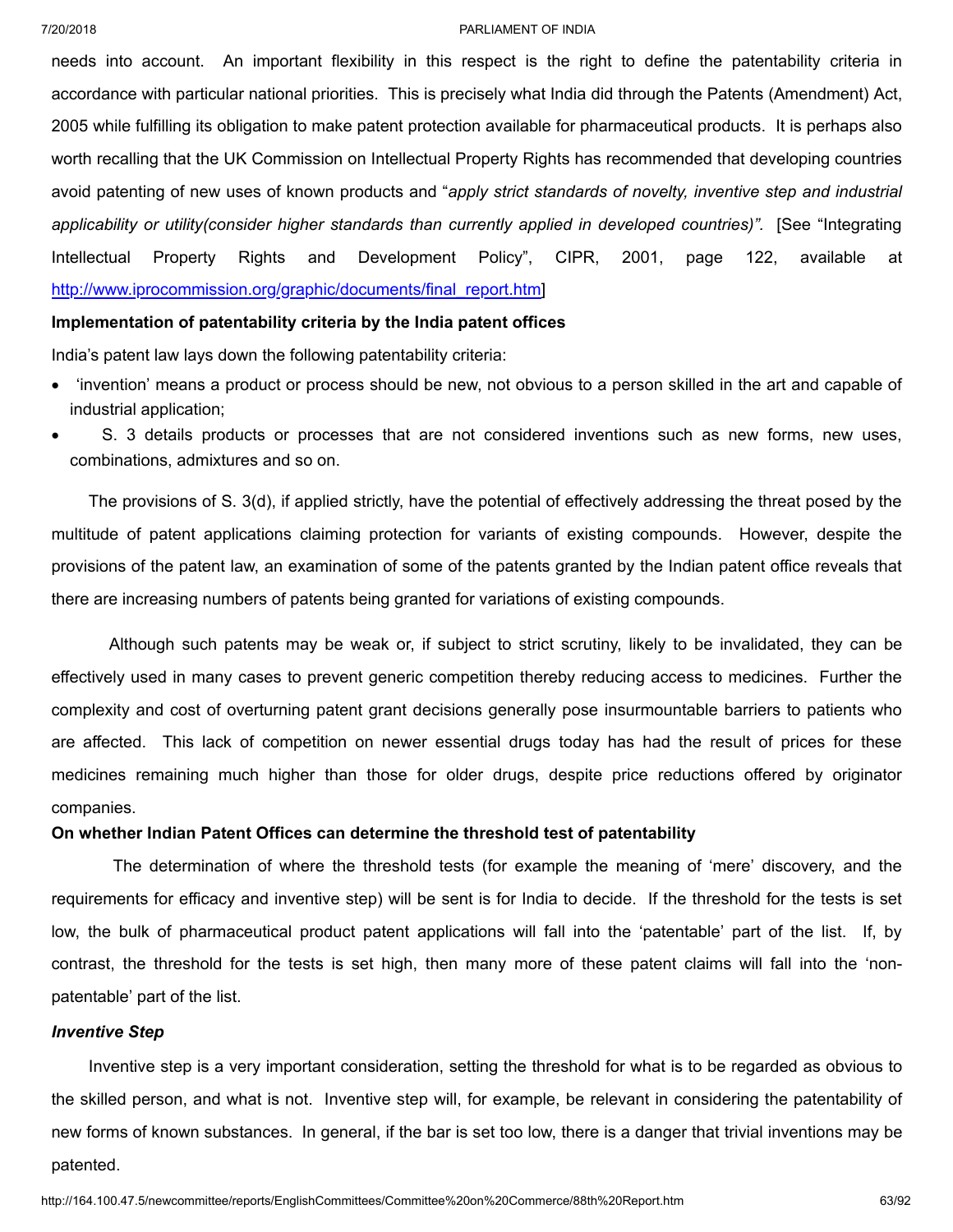needs into account. An important flexibility in this respect is the right to define the patentability criteria in accordance with particular national priorities. This is precisely what India did through the Patents (Amendment) Act, 2005 while fulfilling its obligation to make patent protection available for pharmaceutical products. It is perhaps also worth recalling that the UK Commission on Intellectual Property Rights has recommended that developing countries avoid patenting of new uses of known products and "*apply strict standards of novelty, inventive step and industrial applicability or utility(consider higher standards than currently applied in developed countries)".* [See "Integrating Intellectual Property Rights and Development Policy", CIPR, 2001, page 122, available at http://www.iprocommission.org/graphic/documents/final_report.htm]

**Implementation of patentability criteria by the India patent offices**

India's patent law lays down the following patentability criteria:

- 'invention' means a product or process should be new, not obvious to a person skilled in the art and capable of industrial application;
- S. 3 details products or processes that are not considered inventions such as new forms, new uses, combinations, admixtures and so on.

The provisions of S. 3(d), if applied strictly, have the potential of effectively addressing the threat posed by the multitude of patent applications claiming protection for variants of existing compounds. However, despite the provisions of the patent law, an examination of some of the patents granted by the Indian patent office reveals that there are increasing numbers of patents being granted for variations of existing compounds.

Although such patents may be weak or, if subject to strict scrutiny, likely to be invalidated, they can be effectively used in many cases to prevent generic competition thereby reducing access to medicines. Further the complexity and cost of overturning patent grant decisions generally pose insurmountable barriers to patients who are affected. This lack of competition on newer essential drugs today has had the result of prices for these medicines remaining much higher than those for older drugs, despite price reductions offered by originator companies.

**On whether Indian Patent Offices can determine the threshold test of patentability**

The determination of where the threshold tests (for example the meaning of 'mere' discovery, and the requirements for efficacy and inventive step) will be sent is for India to decide. If the threshold for the tests is set low, the bulk of pharmaceutical product patent applications will fall into the 'patentable' part of the list. If, by contrast, the threshold for the tests is set high, then many more of these patent claims will fall into the 'non-patentable' part of the list.

***Inventive Step***

Inventive step is a very important consideration, setting the threshold for what is to be regarded as obvious to the skilled person, and what is not. Inventive step will, for example, be relevant in considering the patentability of new forms of known substances. In general, if the bar is set too low, there is a danger that trivial inventions may be patented.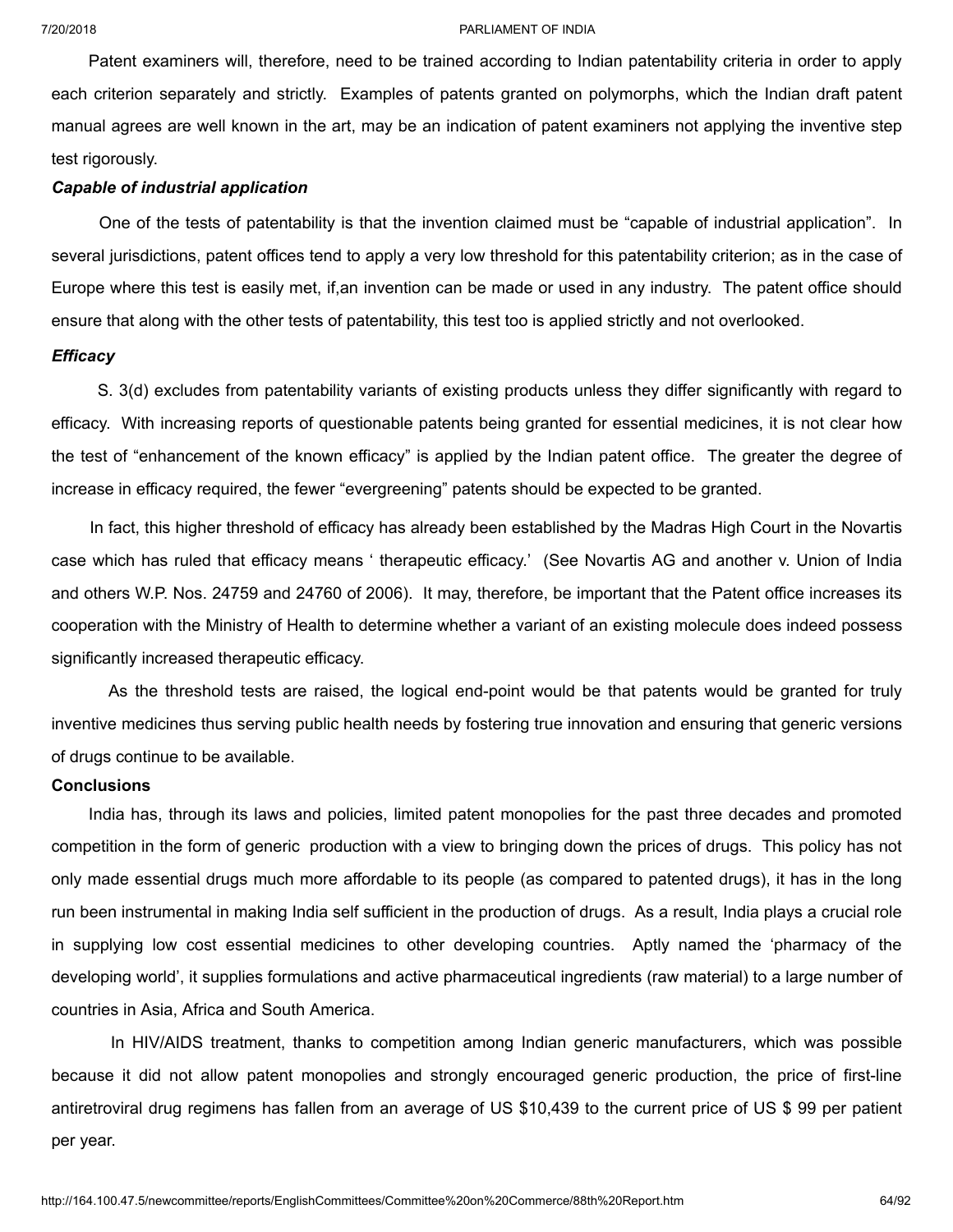Patent examiners will, therefore, need to be trained according to Indian patentability criteria in order to apply each criterion separately and strictly. Examples of patents granted on polymorphs, which the Indian draft patent manual agrees are well known in the art, may be an indication of patent examiners not applying the inventive step test rigorously.

***Capable of industrial application***

One of the tests of patentability is that the invention claimed must be "capable of industrial application". In several jurisdictions, patent offices tend to apply a very low threshold for this patentability criterion; as in the case of Europe where this test is easily met, if,an invention can be made or used in any industry. The patent office should ensure that along with the other tests of patentability, this test too is applied strictly and not overlooked.

***Efficacy***

S. 3(d) excludes from patentability variants of existing products unless they differ significantly with regard to efficacy. With increasing reports of questionable patents being granted for essential medicines, it is not clear how the test of "enhancement of the known efficacy" is applied by the Indian patent office. The greater the degree of increase in efficacy required, the fewer "evergreening" patents should be expected to be granted.

In fact, this higher threshold of efficacy has already been established by the Madras High Court in the Novartis case which has ruled that efficacy means ' therapeutic efficacy.' (See Novartis AG and another v. Union of India and others W.P. Nos. 24759 and 24760 of 2006). It may, therefore, be important that the Patent office increases its cooperation with the Ministry of Health to determine whether a variant of an existing molecule does indeed possess significantly increased therapeutic efficacy.

As the threshold tests are raised, the logical end-point would be that patents would be granted for truly inventive medicines thus serving public health needs by fostering true innovation and ensuring that generic versions of drugs continue to be available.

**Conclusions**

India has, through its laws and policies, limited patent monopolies for the past three decades and promoted competition in the form of generic production with a view to bringing down the prices of drugs. This policy has not only made essential drugs much more affordable to its people (as compared to patented drugs), it has in the long run been instrumental in making India self sufficient in the production of drugs. As a result, India plays a crucial role in supplying low cost essential medicines to other developing countries. Aptly named the 'pharmacy of the developing world', it supplies formulations and active pharmaceutical ingredients (raw material) to a large number of countries in Asia, Africa and South America.

In HIV/AIDS treatment, thanks to competition among Indian generic manufacturers, which was possible because it did not allow patent monopolies and strongly encouraged generic production, the price of first-line antiretroviral drug regimens has fallen from an average of US $10,439 to the current price of US $ 99 per patient per year.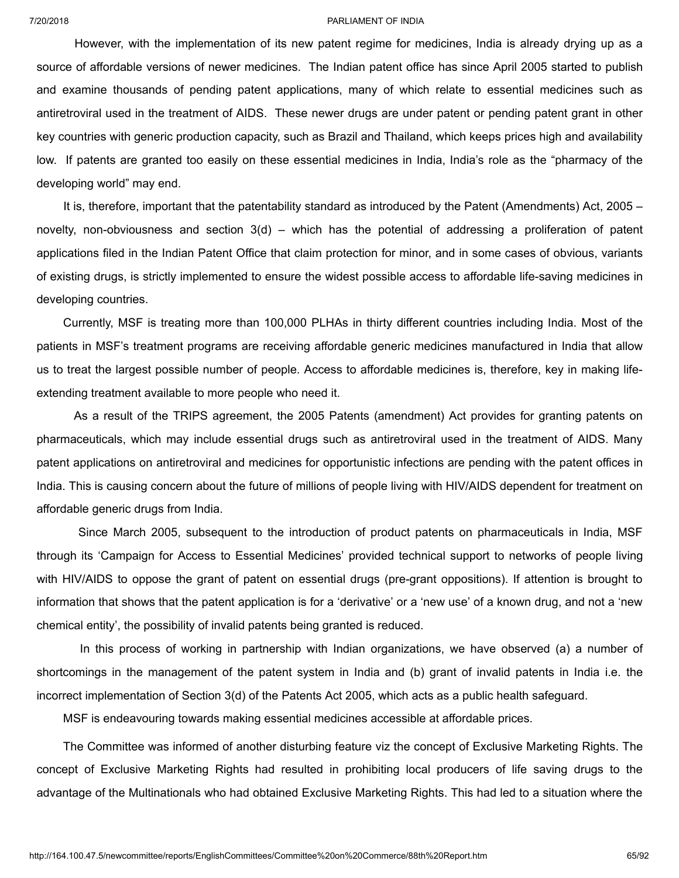However, with the implementation of its new patent regime for medicines, India is already drying up as a source of affordable versions of newer medicines. The Indian patent office has since April 2005 started to publish and examine thousands of pending patent applications, many of which relate to essential medicines such as antiretroviral used in the treatment of AIDS. These newer drugs are under patent or pending patent grant in other key countries with generic production capacity, such as Brazil and Thailand, which keeps prices high and availability low. If patents are granted too easily on these essential medicines in India, India's role as the "pharmacy of the developing world" may end.

It is, therefore, important that the patentability standard as introduced by the Patent (Amendments) Act, 2005 – novelty, non-obviousness and section 3(d) – which has the potential of addressing a proliferation of patent applications filed in the Indian Patent Office that claim protection for minor, and in some cases of obvious, variants of existing drugs, is strictly implemented to ensure the widest possible access to affordable life-saving medicines in developing countries.

Currently, MSF is treating more than 100,000 PLHAs in thirty different countries including India. Most of the patients in MSF's treatment programs are receiving affordable generic medicines manufactured in India that allow us to treat the largest possible number of people. Access to affordable medicines is, therefore, key in making life-extending treatment available to more people who need it.

As a result of the TRIPS agreement, the 2005 Patents (amendment) Act provides for granting patents on pharmaceuticals, which may include essential drugs such as antiretroviral used in the treatment of AIDS. Many patent applications on antiretroviral and medicines for opportunistic infections are pending with the patent offices in India. This is causing concern about the future of millions of people living with HIV/AIDS dependent for treatment on affordable generic drugs from India.

Since March 2005, subsequent to the introduction of product patents on pharmaceuticals in India, MSF through its 'Campaign for Access to Essential Medicines' provided technical support to networks of people living with HIV/AIDS to oppose the grant of patent on essential drugs (pre-grant oppositions). If attention is brought to information that shows that the patent application is for a 'derivative' or a 'new use' of a known drug, and not a 'new chemical entity', the possibility of invalid patents being granted is reduced.

In this process of working in partnership with Indian organizations, we have observed (a) a number of shortcomings in the management of the patent system in India and (b) grant of invalid patents in India i.e. the incorrect implementation of Section 3(d) of the Patents Act 2005, which acts as a public health safeguard.

MSF is endeavouring towards making essential medicines accessible at affordable prices.

The Committee was informed of another disturbing feature viz the concept of Exclusive Marketing Rights. The concept of Exclusive Marketing Rights had resulted in prohibiting local producers of life saving drugs to the advantage of the Multinationals who had obtained Exclusive Marketing Rights. This had led to a situation where the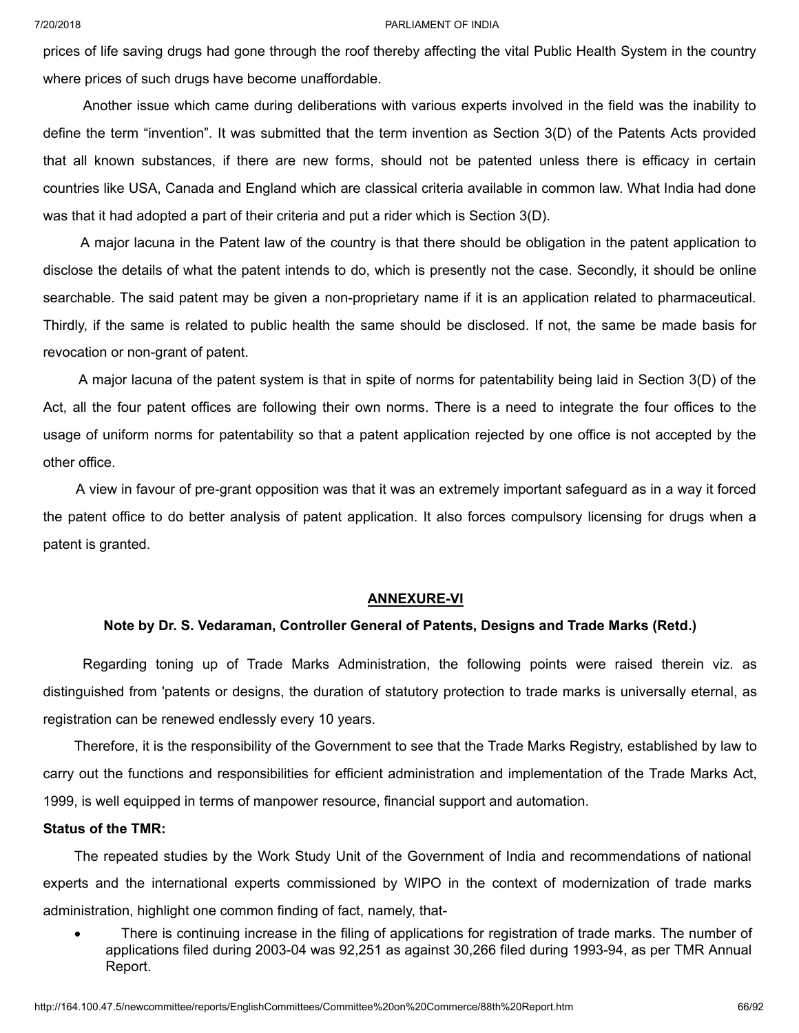prices of life saving drugs had gone through the roof thereby affecting the vital Public Health System in the country where prices of such drugs have become unaffordable.

Another issue which came during deliberations with various experts involved in the field was the inability to define the term "invention". It was submitted that the term invention as Section 3(D) of the Patents Acts provided that all known substances, if there are new forms, should not be patented unless there is efficacy in certain countries like USA, Canada and England which are classical criteria available in common law. What India had done was that it had adopted a part of their criteria and put a rider which is Section 3(D).

A major lacuna in the Patent law of the country is that there should be obligation in the patent application to disclose the details of what the patent intends to do, which is presently not the case. Secondly, it should be online searchable. The said patent may be given a non-proprietary name if it is an application related to pharmaceutical. Thirdly, if the same is related to public health the same should be disclosed. If not, the same be made basis for revocation or non-grant of patent.

A major lacuna of the patent system is that in spite of norms for patentability being laid in Section 3(D) of the Act, all the four patent offices are following their own norms. There is a need to integrate the four offices to the usage of uniform norms for patentability so that a patent application rejected by one office is not accepted by the other office.

A view in favour of pre-grant opposition was that it was an extremely important safeguard as in a way it forced the patent office to do better analysis of patent application. It also forces compulsory licensing for drugs when a patent is granted.

## ANNEXURE-VI

### Note by Dr. S. Vedaraman, Controller General of Patents, Designs and Trade Marks (Retd.)

Regarding toning up of Trade Marks Administration, the following points were raised therein viz. as distinguished from 'patents or designs, the duration of statutory protection to trade marks is universally eternal, as registration can be renewed endlessly every 10 years.

Therefore, it is the responsibility of the Government to see that the Trade Marks Registry, established by law to carry out the functions and responsibilities for efficient administration and implementation of the Trade Marks Act, 1999, is well equipped in terms of manpower resource, financial support and automation.

**Status of the TMR:**

The repeated studies by the Work Study Unit of the Government of India and recommendations of national experts and the international experts commissioned by WIPO in the context of modernization of trade marks administration, highlight one common finding of fact, namely, that-

- There is continuing increase in the filing of applications for registration of trade marks. The number of applications filed during 2003-04 was 92,251 as against 30,266 filed during 1993-94, as per TMR Annual Report.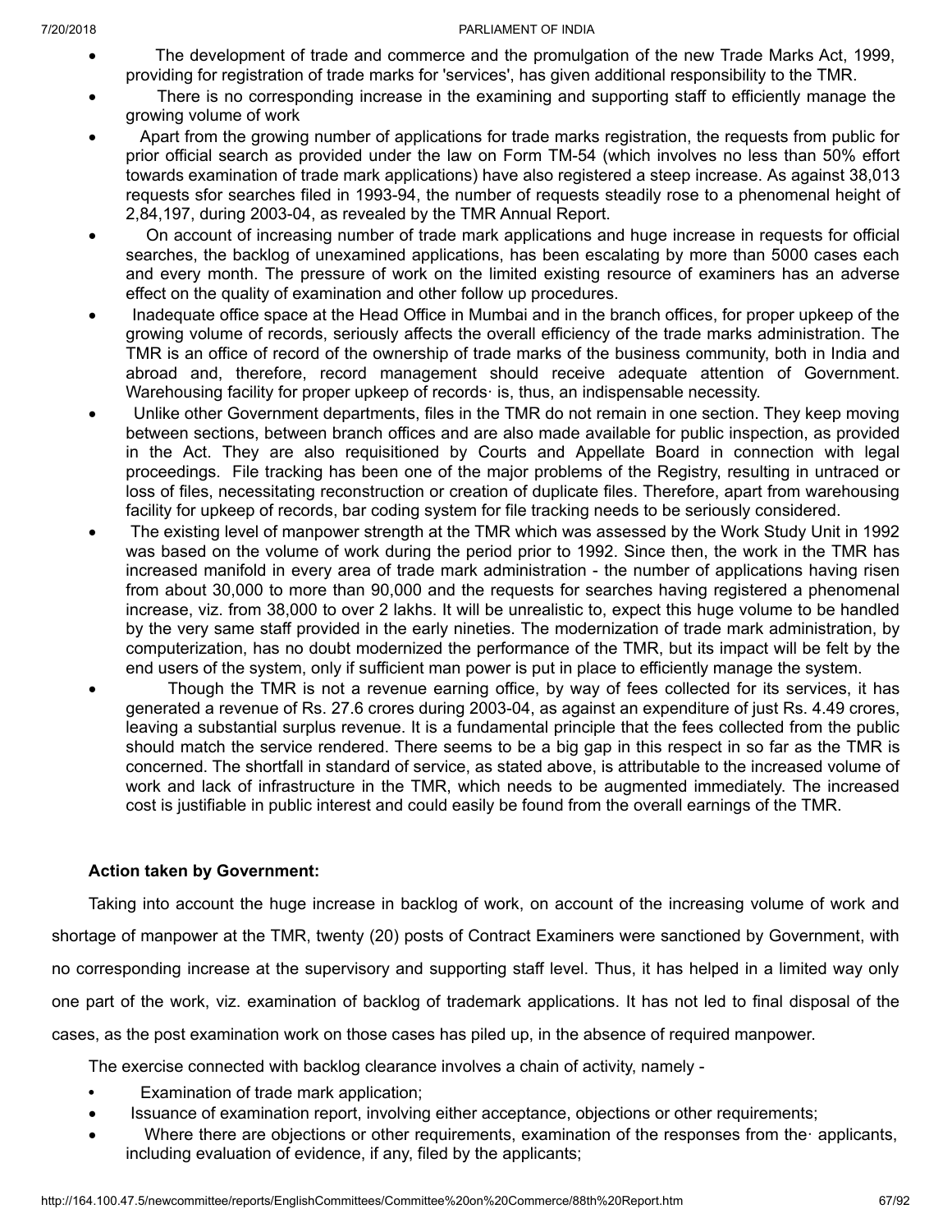- The development of trade and commerce and the promulgation of the new Trade Marks Act, 1999, providing for registration of trade marks for 'services', has given additional responsibility to the TMR.
- There is no corresponding increase in the examining and supporting staff to efficiently manage the growing volume of work
- Apart from the growing number of applications for trade marks registration, the requests from public for prior official search as provided under the law on Form TM-54 (which involves no less than 50% effort towards examination of trade mark applications) have also registered a steep increase. As against 38,013 requests sfor searches filed in 1993-94, the number of requests steadily rose to a phenomenal height of 2,84,197, during 2003-04, as revealed by the TMR Annual Report.
- On account of increasing number of trade mark applications and huge increase in requests for official searches, the backlog of unexamined applications, has been escalating by more than 5000 cases each and every month. The pressure of work on the limited existing resource of examiners has an adverse effect on the quality of examination and other follow up procedures.
- Inadequate office space at the Head Office in Mumbai and in the branch offices, for proper upkeep of the growing volume of records, seriously affects the overall efficiency of the trade marks administration. The TMR is an office of record of the ownership of trade marks of the business community, both in India and abroad and, therefore, record management should receive adequate attention of Government. Warehousing facility for proper upkeep of records· is, thus, an indispensable necessity.
- Unlike other Government departments, files in the TMR do not remain in one section. They keep moving between sections, between branch offices and are also made available for public inspection, as provided in the Act. They are also requisitioned by Courts and Appellate Board in connection with legal proceedings. File tracking has been one of the major problems of the Registry, resulting in untraced or loss of files, necessitating reconstruction or creation of duplicate files. Therefore, apart from warehousing facility for upkeep of records, bar coding system for file tracking needs to be seriously considered.
- The existing level of manpower strength at the TMR which was assessed by the Work Study Unit in 1992 was based on the volume of work during the period prior to 1992. Since then, the work in the TMR has increased manifold in every area of trade mark administration - the number of applications having risen from about 30,000 to more than 90,000 and the requests for searches having registered a phenomenal increase, viz. from 38,000 to over 2 lakhs. It will be unrealistic to, expect this huge volume to be handled by the very same staff provided in the early nineties. The modernization of trade mark administration, by computerization, has no doubt modernized the performance of the TMR, but its impact will be felt by the end users of the system, only if sufficient man power is put in place to efficiently manage the system.
- Though the TMR is not a revenue earning office, by way of fees collected for its services, it has generated a revenue of Rs. 27.6 crores during 2003-04, as against an expenditure of just Rs. 4.49 crores, leaving a substantial surplus revenue. It is a fundamental principle that the fees collected from the public should match the service rendered. There seems to be a big gap in this respect in so far as the TMR is concerned. The shortfall in standard of service, as stated above, is attributable to the increased volume of work and lack of infrastructure in the TMR, which needs to be augmented immediately. The increased cost is justifiable in public interest and could easily be found from the overall earnings of the TMR.

**Action taken by Government:**

Taking into account the huge increase in backlog of work, on account of the increasing volume of work and shortage of manpower at the TMR, twenty (20) posts of Contract Examiners were sanctioned by Government, with no corresponding increase at the supervisory and supporting staff level. Thus, it has helped in a limited way only one part of the work, viz. examination of backlog of trademark applications. It has not led to final disposal of the cases, as the post examination work on those cases has piled up, in the absence of required manpower.

The exercise connected with backlog clearance involves a chain of activity, namely -

- Examination of trade mark application;
- Issuance of examination report, involving either acceptance, objections or other requirements;
- Where there are objections or other requirements, examination of the responses from the· applicants, including evaluation of evidence, if any, filed by the applicants;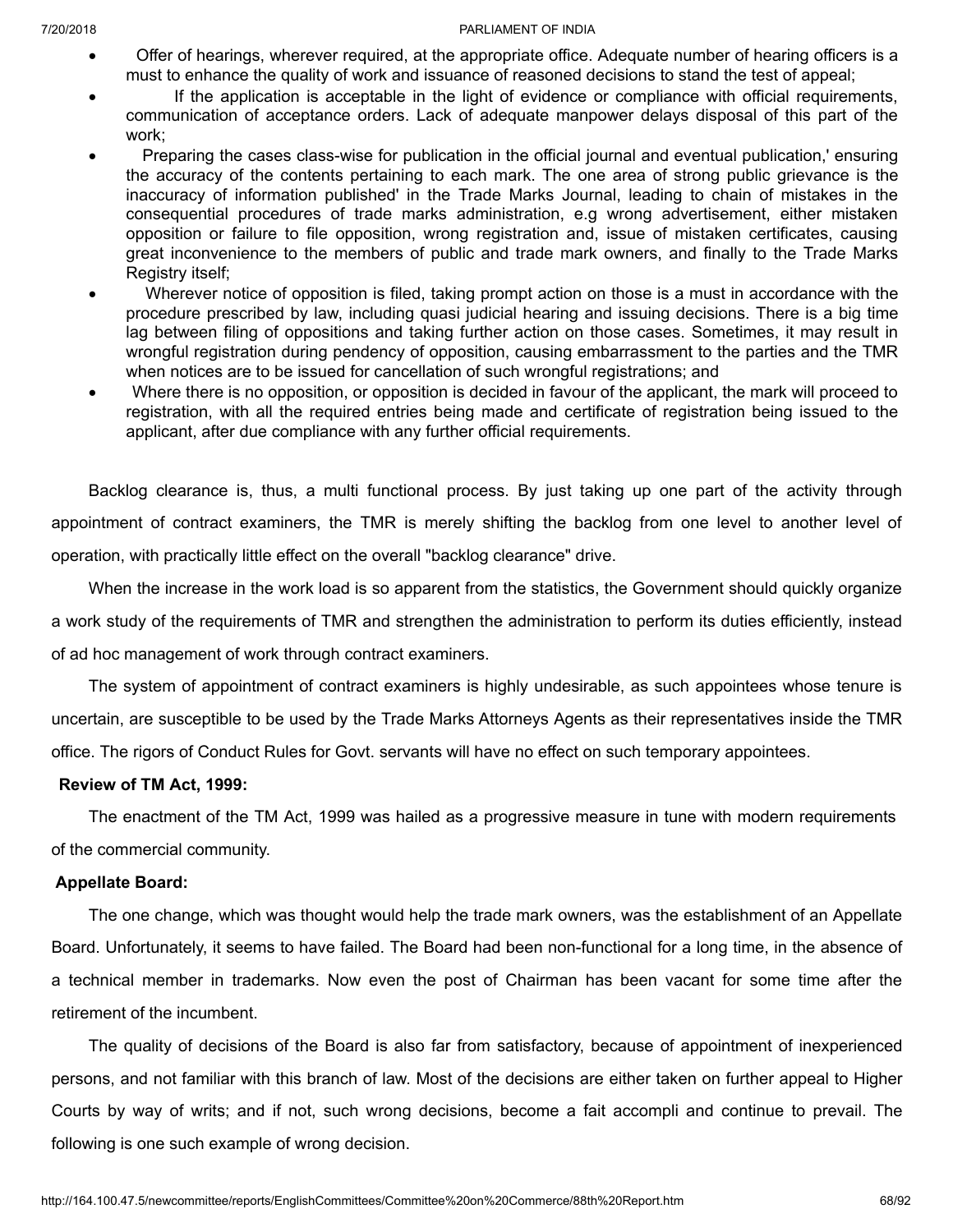- Offer of hearings, wherever required, at the appropriate office. Adequate number of hearing officers is a must to enhance the quality of work and issuance of reasoned decisions to stand the test of appeal;
- If the application is acceptable in the light of evidence or compliance with official requirements, communication of acceptance orders. Lack of adequate manpower delays disposal of this part of the work;
- Preparing the cases class-wise for publication in the official journal and eventual publication,' ensuring the accuracy of the contents pertaining to each mark. The one area of strong public grievance is the inaccuracy of information published' in the Trade Marks Journal, leading to chain of mistakes in the consequential procedures of trade marks administration, e.g wrong advertisement, either mistaken opposition or failure to file opposition, wrong registration and, issue of mistaken certificates, causing great inconvenience to the members of public and trade mark owners, and finally to the Trade Marks Registry itself;
- Wherever notice of opposition is filed, taking prompt action on those is a must in accordance with the procedure prescribed by law, including quasi judicial hearing and issuing decisions. There is a big time lag between filing of oppositions and taking further action on those cases. Sometimes, it may result in wrongful registration during pendency of opposition, causing embarrassment to the parties and the TMR when notices are to be issued for cancellation of such wrongful registrations; and
- Where there is no opposition, or opposition is decided in favour of the applicant, the mark will proceed to registration, with all the required entries being made and certificate of registration being issued to the applicant, after due compliance with any further official requirements.

Backlog clearance is, thus, a multi functional process. By just taking up one part of the activity through appointment of contract examiners, the TMR is merely shifting the backlog from one level to another level of operation, with practically little effect on the overall "backlog clearance" drive.

When the increase in the work load is so apparent from the statistics, the Government should quickly organize a work study of the requirements of TMR and strengthen the administration to perform its duties efficiently, instead of ad hoc management of work through contract examiners.

The system of appointment of contract examiners is highly undesirable, as such appointees whose tenure is uncertain, are susceptible to be used by the Trade Marks Attorneys Agents as their representatives inside the TMR office. The rigors of Conduct Rules for Govt. servants will have no effect on such temporary appointees.

**Review of TM Act, 1999:**

The enactment of the TM Act, 1999 was hailed as a progressive measure in tune with modern requirements of the commercial community.

**Appellate Board:**

The one change, which was thought would help the trade mark owners, was the establishment of an Appellate Board. Unfortunately, it seems to have failed. The Board had been non-functional for a long time, in the absence of a technical member in trademarks. Now even the post of Chairman has been vacant for some time after the retirement of the incumbent.

The quality of decisions of the Board is also far from satisfactory, because of appointment of inexperienced persons, and not familiar with this branch of law. Most of the decisions are either taken on further appeal to Higher Courts by way of writs; and if not, such wrong decisions, become a fait accompli and continue to prevail. The following is one such example of wrong decision.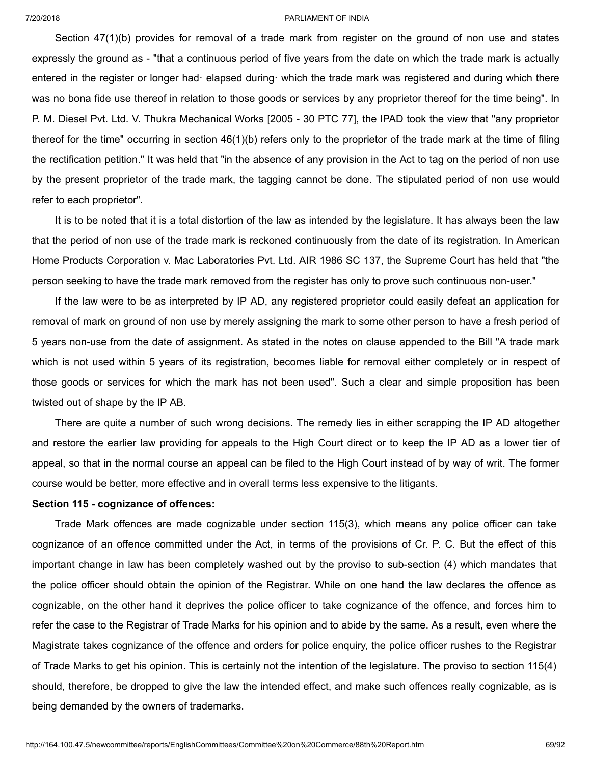Section 47(1)(b) provides for removal of a trade mark from register on the ground of non use and states expressly the ground as - "that a continuous period of five years from the date on which the trade mark is actually entered in the register or longer had· elapsed during· which the trade mark was registered and during which there was no bona fide use thereof in relation to those goods or services by any proprietor thereof for the time being". In P. M. Diesel Pvt. Ltd. V. Thukra Mechanical Works [2005 - 30 PTC 77], the IPAD took the view that "any proprietor thereof for the time" occurring in section 46(1)(b) refers only to the proprietor of the trade mark at the time of filing the rectification petition." It was held that "in the absence of any provision in the Act to tag on the period of non use by the present proprietor of the trade mark, the tagging cannot be done. The stipulated period of non use would refer to each proprietor".

It is to be noted that it is a total distortion of the law as intended by the legislature. It has always been the law that the period of non use of the trade mark is reckoned continuously from the date of its registration. In American Home Products Corporation v. Mac Laboratories Pvt. Ltd. AIR 1986 SC 137, the Supreme Court has held that "the person seeking to have the trade mark removed from the register has only to prove such continuous non-user."

If the law were to be as interpreted by IP AD, any registered proprietor could easily defeat an application for removal of mark on ground of non use by merely assigning the mark to some other person to have a fresh period of 5 years non-use from the date of assignment. As stated in the notes on clause appended to the Bill "A trade mark which is not used within 5 years of its registration, becomes liable for removal either completely or in respect of those goods or services for which the mark has not been used". Such a clear and simple proposition has been twisted out of shape by the IP AB.

There are quite a number of such wrong decisions. The remedy lies in either scrapping the IP AD altogether and restore the earlier law providing for appeals to the High Court direct or to keep the IP AD as a lower tier of appeal, so that in the normal course an appeal can be filed to the High Court instead of by way of writ. The former course would be better, more effective and in overall terms less expensive to the litigants.

**Section 115 - cognizance of offences:**

Trade Mark offences are made cognizable under section 115(3), which means any police officer can take cognizance of an offence committed under the Act, in terms of the provisions of Cr. P. C. But the effect of this important change in law has been completely washed out by the proviso to sub-section (4) which mandates that the police officer should obtain the opinion of the Registrar. While on one hand the law declares the offence as cognizable, on the other hand it deprives the police officer to take cognizance of the offence, and forces him to refer the case to the Registrar of Trade Marks for his opinion and to abide by the same. As a result, even where the Magistrate takes cognizance of the offence and orders for police enquiry, the police officer rushes to the Registrar of Trade Marks to get his opinion. This is certainly not the intention of the legislature. The proviso to section 115(4) should, therefore, be dropped to give the law the intended effect, and make such offences really cognizable, as is being demanded by the owners of trademarks.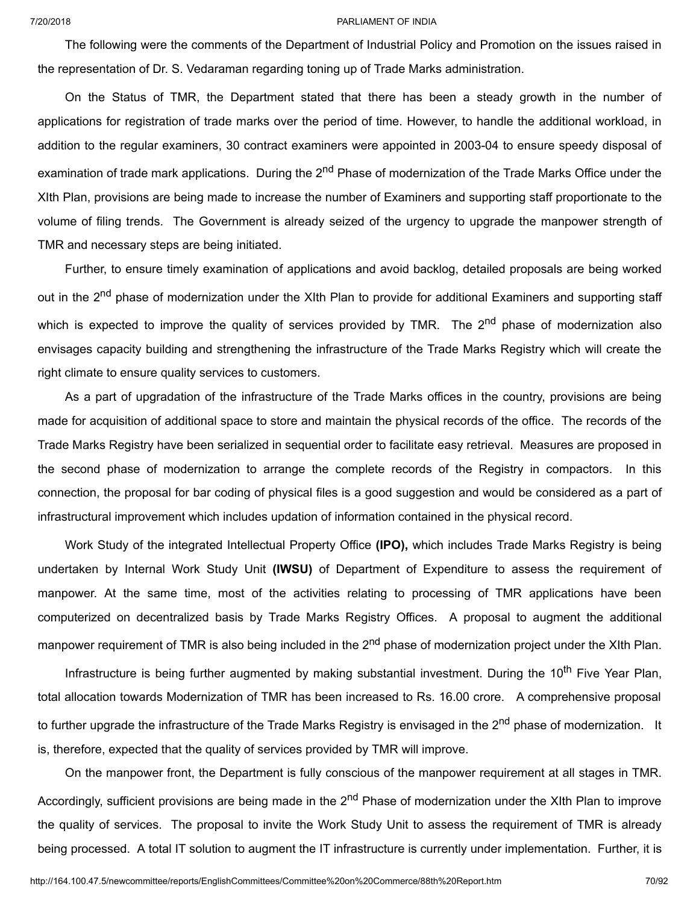The following were the comments of the Department of Industrial Policy and Promotion on the issues raised in the representation of Dr. S. Vedaraman regarding toning up of Trade Marks administration.

On the Status of TMR, the Department stated that there has been a steady growth in the number of applications for registration of trade marks over the period of time. However, to handle the additional workload, in addition to the regular examiners, 30 contract examiners were appointed in 2003-04 to ensure speedy disposal of examination of trade mark applications. During the 2nd Phase of modernization of the Trade Marks Office under the XIth Plan, provisions are being made to increase the number of Examiners and supporting staff proportionate to the volume of filing trends. The Government is already seized of the urgency to upgrade the manpower strength of TMR and necessary steps are being initiated.

Further, to ensure timely examination of applications and avoid backlog, detailed proposals are being worked out in the 2nd phase of modernization under the XIth Plan to provide for additional Examiners and supporting staff which is expected to improve the quality of services provided by TMR. The 2nd phase of modernization also envisages capacity building and strengthening the infrastructure of the Trade Marks Registry which will create the right climate to ensure quality services to customers.

As a part of upgradation of the infrastructure of the Trade Marks offices in the country, provisions are being made for acquisition of additional space to store and maintain the physical records of the office. The records of the Trade Marks Registry have been serialized in sequential order to facilitate easy retrieval. Measures are proposed in the second phase of modernization to arrange the complete records of the Registry in compactors. In this connection, the proposal for bar coding of physical files is a good suggestion and would be considered as a part of infrastructural improvement which includes updation of information contained in the physical record.

Work Study of the integrated Intellectual Property Office **(IPO),** which includes Trade Marks Registry is being undertaken by Internal Work Study Unit **(IWSU)** of Department of Expenditure to assess the requirement of manpower. At the same time, most of the activities relating to processing of TMR applications have been computerized on decentralized basis by Trade Marks Registry Offices. A proposal to augment the additional manpower requirement of TMR is also being included in the 2nd phase of modernization project under the XIth Plan.

Infrastructure is being further augmented by making substantial investment. During the 10th Five Year Plan, total allocation towards Modernization of TMR has been increased to Rs. 16.00 crore. A comprehensive proposal to further upgrade the infrastructure of the Trade Marks Registry is envisaged in the 2nd phase of modernization. It is, therefore, expected that the quality of services provided by TMR will improve.

On the manpower front, the Department is fully conscious of the manpower requirement at all stages in TMR. Accordingly, sufficient provisions are being made in the 2nd Phase of modernization under the XIth Plan to improve the quality of services. The proposal to invite the Work Study Unit to assess the requirement of TMR is already being processed. A total IT solution to augment the IT infrastructure is currently under implementation. Further, it is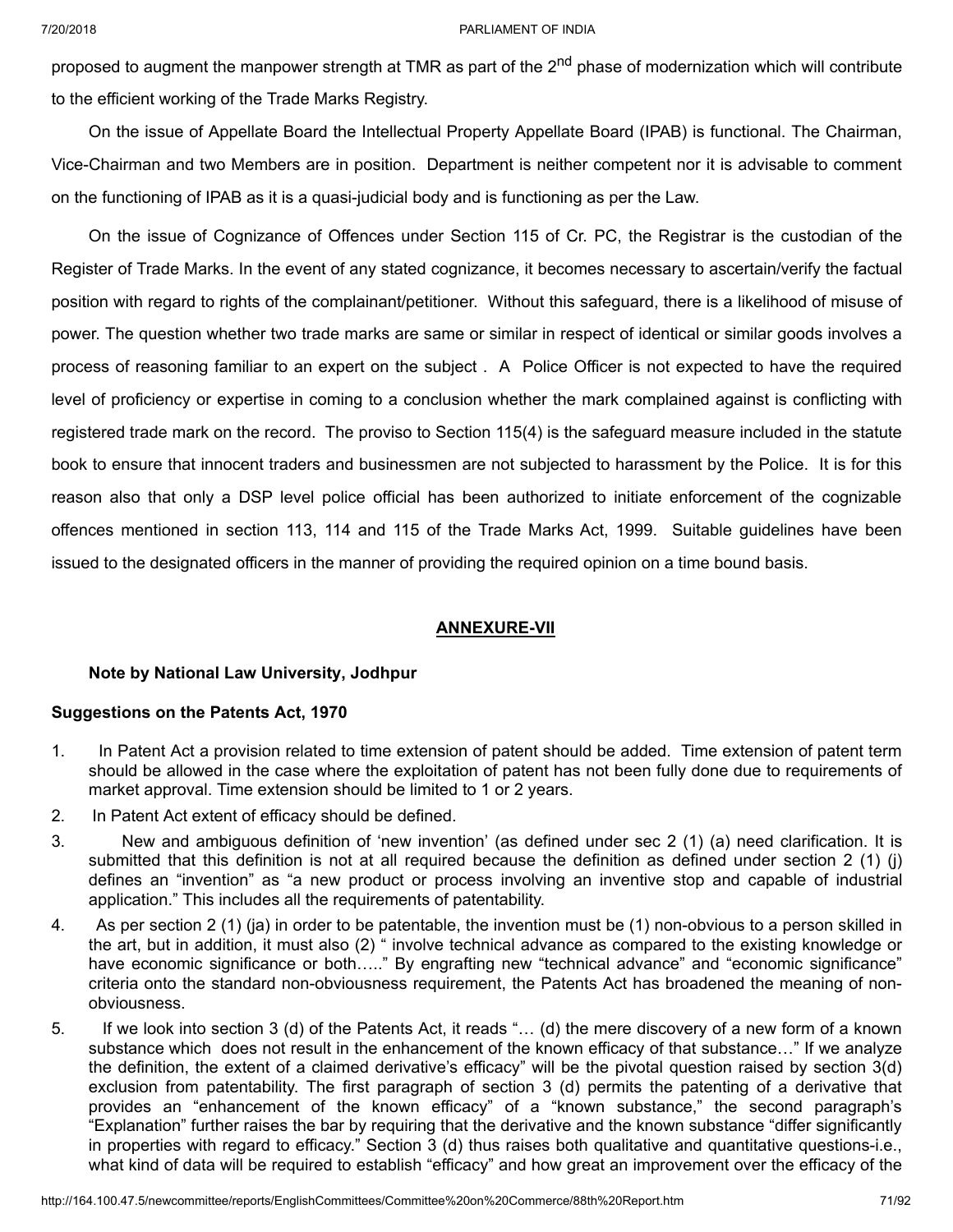proposed to augment the manpower strength at TMR as part of the 2nd phase of modernization which will contribute to the efficient working of the Trade Marks Registry.

On the issue of Appellate Board the Intellectual Property Appellate Board (IPAB) is functional. The Chairman, Vice-Chairman and two Members are in position. Department is neither competent nor it is advisable to comment on the functioning of IPAB as it is a quasi-judicial body and is functioning as per the Law.

On the issue of Cognizance of Offences under Section 115 of Cr. PC, the Registrar is the custodian of the Register of Trade Marks. In the event of any stated cognizance, it becomes necessary to ascertain/verify the factual position with regard to rights of the complainant/petitioner. Without this safeguard, there is a likelihood of misuse of power. The question whether two trade marks are same or similar in respect of identical or similar goods involves a process of reasoning familiar to an expert on the subject . A Police Officer is not expected to have the required level of proficiency or expertise in coming to a conclusion whether the mark complained against is conflicting with registered trade mark on the record. The proviso to Section 115(4) is the safeguard measure included in the statute book to ensure that innocent traders and businessmen are not subjected to harassment by the Police. It is for this reason also that only a DSP level police official has been authorized to initiate enforcement of the cognizable offences mentioned in section 113, 114 and 115 of the Trade Marks Act, 1999. Suitable guidelines have been issued to the designated officers in the manner of providing the required opinion on a time bound basis.

## ANNEXURE-VII

**Note by National Law University, Jodhpur**

**Suggestions on the Patents Act, 1970**

1. In Patent Act a provision related to time extension of patent should be added. Time extension of patent term should be allowed in the case where the exploitation of patent has not been fully done due to requirements of market approval. Time extension should be limited to 1 or 2 years.
2. In Patent Act extent of efficacy should be defined.
3. New and ambiguous definition of 'new invention' (as defined under sec 2 (1) (a) need clarification. It is submitted that this definition is not at all required because the definition as defined under section 2 (1) (j) defines an "invention" as "a new product or process involving an inventive stop and capable of industrial application." This includes all the requirements of patentability.
4. As per section 2 (1) (ja) in order to be patentable, the invention must be (1) non-obvious to a person skilled in the art, but in addition, it must also (2) " involve technical advance as compared to the existing knowledge or have economic significance or both….." By engrafting new "technical advance" and "economic significance" criteria onto the standard non-obviousness requirement, the Patents Act has broadened the meaning of non-obviousness.
5. If we look into section 3 (d) of the Patents Act, it reads "… (d) the mere discovery of a new form of a known substance which does not result in the enhancement of the known efficacy of that substance…" If we analyze the definition, the extent of a claimed derivative's efficacy" will be the pivotal question raised by section 3(d) exclusion from patentability. The first paragraph of section 3 (d) permits the patenting of a derivative that provides an "enhancement of the known efficacy" of a "known substance," the second paragraph's "Explanation" further raises the bar by requiring that the derivative and the known substance "differ significantly in properties with regard to efficacy." Section 3 (d) thus raises both qualitative and quantitative questions-i.e., what kind of data will be required to establish "efficacy" and how great an improvement over the efficacy of the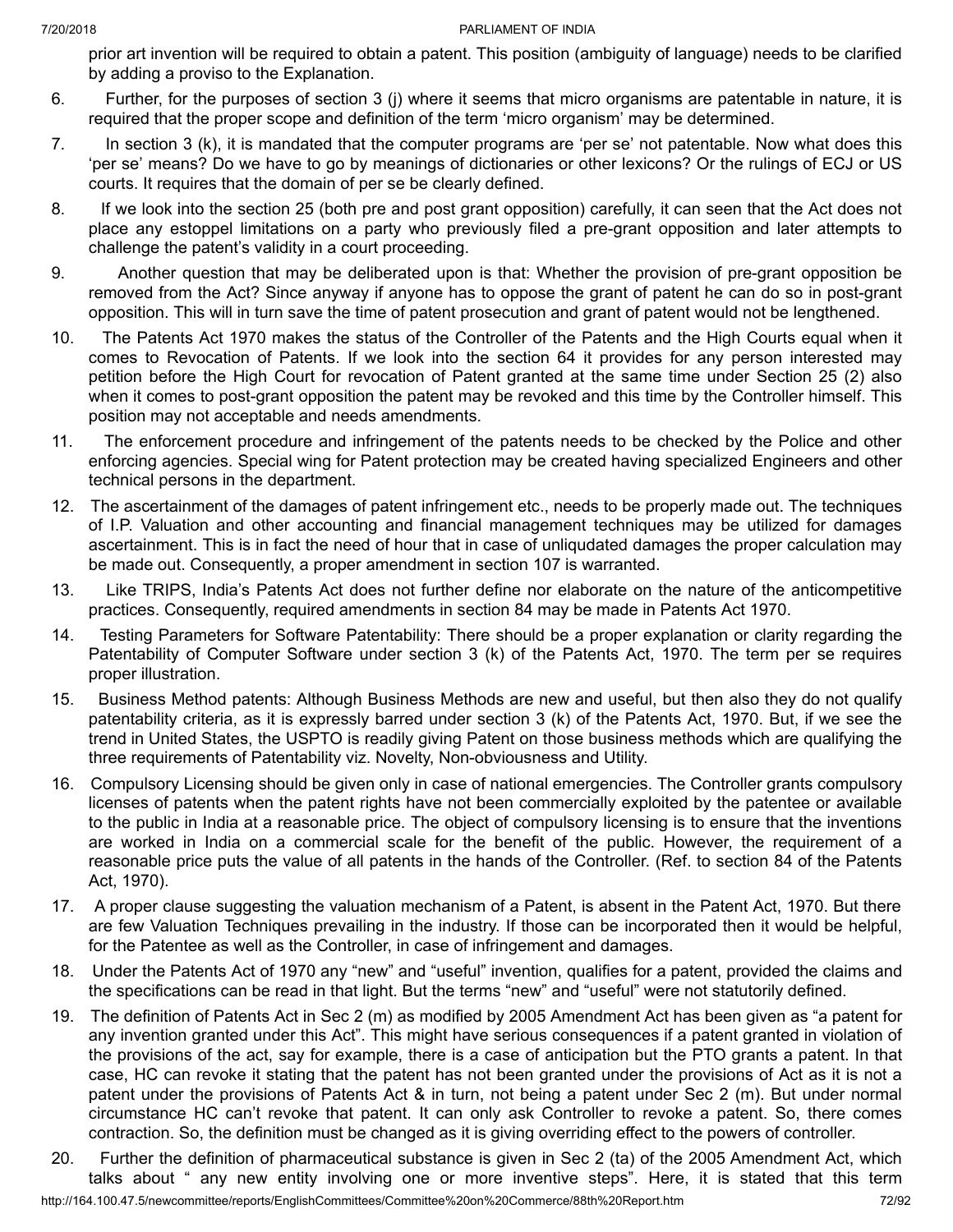prior art invention will be required to obtain a patent. This position (ambiguity of language) needs to be clarified by adding a proviso to the Explanation.

6. Further, for the purposes of section 3 (j) where it seems that micro organisms are patentable in nature, it is required that the proper scope and definition of the term 'micro organism' may be determined.

7. In section 3 (k), it is mandated that the computer programs are 'per se' not patentable. Now what does this 'per se' means? Do we have to go by meanings of dictionaries or other lexicons? Or the rulings of ECJ or US courts. It requires that the domain of per se be clearly defined.

8. If we look into the section 25 (both pre and post grant opposition) carefully, it can seen that the Act does not place any estoppel limitations on a party who previously filed a pre-grant opposition and later attempts to challenge the patent's validity in a court proceeding.

9. Another question that may be deliberated upon is that: Whether the provision of pre-grant opposition be removed from the Act? Since anyway if anyone has to oppose the grant of patent he can do so in post-grant opposition. This will in turn save the time of patent prosecution and grant of patent would not be lengthened.

10. The Patents Act 1970 makes the status of the Controller of the Patents and the High Courts equal when it comes to Revocation of Patents. If we look into the section 64 it provides for any person interested may petition before the High Court for revocation of Patent granted at the same time under Section 25 (2) also when it comes to post-grant opposition the patent may be revoked and this time by the Controller himself. This position may not acceptable and needs amendments.

11. The enforcement procedure and infringement of the patents needs to be checked by the Police and other enforcing agencies. Special wing for Patent protection may be created having specialized Engineers and other technical persons in the department.

12. The ascertainment of the damages of patent infringement etc., needs to be properly made out. The techniques of I.P. Valuation and other accounting and financial management techniques may be utilized for damages ascertainment. This is in fact the need of hour that in case of unliqudated damages the proper calculation may be made out. Consequently, a proper amendment in section 107 is warranted.

13. Like TRIPS, India's Patents Act does not further define nor elaborate on the nature of the anticompetitive practices. Consequently, required amendments in section 84 may be made in Patents Act 1970.

14. Testing Parameters for Software Patentability: There should be a proper explanation or clarity regarding the Patentability of Computer Software under section 3 (k) of the Patents Act, 1970. The term per se requires proper illustration.

15. Business Method patents: Although Business Methods are new and useful, but then also they do not qualify patentability criteria, as it is expressly barred under section 3 (k) of the Patents Act, 1970. But, if we see the trend in United States, the USPTO is readily giving Patent on those business methods which are qualifying the three requirements of Patentability viz. Novelty, Non-obviousness and Utility.

16. Compulsory Licensing should be given only in case of national emergencies. The Controller grants compulsory licenses of patents when the patent rights have not been commercially exploited by the patentee or available to the public in India at a reasonable price. The object of compulsory licensing is to ensure that the inventions are worked in India on a commercial scale for the benefit of the public. However, the requirement of a reasonable price puts the value of all patents in the hands of the Controller. (Ref. to section 84 of the Patents Act, 1970).

17. A proper clause suggesting the valuation mechanism of a Patent, is absent in the Patent Act, 1970. But there are few Valuation Techniques prevailing in the industry. If those can be incorporated then it would be helpful, for the Patentee as well as the Controller, in case of infringement and damages.

18. Under the Patents Act of 1970 any "new" and "useful" invention, qualifies for a patent, provided the claims and the specifications can be read in that light. But the terms "new" and "useful" were not statutorily defined.

19. The definition of Patents Act in Sec 2 (m) as modified by 2005 Amendment Act has been given as "a patent for any invention granted under this Act". This might have serious consequences if a patent granted in violation of the provisions of the act, say for example, there is a case of anticipation but the PTO grants a patent. In that case, HC can revoke it stating that the patent has not been granted under the provisions of Act as it is not a patent under the provisions of Patents Act & in turn, not being a patent under Sec 2 (m). But under normal circumstance HC can't revoke that patent. It can only ask Controller to revoke a patent. So, there comes contraction. So, the definition must be changed as it is giving overriding effect to the powers of controller.

20. Further the definition of pharmaceutical substance is given in Sec 2 (ta) of the 2005 Amendment Act, which talks about " any new entity involving one or more inventive steps". Here, it is stated that this term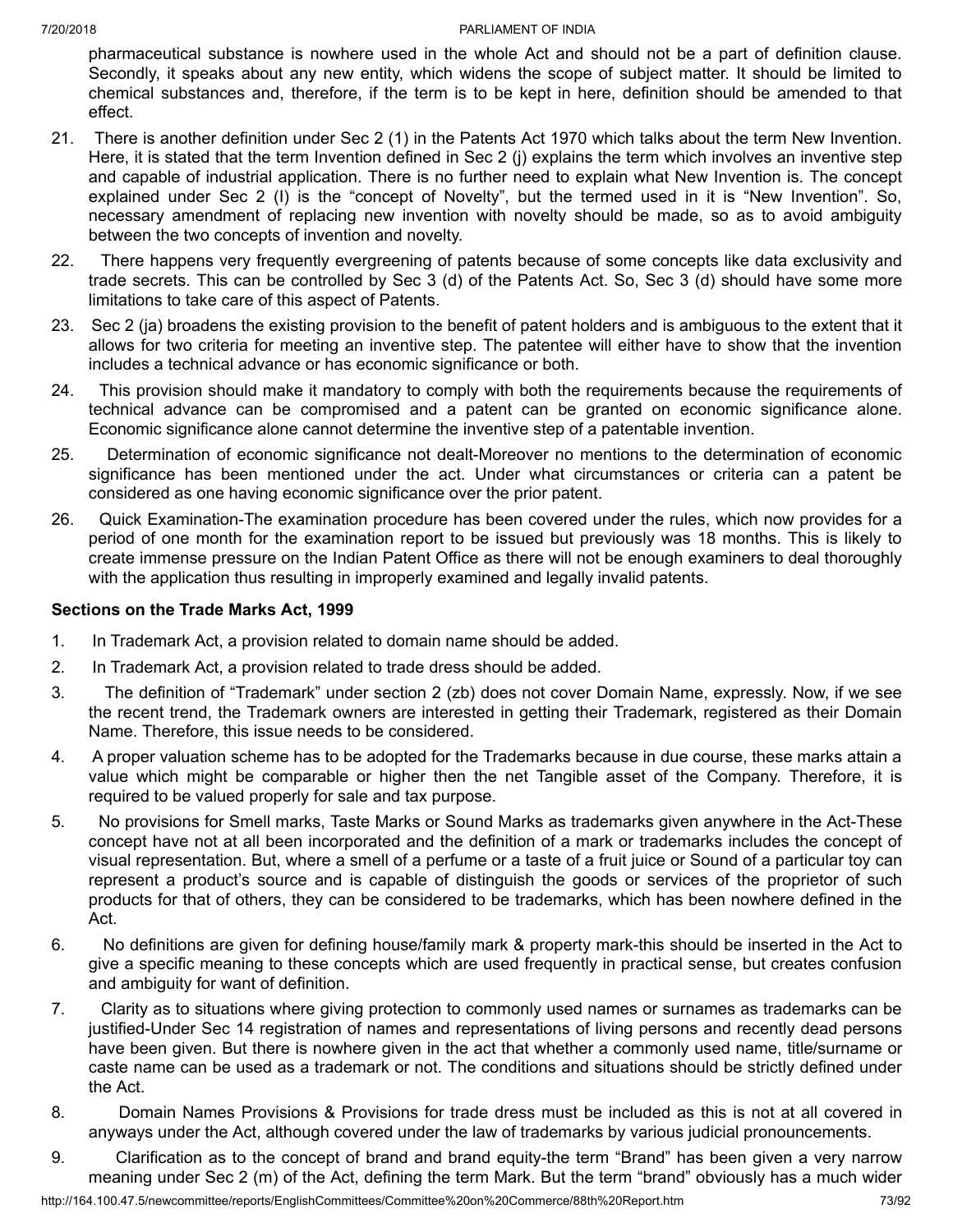pharmaceutical substance is nowhere used in the whole Act and should not be a part of definition clause. Secondly, it speaks about any new entity, which widens the scope of subject matter. It should be limited to chemical substances and, therefore, if the term is to be kept in here, definition should be amended to that effect.

21. There is another definition under Sec 2 (1) in the Patents Act 1970 which talks about the term New Invention. Here, it is stated that the term Invention defined in Sec 2 (j) explains the term which involves an inventive step and capable of industrial application. There is no further need to explain what New Invention is. The concept explained under Sec 2 (I) is the "concept of Novelty", but the termed used in it is "New Invention". So, necessary amendment of replacing new invention with novelty should be made, so as to avoid ambiguity between the two concepts of invention and novelty.

22. There happens very frequently evergreening of patents because of some concepts like data exclusivity and trade secrets. This can be controlled by Sec 3 (d) of the Patents Act. So, Sec 3 (d) should have some more limitations to take care of this aspect of Patents.

23. Sec 2 (ja) broadens the existing provision to the benefit of patent holders and is ambiguous to the extent that it allows for two criteria for meeting an inventive step. The patentee will either have to show that the invention includes a technical advance or has economic significance or both.

24. This provision should make it mandatory to comply with both the requirements because the requirements of technical advance can be compromised and a patent can be granted on economic significance alone. Economic significance alone cannot determine the inventive step of a patentable invention.

25. Determination of economic significance not dealt-Moreover no mentions to the determination of economic significance has been mentioned under the act. Under what circumstances or criteria can a patent be considered as one having economic significance over the prior patent.

26. Quick Examination-The examination procedure has been covered under the rules, which now provides for a period of one month for the examination report to be issued but previously was 18 months. This is likely to create immense pressure on the Indian Patent Office as there will not be enough examiners to deal thoroughly with the application thus resulting in improperly examined and legally invalid patents.

**Sections on the Trade Marks Act, 1999**

1. In Trademark Act, a provision related to domain name should be added.

2. In Trademark Act, a provision related to trade dress should be added.

3. The definition of "Trademark" under section 2 (zb) does not cover Domain Name, expressly. Now, if we see the recent trend, the Trademark owners are interested in getting their Trademark, registered as their Domain Name. Therefore, this issue needs to be considered.

4. A proper valuation scheme has to be adopted for the Trademarks because in due course, these marks attain a value which might be comparable or higher then the net Tangible asset of the Company. Therefore, it is required to be valued properly for sale and tax purpose.

5. No provisions for Smell marks, Taste Marks or Sound Marks as trademarks given anywhere in the Act-These concept have not at all been incorporated and the definition of a mark or trademarks includes the concept of visual representation. But, where a smell of a perfume or a taste of a fruit juice or Sound of a particular toy can represent a product's source and is capable of distinguish the goods or services of the proprietor of such products for that of others, they can be considered to be trademarks, which has been nowhere defined in the Act.

6. No definitions are given for defining house/family mark & property mark-this should be inserted in the Act to give a specific meaning to these concepts which are used frequently in practical sense, but creates confusion and ambiguity for want of definition.

7. Clarity as to situations where giving protection to commonly used names or surnames as trademarks can be justified-Under Sec 14 registration of names and representations of living persons and recently dead persons have been given. But there is nowhere given in the act that whether a commonly used name, title/surname or caste name can be used as a trademark or not. The conditions and situations should be strictly defined under the Act.

8. Domain Names Provisions & Provisions for trade dress must be included as this is not at all covered in anyways under the Act, although covered under the law of trademarks by various judicial pronouncements.

9. Clarification as to the concept of brand and brand equity-the term "Brand" has been given a very narrow meaning under Sec 2 (m) of the Act, defining the term Mark. But the term "brand" obviously has a much wider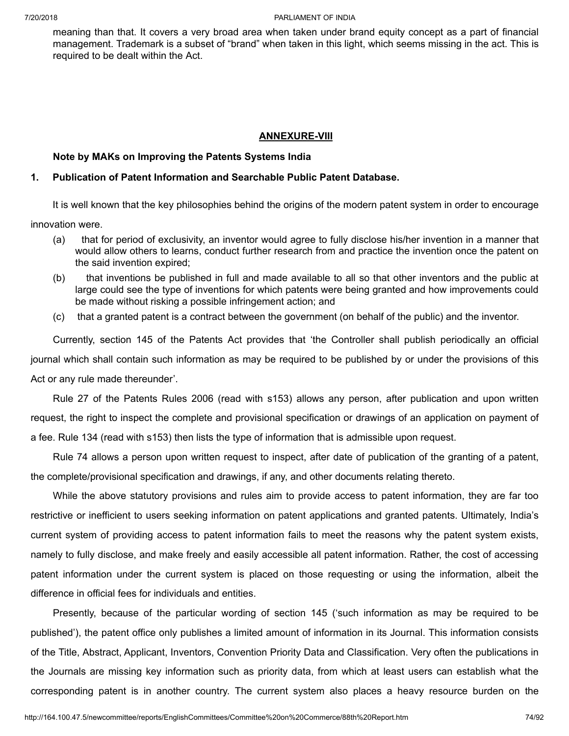meaning than that. It covers a very broad area when taken under brand equity concept as a part of financial management. Trademark is a subset of "brand" when taken in this light, which seems missing in the act. This is required to be dealt within the Act.

## ANNEXURE-VIII

**Note by MAKs on Improving the Patents Systems India**

**1. Publication of Patent Information and Searchable Public Patent Database.**

It is well known that the key philosophies behind the origins of the modern patent system in order to encourage innovation were.

(a) that for period of exclusivity, an inventor would agree to fully disclose his/her invention in a manner that would allow others to learns, conduct further research from and practice the invention once the patent on the said invention expired;

(b) that inventions be published in full and made available to all so that other inventors and the public at large could see the type of inventions for which patents were being granted and how improvements could be made without risking a possible infringement action; and

(c) that a granted patent is a contract between the government (on behalf of the public) and the inventor.

Currently, section 145 of the Patents Act provides that 'the Controller shall publish periodically an official journal which shall contain such information as may be required to be published by or under the provisions of this Act or any rule made thereunder'.

Rule 27 of the Patents Rules 2006 (read with s153) allows any person, after publication and upon written request, the right to inspect the complete and provisional specification or drawings of an application on payment of a fee. Rule 134 (read with s153) then lists the type of information that is admissible upon request.

Rule 74 allows a person upon written request to inspect, after date of publication of the granting of a patent, the complete/provisional specification and drawings, if any, and other documents relating thereto.

While the above statutory provisions and rules aim to provide access to patent information, they are far too restrictive or inefficient to users seeking information on patent applications and granted patents. Ultimately, India's current system of providing access to patent information fails to meet the reasons why the patent system exists, namely to fully disclose, and make freely and easily accessible all patent information. Rather, the cost of accessing patent information under the current system is placed on those requesting or using the information, albeit the difference in official fees for individuals and entities.

Presently, because of the particular wording of section 145 ('such information as may be required to be published'), the patent office only publishes a limited amount of information in its Journal. This information consists of the Title, Abstract, Applicant, Inventors, Convention Priority Data and Classification. Very often the publications in the Journals are missing key information such as priority data, from which at least users can establish what the corresponding patent is in another country. The current system also places a heavy resource burden on the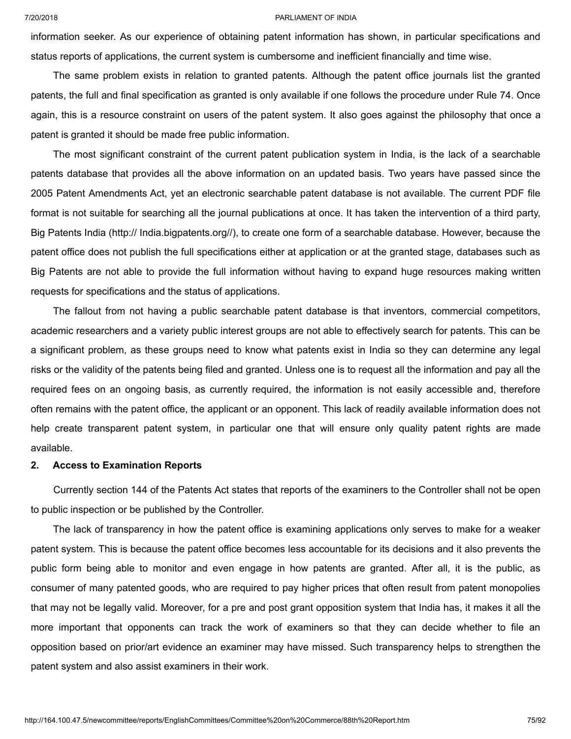information seeker. As our experience of obtaining patent information has shown, in particular specifications and status reports of applications, the current system is cumbersome and inefficient financially and time wise.

The same problem exists in relation to granted patents. Although the patent office journals list the granted patents, the full and final specification as granted is only available if one follows the procedure under Rule 74. Once again, this is a resource constraint on users of the patent system. It also goes against the philosophy that once a patent is granted it should be made free public information.

The most significant constraint of the current patent publication system in India, is the lack of a searchable patents database that provides all the above information on an updated basis. Two years have passed since the 2005 Patent Amendments Act, yet an electronic searchable patent database is not available. The current PDF file format is not suitable for searching all the journal publications at once. It has taken the intervention of a third party, Big Patents India (http:// India.bigpatents.org//), to create one form of a searchable database. However, because the patent office does not publish the full specifications either at application or at the granted stage, databases such as Big Patents are not able to provide the full information without having to expand huge resources making written requests for specifications and the status of applications.

The fallout from not having a public searchable patent database is that inventors, commercial competitors, academic researchers and a variety public interest groups are not able to effectively search for patents. This can be a significant problem, as these groups need to know what patents exist in India so they can determine any legal risks or the validity of the patents being filed and granted. Unless one is to request all the information and pay all the required fees on an ongoing basis, as currently required, the information is not easily accessible and, therefore often remains with the patent office, the applicant or an opponent. This lack of readily available information does not help create transparent patent system, in particular one that will ensure only quality patent rights are made available.

**2. Access to Examination Reports**

Currently section 144 of the Patents Act states that reports of the examiners to the Controller shall not be open to public inspection or be published by the Controller.

The lack of transparency in how the patent office is examining applications only serves to make for a weaker patent system. This is because the patent office becomes less accountable for its decisions and it also prevents the public form being able to monitor and even engage in how patents are granted. After all, it is the public, as consumer of many patented goods, who are required to pay higher prices that often result from patent monopolies that may not be legally valid. Moreover, for a pre and post grant opposition system that India has, it makes it all the more important that opponents can track the work of examiners so that they can decide whether to file an opposition based on prior/art evidence an examiner may have missed. Such transparency helps to strengthen the patent system and also assist examiners in their work.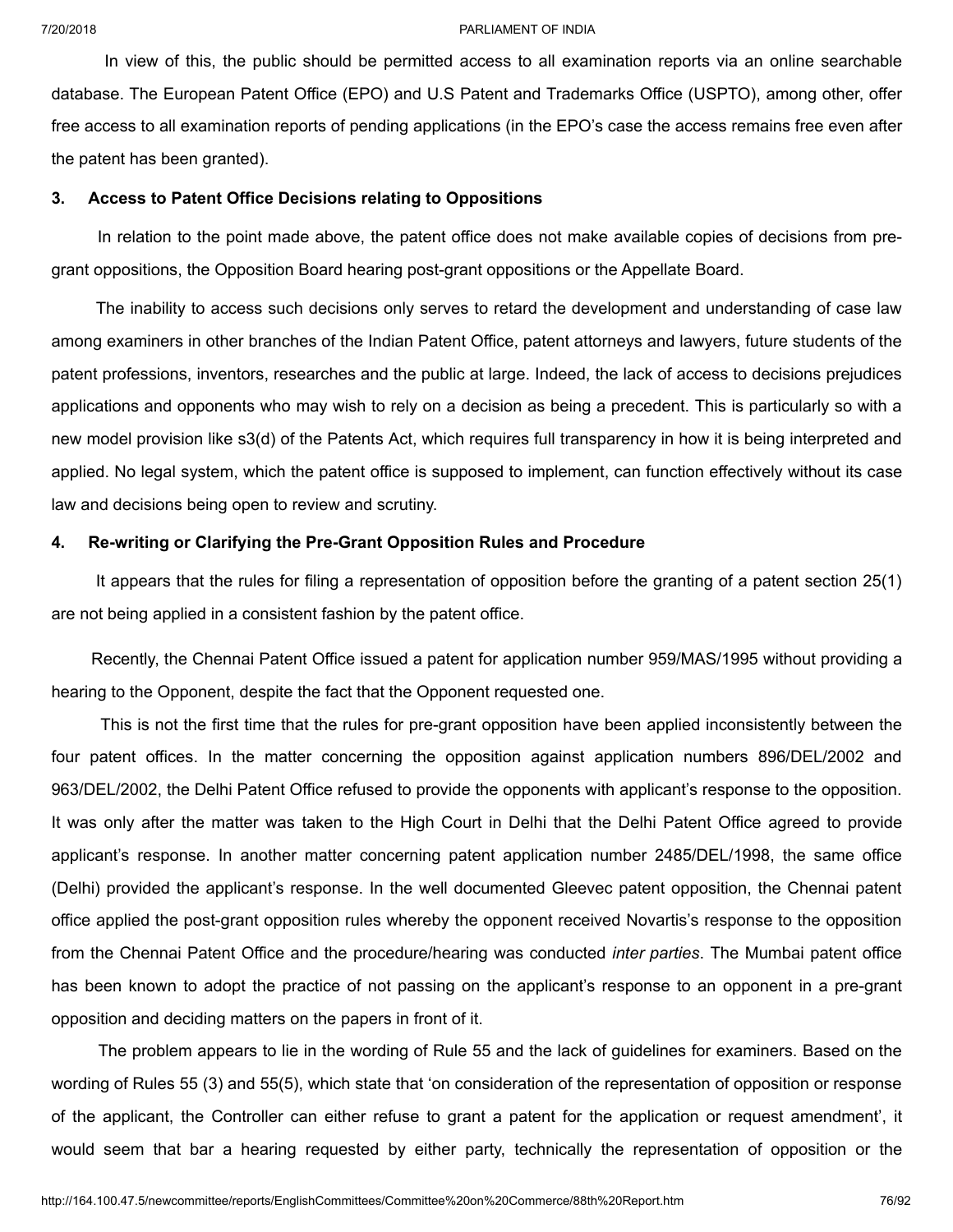In view of this, the public should be permitted access to all examination reports via an online searchable database. The European Patent Office (EPO) and U.S Patent and Trademarks Office (USPTO), among other, offer free access to all examination reports of pending applications (in the EPO's case the access remains free even after the patent has been granted).

### 3. Access to Patent Office Decisions relating to Oppositions

In relation to the point made above, the patent office does not make available copies of decisions from pre-grant oppositions, the Opposition Board hearing post-grant oppositions or the Appellate Board.

The inability to access such decisions only serves to retard the development and understanding of case law among examiners in other branches of the Indian Patent Office, patent attorneys and lawyers, future students of the patent professions, inventors, researches and the public at large. Indeed, the lack of access to decisions prejudices applications and opponents who may wish to rely on a decision as being a precedent. This is particularly so with a new model provision like s3(d) of the Patents Act, which requires full transparency in how it is being interpreted and applied. No legal system, which the patent office is supposed to implement, can function effectively without its case law and decisions being open to review and scrutiny.

### 4. Re-writing or Clarifying the Pre-Grant Opposition Rules and Procedure

It appears that the rules for filing a representation of opposition before the granting of a patent section 25(1) are not being applied in a consistent fashion by the patent office.

Recently, the Chennai Patent Office issued a patent for application number 959/MAS/1995 without providing a hearing to the Opponent, despite the fact that the Opponent requested one.

This is not the first time that the rules for pre-grant opposition have been applied inconsistently between the four patent offices. In the matter concerning the opposition against application numbers 896/DEL/2002 and 963/DEL/2002, the Delhi Patent Office refused to provide the opponents with applicant's response to the opposition. It was only after the matter was taken to the High Court in Delhi that the Delhi Patent Office agreed to provide applicant's response. In another matter concerning patent application number 2485/DEL/1998, the same office (Delhi) provided the applicant's response. In the well documented Gleevec patent opposition, the Chennai patent office applied the post-grant opposition rules whereby the opponent received Novartis's response to the opposition from the Chennai Patent Office and the procedure/hearing was conducted *inter parties*. The Mumbai patent office has been known to adopt the practice of not passing on the applicant's response to an opponent in a pre-grant opposition and deciding matters on the papers in front of it.

The problem appears to lie in the wording of Rule 55 and the lack of guidelines for examiners. Based on the wording of Rules 55 (3) and 55(5), which state that 'on consideration of the representation of opposition or response of the applicant, the Controller can either refuse to grant a patent for the application or request amendment', it would seem that bar a hearing requested by either party, technically the representation of opposition or the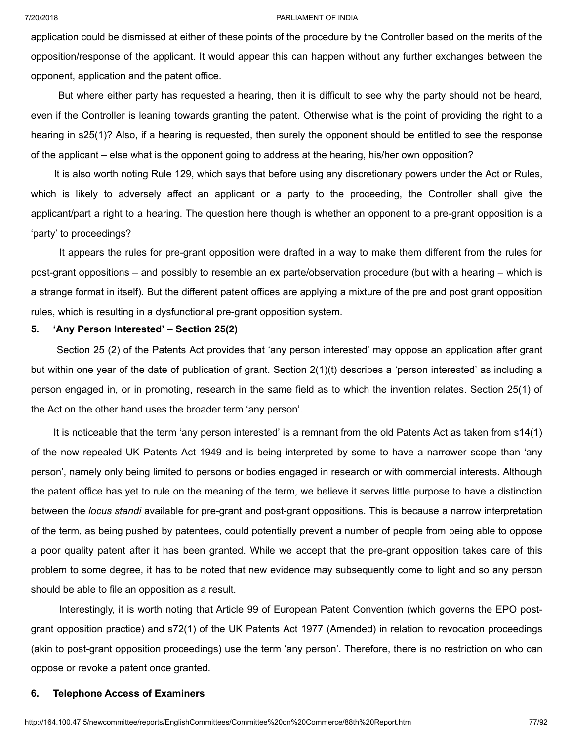application could be dismissed at either of these points of the procedure by the Controller based on the merits of the opposition/response of the applicant. It would appear this can happen without any further exchanges between the opponent, application and the patent office.

But where either party has requested a hearing, then it is difficult to see why the party should not be heard, even if the Controller is leaning towards granting the patent. Otherwise what is the point of providing the right to a hearing in s25(1)? Also, if a hearing is requested, then surely the opponent should be entitled to see the response of the applicant – else what is the opponent going to address at the hearing, his/her own opposition?

It is also worth noting Rule 129, which says that before using any discretionary powers under the Act or Rules, which is likely to adversely affect an applicant or a party to the proceeding, the Controller shall give the applicant/part a right to a hearing. The question here though is whether an opponent to a pre-grant opposition is a 'party' to proceedings?

It appears the rules for pre-grant opposition were drafted in a way to make them different from the rules for post-grant oppositions – and possibly to resemble an ex parte/observation procedure (but with a hearing – which is a strange format in itself). But the different patent offices are applying a mixture of the pre and post grant opposition rules, which is resulting in a dysfunctional pre-grant opposition system.

**5. 'Any Person Interested' – Section 25(2)**

Section 25 (2) of the Patents Act provides that 'any person interested' may oppose an application after grant but within one year of the date of publication of grant. Section 2(1)(t) describes a 'person interested' as including a person engaged in, or in promoting, research in the same field as to which the invention relates. Section 25(1) of the Act on the other hand uses the broader term 'any person'.

It is noticeable that the term 'any person interested' is a remnant from the old Patents Act as taken from s14(1) of the now repealed UK Patents Act 1949 and is being interpreted by some to have a narrower scope than 'any person', namely only being limited to persons or bodies engaged in research or with commercial interests. Although the patent office has yet to rule on the meaning of the term, we believe it serves little purpose to have a distinction between the *locus standi* available for pre-grant and post-grant oppositions. This is because a narrow interpretation of the term, as being pushed by patentees, could potentially prevent a number of people from being able to oppose a poor quality patent after it has been granted. While we accept that the pre-grant opposition takes care of this problem to some degree, it has to be noted that new evidence may subsequently come to light and so any person should be able to file an opposition as a result.

Interestingly, it is worth noting that Article 99 of European Patent Convention (which governs the EPO post-grant opposition practice) and s72(1) of the UK Patents Act 1977 (Amended) in relation to revocation proceedings (akin to post-grant opposition proceedings) use the term 'any person'. Therefore, there is no restriction on who can oppose or revoke a patent once granted.

**6. Telephone Access of Examiners**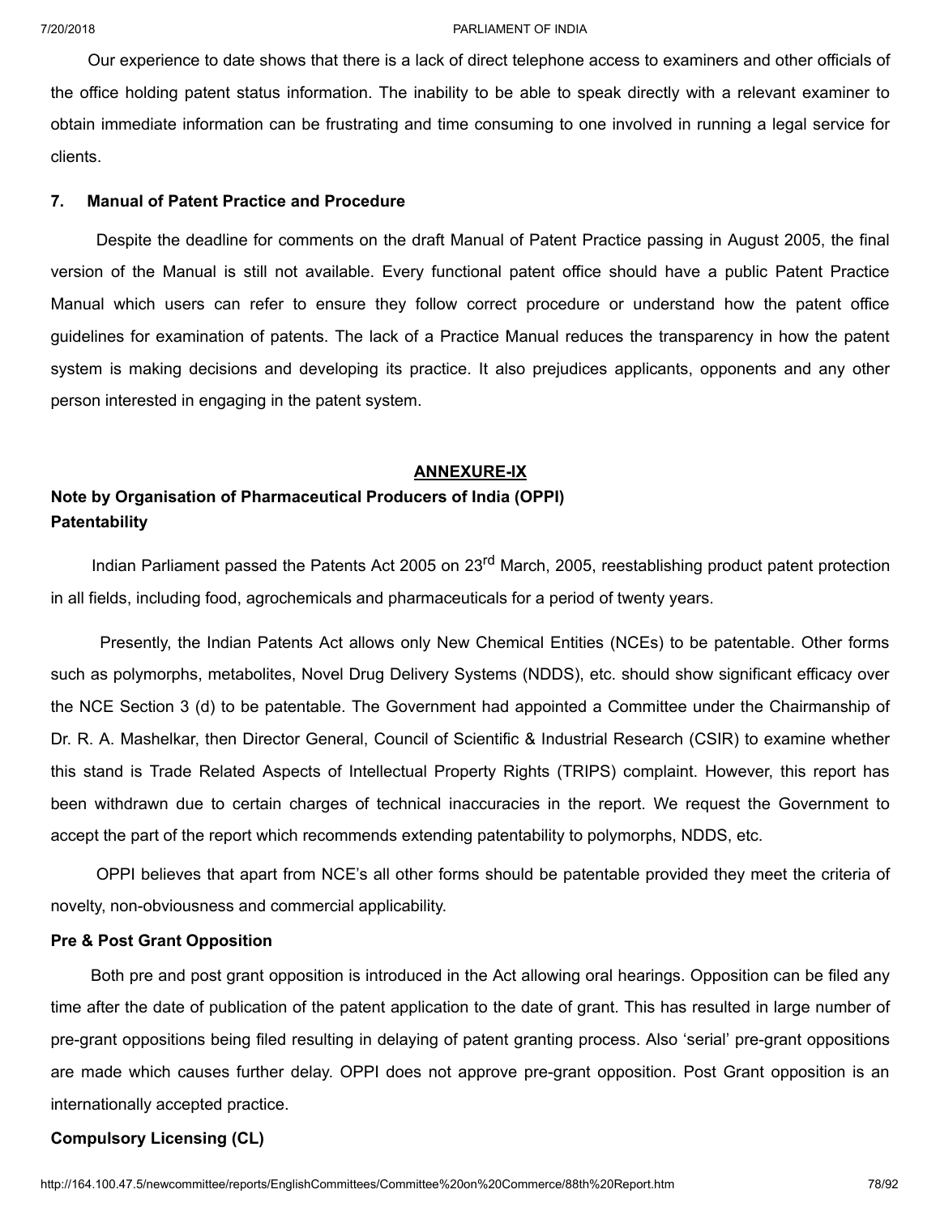Our experience to date shows that there is a lack of direct telephone access to examiners and other officials of the office holding patent status information. The inability to be able to speak directly with a relevant examiner to obtain immediate information can be frustrating and time consuming to one involved in running a legal service for clients.

**7. Manual of Patent Practice and Procedure**

Despite the deadline for comments on the draft Manual of Patent Practice passing in August 2005, the final version of the Manual is still not available. Every functional patent office should have a public Patent Practice Manual which users can refer to ensure they follow correct procedure or understand how the patent office guidelines for examination of patents. The lack of a Practice Manual reduces the transparency in how the patent system is making decisions and developing its practice. It also prejudices applicants, opponents and any other person interested in engaging in the patent system.

## ANNEXURE-IX

**Note by Organisation of Pharmaceutical Producers of India (OPPI)**

**Patentability**

Indian Parliament passed the Patents Act 2005 on 23rd March, 2005, reestablishing product patent protection in all fields, including food, agrochemicals and pharmaceuticals for a period of twenty years.

Presently, the Indian Patents Act allows only New Chemical Entities (NCEs) to be patentable. Other forms such as polymorphs, metabolites, Novel Drug Delivery Systems (NDDS), etc. should show significant efficacy over the NCE Section 3 (d) to be patentable. The Government had appointed a Committee under the Chairmanship of Dr. R. A. Mashelkar, then Director General, Council of Scientific & Industrial Research (CSIR) to examine whether this stand is Trade Related Aspects of Intellectual Property Rights (TRIPS) complaint. However, this report has been withdrawn due to certain charges of technical inaccuracies in the report. We request the Government to accept the part of the report which recommends extending patentability to polymorphs, NDDS, etc.

OPPI believes that apart from NCE's all other forms should be patentable provided they meet the criteria of novelty, non-obviousness and commercial applicability.

**Pre & Post Grant Opposition**

Both pre and post grant opposition is introduced in the Act allowing oral hearings. Opposition can be filed any time after the date of publication of the patent application to the date of grant. This has resulted in large number of pre-grant oppositions being filed resulting in delaying of patent granting process. Also 'serial' pre-grant oppositions are made which causes further delay. OPPI does not approve pre-grant opposition. Post Grant opposition is an internationally accepted practice.

**Compulsory Licensing (CL)**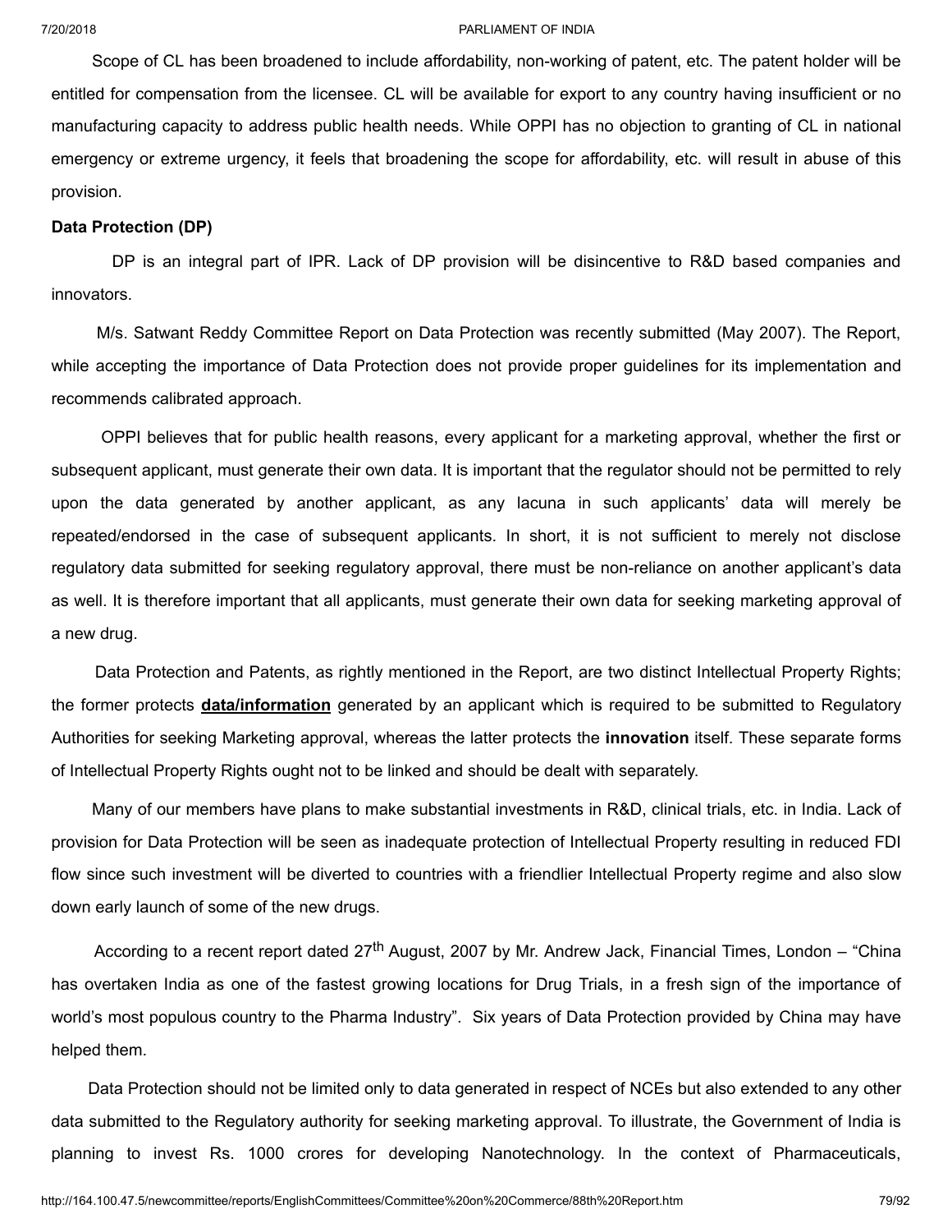Scope of CL has been broadened to include affordability, non-working of patent, etc. The patent holder will be entitled for compensation from the licensee. CL will be available for export to any country having insufficient or no manufacturing capacity to address public health needs. While OPPI has no objection to granting of CL in national emergency or extreme urgency, it feels that broadening the scope for affordability, etc. will result in abuse of this provision.

**Data Protection (DP)**

DP is an integral part of IPR. Lack of DP provision will be disincentive to R&D based companies and innovators.

M/s. Satwant Reddy Committee Report on Data Protection was recently submitted (May 2007). The Report, while accepting the importance of Data Protection does not provide proper guidelines for its implementation and recommends calibrated approach.

OPPI believes that for public health reasons, every applicant for a marketing approval, whether the first or subsequent applicant, must generate their own data. It is important that the regulator should not be permitted to rely upon the data generated by another applicant, as any lacuna in such applicants' data will merely be repeated/endorsed in the case of subsequent applicants. In short, it is not sufficient to merely not disclose regulatory data submitted for seeking regulatory approval, there must be non-reliance on another applicant's data as well. It is therefore important that all applicants, must generate their own data for seeking marketing approval of a new drug.

Data Protection and Patents, as rightly mentioned in the Report, are two distinct Intellectual Property Rights; the former protects **data/information** generated by an applicant which is required to be submitted to Regulatory Authorities for seeking Marketing approval, whereas the latter protects the **innovation** itself. These separate forms of Intellectual Property Rights ought not to be linked and should be dealt with separately.

Many of our members have plans to make substantial investments in R&D, clinical trials, etc. in India. Lack of provision for Data Protection will be seen as inadequate protection of Intellectual Property resulting in reduced FDI flow since such investment will be diverted to countries with a friendlier Intellectual Property regime and also slow down early launch of some of the new drugs.

According to a recent report dated 27th August, 2007 by Mr. Andrew Jack, Financial Times, London – "China has overtaken India as one of the fastest growing locations for Drug Trials, in a fresh sign of the importance of world's most populous country to the Pharma Industry". Six years of Data Protection provided by China may have helped them.

Data Protection should not be limited only to data generated in respect of NCEs but also extended to any other data submitted to the Regulatory authority for seeking marketing approval. To illustrate, the Government of India is planning to invest Rs. 1000 crores for developing Nanotechnology. In the context of Pharmaceuticals,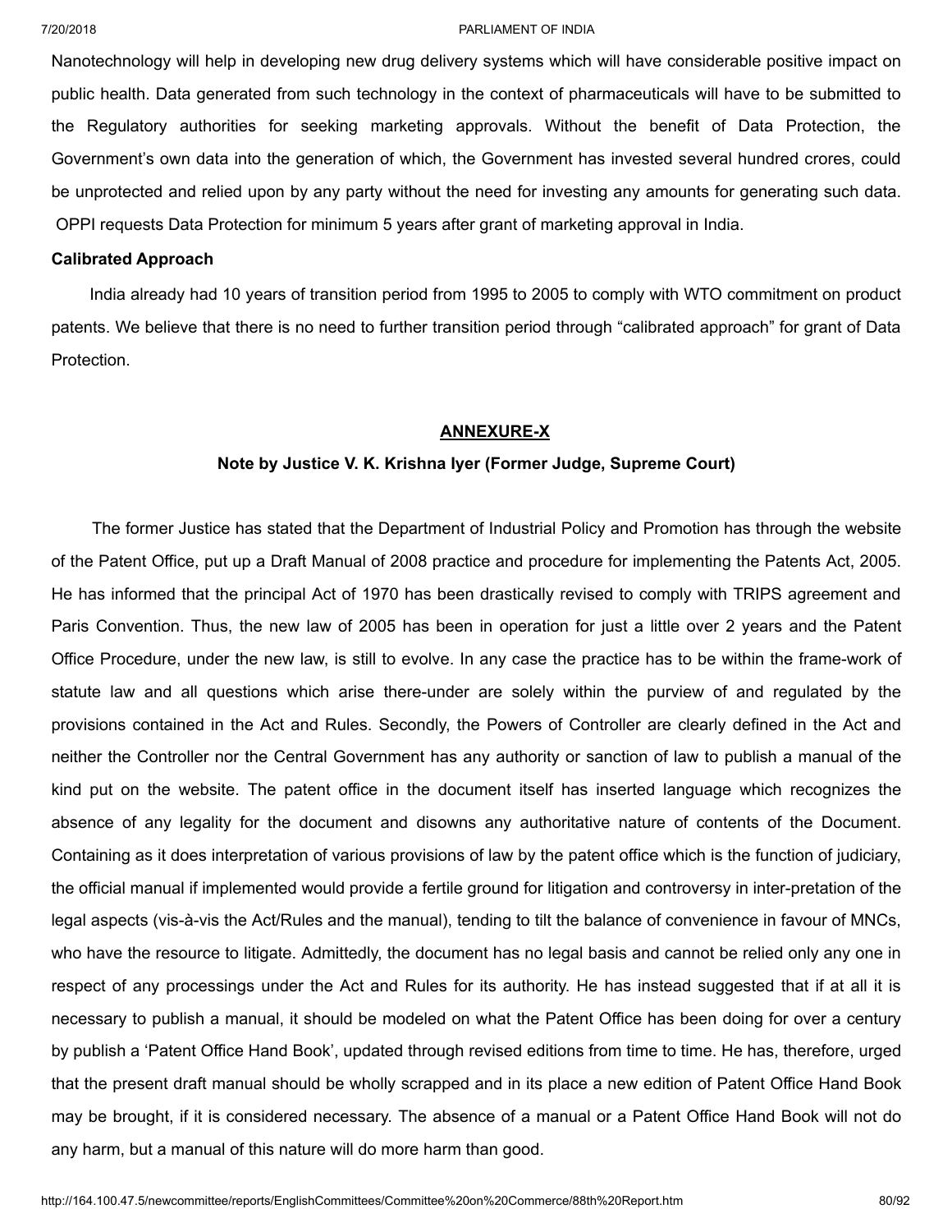Nanotechnology will help in developing new drug delivery systems which will have considerable positive impact on public health. Data generated from such technology in the context of pharmaceuticals will have to be submitted to the Regulatory authorities for seeking marketing approvals. Without the benefit of Data Protection, the Government's own data into the generation of which, the Government has invested several hundred crores, could be unprotected and relied upon by any party without the need for investing any amounts for generating such data. OPPI requests Data Protection for minimum 5 years after grant of marketing approval in India.

**Calibrated Approach**

India already had 10 years of transition period from 1995 to 2005 to comply with WTO commitment on product patents. We believe that there is no need to further transition period through "calibrated approach" for grant of Data Protection.

## ANNEXURE-X

### Note by Justice V. K. Krishna Iyer (Former Judge, Supreme Court)

The former Justice has stated that the Department of Industrial Policy and Promotion has through the website of the Patent Office, put up a Draft Manual of 2008 practice and procedure for implementing the Patents Act, 2005. He has informed that the principal Act of 1970 has been drastically revised to comply with TRIPS agreement and Paris Convention. Thus, the new law of 2005 has been in operation for just a little over 2 years and the Patent Office Procedure, under the new law, is still to evolve. In any case the practice has to be within the frame-work of statute law and all questions which arise there-under are solely within the purview of and regulated by the provisions contained in the Act and Rules. Secondly, the Powers of Controller are clearly defined in the Act and neither the Controller nor the Central Government has any authority or sanction of law to publish a manual of the kind put on the website. The patent office in the document itself has inserted language which recognizes the absence of any legality for the document and disowns any authoritative nature of contents of the Document. Containing as it does interpretation of various provisions of law by the patent office which is the function of judiciary, the official manual if implemented would provide a fertile ground for litigation and controversy in inter-pretation of the legal aspects (vis-à-vis the Act/Rules and the manual), tending to tilt the balance of convenience in favour of MNCs, who have the resource to litigate. Admittedly, the document has no legal basis and cannot be relied only any one in respect of any processings under the Act and Rules for its authority. He has instead suggested that if at all it is necessary to publish a manual, it should be modeled on what the Patent Office has been doing for over a century by publish a 'Patent Office Hand Book', updated through revised editions from time to time. He has, therefore, urged that the present draft manual should be wholly scrapped and in its place a new edition of Patent Office Hand Book may be brought, if it is considered necessary. The absence of a manual or a Patent Office Hand Book will not do any harm, but a manual of this nature will do more harm than good.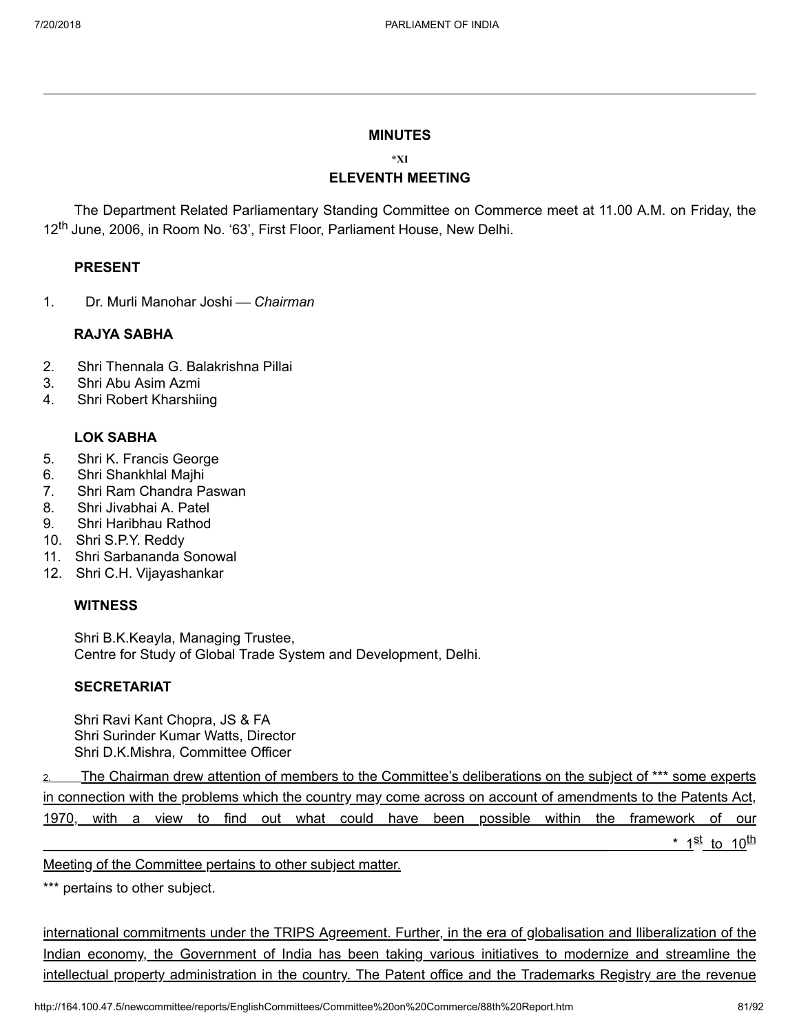## MINUTES

**\*XI**

**ELEVENTH MEETING**

The Department Related Parliamentary Standing Committee on Commerce meet at 11.00 A.M. on Friday, the 12th June, 2006, in Room No. '63', First Floor, Parliament House, New Delhi.

**PRESENT**

1. Dr. Murli Manohar Joshi — *Chairman*

**RAJYA SABHA**

2. Shri Thennala G. Balakrishna Pillai
3. Shri Abu Asim Azmi
4. Shri Robert Kharshiing

**LOK SABHA**

5. Shri K. Francis George
6. Shri Shankhlal Majhi
7. Shri Ram Chandra Paswan
8. Shri Jivabhai A. Patel
9. Shri Haribhau Rathod
10. Shri S.P.Y. Reddy
11. Shri Sarbananda Sonowal
12. Shri C.H. Vijayashankar

**WITNESS**

Shri B.K.Keayla, Managing Trustee,
Centre for Study of Global Trade System and Development, Delhi.

**SECRETARIAT**

Shri Ravi Kant Chopra, JS & FA
Shri Surinder Kumar Watts, Director
Shri D.K.Mishra, Committee Officer

2. The Chairman drew attention of members to the Committee's deliberations on the subject of *** some experts in connection with the problems which the country may come across on account of amendments to the Patents Act, 1970, with a view to find out what could have been possible within the framework of our

---

\* 1st to 10th Meeting of the Committee pertains to other subject matter.

*** pertains to other subject.

international commitments under the TRIPS Agreement. Further, in the era of globalisation and lliberalization of the Indian economy, the Government of India has been taking various initiatives to modernize and streamline the intellectual property administration in the country. The Patent office and the Trademarks Registry are the revenue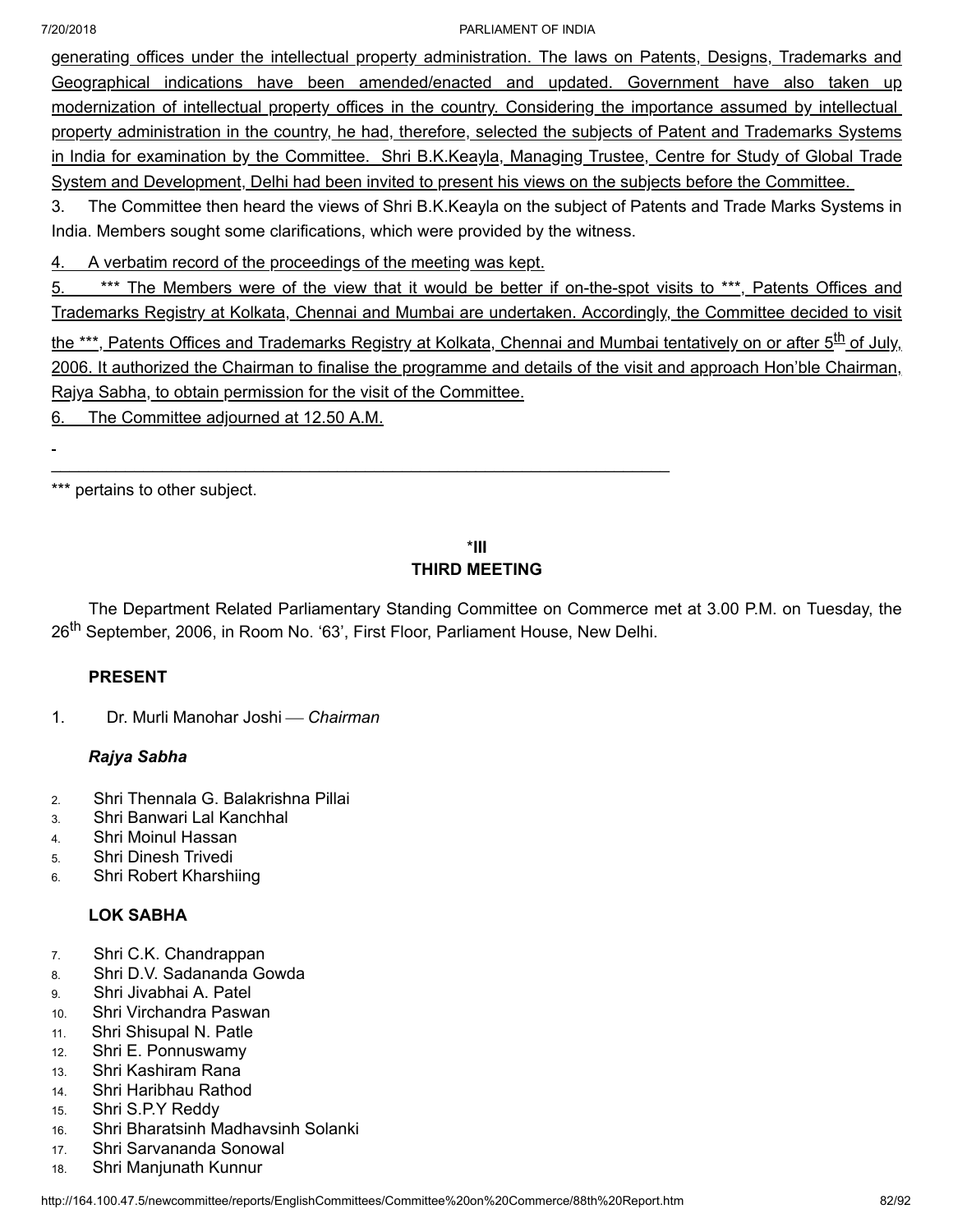generating offices under the intellectual property administration. The laws on Patents, Designs, Trademarks and Geographical indications have been amended/enacted and updated. Government have also taken up modernization of intellectual property offices in the country. Considering the importance assumed by intellectual property administration in the country, he had, therefore, selected the subjects of Patent and Trademarks Systems in India for examination by the Committee. Shri B.K.Keayla, Managing Trustee, Centre for Study of Global Trade System and Development, Delhi had been invited to present his views on the subjects before the Committee.

3. The Committee then heard the views of Shri B.K.Keayla on the subject of Patents and Trade Marks Systems in India. Members sought some clarifications, which were provided by the witness.

4. A verbatim record of the proceedings of the meeting was kept.

5. *** The Members were of the view that it would be better if on-the-spot visits to ***, Patents Offices and Trademarks Registry at Kolkata, Chennai and Mumbai are undertaken. Accordingly, the Committee decided to visit the ***, Patents Offices and Trademarks Registry at Kolkata, Chennai and Mumbai tentatively on or after 5th of July, 2006. It authorized the Chairman to finalise the programme and details of the visit and approach Hon'ble Chairman, Rajya Sabha, to obtain permission for the visit of the Committee.

6. The Committee adjourned at 12.50 A.M.

---

*** pertains to other subject.

## *III
## THIRD MEETING

The Department Related Parliamentary Standing Committee on Commerce met at 3.00 P.M. on Tuesday, the 26th September, 2006, in Room No. '63', First Floor, Parliament House, New Delhi.

**PRESENT**

1. Dr. Murli Manohar Joshi — *Chairman*

***Rajya Sabha***

2. Shri Thennala G. Balakrishna Pillai
3. Shri Banwari Lal Kanchhal
4. Shri Moinul Hassan
5. Shri Dinesh Trivedi
6. Shri Robert Kharshiing

**LOK SABHA**

7. Shri C.K. Chandrappan
8. Shri D.V. Sadananda Gowda
9. Shri Jivabhai A. Patel
10. Shri Virchandra Paswan
11. Shri Shisupal N. Patle
12. Shri E. Ponnuswamy
13. Shri Kashiram Rana
14. Shri Haribhau Rathod
15. Shri S.P.Y Reddy
16. Shri Bharatsinh Madhavsinh Solanki
17. Shri Sarvananda Sonowal
18. Shri Manjunath Kunnur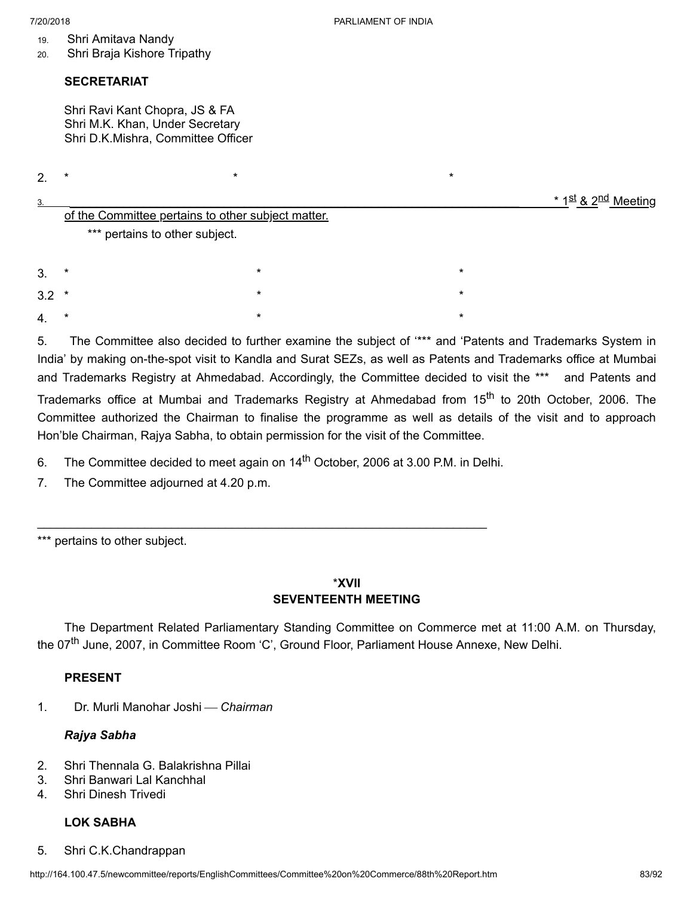19. Shri Amitava Nandy
20. Shri Braja Kishore Tripathy

**SECRETARIAT**

Shri Ravi Kant Chopra, JS & FA
Shri M.K. Khan, Under Secretary
Shri D.K.Mishra, Committee Officer

2. * * *

3. * 1st & 2nd Meeting of the Committee pertains to other subject matter.

*** pertains to other subject.

3. * * *

3.2 * * *

4. * * *

5. The Committee also decided to further examine the subject of '*** and 'Patents and Trademarks System in India' by making on-the-spot visit to Kandla and Surat SEZs, as well as Patents and Trademarks office at Mumbai and Trademarks Registry at Ahmedabad. Accordingly, the Committee decided to visit the *** and Patents and Trademarks office at Mumbai and Trademarks Registry at Ahmedabad from 15th to 20th October, 2006. The Committee authorized the Chairman to finalise the programme as well as details of the visit and to approach Hon'ble Chairman, Rajya Sabha, to obtain permission for the visit of the Committee.

6. The Committee decided to meet again on 14th October, 2006 at 3.00 P.M. in Delhi.

7. The Committee adjourned at 4.20 p.m.

---

*** pertains to other subject.

## *XVII
## SEVENTEENTH MEETING

The Department Related Parliamentary Standing Committee on Commerce met at 11:00 A.M. on Thursday, the 07th June, 2007, in Committee Room 'C', Ground Floor, Parliament House Annexe, New Delhi.

**PRESENT**

1. Dr. Murli Manohar Joshi — *Chairman*

***Rajya Sabha***

2. Shri Thennala G. Balakrishna Pillai
3. Shri Banwari Lal Kanchhal
4. Shri Dinesh Trivedi

**LOK SABHA**

5. Shri C.K.Chandrappan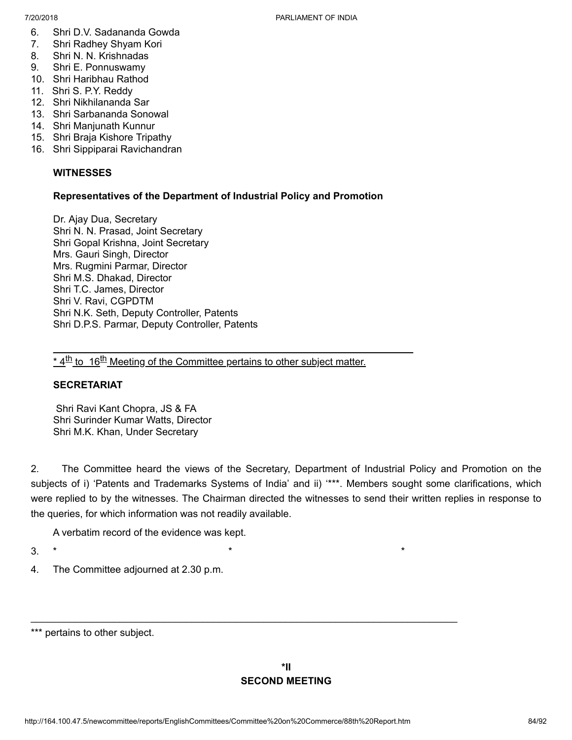6. Shri D.V. Sadananda Gowda
7. Shri Radhey Shyam Kori
8. Shri N. N. Krishnadas
9. Shri E. Ponnuswamy
10. Shri Haribhau Rathod
11. Shri S. P.Y. Reddy
12. Shri Nikhilananda Sar
13. Shri Sarbananda Sonowal
14. Shri Manjunath Kunnur
15. Shri Braja Kishore Tripathy
16. Shri Sippiparai Ravichandran

**WITNESSES**

**Representatives of the Department of Industrial Policy and Promotion**

Dr. Ajay Dua, Secretary
Shri N. N. Prasad, Joint Secretary
Shri Gopal Krishna, Joint Secretary
Mrs. Gauri Singh, Director
Mrs. Rugmini Parmar, Director
Shri M.S. Dhakad, Director
Shri T.C. James, Director
Shri V. Ravi, CGPDTM
Shri N.K. Seth, Deputy Controller, Patents
Shri D.P.S. Parmar, Deputy Controller, Patents

---

\* 4th to 16th Meeting of the Committee pertains to other subject matter.

**SECRETARIAT**

Shri Ravi Kant Chopra, JS & FA
Shri Surinder Kumar Watts, Director
Shri M.K. Khan, Under Secretary

2. The Committee heard the views of the Secretary, Department of Industrial Policy and Promotion on the subjects of i) 'Patents and Trademarks Systems of India' and ii) '***. Members sought some clarifications, which were replied to by the witnesses. The Chairman directed the witnesses to send their written replies in response to the queries, for which information was not readily available.

A verbatim record of the evidence was kept.

3. * * *

4. The Committee adjourned at 2.30 p.m.

---

*** pertains to other subject.

**\*II**
**SECOND MEETING**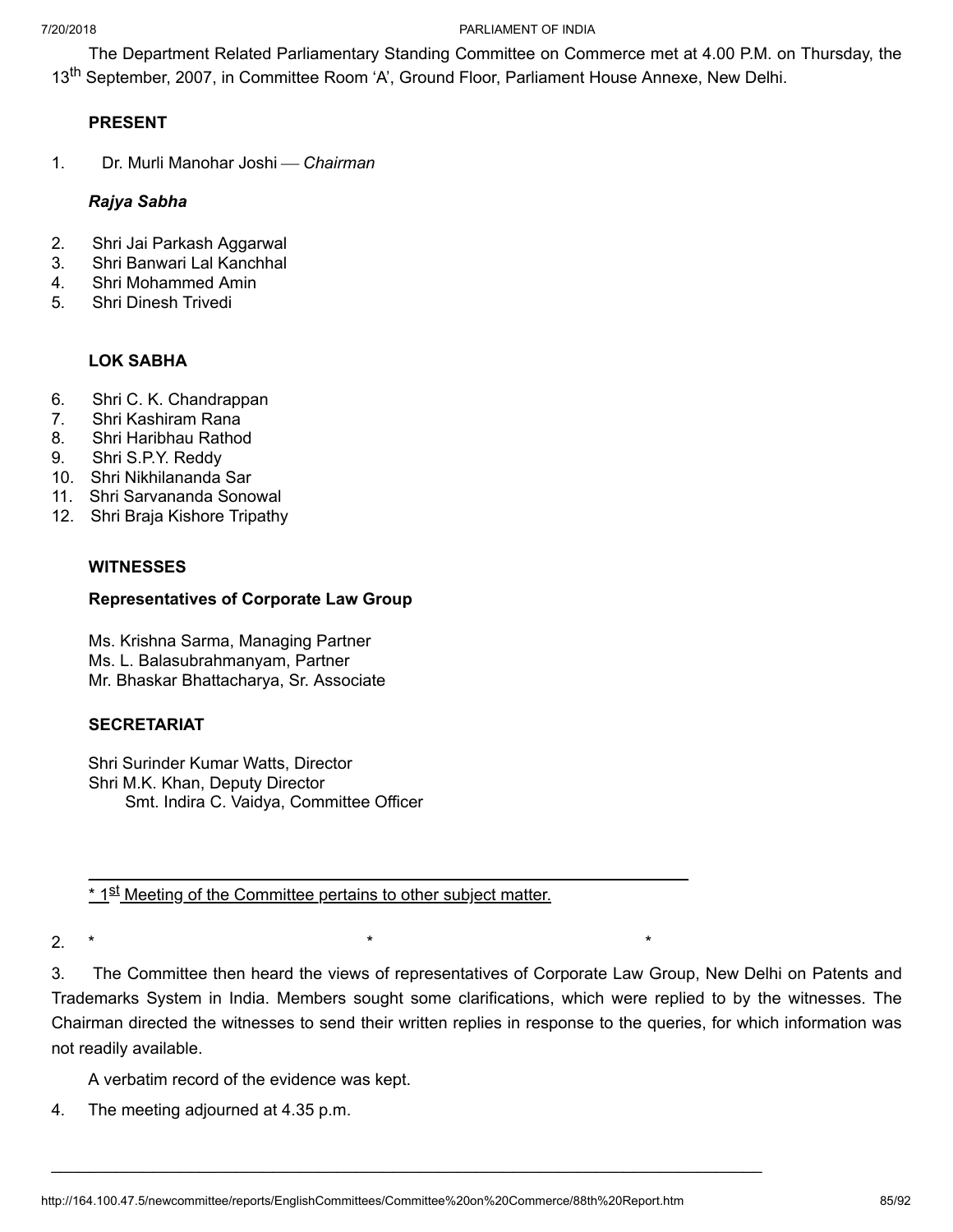The Department Related Parliamentary Standing Committee on Commerce met at 4.00 P.M. on Thursday, the 13th September, 2007, in Committee Room 'A', Ground Floor, Parliament House Annexe, New Delhi.

**PRESENT**

1. Dr. Murli Manohar Joshi — *Chairman*

***Rajya Sabha***

2. Shri Jai Parkash Aggarwal
3. Shri Banwari Lal Kanchhal
4. Shri Mohammed Amin
5. Shri Dinesh Trivedi

**LOK SABHA**

6. Shri C. K. Chandrappan
7. Shri Kashiram Rana
8. Shri Haribhau Rathod
9. Shri S.P.Y. Reddy
10. Shri Nikhilananda Sar
11. Shri Sarvananda Sonowal
12. Shri Braja Kishore Tripathy

**WITNESSES**

**Representatives of Corporate Law Group**

Ms. Krishna Sarma, Managing Partner
Ms. L. Balasubrahmanyam, Partner
Mr. Bhaskar Bhattacharya, Sr. Associate

**SECRETARIAT**

Shri Surinder Kumar Watts, Director
Shri M.K. Khan, Deputy Director
Smt. Indira C. Vaidya, Committee Officer

---

* 1st Meeting of the Committee pertains to other subject matter.

2. * * *

3. The Committee then heard the views of representatives of Corporate Law Group, New Delhi on Patents and Trademarks System in India. Members sought some clarifications, which were replied to by the witnesses. The Chairman directed the witnesses to send their written replies in response to the queries, for which information was not readily available.

A verbatim record of the evidence was kept.

4. The meeting adjourned at 4.35 p.m.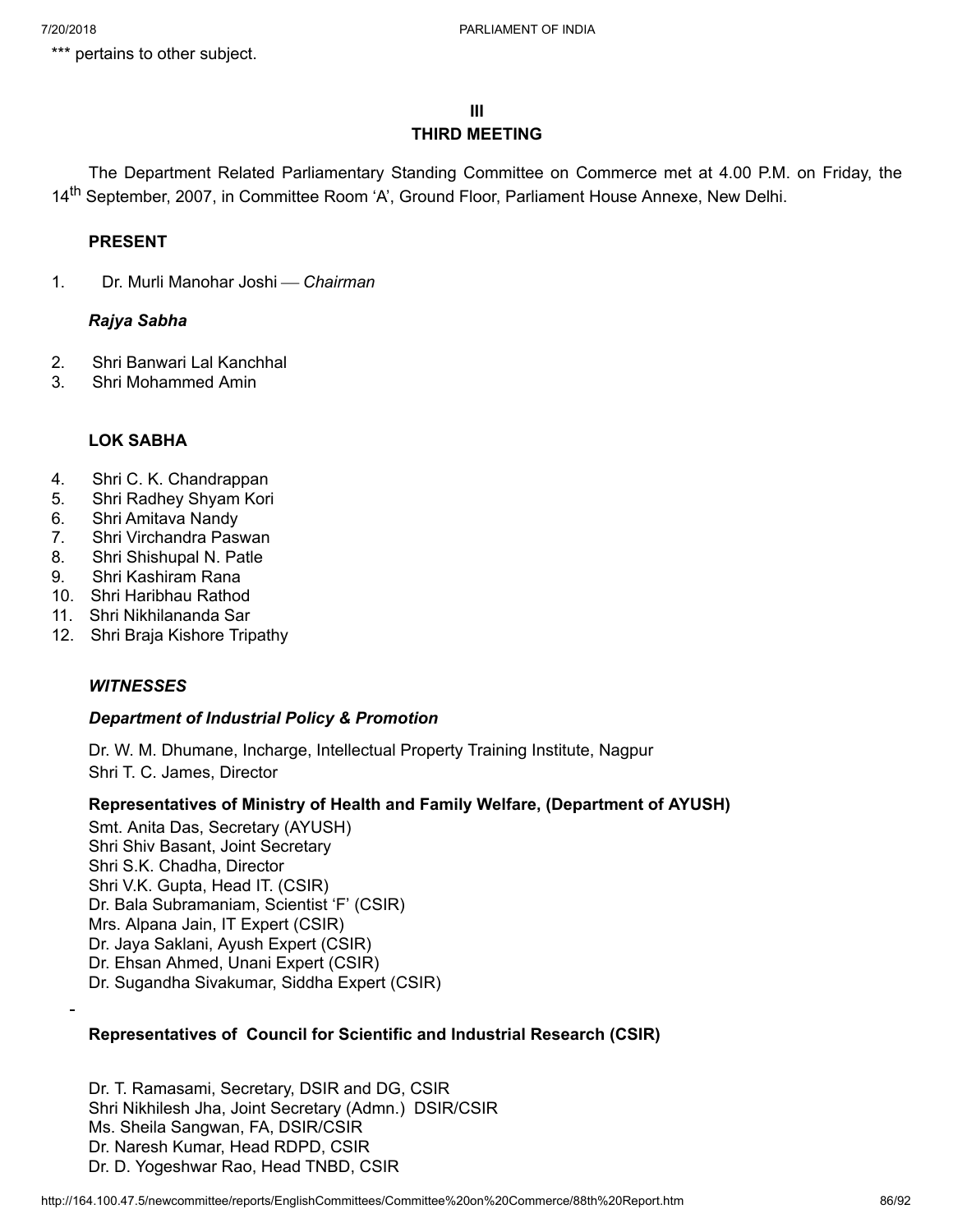*** pertains to other subject.

## III
## THIRD MEETING

The Department Related Parliamentary Standing Committee on Commerce met at 4.00 P.M. on Friday, the 14th September, 2007, in Committee Room 'A', Ground Floor, Parliament House Annexe, New Delhi.

**PRESENT**

1. Dr. Murli Manohar Joshi — *Chairman*

***Rajya Sabha***

2. Shri Banwari Lal Kanchhal
3. Shri Mohammed Amin

**LOK SABHA**

4. Shri C. K. Chandrappan
5. Shri Radhey Shyam Kori
6. Shri Amitava Nandy
7. Shri Virchandra Paswan
8. Shri Shishupal N. Patle
9. Shri Kashiram Rana
10. Shri Haribhau Rathod
11. Shri Nikhilananda Sar
12. Shri Braja Kishore Tripathy

***WITNESSES***

***Department of Industrial Policy & Promotion***

Dr. W. M. Dhumane, Incharge, Intellectual Property Training Institute, Nagpur
Shri T. C. James, Director

**Representatives of Ministry of Health and Family Welfare, (Department of AYUSH)**

Smt. Anita Das, Secretary (AYUSH)
Shri Shiv Basant, Joint Secretary
Shri S.K. Chadha, Director
Shri V.K. Gupta, Head IT. (CSIR)
Dr. Bala Subramaniam, Scientist 'F' (CSIR)
Mrs. Alpana Jain, IT Expert (CSIR)
Dr. Jaya Saklani, Ayush Expert (CSIR)
Dr. Ehsan Ahmed, Unani Expert (CSIR)
Dr. Sugandha Sivakumar, Siddha Expert (CSIR)

**Representatives of Council for Scientific and Industrial Research (CSIR)**

Dr. T. Ramasami, Secretary, DSIR and DG, CSIR
Shri Nikhilesh Jha, Joint Secretary (Admn.) DSIR/CSIR
Ms. Sheila Sangwan, FA, DSIR/CSIR
Dr. Naresh Kumar, Head RDPD, CSIR
Dr. D. Yogeshwar Rao, Head TNBD, CSIR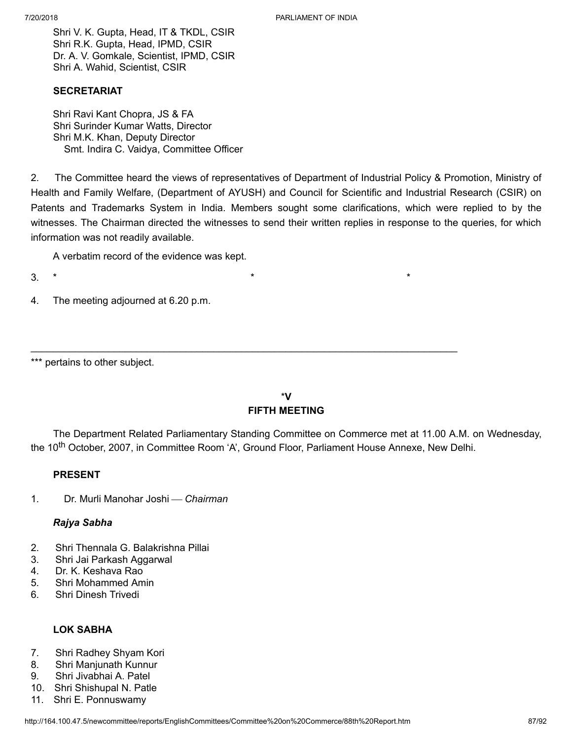Shri V. K. Gupta, Head, IT & TKDL, CSIR
Shri R.K. Gupta, Head, IPMD, CSIR
Dr. A. V. Gomkale, Scientist, IPMD, CSIR
Shri A. Wahid, Scientist, CSIR

**SECRETARIAT**

Shri Ravi Kant Chopra, JS & FA
Shri Surinder Kumar Watts, Director
Shri M.K. Khan, Deputy Director
Smt. Indira C. Vaidya, Committee Officer

2. The Committee heard the views of representatives of Department of Industrial Policy & Promotion, Ministry of Health and Family Welfare, (Department of AYUSH) and Council for Scientific and Industrial Research (CSIR) on Patents and Trademarks System in India. Members sought some clarifications, which were replied to by the witnesses. The Chairman directed the witnesses to send their written replies in response to the queries, for which information was not readily available.

A verbatim record of the evidence was kept.

3. * * *

4. The meeting adjourned at 6.20 p.m.

---

*** pertains to other subject.

**\*V**
**FIFTH MEETING**

The Department Related Parliamentary Standing Committee on Commerce met at 11.00 A.M. on Wednesday, the 10th October, 2007, in Committee Room 'A', Ground Floor, Parliament House Annexe, New Delhi.

**PRESENT**

1. Dr. Murli Manohar Joshi — *Chairman*

***Rajya Sabha***

2. Shri Thennala G. Balakrishna Pillai
3. Shri Jai Parkash Aggarwal
4. Dr. K. Keshava Rao
5. Shri Mohammed Amin
6. Shri Dinesh Trivedi

**LOK SABHA**

7. Shri Radhey Shyam Kori
8. Shri Manjunath Kunnur
9. Shri Jivabhai A. Patel
10. Shri Shishupal N. Patle
11. Shri E. Ponnuswamy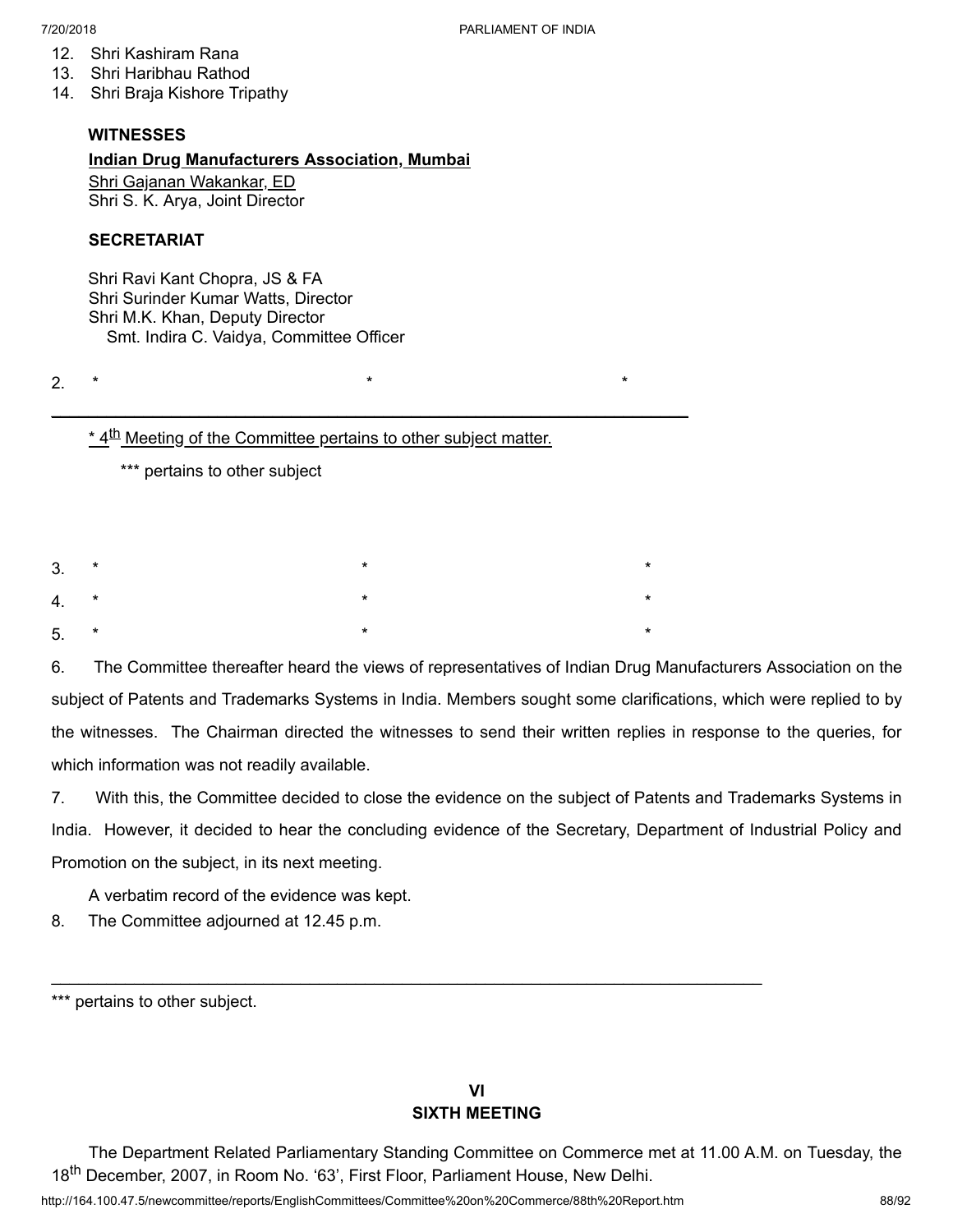12. Shri Kashiram Rana
13. Shri Haribhau Rathod
14. Shri Braja Kishore Tripathy

**WITNESSES**

**Indian Drug Manufacturers Association, Mumbai**

Shri Gajanan Wakankar, ED
Shri S. K. Arya, Joint Director

**SECRETARIAT**

Shri Ravi Kant Chopra, JS & FA
Shri Surinder Kumar Watts, Director
Shri M.K. Khan, Deputy Director
Smt. Indira C. Vaidya, Committee Officer

2. * * *

---

* 4th Meeting of the Committee pertains to other subject matter.

*** pertains to other subject

3. * * *

4. * * *

5. * * *

6. The Committee thereafter heard the views of representatives of Indian Drug Manufacturers Association on the subject of Patents and Trademarks Systems in India. Members sought some clarifications, which were replied to by the witnesses. The Chairman directed the witnesses to send their written replies in response to the queries, for which information was not readily available.

7. With this, the Committee decided to close the evidence on the subject of Patents and Trademarks Systems in India. However, it decided to hear the concluding evidence of the Secretary, Department of Industrial Policy and Promotion on the subject, in its next meeting.

A verbatim record of the evidence was kept.

8. The Committee adjourned at 12.45 p.m.

---

*** pertains to other subject.

## VI
## SIXTH MEETING

The Department Related Parliamentary Standing Committee on Commerce met at 11.00 A.M. on Tuesday, the 18th December, 2007, in Room No. '63', First Floor, Parliament House, New Delhi.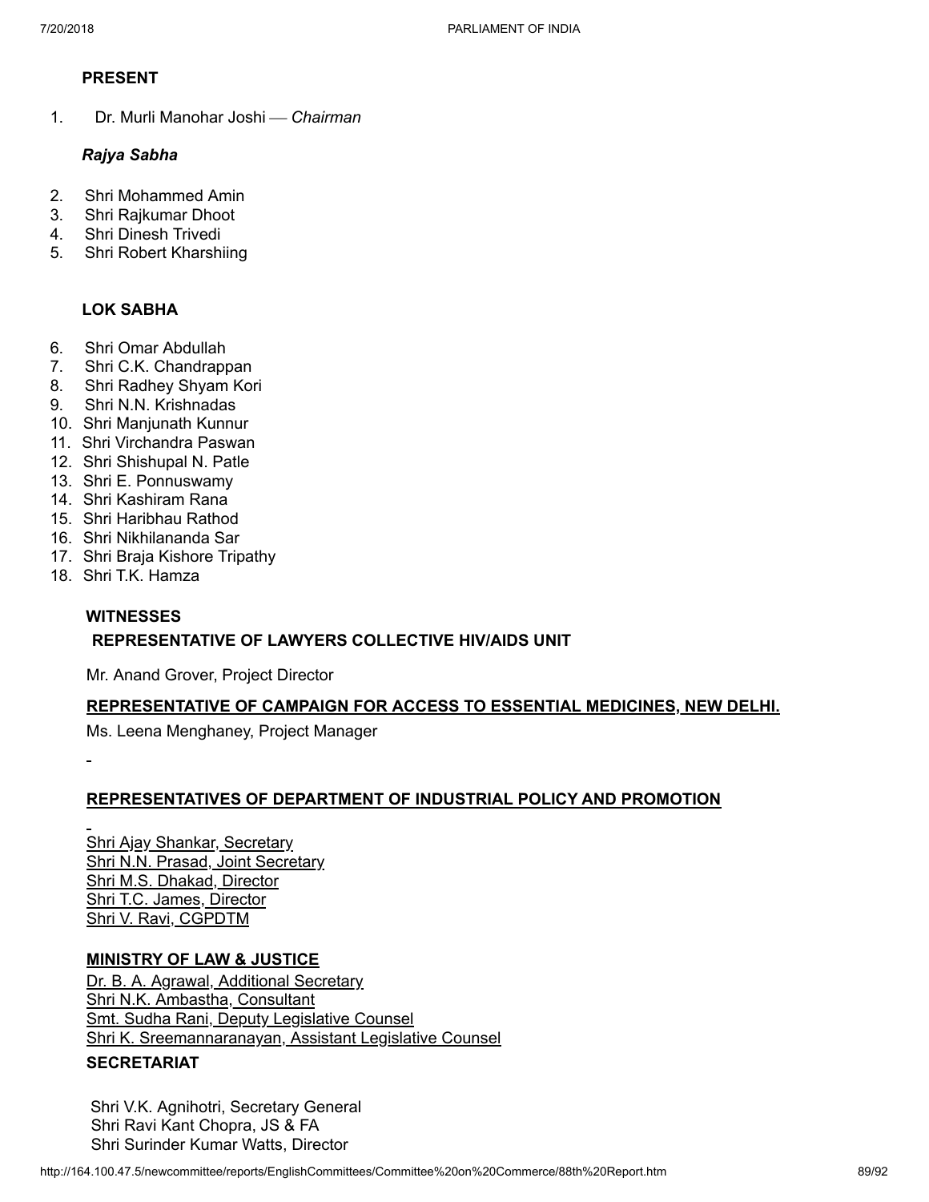**PRESENT**

1. Dr. Murli Manohar Joshi — *Chairman*

***Rajya Sabha***

2. Shri Mohammed Amin
3. Shri Rajkumar Dhoot
4. Shri Dinesh Trivedi
5. Shri Robert Kharshiing

**LOK SABHA**

6. Shri Omar Abdullah
7. Shri C.K. Chandrappan
8. Shri Radhey Shyam Kori
9. Shri N.N. Krishnadas
10. Shri Manjunath Kunnur
11. Shri Virchandra Paswan
12. Shri Shishupal N. Patle
13. Shri E. Ponnuswamy
14. Shri Kashiram Rana
15. Shri Haribhau Rathod
16. Shri Nikhilananda Sar
17. Shri Braja Kishore Tripathy
18. Shri T.K. Hamza

**WITNESSES**

**REPRESENTATIVE OF LAWYERS COLLECTIVE HIV/AIDS UNIT**

Mr. Anand Grover, Project Director

**REPRESENTATIVE OF CAMPAIGN FOR ACCESS TO ESSENTIAL MEDICINES, NEW DELHI.**

Ms. Leena Menghaney, Project Manager

**REPRESENTATIVES OF DEPARTMENT OF INDUSTRIAL POLICY AND PROMOTION**

Shri Ajay Shankar, Secretary
Shri N.N. Prasad, Joint Secretary
Shri M.S. Dhakad, Director
Shri T.C. James, Director
Shri V. Ravi, CGPDTM

**MINISTRY OF LAW & JUSTICE**

Dr. B. A. Agrawal, Additional Secretary
Shri N.K. Ambastha, Consultant
Smt. Sudha Rani, Deputy Legislative Counsel
Shri K. Sreemannaranayan, Assistant Legislative Counsel

**SECRETARIAT**

Shri V.K. Agnihotri, Secretary General
Shri Ravi Kant Chopra, JS & FA
Shri Surinder Kumar Watts, Director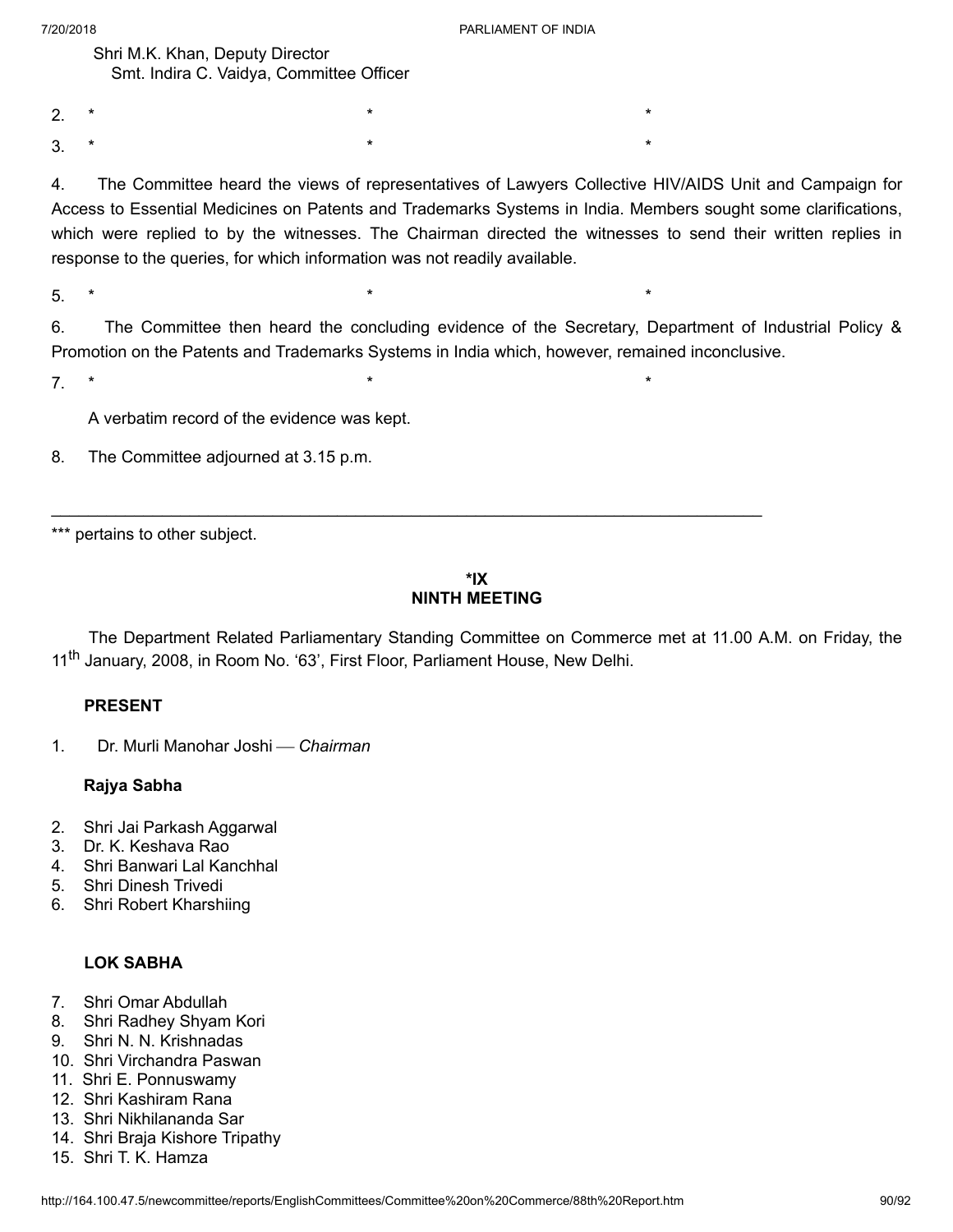Shri M.K. Khan, Deputy Director
Smt. Indira C. Vaidya, Committee Officer

2. * * *

3. * * *

4. The Committee heard the views of representatives of Lawyers Collective HIV/AIDS Unit and Campaign for Access to Essential Medicines on Patents and Trademarks Systems in India. Members sought some clarifications, which were replied to by the witnesses. The Chairman directed the witnesses to send their written replies in response to the queries, for which information was not readily available.

5. * * *

6. The Committee then heard the concluding evidence of the Secretary, Department of Industrial Policy & Promotion on the Patents and Trademarks Systems in India which, however, remained inconclusive.

7. * * *

A verbatim record of the evidence was kept.

8. The Committee adjourned at 3.15 p.m.

---

*** pertains to other subject.

## *IX
## NINTH MEETING

The Department Related Parliamentary Standing Committee on Commerce met at 11.00 A.M. on Friday, the 11th January, 2008, in Room No. '63', First Floor, Parliament House, New Delhi.

**PRESENT**

1. Dr. Murli Manohar Joshi — *Chairman*

**Rajya Sabha**

2. Shri Jai Parkash Aggarwal
3. Dr. K. Keshava Rao
4. Shri Banwari Lal Kanchhal
5. Shri Dinesh Trivedi
6. Shri Robert Kharshiing

**LOK SABHA**

7. Shri Omar Abdullah
8. Shri Radhey Shyam Kori
9. Shri N. N. Krishnadas
10. Shri Virchandra Paswan
11. Shri E. Ponnuswamy
12. Shri Kashiram Rana
13. Shri Nikhilananda Sar
14. Shri Braja Kishore Tripathy
15. Shri T. K. Hamza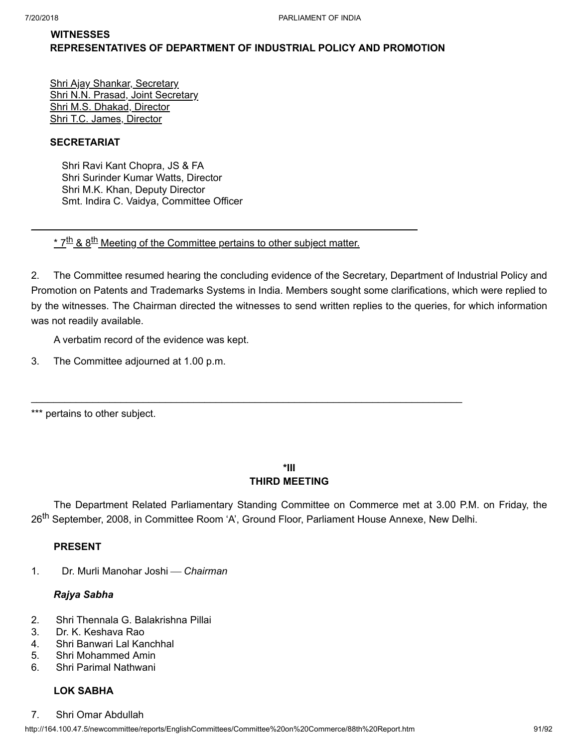**WITNESSES**
**REPRESENTATIVES OF DEPARTMENT OF INDUSTRIAL POLICY AND PROMOTION**

Shri Ajay Shankar, Secretary
Shri N.N. Prasad, Joint Secretary
Shri M.S. Dhakad, Director
Shri T.C. James, Director

**SECRETARIAT**

Shri Ravi Kant Chopra, JS & FA
Shri Surinder Kumar Watts, Director
Shri M.K. Khan, Deputy Director
Smt. Indira C. Vaidya, Committee Officer

---

\* 7th & 8th Meeting of the Committee pertains to other subject matter.

2. The Committee resumed hearing the concluding evidence of the Secretary, Department of Industrial Policy and Promotion on Patents and Trademarks Systems in India. Members sought some clarifications, which were replied to by the witnesses. The Chairman directed the witnesses to send written replies to the queries, for which information was not readily available.

A verbatim record of the evidence was kept.

3. The Committee adjourned at 1.00 p.m.

---

\*\*\* pertains to other subject.

**\*III**
**THIRD MEETING**

The Department Related Parliamentary Standing Committee on Commerce met at 3.00 P.M. on Friday, the 26th September, 2008, in Committee Room 'A', Ground Floor, Parliament House Annexe, New Delhi.

**PRESENT**

1. Dr. Murli Manohar Joshi — *Chairman*

***Rajya Sabha***

2. Shri Thennala G. Balakrishna Pillai
3. Dr. K. Keshava Rao
4. Shri Banwari Lal Kanchhal
5. Shri Mohammed Amin
6. Shri Parimal Nathwani

**LOK SABHA**

7. Shri Omar Abdullah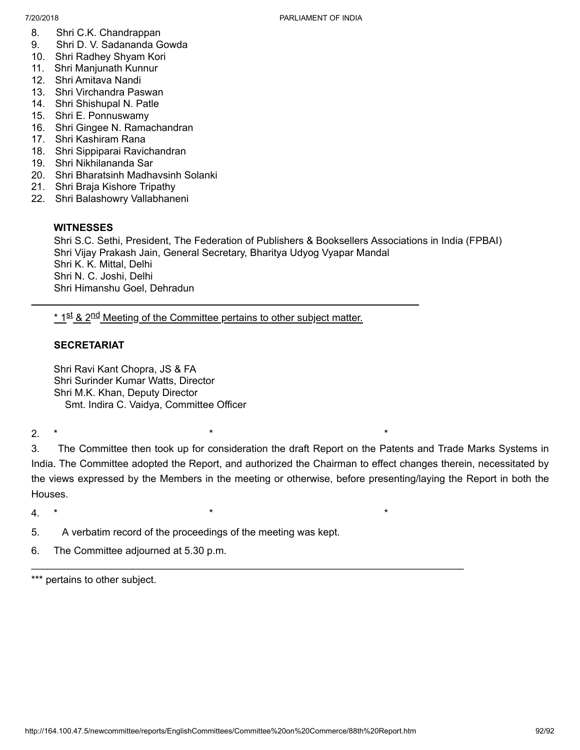8. Shri C.K. Chandrappan
9. Shri D. V. Sadananda Gowda
10. Shri Radhey Shyam Kori
11. Shri Manjunath Kunnur
12. Shri Amitava Nandi
13. Shri Virchandra Paswan
14. Shri Shishupal N. Patle
15. Shri E. Ponnuswamy
16. Shri Gingee N. Ramachandran
17. Shri Kashiram Rana
18. Shri Sippiparai Ravichandran
19. Shri Nikhilananda Sar
20. Shri Bharatsinh Madhavsinh Solanki
21. Shri Braja Kishore Tripathy
22. Shri Balashowry Vallabhaneni

**WITNESSES**

Shri S.C. Sethi, President, The Federation of Publishers & Booksellers Associations in India (FPBAI)
Shri Vijay Prakash Jain, General Secretary, Bharitya Udyog Vyapar Mandal
Shri K. K. Mittal, Delhi
Shri N. C. Joshi, Delhi
Shri Himanshu Goel, Dehradun

---

\* 1st & 2nd Meeting of the Committee pertains to other subject matter.

**SECRETARIAT**

Shri Ravi Kant Chopra, JS & FA
Shri Surinder Kumar Watts, Director
Shri M.K. Khan, Deputy Director
Smt. Indira C. Vaidya, Committee Officer

2. \* \* \*

3. The Committee then took up for consideration the draft Report on the Patents and Trade Marks Systems in India. The Committee adopted the Report, and authorized the Chairman to effect changes therein, necessitated by the views expressed by the Members in the meeting or otherwise, before presenting/laying the Report in both the Houses.

4. \* \* \*

5. A verbatim record of the proceedings of the meeting was kept.

6. The Committee adjourned at 5.30 p.m.

---

\*\*\* pertains to other subject.